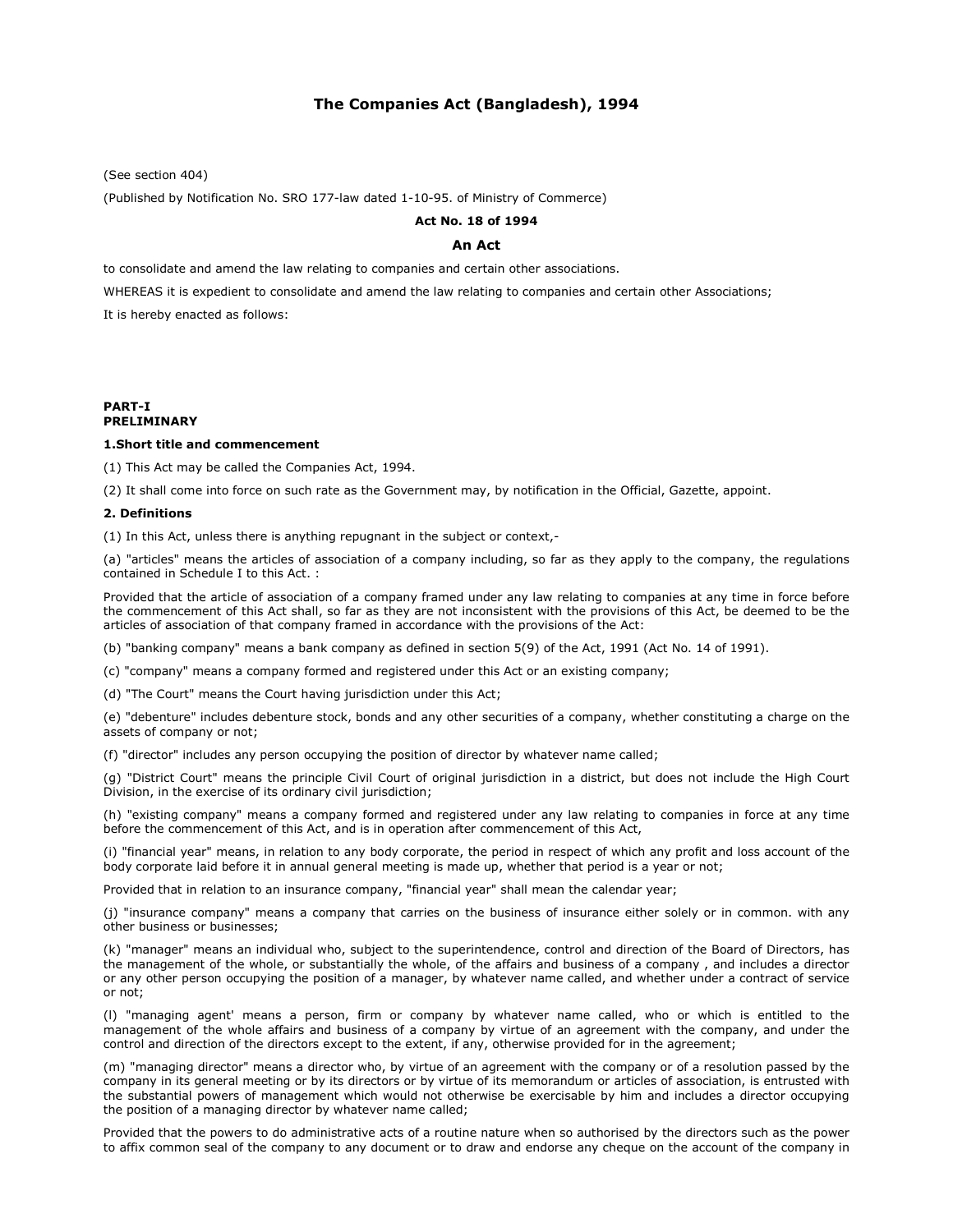# The Companies Act (Bangladesh), 1994

(See section 404)

(Published by Notification No. SRO 177-law dated 1-10-95. of Ministry of Commerce)

**Act No. 18 of 1994**

## An Act

to consolidate and amend the law relating to companies and certain other associations.

WHEREAS it is expedient to consolidate and amend the law relating to companies and certain other Associations;

It is hereby enacted as follows:

**PART-I**
**PRELIMINARY**

**1.Short title and commencement**

(1) This Act may be called the Companies Act, 1994.

(2) It shall come into force on such rate as the Government may, by notification in the Official, Gazette, appoint.

**2. Definitions**

(1) In this Act, unless there is anything repugnant in the subject or context,-

(a) "articles" means the articles of association of a company including, so far as they apply to the company, the regulations contained in Schedule I to this Act. :

Provided that the article of association of a company framed under any law relating to companies at any time in force before the commencement of this Act shall, so far as they are not inconsistent with the provisions of this Act, be deemed to be the articles of association of that company framed in accordance with the provisions of the Act:

(b) "banking company" means a bank company as defined in section 5(9) of the Act, 1991 (Act No. 14 of 1991).

(c) "company" means a company formed and registered under this Act or an existing company;

(d) "The Court" means the Court having jurisdiction under this Act;

(e) "debenture" includes debenture stock, bonds and any other securities of a company, whether constituting a charge on the assets of company or not;

(f) "director" includes any person occupying the position of director by whatever name called;

(g) "District Court" means the principle Civil Court of original jurisdiction in a district, but does not include the High Court Division, in the exercise of its ordinary civil jurisdiction;

(h) "existing company" means a company formed and registered under any law relating to companies in force at any time before the commencement of this Act, and is in operation after commencement of this Act,

(i) "financial year" means, in relation to any body corporate, the period in respect of which any profit and loss account of the body corporate laid before it in annual general meeting is made up, whether that period is a year or not;

Provided that in relation to an insurance company, "financial year" shall mean the calendar year;

(j) "insurance company" means a company that carries on the business of insurance either solely or in common. with any other business or businesses;

(k) "manager" means an individual who, subject to the superintendence, control and direction of the Board of Directors, has the management of the whole, or substantially the whole, of the affairs and business of a company , and includes a director or any other person occupying the position of a manager, by whatever name called, and whether under a contract of service or not;

(l) "managing agent' means a person, firm or company by whatever name called, who or which is entitled to the management of the whole affairs and business of a company by virtue of an agreement with the company, and under the control and direction of the directors except to the extent, if any, otherwise provided for in the agreement;

(m) "managing director" means a director who, by virtue of an agreement with the company or of a resolution passed by the company in its general meeting or by its directors or by virtue of its memorandum or articles of association, is entrusted with the substantial powers of management which would not otherwise be exercisable by him and includes a director occupying the position of a managing director by whatever name called;

Provided that the powers to do administrative acts of a routine nature when so authorised by the directors such as the power to affix common seal of the company to any document or to draw and endorse any cheque on the account of the company in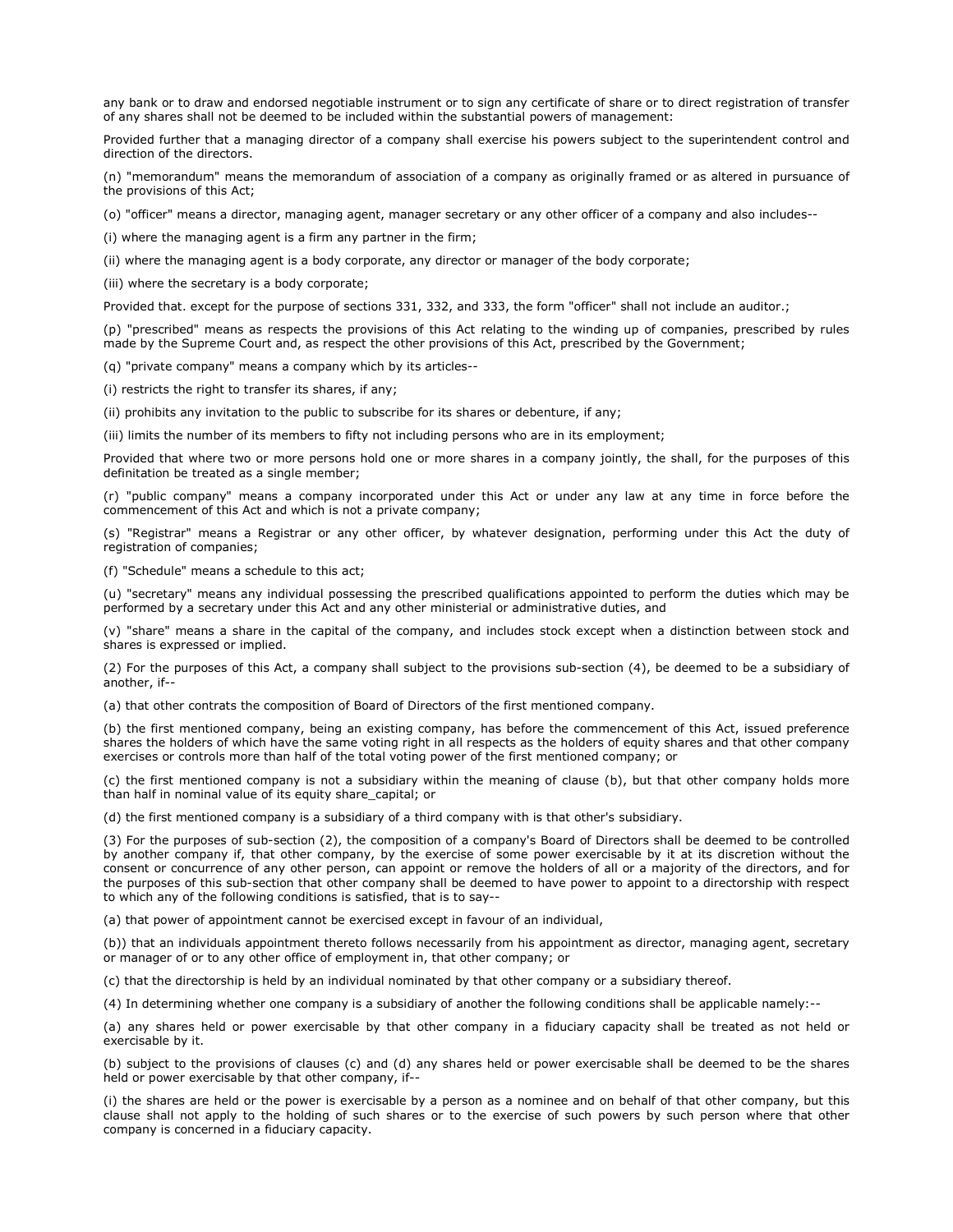any bank or to draw and endorsed negotiable instrument or to sign any certificate of share or to direct registration of transfer of any shares shall not be deemed to be included within the substantial powers of management:

Provided further that a managing director of a company shall exercise his powers subject to the superintendent control and direction of the directors.

(n) "memorandum" means the memorandum of association of a company as originally framed or as altered in pursuance of the provisions of this Act;

(o) "officer" means a director, managing agent, manager secretary or any other officer of a company and also includes--

(i) where the managing agent is a firm any partner in the firm;

(ii) where the managing agent is a body corporate, any director or manager of the body corporate;

(iii) where the secretary is a body corporate;

Provided that. except for the purpose of sections 331, 332, and 333, the form "officer" shall not include an auditor.;

(p) "prescribed" means as respects the provisions of this Act relating to the winding up of companies, prescribed by rules made by the Supreme Court and, as respect the other provisions of this Act, prescribed by the Government;

(q) "private company" means a company which by its articles--

(i) restricts the right to transfer its shares, if any;

(ii) prohibits any invitation to the public to subscribe for its shares or debenture, if any;

(iii) limits the number of its members to fifty not including persons who are in its employment;

Provided that where two or more persons hold one or more shares in a company jointly, the shall, for the purposes of this definitation be treated as a single member;

(r) "public company" means a company incorporated under this Act or under any law at any time in force before the commencement of this Act and which is not a private company;

(s) "Registrar" means a Registrar or any other officer, by whatever designation, performing under this Act the duty of registration of companies;

(f) "Schedule" means a schedule to this act;

(u) "secretary" means any individual possessing the prescribed qualifications appointed to perform the duties which may be performed by a secretary under this Act and any other ministerial or administrative duties, and

(v) "share" means a share in the capital of the company, and includes stock except when a distinction between stock and shares is expressed or implied.

(2) For the purposes of this Act, a company shall subject to the provisions sub-section (4), be deemed to be a subsidiary of another, if--

(a) that other contrats the composition of Board of Directors of the first mentioned company.

(b) the first mentioned company, being an existing company, has before the commencement of this Act, issued preference shares the holders of which have the same voting right in all respects as the holders of equity shares and that other company exercises or controls more than half of the total voting power of the first mentioned company; or

(c) the first mentioned company is not a subsidiary within the meaning of clause (b), but that other company holds more than half in nominal value of its equity share_capital; or

(d) the first mentioned company is a subsidiary of a third company with is that other's subsidiary.

(3) For the purposes of sub-section (2), the composition of a company's Board of Directors shall be deemed to be controlled by another company if, that other company, by the exercise of some power exercisable by it at its discretion without the consent or concurrence of any other person, can appoint or remove the holders of all or a majority of the directors, and for the purposes of this sub-section that other company shall be deemed to have power to appoint to a directorship with respect to which any of the following conditions is satisfied, that is to say--

(a) that power of appointment cannot be exercised except in favour of an individual,

(b)) that an individuals appointment thereto follows necessarily from his appointment as director, managing agent, secretary or manager of or to any other office of employment in, that other company; or

(c) that the directorship is held by an individual nominated by that other company or a subsidiary thereof.

(4) In determining whether one company is a subsidiary of another the following conditions shall be applicable namely:--

(a) any shares held or power exercisable by that other company in a fiduciary capacity shall be treated as not held or exercisable by it.

(b) subject to the provisions of clauses (c) and (d) any shares held or power exercisable shall be deemed to be the shares held or power exercisable by that other company, if--

(i) the shares are held or the power is exercisable by a person as a nominee and on behalf of that other company, but this clause shall not apply to the holding of such shares or to the exercise of such powers by such person where that other company is concerned in a fiduciary capacity.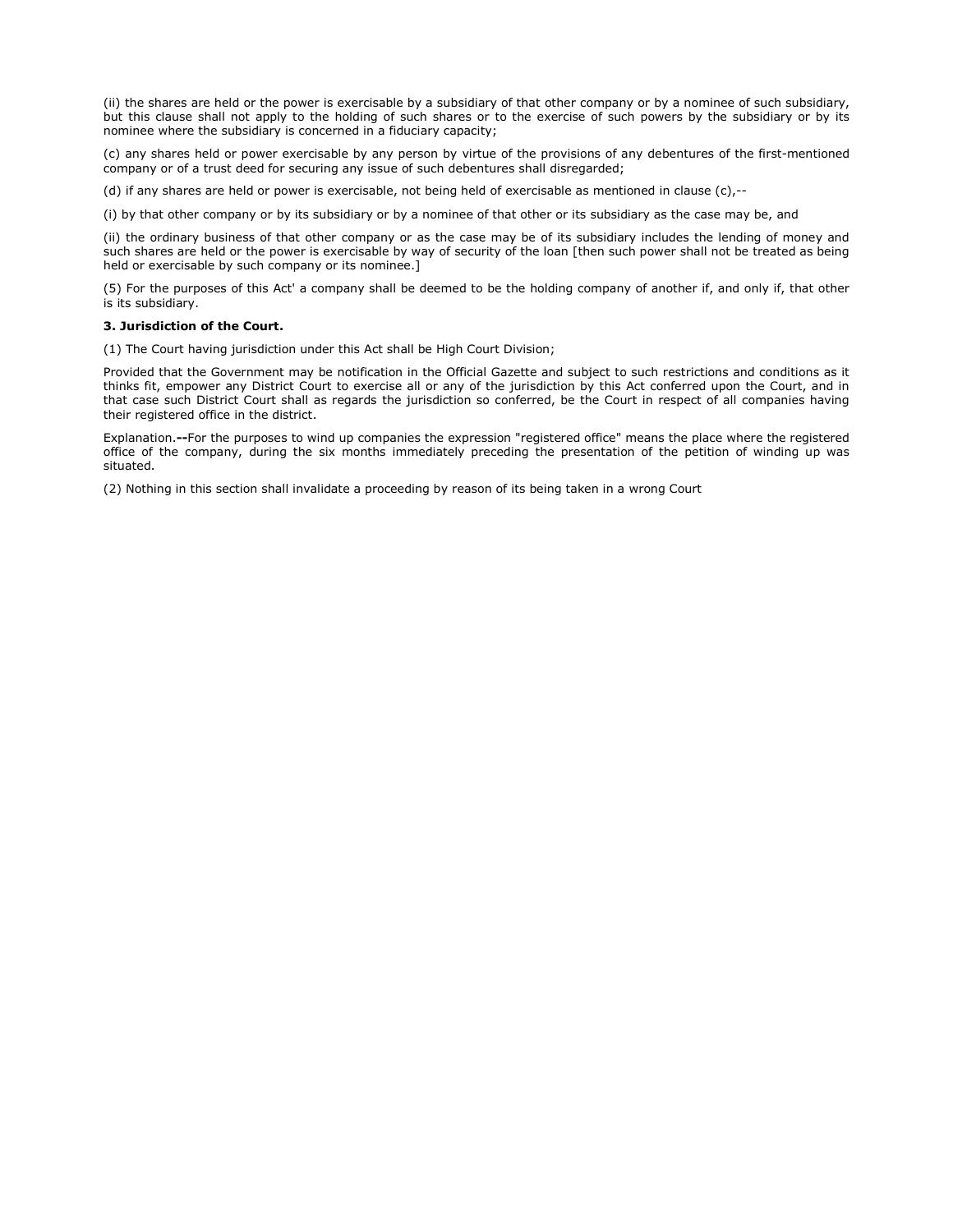(ii) the shares are held or the power is exercisable by a subsidiary of that other company or by a nominee of such subsidiary, but this clause shall not apply to the holding of such shares or to the exercise of such powers by the subsidiary or by its nominee where the subsidiary is concerned in a fiduciary capacity;

(c) any shares held or power exercisable by any person by virtue of the provisions of any debentures of the first-mentioned company or of a trust deed for securing any issue of such debentures shall disregarded;

(d) if any shares are held or power is exercisable, not being held of exercisable as mentioned in clause (c),--

(i) by that other company or by its subsidiary or by a nominee of that other or its subsidiary as the case may be, and

(ii) the ordinary business of that other company or as the case may be of its subsidiary includes the lending of money and such shares are held or the power is exercisable by way of security of the loan [then such power shall not be treated as being held or exercisable by such company or its nominee.]

(5) For the purposes of this Act' a company shall be deemed to be the holding company of another if, and only if, that other is its subsidiary.

**3. Jurisdiction of the Court.**

(1) The Court having jurisdiction under this Act shall be High Court Division;

Provided that the Government may be notification in the Official Gazette and subject to such restrictions and conditions as it thinks fit, empower any District Court to exercise all or any of the jurisdiction by this Act conferred upon the Court, and in that case such District Court shall as regards the jurisdiction so conferred, be the Court in respect of all companies having their registered office in the district.

Explanation.**--**For the purposes to wind up companies the expression "registered office" means the place where the registered office of the company, during the six months immediately preceding the presentation of the petition of winding up was situated.

(2) Nothing in this section shall invalidate a proceeding by reason of its being taken in a wrong Court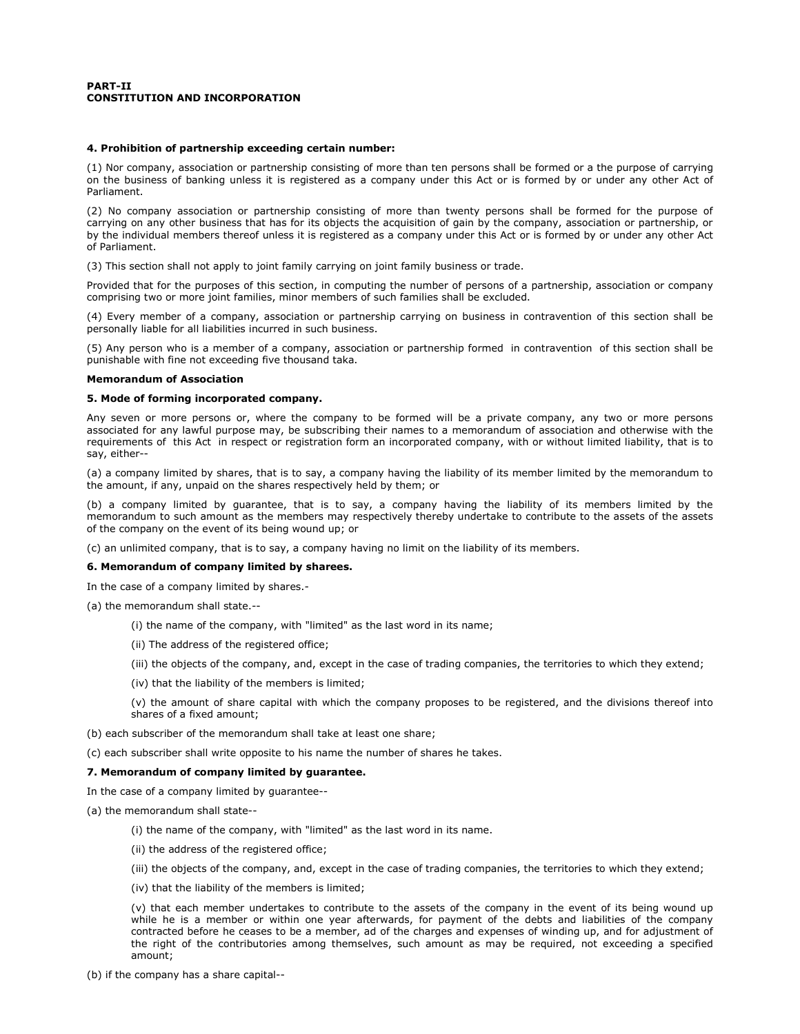**PART-II**
**CONSTITUTION AND INCORPORATION**

**4. Prohibition of partnership exceeding certain number:**

(1) Nor company, association or partnership consisting of more than ten persons shall be formed or a the purpose of carrying on the business of banking unless it is registered as a company under this Act or is formed by or under any other Act of Parliament.

(2) No company association or partnership consisting of more than twenty persons shall be formed for the purpose of carrying on any other business that has for its objects the acquisition of gain by the company, association or partnership, or by the individual members thereof unless it is registered as a company under this Act or is formed by or under any other Act of Parliament.

(3) This section shall not apply to joint family carrying on joint family business or trade.

Provided that for the purposes of this section, in computing the number of persons of a partnership, association or company comprising two or more joint families, minor members of such families shall be excluded.

(4) Every member of a company, association or partnership carrying on business in contravention of this section shall be personally liable for all liabilities incurred in such business.

(5) Any person who is a member of a company, association or partnership formed in contravention of this section shall be punishable with fine not exceeding five thousand taka.

**Memorandum of Association**

**5. Mode of forming incorporated company.**

Any seven or more persons or, where the company to be formed will be a private company, any two or more persons associated for any lawful purpose may, be subscribing their names to a memorandum of association and otherwise with the requirements of this Act in respect or registration form an incorporated company, with or without limited liability, that is to say, either--

(a) a company limited by shares, that is to say, a company having the liability of its member limited by the memorandum to the amount, if any, unpaid on the shares respectively held by them; or

(b) a company limited by guarantee, that is to say, a company having the liability of its members limited by the memorandum to such amount as the members may respectively thereby undertake to contribute to the assets of the assets of the company on the event of its being wound up; or

(c) an unlimited company, that is to say, a company having no limit on the liability of its members.

**6. Memorandum of company limited by sharees.**

In the case of a company limited by shares.-

(a) the memorandum shall state.--

(i) the name of the company, with "limited" as the last word in its name;

(ii) The address of the registered office;

(iii) the objects of the company, and, except in the case of trading companies, the territories to which they extend;

(iv) that the liability of the members is limited;

(v) the amount of share capital with which the company proposes to be registered, and the divisions thereof into shares of a fixed amount;

(b) each subscriber of the memorandum shall take at least one share;

(c) each subscriber shall write opposite to his name the number of shares he takes.

**7. Memorandum of company limited by guarantee.**

In the case of a company limited by guarantee--

(a) the memorandum shall state--

(i) the name of the company, with "limited" as the last word in its name.

(ii) the address of the registered office;

(iii) the objects of the company, and, except in the case of trading companies, the territories to which they extend;

(iv) that the liability of the members is limited;

(v) that each member undertakes to contribute to the assets of the company in the event of its being wound up while he is a member or within one year afterwards, for payment of the debts and liabilities of the company contracted before he ceases to be a member, ad of the charges and expenses of winding up, and for adjustment of the right of the contributories among themselves, such amount as may be required, not exceeding a specified amount;

(b) if the company has a share capital--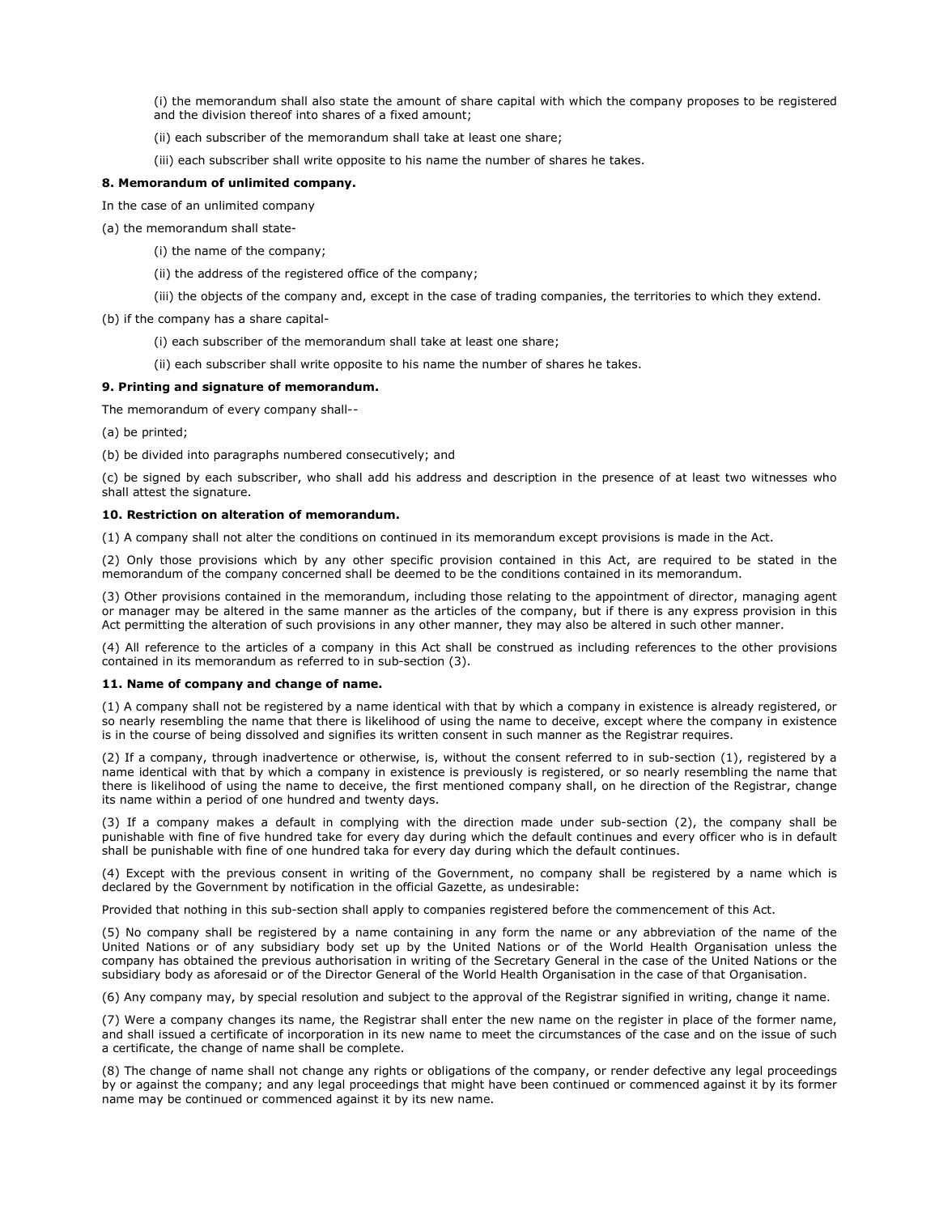(i) the memorandum shall also state the amount of share capital with which the company proposes to be registered and the division thereof into shares of a fixed amount;

(ii) each subscriber of the memorandum shall take at least one share;

(iii) each subscriber shall write opposite to his name the number of shares he takes.

**8. Memorandum of unlimited company.**

In the case of an unlimited company

(a) the memorandum shall state-

(i) the name of the company;

(ii) the address of the registered office of the company;

(iii) the objects of the company and, except in the case of trading companies, the territories to which they extend.

(b) if the company has a share capital-

(i) each subscriber of the memorandum shall take at least one share;

(ii) each subscriber shall write opposite to his name the number of shares he takes.

**9. Printing and signature of memorandum.**

The memorandum of every company shall--

(a) be printed;

(b) be divided into paragraphs numbered consecutively; and

(c) be signed by each subscriber, who shall add his address and description in the presence of at least two witnesses who shall attest the signature.

**10. Restriction on alteration of memorandum.**

(1) A company shall not alter the conditions on continued in its memorandum except provisions is made in the Act.

(2) Only those provisions which by any other specific provision contained in this Act, are required to be stated in the memorandum of the company concerned shall be deemed to be the conditions contained in its memorandum.

(3) Other provisions contained in the memorandum, including those relating to the appointment of director, managing agent or manager may be altered in the same manner as the articles of the company, but if there is any express provision in this Act permitting the alteration of such provisions in any other manner, they may also be altered in such other manner.

(4) All reference to the articles of a company in this Act shall be construed as including references to the other provisions contained in its memorandum as referred to in sub-section (3).

**11. Name of company and change of name.**

(1) A company shall not be registered by a name identical with that by which a company in existence is already registered, or so nearly resembling the name that there is likelihood of using the name to deceive, except where the company in existence is in the course of being dissolved and signifies its written consent in such manner as the Registrar requires.

(2) If a company, through inadvertence or otherwise, is, without the consent referred to in sub-section (1), registered by a name identical with that by which a company in existence is previously is registered, or so nearly resembling the name that there is likelihood of using the name to deceive, the first mentioned company shall, on he direction of the Registrar, change its name within a period of one hundred and twenty days.

(3) If a company makes a default in complying with the direction made under sub-section (2), the company shall be punishable with fine of five hundred take for every day during which the default continues and every officer who is in default shall be punishable with fine of one hundred taka for every day during which the default continues.

(4) Except with the previous consent in writing of the Government, no company shall be registered by a name which is declared by the Government by notification in the official Gazette, as undesirable:

Provided that nothing in this sub-section shall apply to companies registered before the commencement of this Act.

(5) No company shall be registered by a name containing in any form the name or any abbreviation of the name of the United Nations or of any subsidiary body set up by the United Nations or of the World Health Organisation unless the company has obtained the previous authorisation in writing of the Secretary General in the case of the United Nations or the subsidiary body as aforesaid or of the Director General of the World Health Organisation in the case of that Organisation.

(6) Any company may, by special resolution and subject to the approval of the Registrar signified in writing, change it name.

(7) Were a company changes its name, the Registrar shall enter the new name on the register in place of the former name, and shall issued a certificate of incorporation in its new name to meet the circumstances of the case and on the issue of such a certificate, the change of name shall be complete.

(8) The change of name shall not change any rights or obligations of the company, or render defective any legal proceedings by or against the company; and any legal proceedings that might have been continued or commenced against it by its former name may be continued or commenced against it by its new name.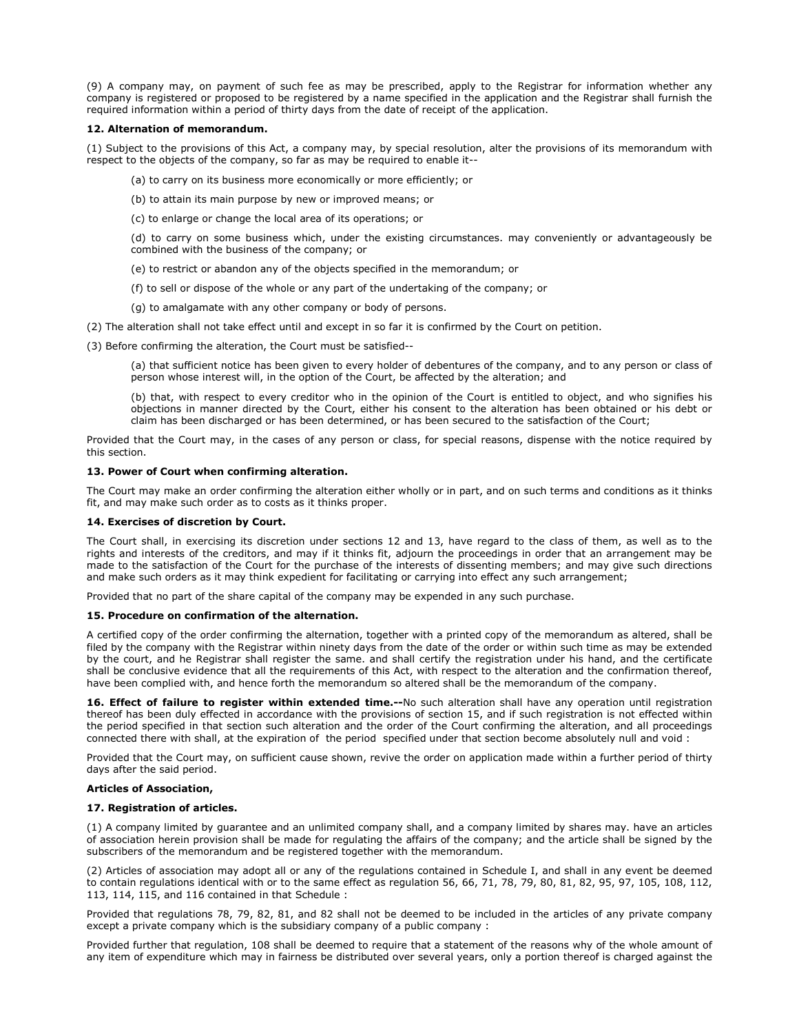(9) A company may, on payment of such fee as may be prescribed, apply to the Registrar for information whether any company is registered or proposed to be registered by a name specified in the application and the Registrar shall furnish the required information within a period of thirty days from the date of receipt of the application.

**12. Alternation of memorandum.**

(1) Subject to the provisions of this Act, a company may, by special resolution, alter the provisions of its memorandum with respect to the objects of the company, so far as may be required to enable it--

(a) to carry on its business more economically or more efficiently; or

(b) to attain its main purpose by new or improved means; or

(c) to enlarge or change the local area of its operations; or

(d) to carry on some business which, under the existing circumstances. may conveniently or advantageously be combined with the business of the company; or

(e) to restrict or abandon any of the objects specified in the memorandum; or

(f) to sell or dispose of the whole or any part of the undertaking of the company; or

(g) to amalgamate with any other company or body of persons.

(2) The alteration shall not take effect until and except in so far it is confirmed by the Court on petition.

(3) Before confirming the alteration, the Court must be satisfied--

(a) that sufficient notice has been given to every holder of debentures of the company, and to any person or class of person whose interest will, in the option of the Court, be affected by the alteration; and

(b) that, with respect to every creditor who in the opinion of the Court is entitled to object, and who signifies his objections in manner directed by the Court, either his consent to the alteration has been obtained or his debt or claim has been discharged or has been determined, or has been secured to the satisfaction of the Court;

Provided that the Court may, in the cases of any person or class, for special reasons, dispense with the notice required by this section.

**13. Power of Court when confirming alteration.**

The Court may make an order confirming the alteration either wholly or in part, and on such terms and conditions as it thinks fit, and may make such order as to costs as it thinks proper.

**14. Exercises of discretion by Court.**

The Court shall, in exercising its discretion under sections 12 and 13, have regard to the class of them, as well as to the rights and interests of the creditors, and may if it thinks fit, adjourn the proceedings in order that an arrangement may be made to the satisfaction of the Court for the purchase of the interests of dissenting members; and may give such directions and make such orders as it may think expedient for facilitating or carrying into effect any such arrangement;

Provided that no part of the share capital of the company may be expended in any such purchase.

**15. Procedure on confirmation of the alternation.**

A certified copy of the order confirming the alternation, together with a printed copy of the memorandum as altered, shall be filed by the company with the Registrar within ninety days from the date of the order or within such time as may be extended by the court, and he Registrar shall register the same. and shall certify the registration under his hand, and the certificate shall be conclusive evidence that all the requirements of this Act, with respect to the alteration and the confirmation thereof, have been complied with, and hence forth the memorandum so altered shall be the memorandum of the company.

**16. Effect of failure to register within extended time.--**No such alteration shall have any operation until registration thereof has been duly effected in accordance with the provisions of section 15, and if such registration is not effected within the period specified in that section such alteration and the order of the Court confirming the alteration, and all proceedings connected there with shall, at the expiration of the period specified under that section become absolutely null and void :

Provided that the Court may, on sufficient cause shown, revive the order on application made within a further period of thirty days after the said period.

**Articles of Association,**

**17. Registration of articles.**

(1) A company limited by guarantee and an unlimited company shall, and a company limited by shares may. have an articles of association herein provision shall be made for regulating the affairs of the company; and the article shall be signed by the subscribers of the memorandum and be registered together with the memorandum.

(2) Articles of association may adopt all or any of the regulations contained in Schedule I, and shall in any event be deemed to contain regulations identical with or to the same effect as regulation 56, 66, 71, 78, 79, 80, 81, 82, 95, 97, 105, 108, 112, 113, 114, 115, and 116 contained in that Schedule :

Provided that regulations 78, 79, 82, 81, and 82 shall not be deemed to be included in the articles of any private company except a private company which is the subsidiary company of a public company :

Provided further that regulation, 108 shall be deemed to require that a statement of the reasons why of the whole amount of any item of expenditure which may in fairness be distributed over several years, only a portion thereof is charged against the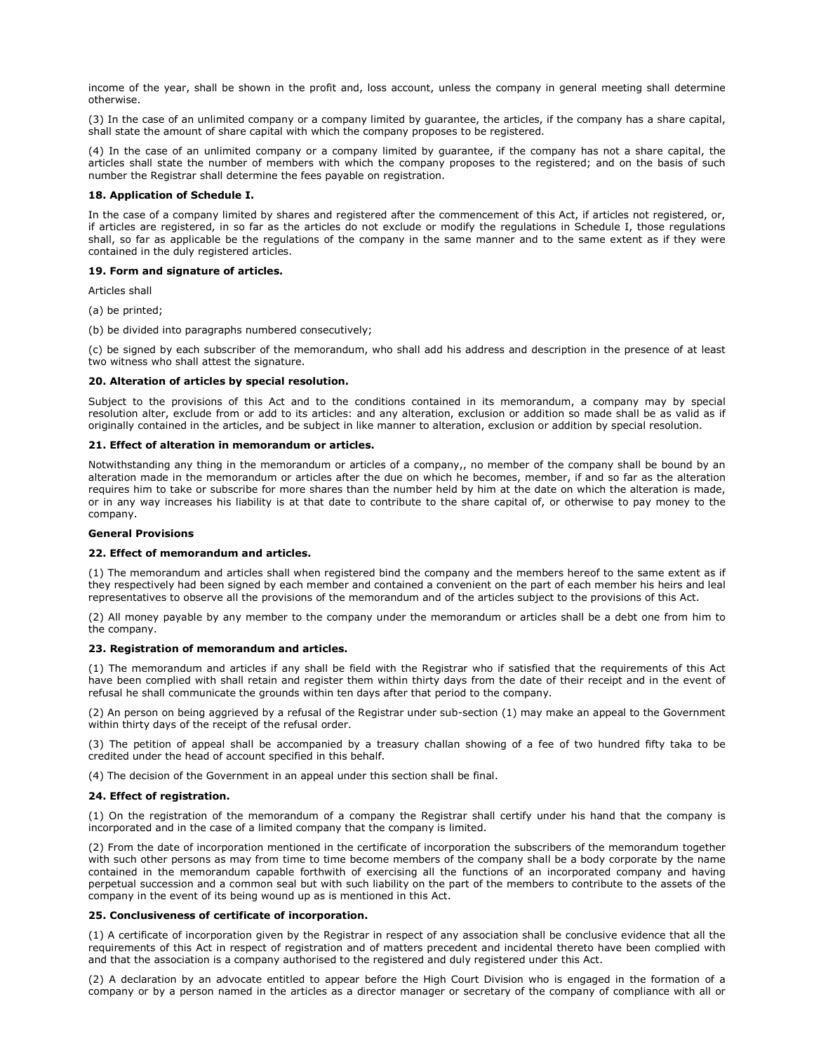income of the year, shall be shown in the profit and, loss account, unless the company in general meeting shall determine otherwise.

(3) In the case of an unlimited company or a company limited by guarantee, the articles, if the company has a share capital, shall state the amount of share capital with which the company proposes to be registered.

(4) In the case of an unlimited company or a company limited by guarantee, if the company has not a share capital, the articles shall state the number of members with which the company proposes to the registered; and on the basis of such number the Registrar shall determine the fees payable on registration.

**18. Application of Schedule I.**

In the case of a company limited by shares and registered after the commencement of this Act, if articles not registered, or, if articles are registered, in so far as the articles do not exclude or modify the regulations in Schedule I, those regulations shall, so far as applicable be the regulations of the company in the same manner and to the same extent as if they were contained in the duly registered articles.

**19. Form and signature of articles.**

Articles shall

(a) be printed;

(b) be divided into paragraphs numbered consecutively;

(c) be signed by each subscriber of the memorandum, who shall add his address and description in the presence of at least two witness who shall attest the signature.

**20. Alteration of articles by special resolution.**

Subject to the provisions of this Act and to the conditions contained in its memorandum, a company may by special resolution alter, exclude from or add to its articles: and any alteration, exclusion or addition so made shall be as valid as if originally contained in the articles, and be subject in like manner to alteration, exclusion or addition by special resolution.

**21. Effect of alteration in memorandum or articles.**

Notwithstanding any thing in the memorandum or articles of a company,, no member of the company shall be bound by an alteration made in the memorandum or articles after the due on which he becomes, member, if and so far as the alteration requires him to take or subscribe for more shares than the number held by him at the date on which the alteration is made, or in any way increases his liability is at that date to contribute to the share capital of, or otherwise to pay money to the company.

**General Provisions**

**22. Effect of memorandum and articles.**

(1) The memorandum and articles shall when registered bind the company and the members hereof to the same extent as if they respectively had been signed by each member and contained a convenient on the part of each member his heirs and leal representatives to observe all the provisions of the memorandum and of the articles subject to the provisions of this Act.

(2) All money payable by any member to the company under the memorandum or articles shall be a debt one from him to the company.

**23. Registration of memorandum and articles.**

(1) The memorandum and articles if any shall be field with the Registrar who if satisfied that the requirements of this Act have been complied with shall retain and register them within thirty days from the date of their receipt and in the event of refusal he shall communicate the grounds within ten days after that period to the company.

(2) An person on being aggrieved by a refusal of the Registrar under sub-section (1) may make an appeal to the Government within thirty days of the receipt of the refusal order.

(3) The petition of appeal shall be accompanied by a treasury challan showing of a fee of two hundred fifty taka to be credited under the head of account specified in this behalf.

(4) The decision of the Government in an appeal under this section shall be final.

**24. Effect of registration.**

(1) On the registration of the memorandum of a company the Registrar shall certify under his hand that the company is incorporated and in the case of a limited company that the company is limited.

(2) From the date of incorporation mentioned in the certificate of incorporation the subscribers of the memorandum together with such other persons as may from time to time become members of the company shall be a body corporate by the name contained in the memorandum capable forthwith of exercising all the functions of an incorporated company and having perpetual succession and a common seal but with such liability on the part of the members to contribute to the assets of the company in the event of its being wound up as is mentioned in this Act.

**25. Conclusiveness of certificate of incorporation.**

(1) A certificate of incorporation given by the Registrar in respect of any association shall be conclusive evidence that all the requirements of this Act in respect of registration and of matters precedent and incidental thereto have been complied with and that the association is a company authorised to the registered and duly registered under this Act.

(2) A declaration by an advocate entitled to appear before the High Court Division who is engaged in the formation of a company or by a person named in the articles as a director manager or secretary of the company of compliance with all or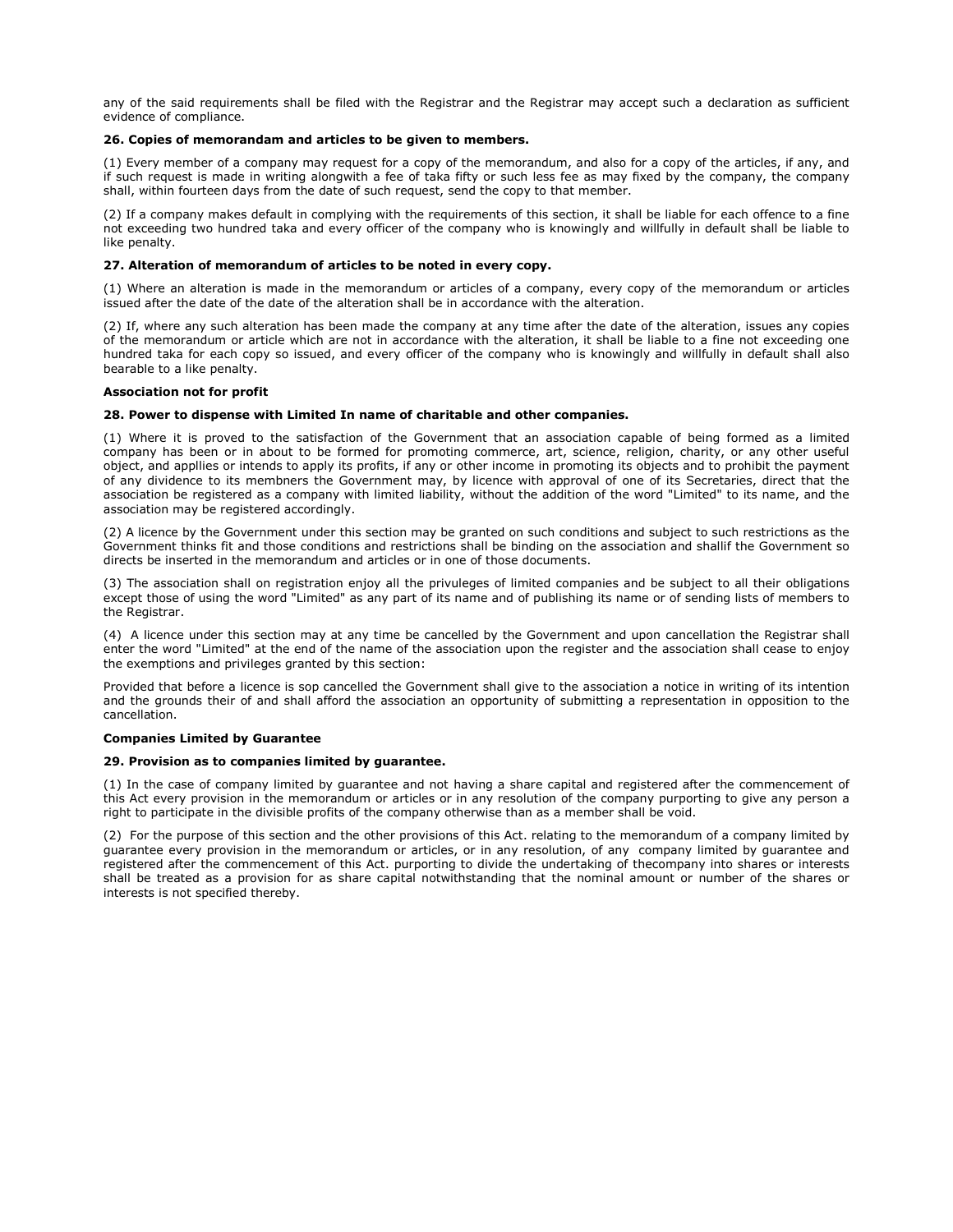any of the said requirements shall be filed with the Registrar and the Registrar may accept such a declaration as sufficient evidence of compliance.

**26. Copies of memorandam and articles to be given to members.**

(1) Every member of a company may request for a copy of the memorandum, and also for a copy of the articles, if any, and if such request is made in writing alongwith a fee of taka fifty or such less fee as may fixed by the company, the company shall, within fourteen days from the date of such request, send the copy to that member.

(2) If a company makes default in complying with the requirements of this section, it shall be liable for each offence to a fine not exceeding two hundred taka and every officer of the company who is knowingly and willfully in default shall be liable to like penalty.

**27. Alteration of memorandum of articles to be noted in every copy.**

(1) Where an alteration is made in the memorandum or articles of a company, every copy of the memorandum or articles issued after the date of the date of the alteration shall be in accordance with the alteration.

(2) If, where any such alteration has been made the company at any time after the date of the alteration, issues any copies of the memorandum or article which are not in accordance with the alteration, it shall be liable to a fine not exceeding one hundred taka for each copy so issued, and every officer of the company who is knowingly and willfully in default shall also bearable to a like penalty.

**Association not for profit**

**28. Power to dispense with Limited In name of charitable and other companies.**

(1) Where it is proved to the satisfaction of the Government that an association capable of being formed as a limited company has been or in about to be formed for promoting commerce, art, science, religion, charity, or any other useful object, and appllies or intends to apply its profits, if any or other income in promoting its objects and to prohibit the payment of any dividence to its membners the Government may, by licence with approval of one of its Secretaries, direct that the association be registered as a company with limited liability, without the addition of the word "Limited" to its name, and the association may be registered accordingly.

(2) A licence by the Government under this section may be granted on such conditions and subject to such restrictions as the Government thinks fit and those conditions and restrictions shall be binding on the association and shallif the Government so directs be inserted in the memorandum and articles or in one of those documents.

(3) The association shall on registration enjoy all the privuleges of limited companies and be subject to all their obligations except those of using the word "Limited" as any part of its name and of publishing its name or of sending lists of members to the Registrar.

(4) A licence under this section may at any time be cancelled by the Government and upon cancellation the Registrar shall enter the word "Limited" at the end of the name of the association upon the register and the association shall cease to enjoy the exemptions and privileges granted by this section:

Provided that before a licence is sop cancelled the Government shall give to the association a notice in writing of its intention and the grounds their of and shall afford the association an opportunity of submitting a representation in opposition to the cancellation.

**Companies Limited by Guarantee**

**29. Provision as to companies limited by guarantee.**

(1) In the case of company limited by guarantee and not having a share capital and registered after the commencement of this Act every provision in the memorandum or articles or in any resolution of the company purporting to give any person a right to participate in the divisible profits of the company otherwise than as a member shall be void.

(2) For the purpose of this section and the other provisions of this Act. relating to the memorandum of a company limited by guarantee every provision in the memorandum or articles, or in any resolution, of any company limited by guarantee and registered after the commencement of this Act. purporting to divide the undertaking of thecompany into shares or interests shall be treated as a provision for as share capital notwithstanding that the nominal amount or number of the shares or interests is not specified thereby.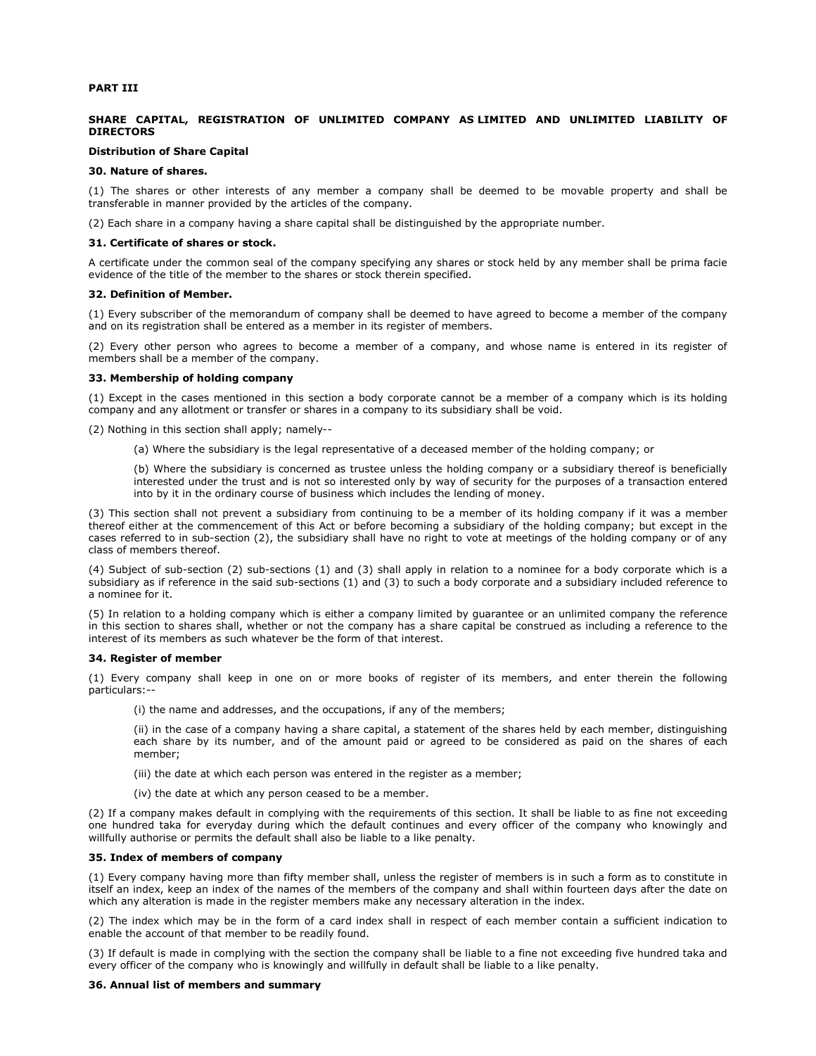**PART III**

**SHARE CAPITAL, REGISTRATION OF UNLIMITED COMPANY AS LIMITED AND UNLIMITED LIABILITY OF DIRECTORS**

**Distribution of Share Capital**

**30. Nature of shares.**

(1) The shares or other interests of any member a company shall be deemed to be movable property and shall be transferable in manner provided by the articles of the company.

(2) Each share in a company having a share capital shall be distinguished by the appropriate number.

**31. Certificate of shares or stock.**

A certificate under the common seal of the company specifying any shares or stock held by any member shall be prima facie evidence of the title of the member to the shares or stock therein specified.

**32. Definition of Member.**

(1) Every subscriber of the memorandum of company shall be deemed to have agreed to become a member of the company and on its registration shall be entered as a member in its register of members.

(2) Every other person who agrees to become a member of a company, and whose name is entered in its register of members shall be a member of the company.

**33. Membership of holding company**

(1) Except in the cases mentioned in this section a body corporate cannot be a member of a company which is its holding company and any allotment or transfer or shares in a company to its subsidiary shall be void.

(2) Nothing in this section shall apply; namely--

> (a) Where the subsidiary is the legal representative of a deceased member of the holding company; or
>
> (b) Where the subsidiary is concerned as trustee unless the holding company or a subsidiary thereof is beneficially interested under the trust and is not so interested only by way of security for the purposes of a transaction entered into by it in the ordinary course of business which includes the lending of money.

(3) This section shall not prevent a subsidiary from continuing to be a member of its holding company if it was a member thereof either at the commencement of this Act or before becoming a subsidiary of the holding company; but except in the cases referred to in sub-section (2), the subsidiary shall have no right to vote at meetings of the holding company or of any class of members thereof.

(4) Subject of sub-section (2) sub-sections (1) and (3) shall apply in relation to a nominee for a body corporate which is a subsidiary as if reference in the said sub-sections (1) and (3) to such a body corporate and a subsidiary included reference to a nominee for it.

(5) In relation to a holding company which is either a company limited by guarantee or an unlimited company the reference in this section to shares shall, whether or not the company has a share capital be construed as including a reference to the interest of its members as such whatever be the form of that interest.

**34. Register of member**

(1) Every company shall keep in one on or more books of register of its members, and enter therein the following particulars:--

> (i) the name and addresses, and the occupations, if any of the members;
>
> (ii) in the case of a company having a share capital, a statement of the shares held by each member, distinguishing each share by its number, and of the amount paid or agreed to be considered as paid on the shares of each member;
>
> (iii) the date at which each person was entered in the register as a member;
>
> (iv) the date at which any person ceased to be a member.

(2) If a company makes default in complying with the requirements of this section. It shall be liable to as fine not exceeding one hundred taka for everyday during which the default continues and every officer of the company who knowingly and willfully authorise or permits the default shall also be liable to a like penalty.

**35. Index of members of company**

(1) Every company having more than fifty member shall, unless the register of members is in such a form as to constitute in itself an index, keep an index of the names of the members of the company and shall within fourteen days after the date on which any alteration is made in the register members make any necessary alteration in the index.

(2) The index which may be in the form of a card index shall in respect of each member contain a sufficient indication to enable the account of that member to be readily found.

(3) If default is made in complying with the section the company shall be liable to a fine not exceeding five hundred taka and every officer of the company who is knowingly and willfully in default shall be liable to a like penalty.

**36. Annual list of members and summary**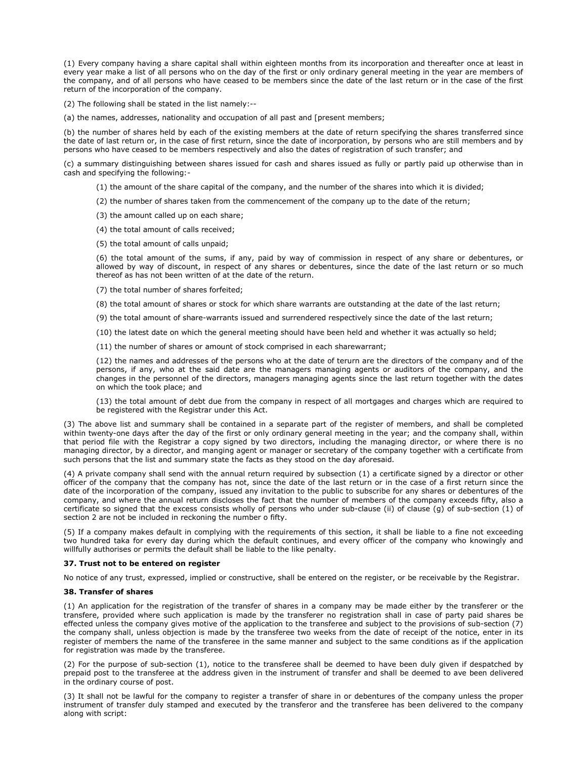(1) Every company having a share capital shall within eighteen months from its incorporation and thereafter once at least in every year make a list of all persons who on the day of the first or only ordinary general meeting in the year are members of the company, and of all persons who have ceased to be members since the date of the last return or in the case of the first return of the incorporation of the company.

(2) The following shall be stated in the list namely:--

(a) the names, addresses, nationality and occupation of all past and [present members;

(b) the number of shares held by each of the existing members at the date of return specifying the shares transferred since the date of last return or, in the case of first return, since the date of incorporation, by persons who are still members and by persons who have ceased to be members respectively and also the dates of registration of such transfer; and

(c) a summary distinguishing between shares issued for cash and shares issued as fully or partly paid up otherwise than in cash and specifying the following:-

(1) the amount of the share capital of the company, and the number of the shares into which it is divided;

(2) the number of shares taken from the commencement of the company up to the date of the return;

(3) the amount called up on each share;

(4) the total amount of calls received;

(5) the total amount of calls unpaid;

(6) the total amount of the sums, if any, paid by way of commission in respect of any share or debentures, or allowed by way of discount, in respect of any shares or debentures, since the date of the last return or so much thereof as has not been written of at the date of the return.

(7) the total number of shares forfeited;

(8) the total amount of shares or stock for which share warrants are outstanding at the date of the last return;

(9) the total amount of share-warrants issued and surrendered respectively since the date of the last return;

(10) the latest date on which the general meeting should have been held and whether it was actually so held;

(11) the number of shares or amount of stock comprised in each sharewarrant;

(12) the names and addresses of the persons who at the date of terurn are the directors of the company and of the persons, if any, who at the said date are the managers managing agents or auditors of the company, and the changes in the personnel of the directors, managers managing agents since the last return together with the dates on which the took place; and

(13) the total amount of debt due from the company in respect of all mortgages and charges which are required to be registered with the Registrar under this Act.

(3) The above list and summary shall be contained in a separate part of the register of members, and shall be completed within twenty-one days after the day of the first or only ordinary general meeting in the year; and the company shall, within that period file with the Registrar a copy signed by two directors, including the managing director, or where there is no managing director, by a director, and manging agent or manager or secretary of the company together with a certificate from such persons that the list and summary state the facts as they stood on the day aforesaid.

(4) A private company shall send with the annual return required by subsection (1) a certificate signed by a director or other officer of the company that the company has not, since the date of the last return or in the case of a first return since the date of the incorporation of the company, issued any invitation to the public to subscribe for any shares or debentures of the company, and where the annual return discloses the fact that the number of members of the company exceeds fifty, also a certificate so signed that the excess consists wholly of persons who under sub-clause (ii) of clause (g) of sub-section (1) of section 2 are not be included in reckoning the number o fifty.

(5) If a company makes default in complying with the requirements of this section, it shall be liable to a fine not exceeding two hundred taka for every day during which the default continues, and every officer of the company who knowingly and willfully authorises or permits the default shall be liable to the like penalty.

**37. Trust not to be entered on register**

No notice of any trust, expressed, implied or constructive, shall be entered on the register, or be receivable by the Registrar.

**38. Transfer of shares**

(1) An application for the registration of the transfer of shares in a company may be made either by the transferer or the transfere, provided where such application is made by the transferer no registration shall in case of party paid shares be effected unless the company gives motive of the application to the transferee and subject to the provisions of sub-section (7) the company shall, unless objection is made by the transferee two weeks from the date of receipt of the notice, enter in its register of members the name of the transferee in the same manner and subject to the same conditions as if the application for registration was made by the transferee.

(2) For the purpose of sub-section (1), notice to the transferee shall be deemed to have been duly given if despatched by prepaid post to the transferee at the address given in the instrument of transfer and shall be deemed to ave been delivered in the ordinary course of post.

(3) It shall not be lawful for the company to register a transfer of share in or debentures of the company unless the proper instrument of transfer duly stamped and executed by the transferor and the transferee has been delivered to the company along with script: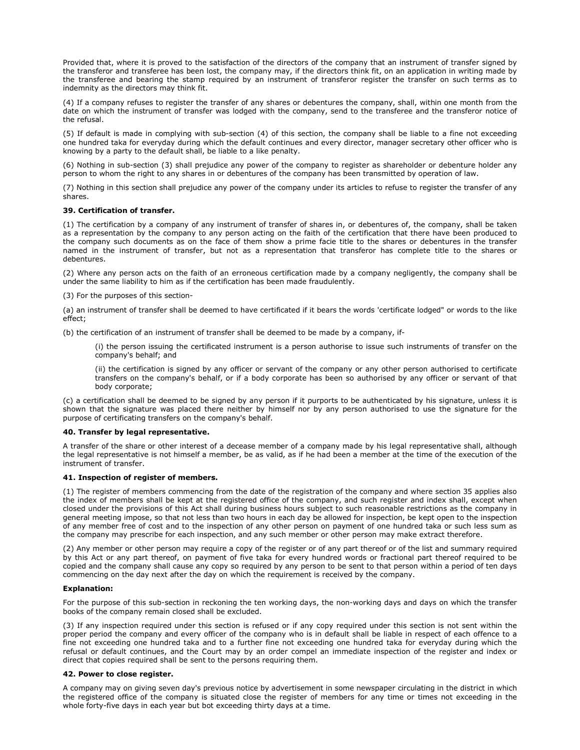Provided that, where it is proved to the satisfaction of the directors of the company that an instrument of transfer signed by the transferor and transferee has been lost, the company may, if the directors think fit, on an application in writing made by the transferee and bearing the stamp required by an instrument of transferor register the transfer on such terms as to indemnity as the directors may think fit.

(4) If a company refuses to register the transfer of any shares or debentures the company, shall, within one month from the date on which the instrument of transfer was lodged with the company, send to the transferee and the transferor notice of the refusal.

(5) If default is made in complying with sub-section (4) of this section, the company shall be liable to a fine not exceeding one hundred taka for everyday during which the default continues and every director, manager secretary other officer who is knowing by a party to the default shall, be liable to a like penalty.

(6) Nothing in sub-section (3) shall prejudice any power of the company to register as shareholder or debenture holder any person to whom the right to any shares in or debentures of the company has been transmitted by operation of law.

(7) Nothing in this section shall prejudice any power of the company under its articles to refuse to register the transfer of any shares.

**39. Certification of transfer.**

(1) The certification by a company of any instrument of transfer of shares in, or debentures of, the company, shall be taken as a representation by the company to any person acting on the faith of the certification that there have been produced to the company such documents as on the face of them show a prime facie title to the shares or debentures in the transfer named in the instrument of transfer, but not as a representation that transferor has complete title to the shares or debentures.

(2) Where any person acts on the faith of an erroneous certification made by a company negligently, the company shall be under the same liability to him as if the certification has been made fraudulently.

(3) For the purposes of this section-

(a) an instrument of transfer shall be deemed to have certificated if it bears the words 'certificate lodged" or words to the like effect;

(b) the certification of an instrument of transfer shall be deemed to be made by a company, if-

(i) the person issuing the certificated instrument is a person authorise to issue such instruments of transfer on the company's behalf; and

(ii) the certification is signed by any officer or servant of the company or any other person authorised to certificate transfers on the company's behalf, or if a body corporate has been so authorised by any officer or servant of that body corporate;

(c) a certification shall be deemed to be signed by any person if it purports to be authenticated by his signature, unless it is shown that the signature was placed there neither by himself nor by any person authorised to use the signature for the purpose of certificating transfers on the company's behalf.

**40. Transfer by legal representative.**

A transfer of the share or other interest of a decease member of a company made by his legal representative shall, although the legal representative is not himself a member, be as valid, as if he had been a member at the time of the execution of the instrument of transfer.

**41. Inspection of register of members.**

(1) The register of members commencing from the date of the registration of the company and where section 35 applies also the index of members shall be kept at the registered office of the company, and such register and index shall, except when closed under the provisions of this Act shall during business hours subject to such reasonable restrictions as the company in general meeting impose, so that not less than two hours in each day be allowed for inspection, be kept open to the inspection of any member free of cost and to the inspection of any other person on payment of one hundred taka or such less sum as the company may prescribe for each inspection, and any such member or other person may make extract therefore.

(2) Any member or other person may require a copy of the register or of any part thereof or of the list and summary required by this Act or any part thereof, on payment of five taka for every hundred words or fractional part thereof required to be copied and the company shall cause any copy so required by any person to be sent to that person within a period of ten days commencing on the day next after the day on which the requirement is received by the company.

**Explanation:**

For the purpose of this sub-section in reckoning the ten working days, the non-working days and days on which the transfer books of the company remain closed shall be excluded.

(3) If any inspection required under this section is refused or if any copy required under this section is not sent within the proper period the company and every officer of the company who is in default shall be liable in respect of each offence to a fine not exceeding one hundred taka and to a further fine not exceeding one hundred taka for everyday during which the refusal or default continues, and the Court may by an order compel an immediate inspection of the register and index or direct that copies required shall be sent to the persons requiring them.

**42. Power to close register.**

A company may on giving seven day's previous notice by advertisement in some newspaper circulating in the district in which the registered office of the company is situated close the register of members for any time or times not exceeding in the whole forty-five days in each year but bot exceeding thirty days at a time.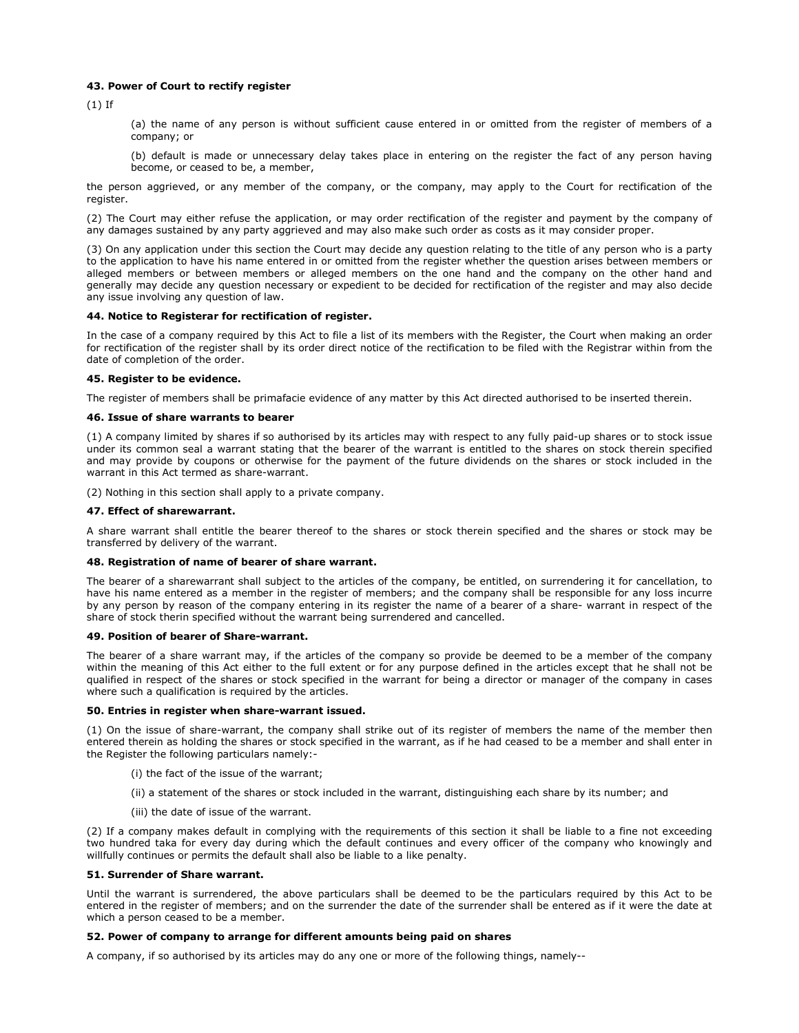**43. Power of Court to rectify register**

(1) If

(a) the name of any person is without sufficient cause entered in or omitted from the register of members of a company; or

(b) default is made or unnecessary delay takes place in entering on the register the fact of any person having become, or ceased to be, a member,

the person aggrieved, or any member of the company, or the company, may apply to the Court for rectification of the register.

(2) The Court may either refuse the application, or may order rectification of the register and payment by the company of any damages sustained by any party aggrieved and may also make such order as costs as it may consider proper.

(3) On any application under this section the Court may decide any question relating to the title of any person who is a party to the application to have his name entered in or omitted from the register whether the question arises between members or alleged members or between members or alleged members on the one hand and the company on the other hand and generally may decide any question necessary or expedient to be decided for rectification of the register and may also decide any issue involving any question of law.

**44. Notice to Registerar for rectification of register.**

In the case of a company required by this Act to file a list of its members with the Register, the Court when making an order for rectification of the register shall by its order direct notice of the rectification to be filed with the Registrar within from the date of completion of the order.

**45. Register to be evidence.**

The register of members shall be primafacie evidence of any matter by this Act directed authorised to be inserted therein.

**46. Issue of share warrants to bearer**

(1) A company limited by shares if so authorised by its articles may with respect to any fully paid-up shares or to stock issue under its common seal a warrant stating that the bearer of the warrant is entitled to the shares on stock therein specified and may provide by coupons or otherwise for the payment of the future dividends on the shares or stock included in the warrant in this Act termed as share-warrant.

(2) Nothing in this section shall apply to a private company.

**47. Effect of sharewarrant.**

A share warrant shall entitle the bearer thereof to the shares or stock therein specified and the shares or stock may be transferred by delivery of the warrant.

**48. Registration of name of bearer of share warrant.**

The bearer of a sharewarrant shall subject to the articles of the company, be entitled, on surrendering it for cancellation, to have his name entered as a member in the register of members; and the company shall be responsible for any loss incurre by any person by reason of the company entering in its register the name of a bearer of a share- warrant in respect of the share of stock therin specified without the warrant being surrendered and cancelled.

**49. Position of bearer of Share-warrant.**

The bearer of a share warrant may, if the articles of the company so provide be deemed to be a member of the company within the meaning of this Act either to the full extent or for any purpose defined in the articles except that he shall not be qualified in respect of the shares or stock specified in the warrant for being a director or manager of the company in cases where such a qualification is required by the articles.

**50. Entries in register when share-warrant issued.**

(1) On the issue of share-warrant, the company shall strike out of its register of members the name of the member then entered therein as holding the shares or stock specified in the warrant, as if he had ceased to be a member and shall enter in the Register the following particulars namely:-

(i) the fact of the issue of the warrant;

(ii) a statement of the shares or stock included in the warrant, distinguishing each share by its number; and

(iii) the date of issue of the warrant.

(2) If a company makes default in complying with the requirements of this section it shall be liable to a fine not exceeding two hundred taka for every day during which the default continues and every officer of the company who knowingly and willfully continues or permits the default shall also be liable to a like penalty.

**51. Surrender of Share warrant.**

Until the warrant is surrendered, the above particulars shall be deemed to be the particulars required by this Act to be entered in the register of members; and on the surrender the date of the surrender shall be entered as if it were the date at which a person ceased to be a member.

**52. Power of company to arrange for different amounts being paid on shares**

A company, if so authorised by its articles may do any one or more of the following things, namely--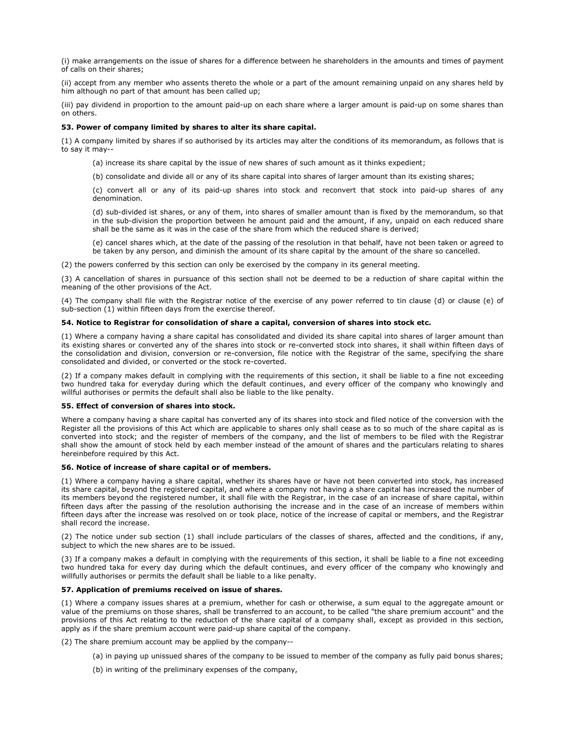(i) make arrangements on the issue of shares for a difference between he shareholders in the amounts and times of payment of calls on their shares;

(ii) accept from any member who assents thereto the whole or a part of the amount remaining unpaid on any shares held by him although no part of that amount has been called up;

(iii) pay dividend in proportion to the amount paid-up on each share where a larger amount is paid-up on some shares than on others.

**53. Power of company limited by shares to alter its share capital.**

(1) A company limited by shares if so authorised by its articles may alter the conditions of its memorandum, as follows that is to say it may--

(a) increase its share capital by the issue of new shares of such amount as it thinks expedient;

(b) consolidate and divide all or any of its share capital into shares of larger amount than its existing shares;

(c) convert all or any of its paid-up shares into stock and reconvert that stock into paid-up shares of any denomination.

(d) sub-divided ist shares, or any of them, into shares of smaller amount than is fixed by the memorandum, so that in the sub-division the proportion between he amount paid and the amount, if any, unpaid on each reduced share shall be the same as it was in the case of the share from which the reduced share is derived;

(e) cancel shares which, at the date of the passing of the resolution in that behalf, have not been taken or agreed to be taken by any person, and diminish the amount of its share capital by the amount of the share so cancelled.

(2) the powers conferred by this section can only be exercised by the company in its general meeting.

(3) A cancellation of shares in pursuance of this section shall not be deemed to be a reduction of share capital within the meaning of the other provisions of the Act.

(4) The company shall file with the Registrar notice of the exercise of any power referred to tin clause (d) or clause (e) of sub-section (1) within fifteen days from the exercise thereof.

**54. Notice to Registrar for consolidation of share a capital, conversion of shares into stock etc.**

(1) Where a company having a share capital has consolidated and divided its share capital into shares of larger amount than its existing shares or converted any of the shares into stock or re-converted stock into shares, it shall within fifteen days of the consolidation and division, conversion or re-conversion, file notice with the Registrar of the same, specifying the share consolidated and divided, or converted or the stock re-coverted.

(2) If a company makes default in complying with the requirements of this section, it shall be liable to a fine not exceeding two hundred taka for everyday during which the default continues, and every officer of the company who knowingly and willful authorises or permits the default shall also be liable to the like penalty.

**55. Effect of conversion of shares into stock.**

Where a company having a share capital has converted any of its shares into stock and filed notice of the conversion with the Register all the provisions of this Act which are applicable to shares only shall cease as to so much of the share capital as is converted into stock; and the register of members of the company, and the list of members to be filed with the Registrar shall show the amount of stock held by each member instead of the amount of shares and the particulars relating to shares hereinbefore required by this Act.

**56. Notice of increase of share capital or of members.**

(1) Where a company having a share capital, whether its shares have or have not been converted into stock, has increased its share capital, beyond the registered capital, and where a company not having a share capital has increased the number of its members beyond the registered number, it shall file with the Registrar, in the case of an increase of share capital, within fifteen days after the passing of the resolution authorising the increase and in the case of an increase of members within fifteen days after the increase was resolved on or took place, notice of the increase of capital or members, and the Registrar shall record the increase.

(2) The notice under sub section (1) shall include particulars of the classes of shares, affected and the conditions, if any, subject to which the new shares are to be issued.

(3) If a company makes a default in complying with the requirements of this section, it shall be liable to a fine not exceeding two hundred taka for every day during which the default continues, and every officer of the company who knowingly and willfully authorises or permits the default shall be liable to a like penalty.

**57. Application of premiums received on issue of shares.**

(1) Where a company issues shares at a premium, whether for cash or otherwise, a sum equal to the aggregate amount or value of the premiums on those shares, shall be transferred to an account, to be called "the share premium account" and the provisions of this Act relating to the reduction of the share capital of a company shall, except as provided in this section, apply as if the share premium account were paid-up share capital of the company.

(2) The share premium account may be applied by the company--

(a) in paying up unissued shares of the company to be issued to member of the company as fully paid bonus shares;

(b) in writing of the preliminary expenses of the company,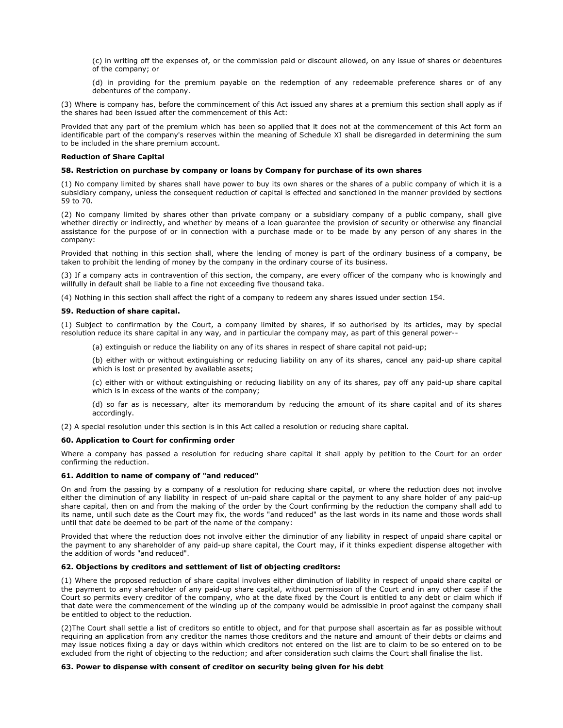(c) in writing off the expenses of, or the commission paid or discount allowed, on any issue of shares or debentures of the company; or

(d) in providing for the premium payable on the redemption of any redeemable preference shares or of any debentures of the company.

(3) Where is company has, before the commincement of this Act issued any shares at a premium this section shall apply as if the shares had been issued after the commencement of this Act:

Provided that any part of the premium which has been so applied that it does not at the commencement of this Act form an identifiable part of the company's reserves within the meaning of Schedule XI shall be disregarded in determining the sum to be included in the share premium account.

**Reduction of Share Capital**

**58. Restriction on purchase by company or loans by Company for purchase of its own shares**

(1) No company limited by shares shall have power to buy its own shares or the shares of a public company of which it is a subsidiary company, unless the consequent reduction of capital is effected and sanctioned in the manner provided by sections 59 to 70.

(2) No company limited by shares other than private company or a subsidiary company of a public company, shall give whether directly or indirectly, and whether by means of a loan guarantee the provision of security or otherwise any financial assistance for the purpose of or in connection with a purchase made or to be made by any person of any shares in the company:

Provided that nothing in this section shall, where the lending of money is part of the ordinary business of a company, be taken to prohibit the lending of money by the company in the ordinary course of its business.

(3) If a company acts in contravention of this section, the company, are every officer of the company who is knowingly and willfully in default shall be liable to a fine not exceeding five thousand taka.

(4) Nothing in this section shall affect the right of a company to redeem any shares issued under section 154.

**59. Reduction of share capital.**

(1) Subject to confirmation by the Court, a company limited by shares, if so authorised by its articles, may by special resolution reduce its share capital in any way, and in particular the company may, as part of this general power--

(a) extinguish or reduce the liability on any of its shares in respect of share capital not paid-up;

(b) either with or without extinguishing or reducing liability on any of its shares, cancel any paid-up share capital which is lost or presented by available assets;

(c) either with or without extinguishing or reducing liability on any of its shares, pay off any paid-up share capital which is in excess of the wants of the company;

(d) so far as is necessary, alter its memorandum by reducing the amount of its share capital and of its shares accordingly.

(2) A special resolution under this section is in this Act called a resolution or reducing share capital.

**60. Application to Court for confirming order**

Where a company has passed a resolution for reducing share capital it shall apply by petition to the Court for an order confirming the reduction.

**61. Addition to name of company of "and reduced"**

On and from the passing by a company of a resolution for reducing share capital, or where the reduction does not involve either the diminution of any liability in respect of un-paid share capital or the payment to any share holder of any paid-up share capital, then on and from the making of the order by the Court confirming by the reduction the company shall add to its name, until such date as the Court may fix, the words "and reduced" as the last words in its name and those words shall until that date be deemed to be part of the name of the company:

Provided that where the reduction does not involve either the diminutior of any liability in respect of unpaid share capital or the payment to any shareholder of any paid-up share capital, the Court may, if it thinks expedient dispense altogether with the addition of words "and reduced".

**62. Objections by creditors and settlement of list of objecting creditors:**

(1) Where the proposed reduction of share capital involves either diminution of liability in respect of unpaid share capital or the payment to any shareholder of any paid-up share capital, without permission of the Court and in any other case if the Court so permits every creditor of the company, who at the date fixed by the Court is entitled to any debt or claim which if that date were the commencement of the winding up of the company would be admissible in proof against the company shall be entitled to object to the reduction.

(2)The Court shall settle a list of creditors so entitle to object, and for that purpose shall ascertain as far as possible without requiring an application from any creditor the names those creditors and the nature and amount of their debts or claims and may issue notices fixing a day or days within which creditors not entered on the list are to claim to be so entered on to be excluded from the right of objecting to the reduction; and after consideration such claims the Court shall finalise the list.

**63. Power to dispense with consent of creditor on security being given for his debt**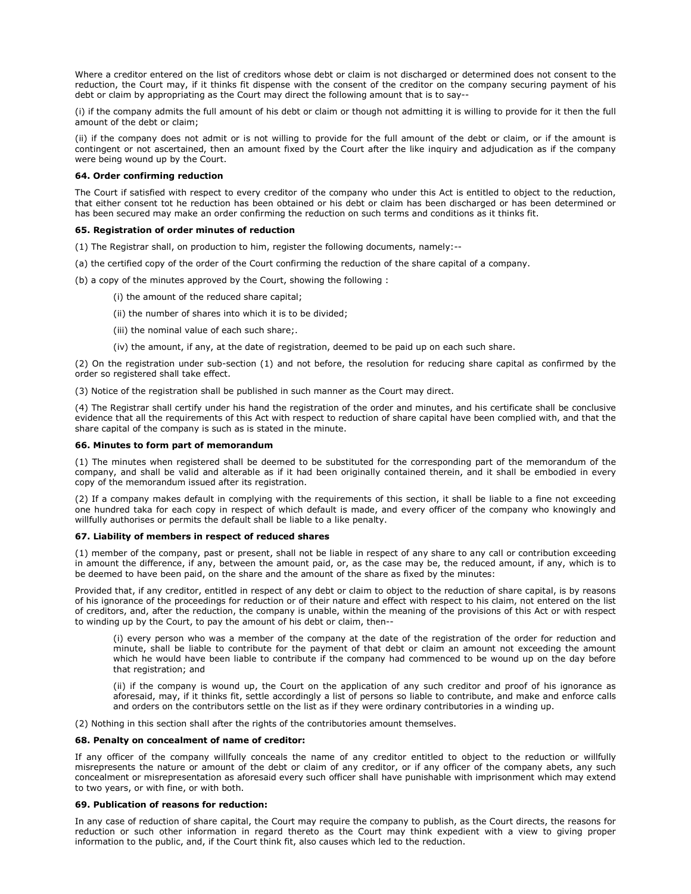Where a creditor entered on the list of creditors whose debt or claim is not discharged or determined does not consent to the reduction, the Court may, if it thinks fit dispense with the consent of the creditor on the company securing payment of his debt or claim by appropriating as the Court may direct the following amount that is to say--

(i) if the company admits the full amount of his debt or claim or though not admitting it is willing to provide for it then the full amount of the debt or claim;

(ii) if the company does not admit or is not willing to provide for the full amount of the debt or claim, or if the amount is contingent or not ascertained, then an amount fixed by the Court after the like inquiry and adjudication as if the company were being wound up by the Court.

**64. Order confirming reduction**

The Court if satisfied with respect to every creditor of the company who under this Act is entitled to object to the reduction, that either consent tot he reduction has been obtained or his debt or claim has been discharged or has been determined or has been secured may make an order confirming the reduction on such terms and conditions as it thinks fit.

**65. Registration of order minutes of reduction**

(1) The Registrar shall, on production to him, register the following documents, namely:--

(a) the certified copy of the order of the Court confirming the reduction of the share capital of a company.

(b) a copy of the minutes approved by the Court, showing the following :

(i) the amount of the reduced share capital;

(ii) the number of shares into which it is to be divided;

(iii) the nominal value of each such share;.

(iv) the amount, if any, at the date of registration, deemed to be paid up on each such share.

(2) On the registration under sub-section (1) and not before, the resolution for reducing share capital as confirmed by the order so registered shall take effect.

(3) Notice of the registration shall be published in such manner as the Court may direct.

(4) The Registrar shall certify under his hand the registration of the order and minutes, and his certificate shall be conclusive evidence that all the requirements of this Act with respect to reduction of share capital have been complied with, and that the share capital of the company is such as is stated in the minute.

**66. Minutes to form part of memorandum**

(1) The minutes when registered shall be deemed to be substituted for the corresponding part of the memorandum of the company, and shall be valid and alterable as if it had been originally contained therein, and it shall be embodied in every copy of the memorandum issued after its registration.

(2) If a company makes default in complying with the requirements of this section, it shall be liable to a fine not exceeding one hundred taka for each copy in respect of which default is made, and every officer of the company who knowingly and willfully authorises or permits the default shall be liable to a like penalty.

**67. Liability of members in respect of reduced shares**

(1) member of the company, past or present, shall not be liable in respect of any share to any call or contribution exceeding in amount the difference, if any, between the amount paid, or, as the case may be, the reduced amount, if any, which is to be deemed to have been paid, on the share and the amount of the share as fixed by the minutes:

Provided that, if any creditor, entitled in respect of any debt or claim to object to the reduction of share capital, is by reasons of his ignorance of the proceedings for reduction or of their nature and effect with respect to his claim, not entered on the list of creditors, and, after the reduction, the company is unable, within the meaning of the provisions of this Act or with respect to winding up by the Court, to pay the amount of his debt or claim, then--

(i) every person who was a member of the company at the date of the registration of the order for reduction and minute, shall be liable to contribute for the payment of that debt or claim an amount not exceeding the amount which he would have been liable to contribute if the company had commenced to be wound up on the day before that registration; and

(ii) if the company is wound up, the Court on the application of any such creditor and proof of his ignorance as aforesaid, may, if it thinks fit, settle accordingly a list of persons so liable to contribute, and make and enforce calls and orders on the contributors settle on the list as if they were ordinary contributories in a winding up.

(2) Nothing in this section shall after the rights of the contributories amount themselves.

**68. Penalty on concealment of name of creditor:**

If any officer of the company willfully conceals the name of any creditor entitled to object to the reduction or willfully misrepresents the nature or amount of the debt or claim of any creditor, or if any officer of the company abets, any such concealment or misrepresentation as aforesaid every such officer shall have punishable with imprisonment which may extend to two years, or with fine, or with both.

**69. Publication of reasons for reduction:**

In any case of reduction of share capital, the Court may require the company to publish, as the Court directs, the reasons for reduction or such other information in regard thereto as the Court may think expedient with a view to giving proper information to the public, and, if the Court think fit, also causes which led to the reduction.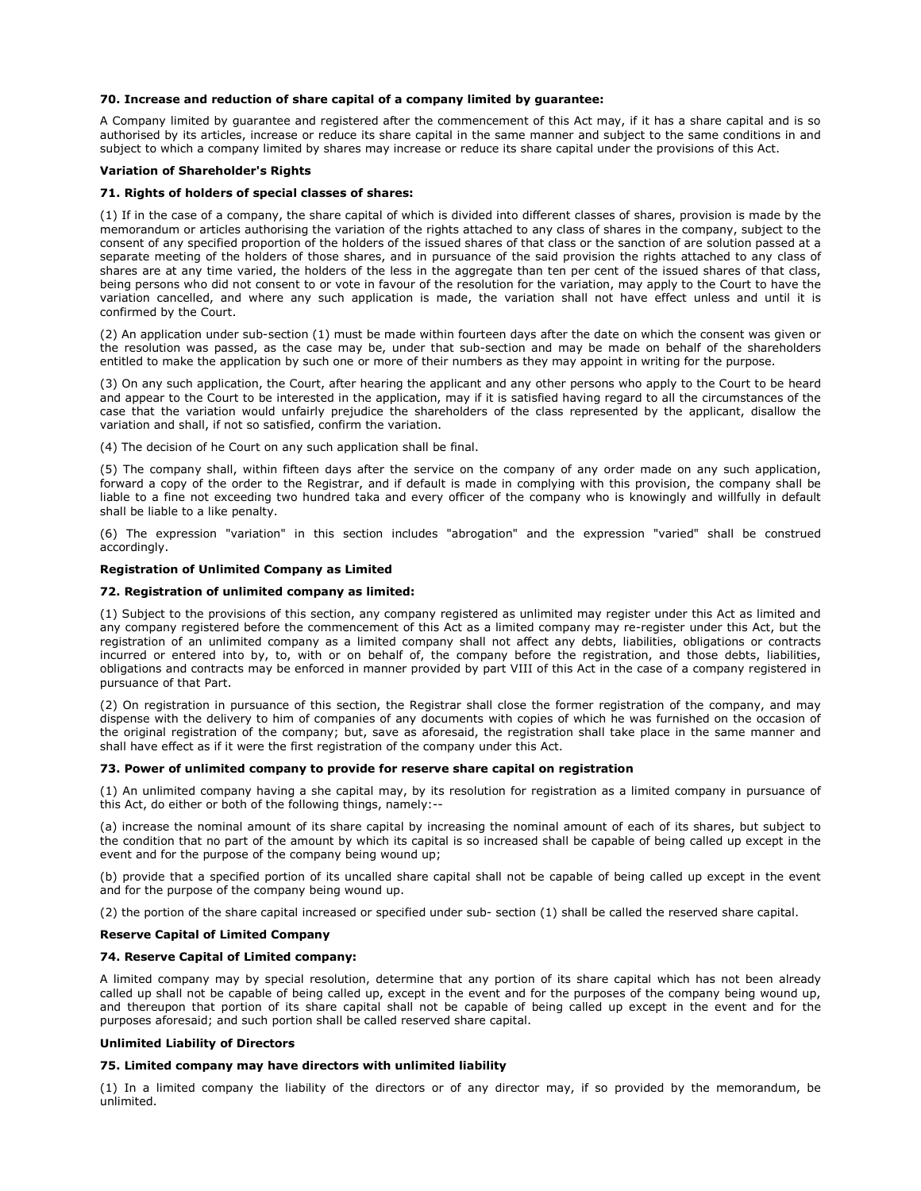**70. Increase and reduction of share capital of a company limited by guarantee:**

A Company limited by guarantee and registered after the commencement of this Act may, if it has a share capital and is so authorised by its articles, increase or reduce its share capital in the same manner and subject to the same conditions in and subject to which a company limited by shares may increase or reduce its share capital under the provisions of this Act.

**Variation of Shareholder's Rights**

**71. Rights of holders of special classes of shares:**

(1) If in the case of a company, the share capital of which is divided into different classes of shares, provision is made by the memorandum or articles authorising the variation of the rights attached to any class of shares in the company, subject to the consent of any specified proportion of the holders of the issued shares of that class or the sanction of are solution passed at a separate meeting of the holders of those shares, and in pursuance of the said provision the rights attached to any class of shares are at any time varied, the holders of the less in the aggregate than ten per cent of the issued shares of that class, being persons who did not consent to or vote in favour of the resolution for the variation, may apply to the Court to have the variation cancelled, and where any such application is made, the variation shall not have effect unless and until it is confirmed by the Court.

(2) An application under sub-section (1) must be made within fourteen days after the date on which the consent was given or the resolution was passed, as the case may be, under that sub-section and may be made on behalf of the shareholders entitled to make the application by such one or more of their numbers as they may appoint in writing for the purpose.

(3) On any such application, the Court, after hearing the applicant and any other persons who apply to the Court to be heard and appear to the Court to be interested in the application, may if it is satisfied having regard to all the circumstances of the case that the variation would unfairly prejudice the shareholders of the class represented by the applicant, disallow the variation and shall, if not so satisfied, confirm the variation.

(4) The decision of he Court on any such application shall be final.

(5) The company shall, within fifteen days after the service on the company of any order made on any such application, forward a copy of the order to the Registrar, and if default is made in complying with this provision, the company shall be liable to a fine not exceeding two hundred taka and every officer of the company who is knowingly and willfully in default shall be liable to a like penalty.

(6) The expression "variation" in this section includes "abrogation" and the expression "varied" shall be construed accordingly.

**Registration of Unlimited Company as Limited**

**72. Registration of unlimited company as limited:**

(1) Subject to the provisions of this section, any company registered as unlimited may register under this Act as limited and any company registered before the commencement of this Act as a limited company may re-register under this Act, but the registration of an unlimited company as a limited company shall not affect any debts, liabilities, obligations or contracts incurred or entered into by, to, with or on behalf of, the company before the registration, and those debts, liabilities, obligations and contracts may be enforced in manner provided by part VIII of this Act in the case of a company registered in pursuance of that Part.

(2) On registration in pursuance of this section, the Registrar shall close the former registration of the company, and may dispense with the delivery to him of companies of any documents with copies of which he was furnished on the occasion of the original registration of the company; but, save as aforesaid, the registration shall take place in the same manner and shall have effect as if it were the first registration of the company under this Act.

**73. Power of unlimited company to provide for reserve share capital on registration**

(1) An unlimited company having a she capital may, by its resolution for registration as a limited company in pursuance of this Act, do either or both of the following things, namely:--

(a) increase the nominal amount of its share capital by increasing the nominal amount of each of its shares, but subject to the condition that no part of the amount by which its capital is so increased shall be capable of being called up except in the event and for the purpose of the company being wound up;

(b) provide that a specified portion of its uncalled share capital shall not be capable of being called up except in the event and for the purpose of the company being wound up.

(2) the portion of the share capital increased or specified under sub- section (1) shall be called the reserved share capital.

**Reserve Capital of Limited Company**

**74. Reserve Capital of Limited company:**

A limited company may by special resolution, determine that any portion of its share capital which has not been already called up shall not be capable of being called up, except in the event and for the purposes of the company being wound up, and thereupon that portion of its share capital shall not be capable of being called up except in the event and for the purposes aforesaid; and such portion shall be called reserved share capital.

**Unlimited Liability of Directors**

**75. Limited company may have directors with unlimited liability**

(1) In a limited company the liability of the directors or of any director may, if so provided by the memorandum, be unlimited.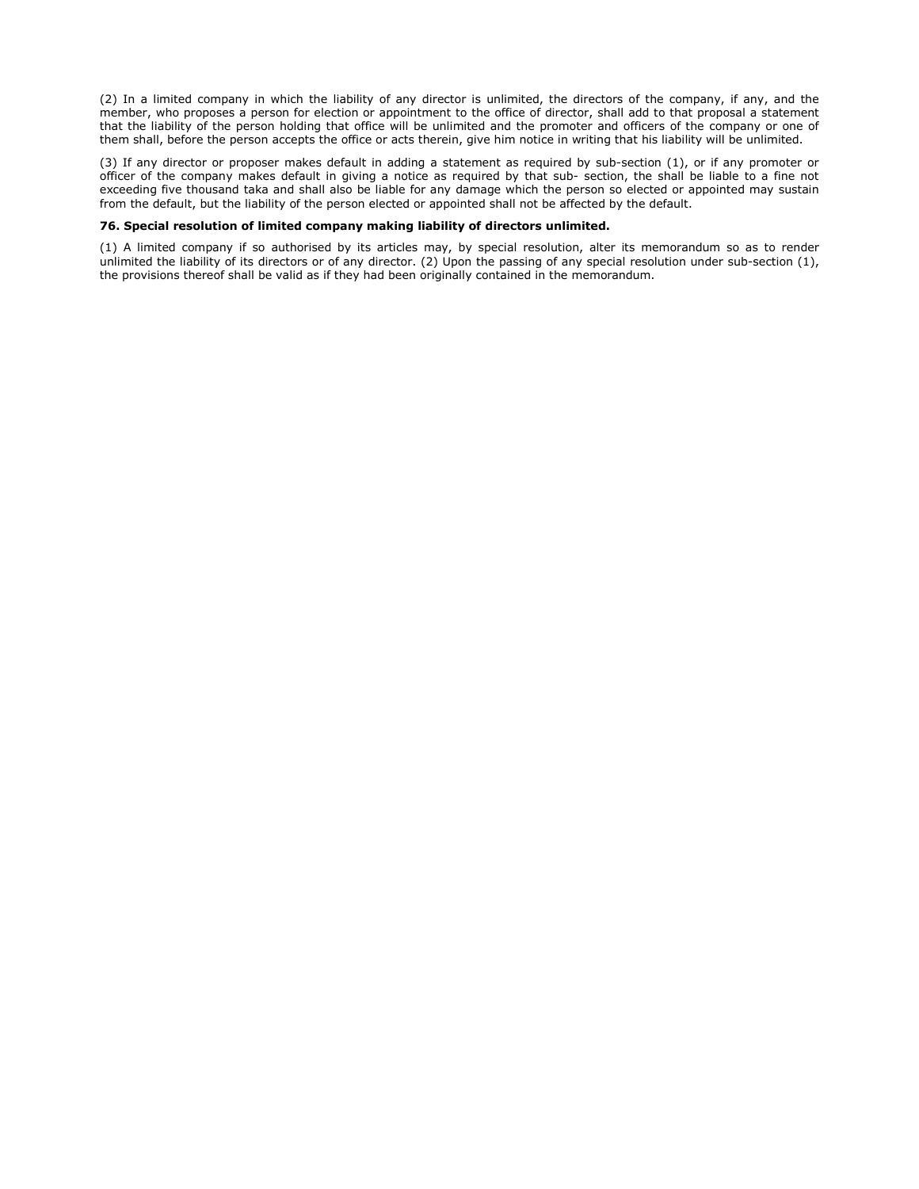(2) In a limited company in which the liability of any director is unlimited, the directors of the company, if any, and the member, who proposes a person for election or appointment to the office of director, shall add to that proposal a statement that the liability of the person holding that office will be unlimited and the promoter and officers of the company or one of them shall, before the person accepts the office or acts therein, give him notice in writing that his liability will be unlimited.

(3) If any director or proposer makes default in adding a statement as required by sub-section (1), or if any promoter or officer of the company makes default in giving a notice as required by that sub- section, the shall be liable to a fine not exceeding five thousand taka and shall also be liable for any damage which the person so elected or appointed may sustain from the default, but the liability of the person elected or appointed shall not be affected by the default.

**76. Special resolution of limited company making liability of directors unlimited.**

(1) A limited company if so authorised by its articles may, by special resolution, alter its memorandum so as to render unlimited the liability of its directors or of any director. (2) Upon the passing of any special resolution under sub-section (1), the provisions thereof shall be valid as if they had been originally contained in the memorandum.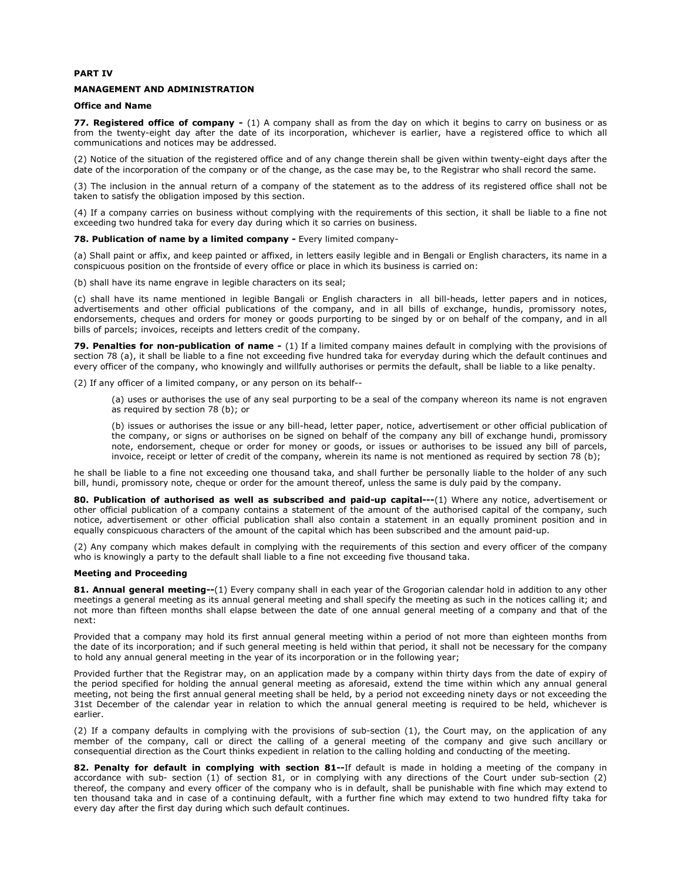**PART IV**

**MANAGEMENT AND ADMINISTRATION**

**Office and Name**

**77. Registered office of company -** (1) A company shall as from the day on which it begins to carry on business or as from the twenty-eight day after the date of its incorporation, whichever is earlier, have a registered office to which all communications and notices may be addressed.

(2) Notice of the situation of the registered office and of any change therein shall be given within twenty-eight days after the date of the incorporation of the company or of the change, as the case may be, to the Registrar who shall record the same.

(3) The inclusion in the annual return of a company of the statement as to the address of its registered office shall not be taken to satisfy the obligation imposed by this section.

(4) If a company carries on business without complying with the requirements of this section, it shall be liable to a fine not exceeding two hundred taka for every day during which it so carries on business.

**78. Publication of name by a limited company -** Every limited company-

(a) Shall paint or affix, and keep painted or affixed, in letters easily legible and in Bengali or English characters, its name in a conspicuous position on the frontside of every office or place in which its business is carried on:

(b) shall have its name engrave in legible characters on its seal;

(c) shall have its name mentioned in legible Bangali or English characters in all bill-heads, letter papers and in notices, advertisements and other official publications of the company, and in all bills of exchange, hundis, promissory notes, endorsements, cheques and orders for money or goods purporting to be singed by or on behalf of the company, and in all bills of parcels; invoices, receipts and letters credit of the company.

**79. Penalties for non-publication of name -** (1) If a limited company maines default in complying with the provisions of section 78 (a), it shall be liable to a fine not exceeding five hundred taka for everyday during which the default continues and every officer of the company, who knowingly and willfully authorises or permits the default, shall be liable to a like penalty.

(2) If any officer of a limited company, or any person on its behalf--

> (a) uses or authorises the use of any seal purporting to be a seal of the company whereon its name is not engraven as required by section 78 (b); or
>
> (b) issues or authorises the issue or any bill-head, letter paper, notice, advertisement or other official publication of the company, or signs or authorises on be signed on behalf of the company any bill of exchange hundi, promissory note, endorsement, cheque or order for money or goods, or issues or authorises to be issued any bill of parcels, invoice, receipt or letter of credit of the company, wherein its name is not mentioned as required by section 78 (b);

he shall be liable to a fine not exceeding one thousand taka, and shall further be personally liable to the holder of any such bill, hundi, promissory note, cheque or order for the amount thereof, unless the same is duly paid by the company.

**80. Publication of authorised as well as subscribed and paid-up capital---**(1) Where any notice, advertisement or other official publication of a company contains a statement of the amount of the authorised capital of the company, such notice, advertisement or other official publication shall also contain a statement in an equally prominent position and in equally conspicuous characters of the amount of the capital which has been subscribed and the amount paid-up.

(2) Any company which makes default in complying with the requirements of this section and every officer of the company who is knowingly a party to the default shall liable to a fine not exceeding five thousand taka.

**Meeting and Proceeding**

**81. Annual general meeting--**(1) Every company shall in each year of the Grogorian calendar hold in addition to any other meetings a general meeting as its annual general meeting and shall specify the meeting as such in the notices calling it; and not more than fifteen months shall elapse between the date of one annual general meeting of a company and that of the next:

Provided that a company may hold its first annual general meeting within a period of not more than eighteen months from the date of its incorporation; and if such general meeting is held within that period, it shall not be necessary for the company to hold any annual general meeting in the year of its incorporation or in the following year;

Provided further that the Registrar may, on an application made by a company within thirty days from the date of expiry of the period specified for holding the annual general meeting as aforesaid, extend the time within which any annual general meeting, not being the first annual general meeting shall be held, by a period not exceeding ninety days or not exceeding the 31st December of the calendar year in relation to which the annual general meeting is required to be held, whichever is earlier.

(2) If a company defaults in complying with the provisions of sub-section (1), the Court may, on the application of any member of the company, call or direct the calling of a general meeting of the company and give such ancillary or consequential direction as the Court thinks expedient in relation to the calling holding and conducting of the meeting.

**82. Penalty for default in complying with section 81--**If default is made in holding a meeting of the company in accordance with sub- section (1) of section 81, or in complying with any directions of the Court under sub-section (2) thereof, the company and every officer of the company who is in default, shall be punishable with fine which may extend to ten thousand taka and in case of a continuing default, with a further fine which may extend to two hundred fifty taka for every day after the first day during which such default continues.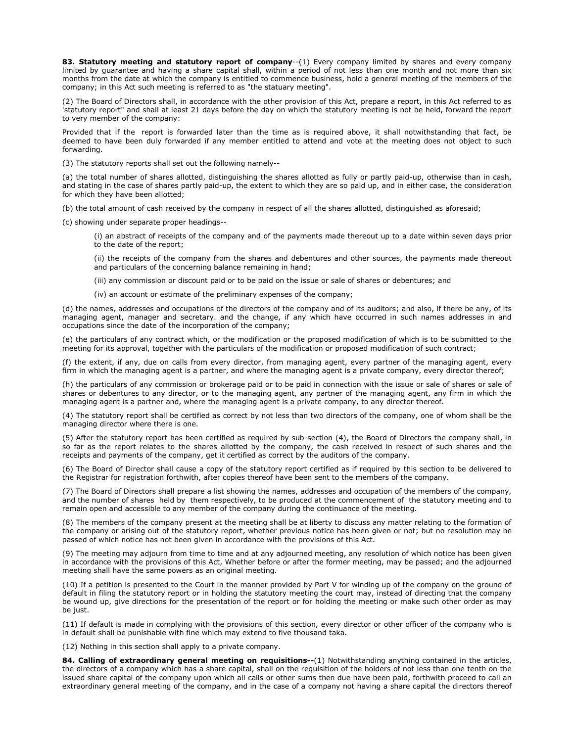**83. Statutory meeting and statutory report of company**--(1) Every company limited by shares and every company limited by guarantee and having a share capital shall, within a period of not less than one month and not more than six months from the date at which the company is entitled to commence business, hold a general meeting of the members of the company; in this Act such meeting is referred to as "the statuary meeting".

(2) The Board of Directors shall, in accordance with the other provision of this Act, prepare a report, in this Act referred to as 'statutory report" and shall at least 21 days before the day on which the statutory meeting is not be held, forward the report to very member of the company:

Provided that if the report is forwarded later than the time as is required above, it shall notwithstanding that fact, be deemed to have been duly forwarded if any member entitled to attend and vote at the meeting does not object to such forwarding.

(3) The statutory reports shall set out the following namely--

(a) the total number of shares allotted, distinguishing the shares allotted as fully or partly paid-up, otherwise than in cash, and stating in the case of shares partly paid-up, the extent to which they are so paid up, and in either case, the consideration for which they have been allotted;

(b) the total amount of cash received by the company in respect of all the shares allotted, distinguished as aforesaid;

(c) showing under separate proper headings--

(i) an abstract of receipts of the company and of the payments made thereout up to a date within seven days prior to the date of the report;

(ii) the receipts of the company from the shares and debentures and other sources, the payments made thereout and particulars of the concerning balance remaining in hand;

(iii) any commission or discount paid or to be paid on the issue or sale of shares or debentures; and

(iv) an account or estimate of the preliminary expenses of the company;

(d) the names, addresses and occupations of the directors of the company and of its auditors; and also, if there be any, of its managing agent, manager and secretary. and the change, if any which have occurred in such names addresses in and occupations since the date of the incorporation of the company;

(e) the particulars of any contract which, or the modification or the proposed modification of which is to be submitted to the meeting for its approval, together with the particulars of the modification or proposed modification of such contract;

(f) the extent, if any, due on calls from every director, from managing agent, every partner of the managing agent, every firm in which the managing agent is a partner, and where the managing agent is a private company, every director thereof;

(h) the particulars of any commission or brokerage paid or to be paid in connection with the issue or sale of shares or sale of shares or debentures to any director, or to the managing agent, any partner of the managing agent, any firm in which the managing agent is a partner and, where the managing agent is a private company, to any director thereof.

(4) The statutory report shall be certified as correct by not less than two directors of the company, one of whom shall be the managing director where there is one.

(5) After the statutory report has been certified as required by sub-section (4), the Board of Directors the company shall, in so far as the report relates to the shares allotted by the company, the cash received in respect of such shares and the receipts and payments of the company, get it certified as correct by the auditors of the company.

(6) The Board of Director shall cause a copy of the statutory report certified as if required by this section to be delivered to the Registrar for registration forthwith, after copies thereof have been sent to the members of the company.

(7) The Board of Directors shall prepare a list showing the names, addresses and occupation of the members of the company, and the number of shares held by them respectively, to be produced at the commencement of the statutory meeting and to remain open and accessible to any member of the company during the continuance of the meeting.

(8) The members of the company present at the meeting shall be at liberty to discuss any matter relating to the formation of the company or arising out of the statutory report, whether previous notice has been given or not; but no resolution may be passed of which notice has not been given in accordance with the provisions of this Act.

(9) The meeting may adjourn from time to time and at any adjourned meeting, any resolution of which notice has been given in accordance with the provisions of this Act, Whether before or after the former meeting, may be passed; and the adjourned meeting shall have the same powers as an original meeting.

(10) If a petition is presented to the Court in the manner provided by Part V for winding up of the company on the ground of default in filing the statutory report or in holding the statutory meeting the court may, instead of directing that the company be wound up, give directions for the presentation of the report or for holding the meeting or make such other order as may be just.

(11) If default is made in complying with the provisions of this section, every director or other officer of the company who is in default shall be punishable with fine which may extend to five thousand taka.

(12) Nothing in this section shall apply to a private company.

**84. Calling of extraordinary general meeting on requisitions--**(1) Notwithstanding anything contained in the articles, the directors of a company which has a share capital, shall on the requisition of the holders of not less than one tenth on the issued share capital of the company upon which all calls or other sums then due have been paid, forthwith proceed to call an extraordinary general meeting of the company, and in the case of a company not having a share capital the directors thereof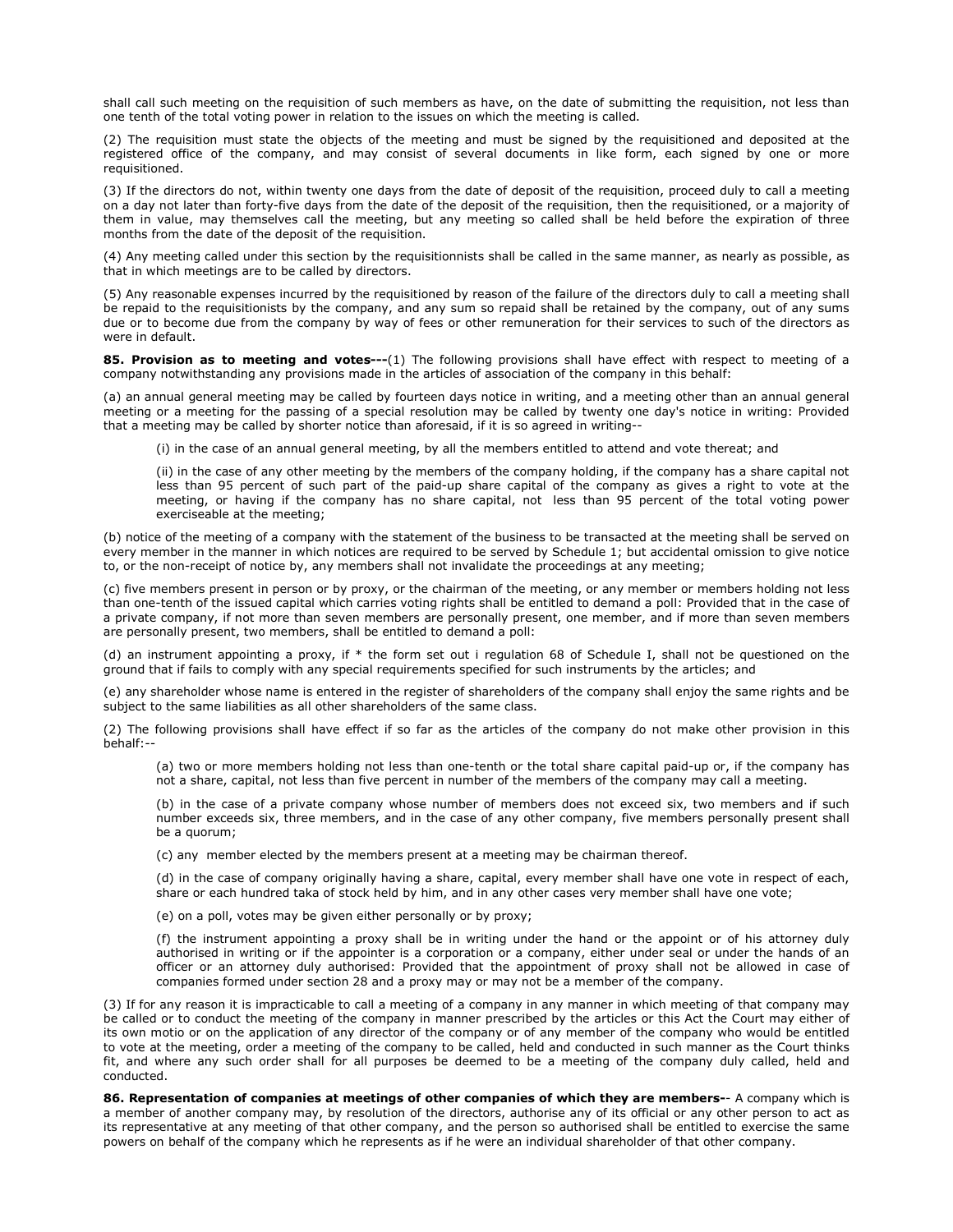shall call such meeting on the requisition of such members as have, on the date of submitting the requisition, not less than one tenth of the total voting power in relation to the issues on which the meeting is called.

(2) The requisition must state the objects of the meeting and must be signed by the requisitioned and deposited at the registered office of the company, and may consist of several documents in like form, each signed by one or more requisitioned.

(3) If the directors do not, within twenty one days from the date of deposit of the requisition, proceed duly to call a meeting on a day not later than forty-five days from the date of the deposit of the requisition, then the requisitioned, or a majority of them in value, may themselves call the meeting, but any meeting so called shall be held before the expiration of three months from the date of the deposit of the requisition.

(4) Any meeting called under this section by the requisitionnists shall be called in the same manner, as nearly as possible, as that in which meetings are to be called by directors.

(5) Any reasonable expenses incurred by the requisitioned by reason of the failure of the directors duly to call a meeting shall be repaid to the requisitionists by the company, and any sum so repaid shall be retained by the company, out of any sums due or to become due from the company by way of fees or other remuneration for their services to such of the directors as were in default.

**85. Provision as to meeting and votes---**(1) The following provisions shall have effect with respect to meeting of a company notwithstanding any provisions made in the articles of association of the company in this behalf:

(a) an annual general meeting may be called by fourteen days notice in writing, and a meeting other than an annual general meeting or a meeting for the passing of a special resolution may be called by twenty one day's notice in writing: Provided that a meeting may be called by shorter notice than aforesaid, if it is so agreed in writing--

(i) in the case of an annual general meeting, by all the members entitled to attend and vote thereat; and

(ii) in the case of any other meeting by the members of the company holding, if the company has a share capital not less than 95 percent of such part of the paid-up share capital of the company as gives a right to vote at the meeting, or having if the company has no share capital, not less than 95 percent of the total voting power exerciseable at the meeting;

(b) notice of the meeting of a company with the statement of the business to be transacted at the meeting shall be served on every member in the manner in which notices are required to be served by Schedule 1; but accidental omission to give notice to, or the non-receipt of notice by, any members shall not invalidate the proceedings at any meeting;

(c) five members present in person or by proxy, or the chairman of the meeting, or any member or members holding not less than one-tenth of the issued capital which carries voting rights shall be entitled to demand a poll: Provided that in the case of a private company, if not more than seven members are personally present, one member, and if more than seven members are personally present, two members, shall be entitled to demand a poll:

(d) an instrument appointing a proxy, if * the form set out i regulation 68 of Schedule I, shall not be questioned on the ground that if fails to comply with any special requirements specified for such instruments by the articles; and

(e) any shareholder whose name is entered in the register of shareholders of the company shall enjoy the same rights and be subject to the same liabilities as all other shareholders of the same class.

(2) The following provisions shall have effect if so far as the articles of the company do not make other provision in this behalf:--

(a) two or more members holding not less than one-tenth or the total share capital paid-up or, if the company has not a share, capital, not less than five percent in number of the members of the company may call a meeting.

(b) in the case of a private company whose number of members does not exceed six, two members and if such number exceeds six, three members, and in the case of any other company, five members personally present shall be a quorum;

(c) any member elected by the members present at a meeting may be chairman thereof.

(d) in the case of company originally having a share, capital, every member shall have one vote in respect of each, share or each hundred taka of stock held by him, and in any other cases very member shall have one vote;

(e) on a poll, votes may be given either personally or by proxy;

(f) the instrument appointing a proxy shall be in writing under the hand or the appoint or of his attorney duly authorised in writing or if the appointer is a corporation or a company, either under seal or under the hands of an officer or an attorney duly authorised: Provided that the appointment of proxy shall not be allowed in case of companies formed under section 28 and a proxy may or may not be a member of the company.

(3) If for any reason it is impracticable to call a meeting of a company in any manner in which meeting of that company may be called or to conduct the meeting of the company in manner prescribed by the articles or this Act the Court may either of its own motio or on the application of any director of the company or of any member of the company who would be entitled to vote at the meeting, order a meeting of the company to be called, held and conducted in such manner as the Court thinks fit, and where any such order shall for all purposes be deemed to be a meeting of the company duly called, held and conducted.

**86. Representation of companies at meetings of other companies of which they are members-**- A company which is a member of another company may, by resolution of the directors, authorise any of its official or any other person to act as its representative at any meeting of that other company, and the person so authorised shall be entitled to exercise the same powers on behalf of the company which he represents as if he were an individual shareholder of that other company.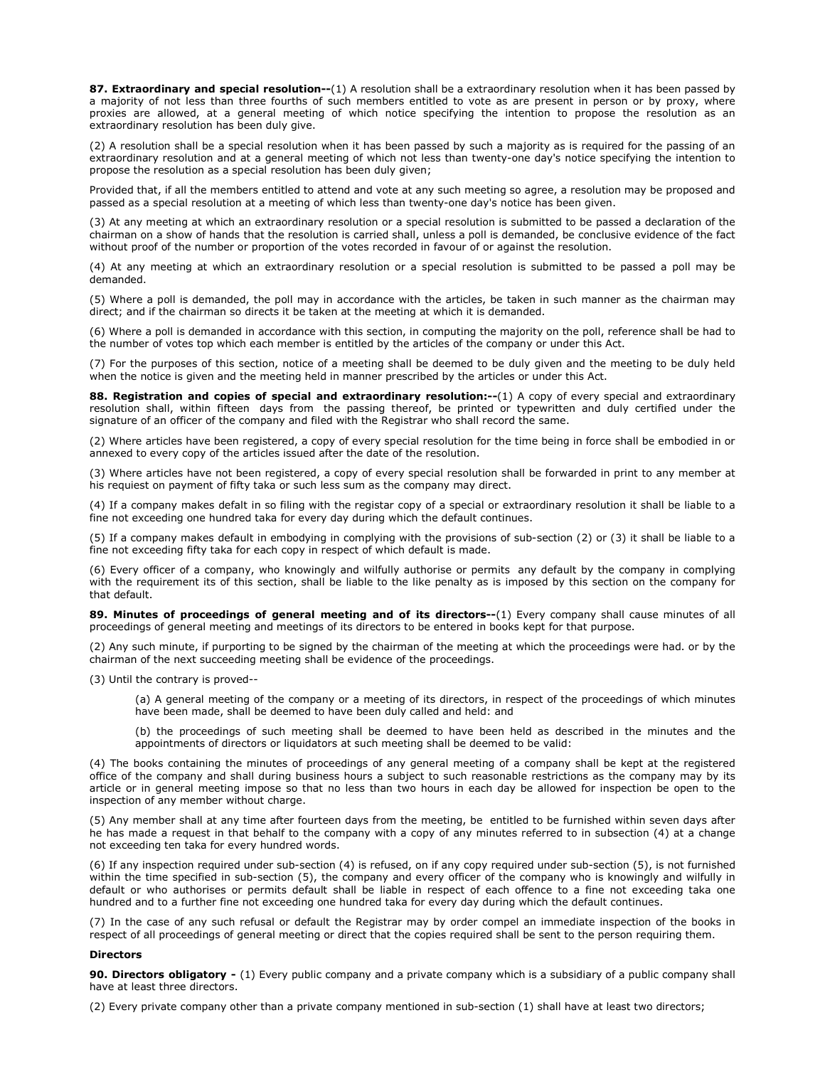**87. Extraordinary and special resolution--**(1) A resolution shall be a extraordinary resolution when it has been passed by a majority of not less than three fourths of such members entitled to vote as are present in person or by proxy, where proxies are allowed, at a general meeting of which notice specifying the intention to propose the resolution as an extraordinary resolution has been duly give.

(2) A resolution shall be a special resolution when it has been passed by such a majority as is required for the passing of an extraordinary resolution and at a general meeting of which not less than twenty-one day's notice specifying the intention to propose the resolution as a special resolution has been duly given;

Provided that, if all the members entitled to attend and vote at any such meeting so agree, a resolution may be proposed and passed as a special resolution at a meeting of which less than twenty-one day's notice has been given.

(3) At any meeting at which an extraordinary resolution or a special resolution is submitted to be passed a declaration of the chairman on a show of hands that the resolution is carried shall, unless a poll is demanded, be conclusive evidence of the fact without proof of the number or proportion of the votes recorded in favour of or against the resolution.

(4) At any meeting at which an extraordinary resolution or a special resolution is submitted to be passed a poll may be demanded.

(5) Where a poll is demanded, the poll may in accordance with the articles, be taken in such manner as the chairman may direct; and if the chairman so directs it be taken at the meeting at which it is demanded.

(6) Where a poll is demanded in accordance with this section, in computing the majority on the poll, reference shall be had to the number of votes top which each member is entitled by the articles of the company or under this Act.

(7) For the purposes of this section, notice of a meeting shall be deemed to be duly given and the meeting to be duly held when the notice is given and the meeting held in manner prescribed by the articles or under this Act.

**88. Registration and copies of special and extraordinary resolution:--**(1) A copy of every special and extraordinary resolution shall, within fifteen days from the passing thereof, be printed or typewritten and duly certified under the signature of an officer of the company and filed with the Registrar who shall record the same.

(2) Where articles have been registered, a copy of every special resolution for the time being in force shall be embodied in or annexed to every copy of the articles issued after the date of the resolution.

(3) Where articles have not been registered, a copy of every special resolution shall be forwarded in print to any member at his requiest on payment of fifty taka or such less sum as the company may direct.

(4) If a company makes defalt in so filing with the registar copy of a special or extraordinary resolution it shall be liable to a fine not exceeding one hundred taka for every day during which the default continues.

(5) If a company makes default in embodying in complying with the provisions of sub-section (2) or (3) it shall be liable to a fine not exceeding fifty taka for each copy in respect of which default is made.

(6) Every officer of a company, who knowingly and wilfully authorise or permits any default by the company in complying with the requirement its of this section, shall be liable to the like penalty as is imposed by this section on the company for that default.

**89. Minutes of proceedings of general meeting and of its directors--**(1) Every company shall cause minutes of all proceedings of general meeting and meetings of its directors to be entered in books kept for that purpose.

(2) Any such minute, if purporting to be signed by the chairman of the meeting at which the proceedings were had. or by the chairman of the next succeeding meeting shall be evidence of the proceedings.

(3) Until the contrary is proved--

> (a) A general meeting of the company or a meeting of its directors, in respect of the proceedings of which minutes have been made, shall be deemed to have been duly called and held: and
>
> (b) the proceedings of such meeting shall be deemed to have been held as described in the minutes and the appointments of directors or liquidators at such meeting shall be deemed to be valid:

(4) The books containing the minutes of proceedings of any general meeting of a company shall be kept at the registered office of the company and shall during business hours a subject to such reasonable restrictions as the company may by its article or in general meeting impose so that no less than two hours in each day be allowed for inspection be open to the inspection of any member without charge.

(5) Any member shall at any time after fourteen days from the meeting, be entitled to be furnished within seven days after he has made a request in that behalf to the company with a copy of any minutes referred to in subsection (4) at a change not exceeding ten taka for every hundred words.

(6) If any inspection required under sub-section (4) is refused, on if any copy required under sub-section (5), is not furnished within the time specified in sub-section (5), the company and every officer of the company who is knowingly and wilfully in default or who authorises or permits default shall be liable in respect of each offence to a fine not exceeding taka one hundred and to a further fine not exceeding one hundred taka for every day during which the default continues.

(7) In the case of any such refusal or default the Registrar may by order compel an immediate inspection of the books in respect of all proceedings of general meeting or direct that the copies required shall be sent to the person requiring them.

**Directors**

**90. Directors obligatory -** (1) Every public company and a private company which is a subsidiary of a public company shall have at least three directors.

(2) Every private company other than a private company mentioned in sub-section (1) shall have at least two directors;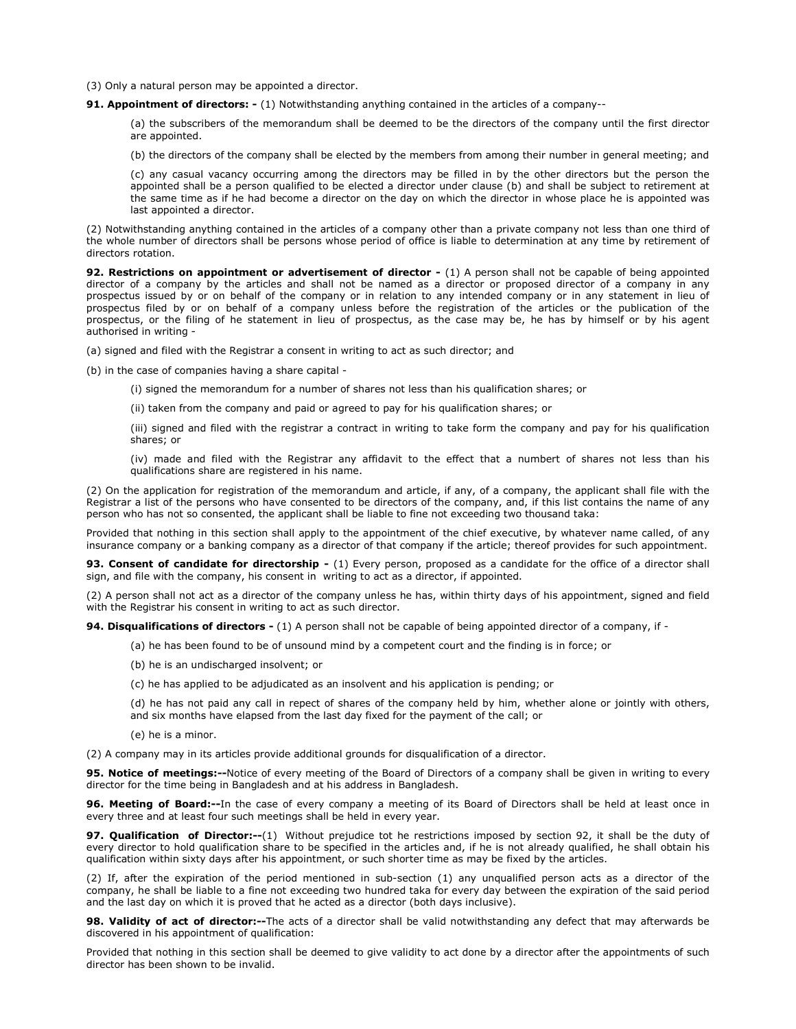(3) Only a natural person may be appointed a director.

**91. Appointment of directors: -** (1) Notwithstanding anything contained in the articles of a company--

> (a) the subscribers of the memorandum shall be deemed to be the directors of the company until the first director are appointed.
>
> (b) the directors of the company shall be elected by the members from among their number in general meeting; and
>
> (c) any casual vacancy occurring among the directors may be filled in by the other directors but the person the appointed shall be a person qualified to be elected a director under clause (b) and shall be subject to retirement at the same time as if he had become a director on the day on which the director in whose place he is appointed was last appointed a director.

(2) Notwithstanding anything contained in the articles of a company other than a private company not less than one third of the whole number of directors shall be persons whose period of office is liable to determination at any time by retirement of directors rotation.

**92. Restrictions on appointment or advertisement of director -** (1) A person shall not be capable of being appointed director of a company by the articles and shall not be named as a director or proposed director of a company in any prospectus issued by or on behalf of the company or in relation to any intended company or in any statement in lieu of prospectus filed by or on behalf of a company unless before the registration of the articles or the publication of the prospectus, or the filing of he statement in lieu of prospectus, as the case may be, he has by himself or by his agent authorised in writing -

(a) signed and filed with the Registrar a consent in writing to act as such director; and

(b) in the case of companies having a share capital -

> (i) signed the memorandum for a number of shares not less than his qualification shares; or
>
> (ii) taken from the company and paid or agreed to pay for his qualification shares; or
>
> (iii) signed and filed with the registrar a contract in writing to take form the company and pay for his qualification shares; or
>
> (iv) made and filed with the Registrar any affidavit to the effect that a numbert of shares not less than his qualifications share are registered in his name.

(2) On the application for registration of the memorandum and article, if any, of a company, the applicant shall file with the Registrar a list of the persons who have consented to be directors of the company, and, if this list contains the name of any person who has not so consented, the applicant shall be liable to fine not exceeding two thousand taka:

Provided that nothing in this section shall apply to the appointment of the chief executive, by whatever name called, of any insurance company or a banking company as a director of that company if the article; thereof provides for such appointment.

**93. Consent of candidate for directorship -** (1) Every person, proposed as a candidate for the office of a director shall sign, and file with the company, his consent in writing to act as a director, if appointed.

(2) A person shall not act as a director of the company unless he has, within thirty days of his appointment, signed and field with the Registrar his consent in writing to act as such director.

**94. Disqualifications of directors -** (1) A person shall not be capable of being appointed director of a company, if -

> (a) he has been found to be of unsound mind by a competent court and the finding is in force; or
>
> (b) he is an undischarged insolvent; or
>
> (c) he has applied to be adjudicated as an insolvent and his application is pending; or
>
> (d) he has not paid any call in repect of shares of the company held by him, whether alone or jointly with others, and six months have elapsed from the last day fixed for the payment of the call; or
>
> (e) he is a minor.

(2) A company may in its articles provide additional grounds for disqualification of a director.

**95. Notice of meetings:--**Notice of every meeting of the Board of Directors of a company shall be given in writing to every director for the time being in Bangladesh and at his address in Bangladesh.

**96. Meeting of Board:--**In the case of every company a meeting of its Board of Directors shall be held at least once in every three and at least four such meetings shall be held in every year.

**97. Qualification of Director:--**(1) Without prejudice tot he restrictions imposed by section 92, it shall be the duty of every director to hold qualification share to be specified in the articles and, if he is not already qualified, he shall obtain his qualification within sixty days after his appointment, or such shorter time as may be fixed by the articles.

(2) If, after the expiration of the period mentioned in sub-section (1) any unqualified person acts as a director of the company, he shall be liable to a fine not exceeding two hundred taka for every day between the expiration of the said period and the last day on which it is proved that he acted as a director (both days inclusive).

**98. Validity of act of director:--**The acts of a director shall be valid notwithstanding any defect that may afterwards be discovered in his appointment of qualification:

Provided that nothing in this section shall be deemed to give validity to act done by a director after the appointments of such director has been shown to be invalid.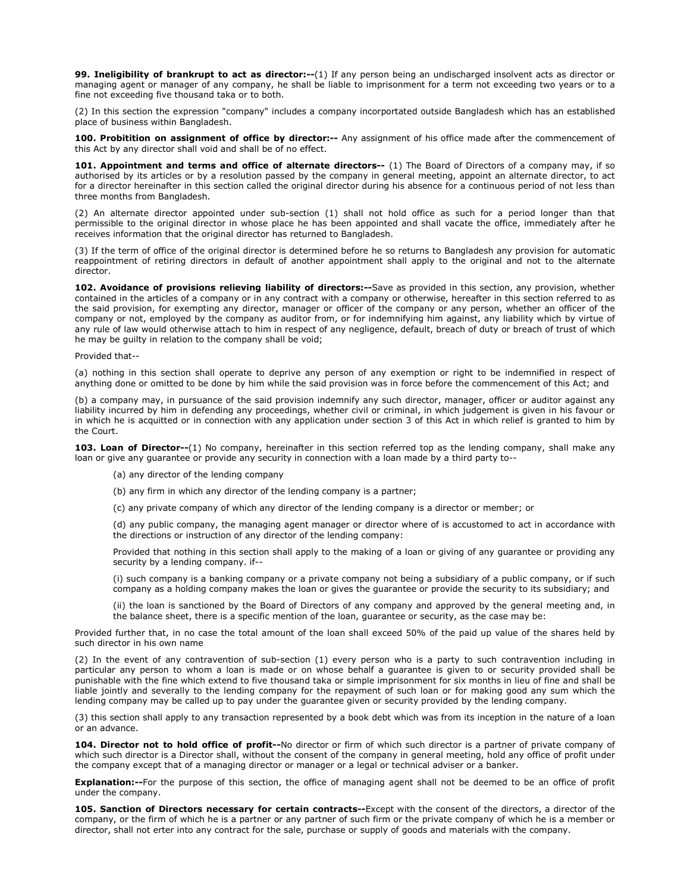**99. Ineligibility of brankrupt to act as director:--**(1) If any person being an undischarged insolvent acts as director or managing agent or manager of any company, he shall be liable to imprisonment for a term not exceeding two years or to a fine not exceeding five thousand taka or to both.

(2) In this section the expression "company" includes a company incorportated outside Bangladesh which has an established place of business within Bangladesh.

**100. Probitition on assignment of office by director:--** Any assignment of his office made after the commencement of this Act by any director shall void and shall be of no effect.

**101. Appointment and terms and office of alternate directors--** (1) The Board of Directors of a company may, if so authorised by its articles or by a resolution passed by the company in general meeting, appoint an alternate director, to act for a director hereinafter in this section called the original director during his absence for a continuous period of not less than three months from Bangladesh.

(2) An alternate director appointed under sub-section (1) shall not hold office as such for a period longer than that permissible to the original director in whose place he has been appointed and shall vacate the office, immediately after he receives information that the original director has returned to Bangladesh.

(3) If the term of office of the original director is determined before he so returns to Bangladesh any provision for automatic reappointment of retiring directors in default of another appointment shall apply to the original and not to the alternate director.

**102. Avoidance of provisions relieving liability of directors:--**Save as provided in this section, any provision, whether contained in the articles of a company or in any contract with a company or otherwise, hereafter in this section referred to as the said provision, for exempting any director, manager or officer of the company or any person, whether an officer of the company or not, employed by the company as auditor from, or for indemnifying him against, any liability which by virtue of any rule of law would otherwise attach to him in respect of any negligence, default, breach of duty or breach of trust of which he may be guilty in relation to the company shall be void;

Provided that--

(a) nothing in this section shall operate to deprive any person of any exemption or right to be indemnified in respect of anything done or omitted to be done by him while the said provision was in force before the commencement of this Act; and

(b) a company may, in pursuance of the said provision indemnify any such director, manager, officer or auditor against any liability incurred by him in defending any proceedings, whether civil or criminal, in which judgement is given in his favour or in which he is acquitted or in connection with any application under section 3 of this Act in which relief is granted to him by the Court.

**103. Loan of Director--**(1) No company, hereinafter in this section referred top as the lending company, shall make any loan or give any guarantee or provide any security in connection with a loan made by a third party to--

(a) any director of the lending company

(b) any firm in which any director of the lending company is a partner;

(c) any private company of which any director of the lending company is a director or member; or

(d) any public company, the managing agent manager or director where of is accustomed to act in accordance with the directions or instruction of any director of the lending company:

Provided that nothing in this section shall apply to the making of a loan or giving of any guarantee or providing any security by a lending company. if--

(i) such company is a banking company or a private company not being a subsidiary of a public company, or if such company as a holding company makes the loan or gives the guarantee or provide the security to its subsidiary; and

(ii) the loan is sanctioned by the Board of Directors of any company and approved by the general meeting and, in the balance sheet, there is a specific mention of the loan, guarantee or security, as the case may be:

Provided further that, in no case the total amount of the loan shall exceed 50% of the paid up value of the shares held by such director in his own name

(2) In the event of any contravention of sub-section (1) every person who is a party to such contravention including in particular any person to whom a loan is made or on whose behalf a guarantee is given to or security provided shall be punishable with the fine which extend to five thousand taka or simple imprisonment for six months in lieu of fine and shall be liable jointly and severally to the lending company for the repayment of such loan or for making good any sum which the lending company may be called up to pay under the guarantee given or security provided by the lending company.

(3) this section shall apply to any transaction represented by a book debt which was from its inception in the nature of a loan or an advance.

**104. Director not to hold office of profit--**No director or firm of which such director is a partner of private company of which such director is a Director shall, without the consent of the company in general meeting, hold any office of profit under the company except that of a managing director or manager or a legal or technical adviser or a banker.

**Explanation:--**For the purpose of this section, the office of managing agent shall not be deemed to be an office of profit under the company.

**105. Sanction of Directors necessary for certain contracts--**Except with the consent of the directors, a director of the company, or the firm of which he is a partner or any partner of such firm or the private company of which he is a member or director, shall not erter into any contract for the sale, purchase or supply of goods and materials with the company.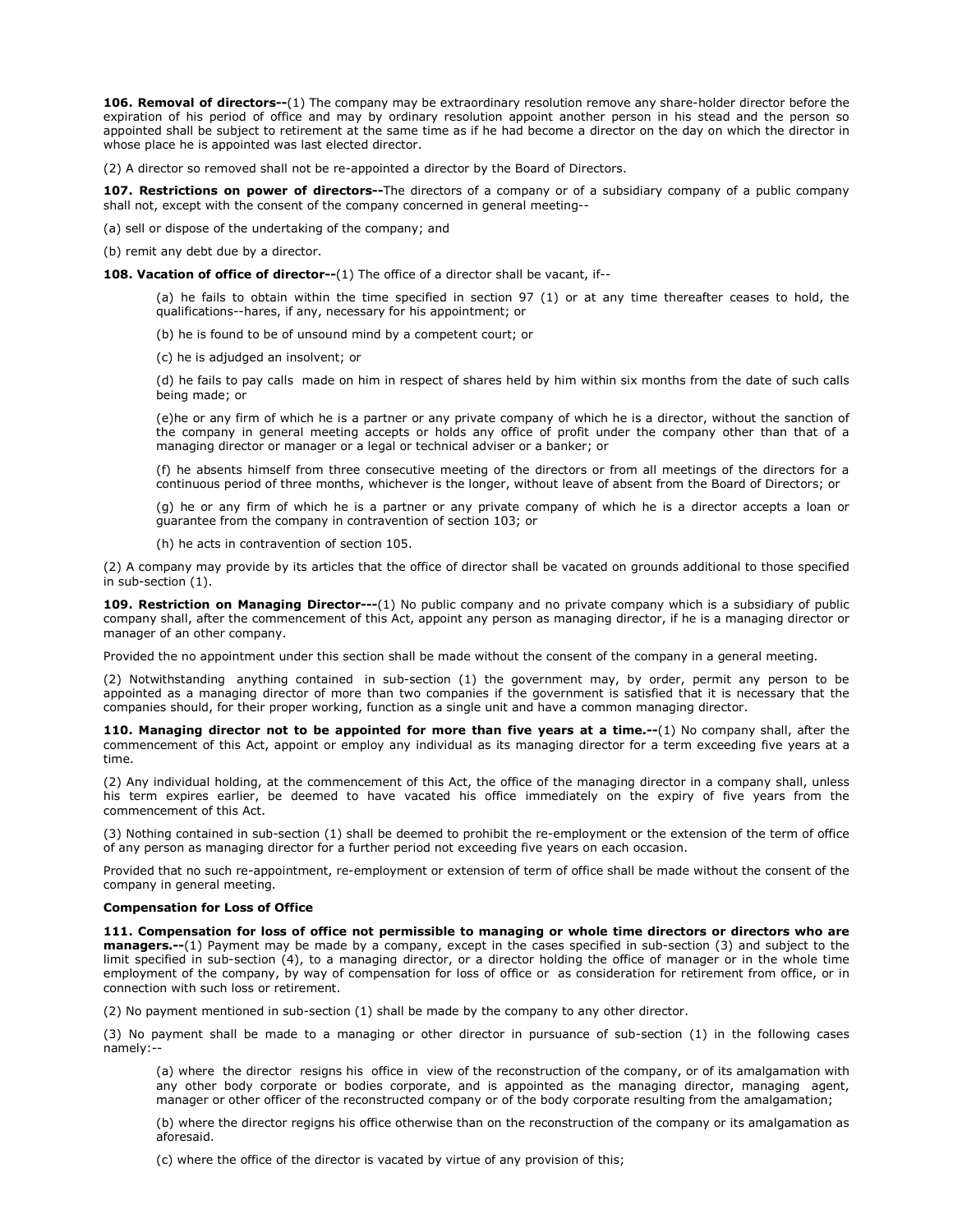**106. Removal of directors--**(1) The company may be extraordinary resolution remove any share-holder director before the expiration of his period of office and may by ordinary resolution appoint another person in his stead and the person so appointed shall be subject to retirement at the same time as if he had become a director on the day on which the director in whose place he is appointed was last elected director.

(2) A director so removed shall not be re-appointed a director by the Board of Directors.

**107. Restrictions on power of directors--**The directors of a company or of a subsidiary company of a public company shall not, except with the consent of the company concerned in general meeting--

(a) sell or dispose of the undertaking of the company; and

(b) remit any debt due by a director.

**108. Vacation of office of director--**(1) The office of a director shall be vacant, if--

> (a) he fails to obtain within the time specified in section 97 (1) or at any time thereafter ceases to hold, the qualifications--hares, if any, necessary for his appointment; or
>
> (b) he is found to be of unsound mind by a competent court; or
>
> (c) he is adjudged an insolvent; or
>
> (d) he fails to pay calls made on him in respect of shares held by him within six months from the date of such calls being made; or
>
> (e)he or any firm of which he is a partner or any private company of which he is a director, without the sanction of the company in general meeting accepts or holds any office of profit under the company other than that of a managing director or manager or a legal or technical adviser or a banker; or
>
> (f) he absents himself from three consecutive meeting of the directors or from all meetings of the directors for a continuous period of three months, whichever is the longer, without leave of absent from the Board of Directors; or
>
> (g) he or any firm of which he is a partner or any private company of which he is a director accepts a loan or guarantee from the company in contravention of section 103; or
>
> (h) he acts in contravention of section 105.

(2) A company may provide by its articles that the office of director shall be vacated on grounds additional to those specified in sub-section (1).

**109. Restriction on Managing Director---**(1) No public company and no private company which is a subsidiary of public company shall, after the commencement of this Act, appoint any person as managing director, if he is a managing director or manager of an other company.

Provided the no appointment under this section shall be made without the consent of the company in a general meeting.

(2) Notwithstanding anything contained in sub-section (1) the government may, by order, permit any person to be appointed as a managing director of more than two companies if the government is satisfied that it is necessary that the companies should, for their proper working, function as a single unit and have a common managing director.

**110. Managing director not to be appointed for more than five years at a time.--**(1) No company shall, after the commencement of this Act, appoint or employ any individual as its managing director for a term exceeding five years at a time.

(2) Any individual holding, at the commencement of this Act, the office of the managing director in a company shall, unless his term expires earlier, be deemed to have vacated his office immediately on the expiry of five years from the commencement of this Act.

(3) Nothing contained in sub-section (1) shall be deemed to prohibit the re-employment or the extension of the term of office of any person as managing director for a further period not exceeding five years on each occasion.

Provided that no such re-appointment, re-employment or extension of term of office shall be made without the consent of the company in general meeting.

**Compensation for Loss of Office**

**111. Compensation for loss of office not permissible to managing or whole time directors or directors who are managers.--**(1) Payment may be made by a company, except in the cases specified in sub-section (3) and subject to the limit specified in sub-section (4), to a managing director, or a director holding the office of manager or in the whole time employment of the company, by way of compensation for loss of office or as consideration for retirement from office, or in connection with such loss or retirement.

(2) No payment mentioned in sub-section (1) shall be made by the company to any other director.

(3) No payment shall be made to a managing or other director in pursuance of sub-section (1) in the following cases namely:--

> (a) where the director resigns his office in view of the reconstruction of the company, or of its amalgamation with any other body corporate or bodies corporate, and is appointed as the managing director, managing agent, manager or other officer of the reconstructed company or of the body corporate resulting from the amalgamation;
>
> (b) where the director regigns his office otherwise than on the reconstruction of the company or its amalgamation as aforesaid.
>
> (c) where the office of the director is vacated by virtue of any provision of this;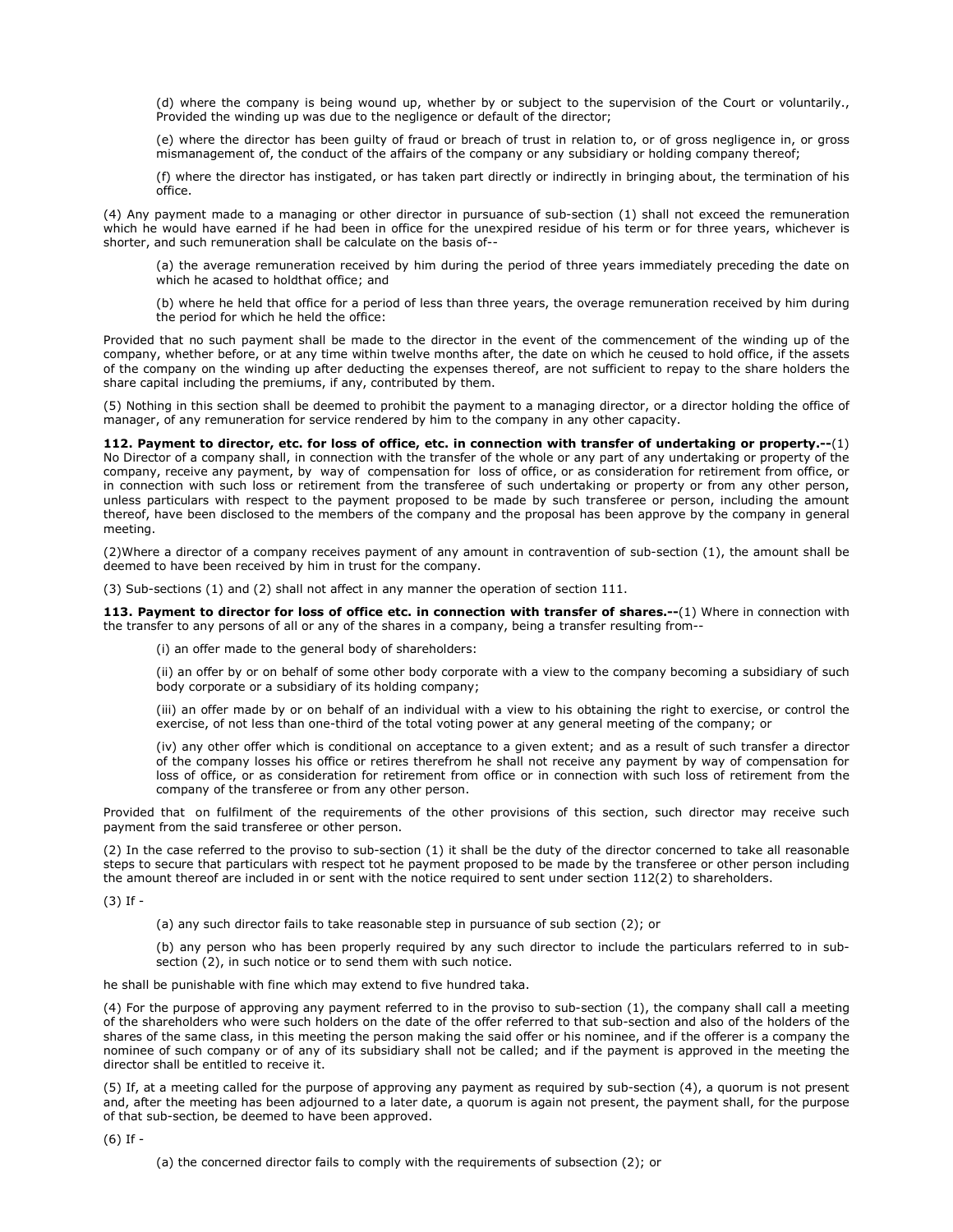(d) where the company is being wound up, whether by or subject to the supervision of the Court or voluntarily., Provided the winding up was due to the negligence or default of the director;

(e) where the director has been guilty of fraud or breach of trust in relation to, or of gross negligence in, or gross mismanagement of, the conduct of the affairs of the company or any subsidiary or holding company thereof;

(f) where the director has instigated, or has taken part directly or indirectly in bringing about, the termination of his office.

(4) Any payment made to a managing or other director in pursuance of sub-section (1) shall not exceed the remuneration which he would have earned if he had been in office for the unexpired residue of his term or for three years, whichever is shorter, and such remuneration shall be calculate on the basis of--

(a) the average remuneration received by him during the period of three years immediately preceding the date on which he acased to holdthat office; and

(b) where he held that office for a period of less than three years, the overage remuneration received by him during the period for which he held the office:

Provided that no such payment shall be made to the director in the event of the commencement of the winding up of the company, whether before, or at any time within twelve months after, the date on which he ceused to hold office, if the assets of the company on the winding up after deducting the expenses thereof, are not sufficient to repay to the share holders the share capital including the premiums, if any, contributed by them.

(5) Nothing in this section shall be deemed to prohibit the payment to a managing director, or a director holding the office of manager, of any remuneration for service rendered by him to the company in any other capacity.

**112. Payment to director, etc. for loss of office, etc. in connection with transfer of undertaking or property.--**(1) No Director of a company shall, in connection with the transfer of the whole or any part of any undertaking or property of the company, receive any payment, by way of compensation for loss of office, or as consideration for retirement from office, or in connection with such loss or retirement from the transferee of such undertaking or property or from any other person, unless particulars with respect to the payment proposed to be made by such transferee or person, including the amount thereof, have been disclosed to the members of the company and the proposal has been approve by the company in general meeting.

(2)Where a director of a company receives payment of any amount in contravention of sub-section (1), the amount shall be deemed to have been received by him in trust for the company.

(3) Sub-sections (1) and (2) shall not affect in any manner the operation of section 111.

**113. Payment to director for loss of office etc. in connection with transfer of shares.--**(1) Where in connection with the transfer to any persons of all or any of the shares in a company, being a transfer resulting from--

(i) an offer made to the general body of shareholders:

(ii) an offer by or on behalf of some other body corporate with a view to the company becoming a subsidiary of such body corporate or a subsidiary of its holding company;

(iii) an offer made by or on behalf of an individual with a view to his obtaining the right to exercise, or control the exercise, of not less than one-third of the total voting power at any general meeting of the company; or

(iv) any other offer which is conditional on acceptance to a given extent; and as a result of such transfer a director of the company losses his office or retires therefrom he shall not receive any payment by way of compensation for loss of office, or as consideration for retirement from office or in connection with such loss of retirement from the company of the transferee or from any other person.

Provided that on fulfilment of the requirements of the other provisions of this section, such director may receive such payment from the said transferee or other person.

(2) In the case referred to the proviso to sub-section (1) it shall be the duty of the director concerned to take all reasonable steps to secure that particulars with respect tot he payment proposed to be made by the transferee or other person including the amount thereof are included in or sent with the notice required to sent under section 112(2) to shareholders.

(3) If -

(a) any such director fails to take reasonable step in pursuance of sub section (2); or

(b) any person who has been properly required by any such director to include the particulars referred to in sub-section (2), in such notice or to send them with such notice.

he shall be punishable with fine which may extend to five hundred taka.

(4) For the purpose of approving any payment referred to in the proviso to sub-section (1), the company shall call a meeting of the shareholders who were such holders on the date of the offer referred to that sub-section and also of the holders of the shares of the same class, in this meeting the person making the said offer or his nominee, and if the offerer is a company the nominee of such company or of any of its subsidiary shall not be called; and if the payment is approved in the meeting the director shall be entitled to receive it.

(5) If, at a meeting called for the purpose of approving any payment as required by sub-section (4), a quorum is not present and, after the meeting has been adjourned to a later date, a quorum is again not present, the payment shall, for the purpose of that sub-section, be deemed to have been approved.

(6) If -

(a) the concerned director fails to comply with the requirements of subsection (2); or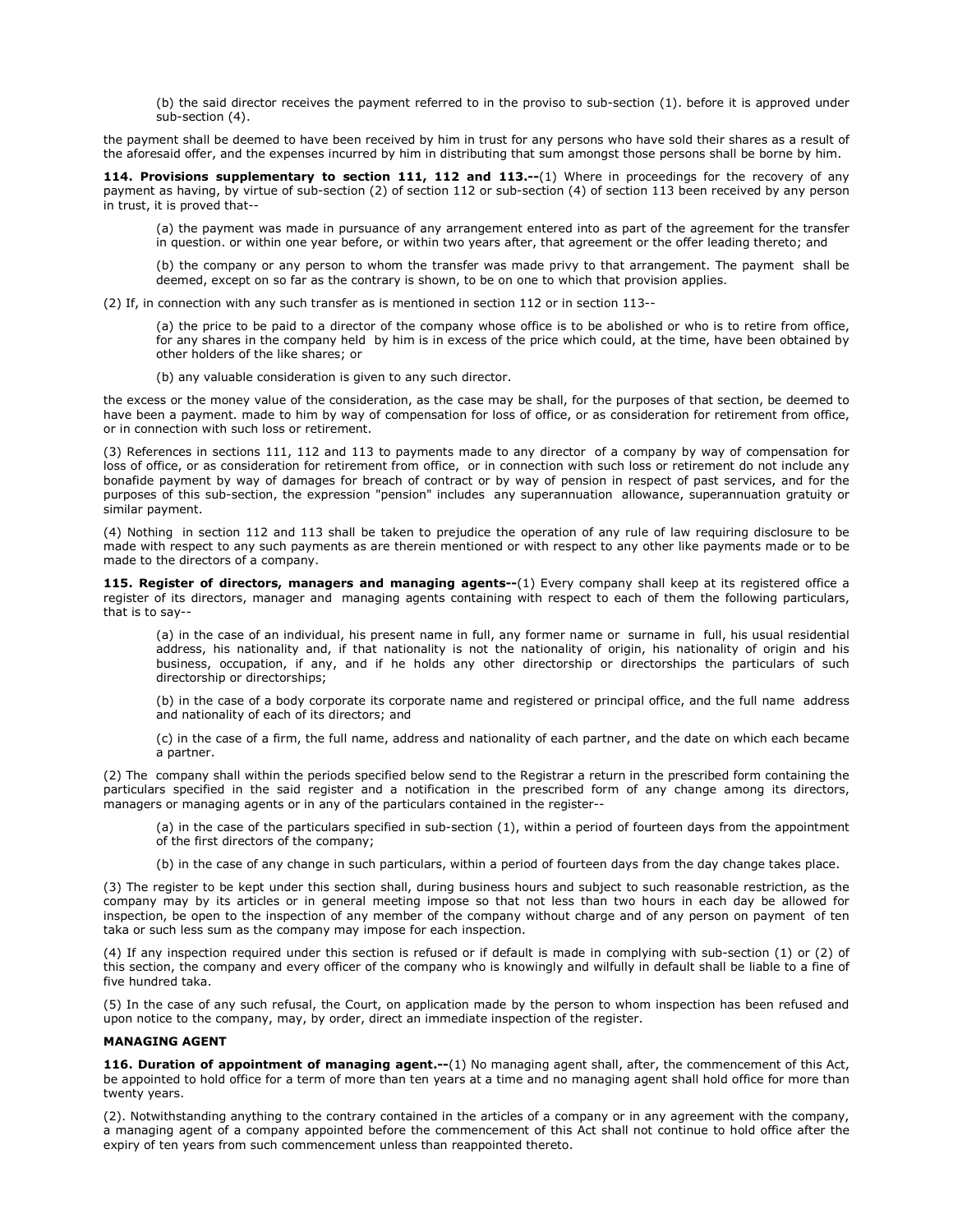(b) the said director receives the payment referred to in the proviso to sub-section (1). before it is approved under sub-section (4).

the payment shall be deemed to have been received by him in trust for any persons who have sold their shares as a result of the aforesaid offer, and the expenses incurred by him in distributing that sum amongst those persons shall be borne by him.

**114. Provisions supplementary to section 111, 112 and 113.--**(1) Where in proceedings for the recovery of any payment as having, by virtue of sub-section (2) of section 112 or sub-section (4) of section 113 been received by any person in trust, it is proved that--

(a) the payment was made in pursuance of any arrangement entered into as part of the agreement for the transfer in question. or within one year before, or within two years after, that agreement or the offer leading thereto; and

(b) the company or any person to whom the transfer was made privy to that arrangement. The payment shall be deemed, except on so far as the contrary is shown, to be on one to which that provision applies.

(2) If, in connection with any such transfer as is mentioned in section 112 or in section 113--

(a) the price to be paid to a director of the company whose office is to be abolished or who is to retire from office, for any shares in the company held by him is in excess of the price which could, at the time, have been obtained by other holders of the like shares; or

(b) any valuable consideration is given to any such director.

the excess or the money value of the consideration, as the case may be shall, for the purposes of that section, be deemed to have been a payment. made to him by way of compensation for loss of office, or as consideration for retirement from office, or in connection with such loss or retirement.

(3) References in sections 111, 112 and 113 to payments made to any director of a company by way of compensation for loss of office, or as consideration for retirement from office, or in connection with such loss or retirement do not include any bonafide payment by way of damages for breach of contract or by way of pension in respect of past services, and for the purposes of this sub-section, the expression "pension" includes any superannuation allowance, superannuation gratuity or similar payment.

(4) Nothing in section 112 and 113 shall be taken to prejudice the operation of any rule of law requiring disclosure to be made with respect to any such payments as are therein mentioned or with respect to any other like payments made or to be made to the directors of a company.

**115. Register of directors, managers and managing agents--**(1) Every company shall keep at its registered office a register of its directors, manager and managing agents containing with respect to each of them the following particulars, that is to say--

(a) in the case of an individual, his present name in full, any former name or surname in full, his usual residential address, his nationality and, if that nationality is not the nationality of origin, his nationality of origin and his business, occupation, if any, and if he holds any other directorship or directorships the particulars of such directorship or directorships;

(b) in the case of a body corporate its corporate name and registered or principal office, and the full name address and nationality of each of its directors; and

(c) in the case of a firm, the full name, address and nationality of each partner, and the date on which each became a partner.

(2) The company shall within the periods specified below send to the Registrar a return in the prescribed form containing the particulars specified in the said register and a notification in the prescribed form of any change among its directors, managers or managing agents or in any of the particulars contained in the register--

(a) in the case of the particulars specified in sub-section (1), within a period of fourteen days from the appointment of the first directors of the company;

(b) in the case of any change in such particulars, within a period of fourteen days from the day change takes place.

(3) The register to be kept under this section shall, during business hours and subject to such reasonable restriction, as the company may by its articles or in general meeting impose so that not less than two hours in each day be allowed for inspection, be open to the inspection of any member of the company without charge and of any person on payment of ten taka or such less sum as the company may impose for each inspection.

(4) If any inspection required under this section is refused or if default is made in complying with sub-section (1) or (2) of this section, the company and every officer of the company who is knowingly and wilfully in default shall be liable to a fine of five hundred taka.

(5) In the case of any such refusal, the Court, on application made by the person to whom inspection has been refused and upon notice to the company, may, by order, direct an immediate inspection of the register.

**MANAGING AGENT**

**116. Duration of appointment of managing agent.--**(1) No managing agent shall, after, the commencement of this Act, be appointed to hold office for a term of more than ten years at a time and no managing agent shall hold office for more than twenty years.

(2). Notwithstanding anything to the contrary contained in the articles of a company or in any agreement with the company, a managing agent of a company appointed before the commencement of this Act shall not continue to hold office after the expiry of ten years from such commencement unless than reappointed thereto.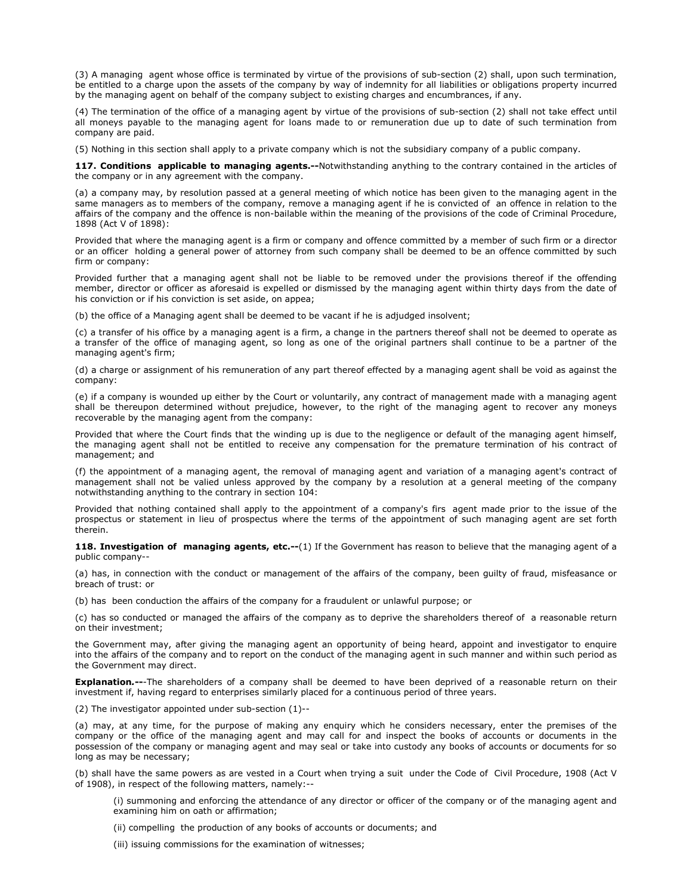(3) A managing agent whose office is terminated by virtue of the provisions of sub-section (2) shall, upon such termination, be entitled to a charge upon the assets of the company by way of indemnity for all liabilities or obligations property incurred by the managing agent on behalf of the company subject to existing charges and encumbrances, if any.

(4) The termination of the office of a managing agent by virtue of the provisions of sub-section (2) shall not take effect until all moneys payable to the managing agent for loans made to or remuneration due up to date of such termination from company are paid.

(5) Nothing in this section shall apply to a private company which is not the subsidiary company of a public company.

**117. Conditions applicable to managing agents.--**Notwithstanding anything to the contrary contained in the articles of the company or in any agreement with the company.

(a) a company may, by resolution passed at a general meeting of which notice has been given to the managing agent in the same managers as to members of the company, remove a managing agent if he is convicted of an offence in relation to the affairs of the company and the offence is non-bailable within the meaning of the provisions of the code of Criminal Procedure, 1898 (Act V of 1898):

Provided that where the managing agent is a firm or company and offence committed by a member of such firm or a director or an officer holding a general power of attorney from such company shall be deemed to be an offence committed by such firm or company:

Provided further that a managing agent shall not be liable to be removed under the provisions thereof if the offending member, director or officer as aforesaid is expelled or dismissed by the managing agent within thirty days from the date of his conviction or if his conviction is set aside, on appea;

(b) the office of a Managing agent shall be deemed to be vacant if he is adjudged insolvent;

(c) a transfer of his office by a managing agent is a firm, a change in the partners thereof shall not be deemed to operate as a transfer of the office of managing agent, so long as one of the original partners shall continue to be a partner of the managing agent's firm;

(d) a charge or assignment of his remuneration of any part thereof effected by a managing agent shall be void as against the company:

(e) if a company is wounded up either by the Court or voluntarily, any contract of management made with a managing agent shall be thereupon determined without prejudice, however, to the right of the managing agent to recover any moneys recoverable by the managing agent from the company:

Provided that where the Court finds that the winding up is due to the negligence or default of the managing agent himself, the managing agent shall not be entitled to receive any compensation for the premature termination of his contract of management; and

(f) the appointment of a managing agent, the removal of managing agent and variation of a managing agent's contract of management shall not be valied unless approved by the company by a resolution at a general meeting of the company notwithstanding anything to the contrary in section 104:

Provided that nothing contained shall apply to the appointment of a company's firs agent made prior to the issue of the prospectus or statement in lieu of prospectus where the terms of the appointment of such managing agent are set forth therein.

**118. Investigation of managing agents, etc.--**(1) If the Government has reason to believe that the managing agent of a public company--

(a) has, in connection with the conduct or management of the affairs of the company, been guilty of fraud, misfeasance or breach of trust: or

(b) has been conduction the affairs of the company for a fraudulent or unlawful purpose; or

(c) has so conducted or managed the affairs of the company as to deprive the shareholders thereof of a reasonable return on their investment;

the Government may, after giving the managing agent an opportunity of being heard, appoint and investigator to enquire into the affairs of the company and to report on the conduct of the managing agent in such manner and within such period as the Government may direct.

**Explanation.---**The shareholders of a company shall be deemed to have been deprived of a reasonable return on their investment if, having regard to enterprises similarly placed for a continuous period of three years.

(2) The investigator appointed under sub-section (1)--

(a) may, at any time, for the purpose of making any enquiry which he considers necessary, enter the premises of the company or the office of the managing agent and may call for and inspect the books of accounts or documents in the possession of the company or managing agent and may seal or take into custody any books of accounts or documents for so long as may be necessary;

(b) shall have the same powers as are vested in a Court when trying a suit under the Code of Civil Procedure, 1908 (Act V of 1908), in respect of the following matters, namely:--

(i) summoning and enforcing the attendance of any director or officer of the company or of the managing agent and examining him on oath or affirmation;

(ii) compelling the production of any books of accounts or documents; and

(iii) issuing commissions for the examination of witnesses;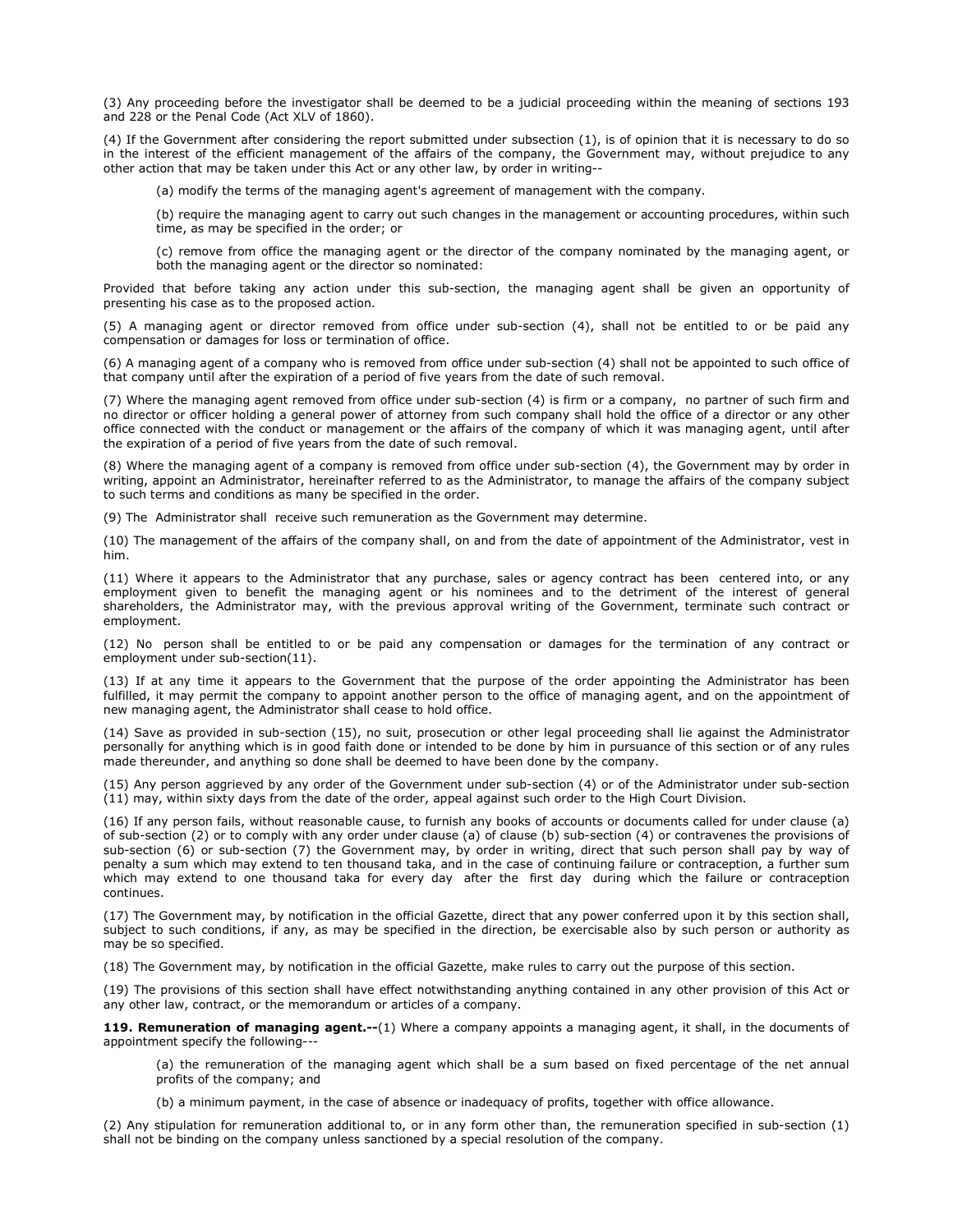(3) Any proceeding before the investigator shall be deemed to be a judicial proceeding within the meaning of sections 193 and 228 or the Penal Code (Act XLV of 1860).

(4) If the Government after considering the report submitted under subsection (1), is of opinion that it is necessary to do so in the interest of the efficient management of the affairs of the company, the Government may, without prejudice to any other action that may be taken under this Act or any other law, by order in writing--

(a) modify the terms of the managing agent's agreement of management with the company.

(b) require the managing agent to carry out such changes in the management or accounting procedures, within such time, as may be specified in the order; or

(c) remove from office the managing agent or the director of the company nominated by the managing agent, or both the managing agent or the director so nominated:

Provided that before taking any action under this sub-section, the managing agent shall be given an opportunity of presenting his case as to the proposed action.

(5) A managing agent or director removed from office under sub-section (4), shall not be entitled to or be paid any compensation or damages for loss or termination of office.

(6) A managing agent of a company who is removed from office under sub-section (4) shall not be appointed to such office of that company until after the expiration of a period of five years from the date of such removal.

(7) Where the managing agent removed from office under sub-section (4) is firm or a company, no partner of such firm and no director or officer holding a general power of attorney from such company shall hold the office of a director or any other office connected with the conduct or management or the affairs of the company of which it was managing agent, until after the expiration of a period of five years from the date of such removal.

(8) Where the managing agent of a company is removed from office under sub-section (4), the Government may by order in writing, appoint an Administrator, hereinafter referred to as the Administrator, to manage the affairs of the company subject to such terms and conditions as many be specified in the order.

(9) The Administrator shall receive such remuneration as the Government may determine.

(10) The management of the affairs of the company shall, on and from the date of appointment of the Administrator, vest in him.

(11) Where it appears to the Administrator that any purchase, sales or agency contract has been centered into, or any employment given to benefit the managing agent or his nominees and to the detriment of the interest of general shareholders, the Administrator may, with the previous approval writing of the Government, terminate such contract or employment.

(12) No person shall be entitled to or be paid any compensation or damages for the termination of any contract or employment under sub-section(11).

(13) If at any time it appears to the Government that the purpose of the order appointing the Administrator has been fulfilled, it may permit the company to appoint another person to the office of managing agent, and on the appointment of new managing agent, the Administrator shall cease to hold office.

(14) Save as provided in sub-section (15), no suit, prosecution or other legal proceeding shall lie against the Administrator personally for anything which is in good faith done or intended to be done by him in pursuance of this section or of any rules made thereunder, and anything so done shall be deemed to have been done by the company.

(15) Any person aggrieved by any order of the Government under sub-section (4) or of the Administrator under sub-section (11) may, within sixty days from the date of the order, appeal against such order to the High Court Division.

(16) If any person fails, without reasonable cause, to furnish any books of accounts or documents called for under clause (a) of sub-section (2) or to comply with any order under clause (a) of clause (b) sub-section (4) or contravenes the provisions of sub-section (6) or sub-section (7) the Government may, by order in writing, direct that such person shall pay by way of penalty a sum which may extend to ten thousand taka, and in the case of continuing failure or contraception, a further sum which may extend to one thousand taka for every day after the first day during which the failure or contraception continues.

(17) The Government may, by notification in the official Gazette, direct that any power conferred upon it by this section shall, subject to such conditions, if any, as may be specified in the direction, be exercisable also by such person or authority as may be so specified.

(18) The Government may, by notification in the official Gazette, make rules to carry out the purpose of this section.

(19) The provisions of this section shall have effect notwithstanding anything contained in any other provision of this Act or any other law, contract, or the memorandum or articles of a company.

**119. Remuneration of managing agent.--**(1) Where a company appoints a managing agent, it shall, in the documents of appointment specify the following---

(a) the remuneration of the managing agent which shall be a sum based on fixed percentage of the net annual profits of the company; and

(b) a minimum payment, in the case of absence or inadequacy of profits, together with office allowance.

(2) Any stipulation for remuneration additional to, or in any form other than, the remuneration specified in sub-section (1) shall not be binding on the company unless sanctioned by a special resolution of the company.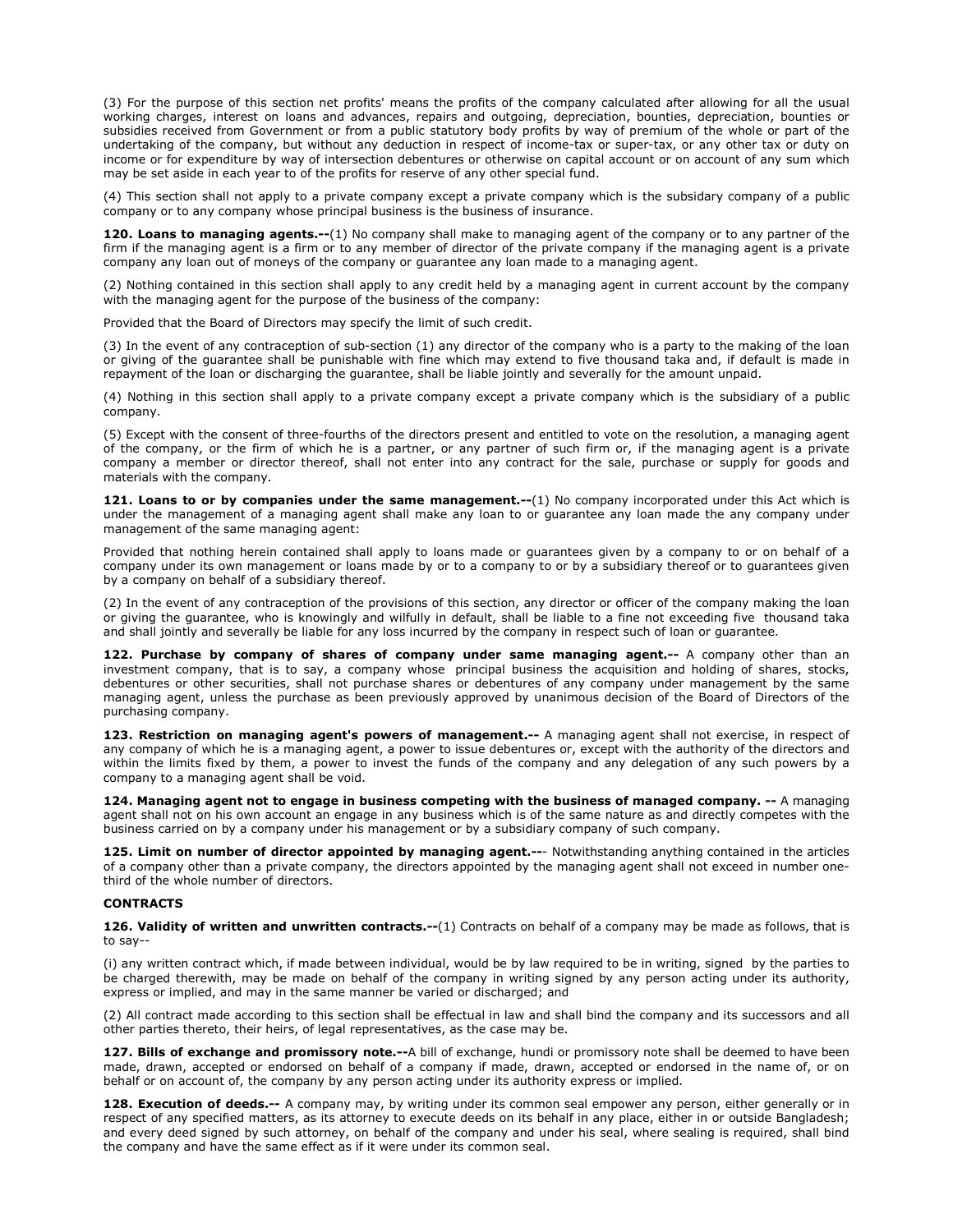(3) For the purpose of this section net profits' means the profits of the company calculated after allowing for all the usual working charges, interest on loans and advances, repairs and outgoing, depreciation, bounties, depreciation, bounties or subsidies received from Government or from a public statutory body profits by way of premium of the whole or part of the undertaking of the company, but without any deduction in respect of income-tax or super-tax, or any other tax or duty on income or for expenditure by way of intersection debentures or otherwise on capital account or on account of any sum which may be set aside in each year to of the profits for reserve of any other special fund.

(4) This section shall not apply to a private company except a private company which is the subsidary company of a public company or to any company whose principal business is the business of insurance.

**120. Loans to managing agents.--**(1) No company shall make to managing agent of the company or to any partner of the firm if the managing agent is a firm or to any member of director of the private company if the managing agent is a private company any loan out of moneys of the company or guarantee any loan made to a managing agent.

(2) Nothing contained in this section shall apply to any credit held by a managing agent in current account by the company with the managing agent for the purpose of the business of the company:

Provided that the Board of Directors may specify the limit of such credit.

(3) In the event of any contraception of sub-section (1) any director of the company who is a party to the making of the loan or giving of the guarantee shall be punishable with fine which may extend to five thousand taka and, if default is made in repayment of the loan or discharging the guarantee, shall be liable jointly and severally for the amount unpaid.

(4) Nothing in this section shall apply to a private company except a private company which is the subsidiary of a public company.

(5) Except with the consent of three-fourths of the directors present and entitled to vote on the resolution, a managing agent of the company, or the firm of which he is a partner, or any partner of such firm or, if the managing agent is a private company a member or director thereof, shall not enter into any contract for the sale, purchase or supply for goods and materials with the company.

**121. Loans to or by companies under the same management.--**(1) No company incorporated under this Act which is under the management of a managing agent shall make any loan to or guarantee any loan made the any company under management of the same managing agent:

Provided that nothing herein contained shall apply to loans made or guarantees given by a company to or on behalf of a company under its own management or loans made by or to a company to or by a subsidiary thereof or to guarantees given by a company on behalf of a subsidiary thereof.

(2) In the event of any contraception of the provisions of this section, any director or officer of the company making the loan or giving the guarantee, who is knowingly and wilfully in default, shall be liable to a fine not exceeding five thousand taka and shall jointly and severally be liable for any loss incurred by the company in respect such of loan or guarantee.

**122. Purchase by company of shares of company under same managing agent.--** A company other than an investment company, that is to say, a company whose principal business the acquisition and holding of shares, stocks, debentures or other securities, shall not purchase shares or debentures of any company under management by the same managing agent, unless the purchase as been previously approved by unanimous decision of the Board of Directors of the purchasing company.

**123. Restriction on managing agent's powers of management.--** A managing agent shall not exercise, in respect of any company of which he is a managing agent, a power to issue debentures or, except with the authority of the directors and within the limits fixed by them, a power to invest the funds of the company and any delegation of any such powers by a company to a managing agent shall be void.

**124. Managing agent not to engage in business competing with the business of managed company. --** A managing agent shall not on his own account an engage in any business which is of the same nature as and directly competes with the business carried on by a company under his management or by a subsidiary company of such company.

**125. Limit on number of director appointed by managing agent.---** Notwithstanding anything contained in the articles of a company other than a private company, the directors appointed by the managing agent shall not exceed in number one-third of the whole number of directors.

**CONTRACTS**

**126. Validity of written and unwritten contracts.--**(1) Contracts on behalf of a company may be made as follows, that is to say--

(i) any written contract which, if made between individual, would be by law required to be in writing, signed by the parties to be charged therewith, may be made on behalf of the company in writing signed by any person acting under its authority, express or implied, and may in the same manner be varied or discharged; and

(2) All contract made according to this section shall be effectual in law and shall bind the company and its successors and all other parties thereto, their heirs, of legal representatives, as the case may be.

**127. Bills of exchange and promissory note.--**A bill of exchange, hundi or promissory note shall be deemed to have been made, drawn, accepted or endorsed on behalf of a company if made, drawn, accepted or endorsed in the name of, or on behalf or on account of, the company by any person acting under its authority express or implied.

**128. Execution of deeds.--** A company may, by writing under its common seal empower any person, either generally or in respect of any specified matters, as its attorney to execute deeds on its behalf in any place, either in or outside Bangladesh; and every deed signed by such attorney, on behalf of the company and under his seal, where sealing is required, shall bind the company and have the same effect as if it were under its common seal.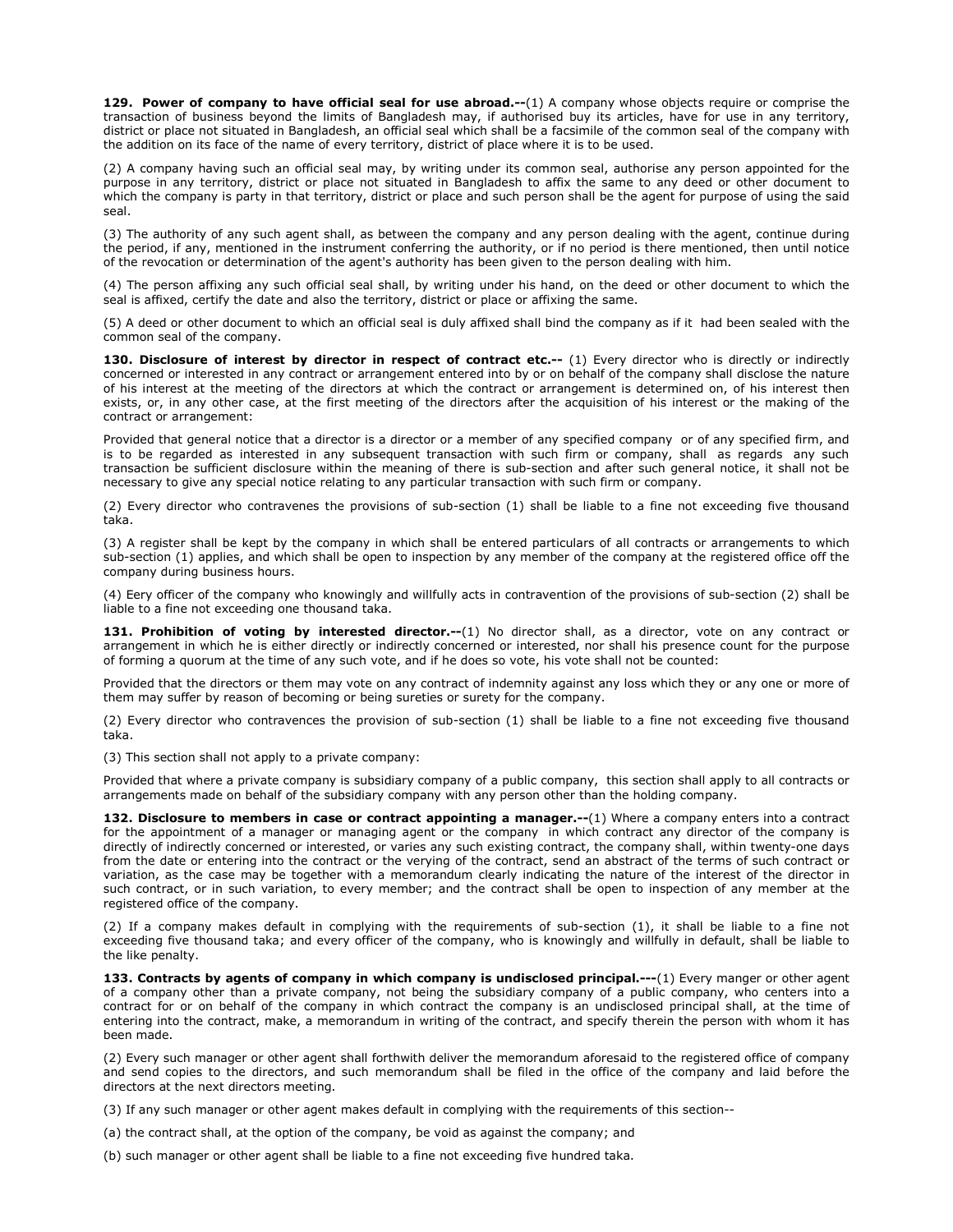**129. Power of company to have official seal for use abroad.--**(1) A company whose objects require or comprise the transaction of business beyond the limits of Bangladesh may, if authorised buy its articles, have for use in any territory, district or place not situated in Bangladesh, an official seal which shall be a facsimile of the common seal of the company with the addition on its face of the name of every territory, district of place where it is to be used.

(2) A company having such an official seal may, by writing under its common seal, authorise any person appointed for the purpose in any territory, district or place not situated in Bangladesh to affix the same to any deed or other document to which the company is party in that territory, district or place and such person shall be the agent for purpose of using the said seal.

(3) The authority of any such agent shall, as between the company and any person dealing with the agent, continue during the period, if any, mentioned in the instrument conferring the authority, or if no period is there mentioned, then until notice of the revocation or determination of the agent's authority has been given to the person dealing with him.

(4) The person affixing any such official seal shall, by writing under his hand, on the deed or other document to which the seal is affixed, certify the date and also the territory, district or place or affixing the same.

(5) A deed or other document to which an official seal is duly affixed shall bind the company as if it had been sealed with the common seal of the company.

**130. Disclosure of interest by director in respect of contract etc.--** (1) Every director who is directly or indirectly concerned or interested in any contract or arrangement entered into by or on behalf of the company shall disclose the nature of his interest at the meeting of the directors at which the contract or arrangement is determined on, of his interest then exists, or, in any other case, at the first meeting of the directors after the acquisition of his interest or the making of the contract or arrangement:

Provided that general notice that a director is a director or a member of any specified company or of any specified firm, and is to be regarded as interested in any subsequent transaction with such firm or company, shall as regards any such transaction be sufficient disclosure within the meaning of there is such sub-section and after such general notice, it shall not be necessary to give any special notice relating to any particular transaction with such firm or company.

(2) Every director who contravenes the provisions of sub-section (1) shall be liable to a fine not exceeding five thousand taka.

(3) A register shall be kept by the company in which shall be entered particulars of all contracts or arrangements to which sub-section (1) applies, and which shall be open to inspection by any member of the company at the registered office off the company during business hours.

(4) Eery officer of the company who knowingly and willfully acts in contravention of the provisions of sub-section (2) shall be liable to a fine not exceeding one thousand taka.

**131. Prohibition of voting by interested director.--**(1) No director shall, as a director, vote on any contract or arrangement in which he is either directly or indirectly concerned or interested, nor shall his presence count for the purpose of forming a quorum at the time of any such vote, and if he does so vote, his vote shall not be counted:

Provided that the directors or them may vote on any contract of indemnity against any loss which they or any one or more of them may suffer by reason of becoming or being sureties or surety for the company.

(2) Every director who contravences the provision of sub-section (1) shall be liable to a fine not exceeding five thousand taka.

(3) This section shall not apply to a private company:

Provided that where a private company is subsidiary company of a public company, this section shall apply to all contracts or arrangements made on behalf of the subsidiary company with any person other than the holding company.

**132. Disclosure to members in case or contract appointing a manager.--**(1) Where a company enters into a contract for the appointment of a manager or managing agent or the company in which contract any director of the company is directly of indirectly concerned or interested, or varies any such existing contract, the company shall, within twenty-one days from the date or entering into the contract or the verying of the contract, send an abstract of the terms of such contract or variation, as the case may be together with a memorandum clearly indicating the nature of the interest of the director in such contract, or in such variation, to every member; and the contract shall be open to inspection of any member at the registered office of the company.

(2) If a company makes default in complying with the requirements of sub-section (1), it shall be liable to a fine not exceeding five thousand taka; and every officer of the company, who is knowingly and willfully in default, shall be liable to the like penalty.

**133. Contracts by agents of company in which company is undisclosed principal.---**(1) Every manger or other agent of a company other than a private company, not being the subsidiary company of a public company, who centers into a contract for or on behalf of the company in which contract the company is an undisclosed principal shall, at the time of entering into the contract, make, a memorandum in writing of the contract, and specify therein the person with whom it has been made.

(2) Every such manager or other agent shall forthwith deliver the memorandum aforesaid to the registered office of company and send copies to the directors, and such memorandum shall be filed in the office of the company and laid before the directors at the next directors meeting.

(3) If any such manager or other agent makes default in complying with the requirements of this section--

(a) the contract shall, at the option of the company, be void as against the company; and

(b) such manager or other agent shall be liable to a fine not exceeding five hundred taka.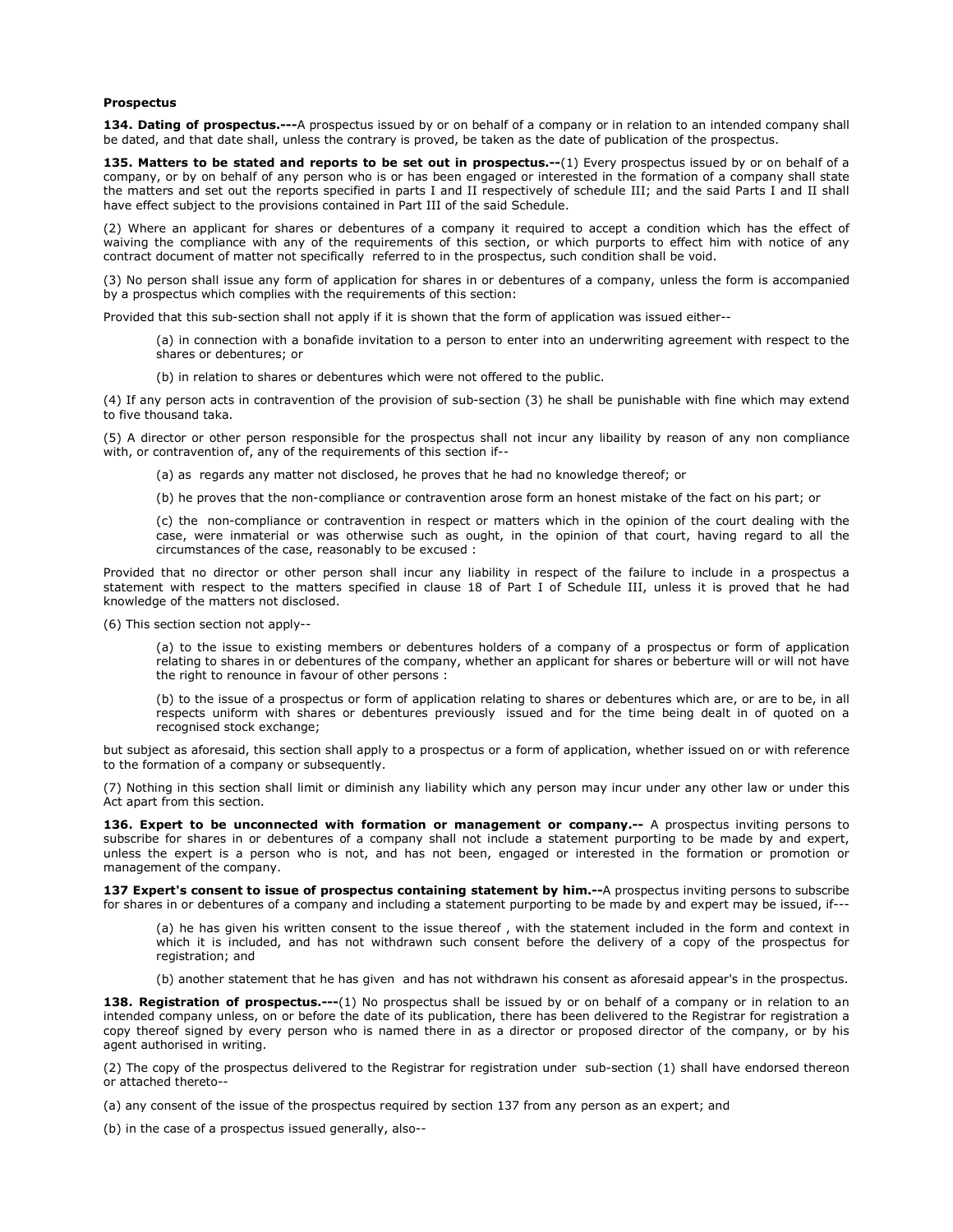**Prospectus**

**134. Dating of prospectus.---**A prospectus issued by or on behalf of a company or in relation to an intended company shall be dated, and that date shall, unless the contrary is proved, be taken as the date of publication of the prospectus.

**135. Matters to be stated and reports to be set out in prospectus.--**(1) Every prospectus issued by or on behalf of a company, or by on behalf of any person who is or has been engaged or interested in the formation of a company shall state the matters and set out the reports specified in parts I and II respectively of schedule III; and the said Parts I and II shall have effect subject to the provisions contained in Part III of the said Schedule.

(2) Where an applicant for shares or debentures of a company it required to accept a condition which has the effect of waiving the compliance with any of the requirements of this section, or which purports to effect him with notice of any contract document of matter not specifically referred to in the prospectus, such condition shall be void.

(3) No person shall issue any form of application for shares in or debentures of a company, unless the form is accompanied by a prospectus which complies with the requirements of this section:

Provided that this sub-section shall not apply if it is shown that the form of application was issued either--

> (a) in connection with a bonafide invitation to a person to enter into an underwriting agreement with respect to the shares or debentures; or
>
> (b) in relation to shares or debentures which were not offered to the public.

(4) If any person acts in contravention of the provision of sub-section (3) he shall be punishable with fine which may extend to five thousand taka.

(5) A director or other person responsible for the prospectus shall not incur any libaility by reason of any non compliance with, or contravention of, any of the requirements of this section if--

> (a) as regards any matter not disclosed, he proves that he had no knowledge thereof; or
>
> (b) he proves that the non-compliance or contravention arose form an honest mistake of the fact on his part; or
>
> (c) the non-compliance or contravention in respect or matters which in the opinion of the court dealing with the case, were inmaterial or was otherwise such as ought, in the opinion of that court, having regard to all the circumstances of the case, reasonably to be excused :

Provided that no director or other person shall incur any liability in respect of the failure to include in a prospectus a statement with respect to the matters specified in clause 18 of Part I of Schedule III, unless it is proved that he had knowledge of the matters not disclosed.

(6) This section section not apply--

> (a) to the issue to existing members or debentures holders of a company of a prospectus or form of application relating to shares in or debentures of the company, whether an applicant for shares or beberture will or will not have the right to renounce in favour of other persons :
>
> (b) to the issue of a prospectus or form of application relating to shares or debentures which are, or are to be, in all respects uniform with shares or debentures previously issued and for the time being dealt in of quoted on a recognised stock exchange;

but subject as aforesaid, this section shall apply to a prospectus or a form of application, whether issued on or with reference to the formation of a company or subsequently.

(7) Nothing in this section shall limit or diminish any liability which any person may incur under any other law or under this Act apart from this section.

**136. Expert to be unconnected with formation or management or company.--** A prospectus inviting persons to subscribe for shares in or debentures of a company shall not include a statement purporting to be made by and expert, unless the expert is a person who is not, and has not been, engaged or interested in the formation or promotion or management of the company.

**137 Expert's consent to issue of prospectus containing statement by him.--**A prospectus inviting persons to subscribe for shares in or debentures of a company and including a statement purporting to be made by and expert may be issued, if---

> (a) he has given his written consent to the issue thereof , with the statement included in the form and context in which it is included, and has not withdrawn such consent before the delivery of a copy of the prospectus for registration; and
>
> (b) another statement that he has given and has not withdrawn his consent as aforesaid appear's in the prospectus.

**138. Registration of prospectus.---**(1) No prospectus shall be issued by or on behalf of a company or in relation to an intended company unless, on or before the date of its publication, there has been delivered to the Registrar for registration a copy thereof signed by every person who is named there in as a director or proposed director of the company, or by his agent authorised in writing.

(2) The copy of the prospectus delivered to the Registrar for registration under sub-section (1) shall have endorsed thereon or attached thereto--

(a) any consent of the issue of the prospectus required by section 137 from any person as an expert; and

(b) in the case of a prospectus issued generally, also--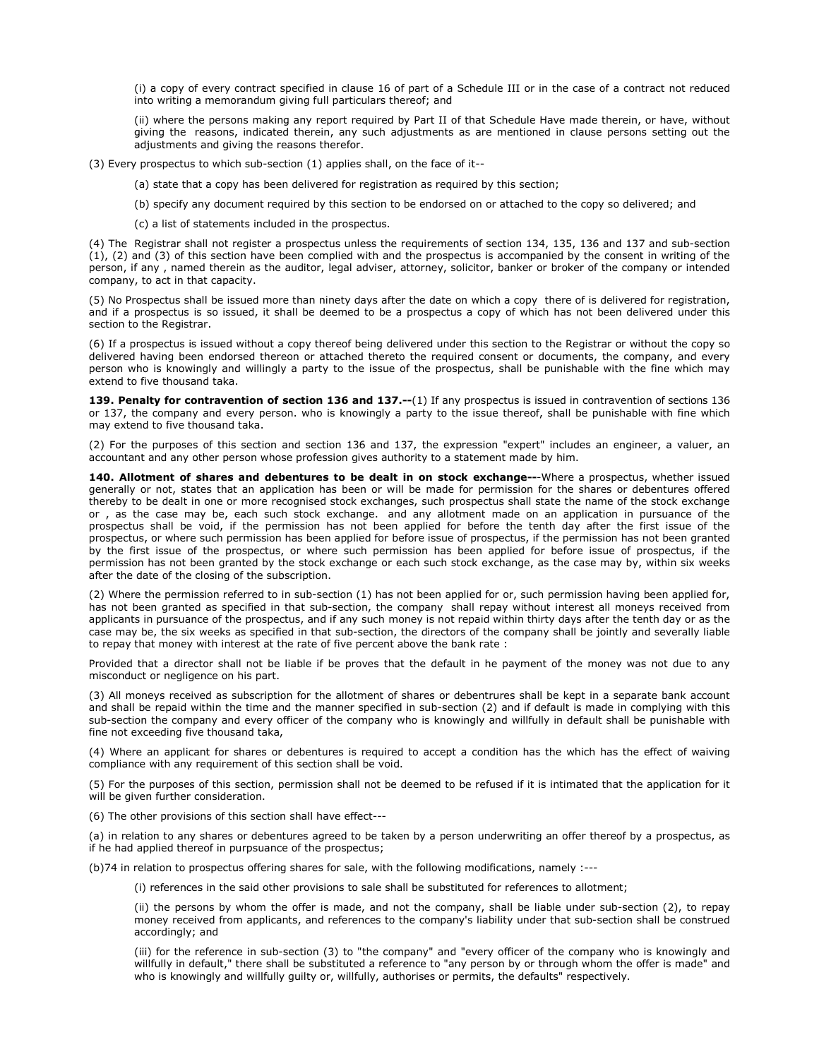(i) a copy of every contract specified in clause 16 of part of a Schedule III or in the case of a contract not reduced into writing a memorandum giving full particulars thereof; and

(ii) where the persons making any report required by Part II of that Schedule Have made therein, or have, without giving the reasons, indicated therein, any such adjustments as are mentioned in clause persons setting out the adjustments and giving the reasons therefor.

(3) Every prospectus to which sub-section (1) applies shall, on the face of it--

(a) state that a copy has been delivered for registration as required by this section;

(b) specify any document required by this section to be endorsed on or attached to the copy so delivered; and

(c) a list of statements included in the prospectus.

(4) The Registrar shall not register a prospectus unless the requirements of section 134, 135, 136 and 137 and sub-section (1), (2) and (3) of this section have been complied with and the prospectus is accompanied by the consent in writing of the person, if any , named therein as the auditor, legal adviser, attorney, solicitor, banker or broker of the company or intended company, to act in that capacity.

(5) No Prospectus shall be issued more than ninety days after the date on which a copy there of is delivered for registration, and if a prospectus is so issued, it shall be deemed to be a prospectus a copy of which has not been delivered under this section to the Registrar.

(6) If a prospectus is issued without a copy thereof being delivered under this section to the Registrar or without the copy so delivered having been endorsed thereon or attached thereto the required consent or documents, the company, and every person who is knowingly and willingly a party to the issue of the prospectus, shall be punishable with the fine which may extend to five thousand taka.

**139. Penalty for contravention of section 136 and 137.--**(1) If any prospectus is issued in contravention of sections 136 or 137, the company and every person. who is knowingly a party to the issue thereof, shall be punishable with fine which may extend to five thousand taka.

(2) For the purposes of this section and section 136 and 137, the expression "expert" includes an engineer, a valuer, an accountant and any other person whose profession gives authority to a statement made by him.

**140. Allotment of shares and debentures to be dealt in on stock exchange---**Where a prospectus, whether issued generally or not, states that an application has been or will be made for permission for the shares or debentures offered thereby to be dealt in one or more recognised stock exchanges, such prospectus shall state the name of the stock exchange or , as the case may be, each such stock exchange. and any allotment made on an application in pursuance of the prospectus shall be void, if the permission has not been applied for before the tenth day after the first issue of the prospectus, or where such permission has been applied for before issue of prospectus, if the permission has not been granted by the first issue of the prospectus, or where such permission has been applied for before issue of prospectus, if the permission has not been granted by the stock exchange or each such stock exchange, as the case may by, within six weeks after the date of the closing of the subscription.

(2) Where the permission referred to in sub-section (1) has not been applied for or, such permission having been applied for, has not been granted as specified in that sub-section, the company shall repay without interest all moneys received from applicants in pursuance of the prospectus, and if any such money is not repaid within thirty days after the tenth day or as the case may be, the six weeks as specified in that sub-section, the directors of the company shall be jointly and severally liable to repay that money with interest at the rate of five percent above the bank rate :

Provided that a director shall not be liable if be proves that the default in he payment of the money was not due to any misconduct or negligence on his part.

(3) All moneys received as subscription for the allotment of shares or debentrures shall be kept in a separate bank account and shall be repaid within the time and the manner specified in sub-section (2) and if default is made in complying with this sub-section the company and every officer of the company who is knowingly and willfully in default shall be punishable with fine not exceeding five thousand taka,

(4) Where an applicant for shares or debentures is required to accept a condition has the which has the effect of waiving compliance with any requirement of this section shall be void.

(5) For the purposes of this section, permission shall not be deemed to be refused if it is intimated that the application for it will be given further consideration.

(6) The other provisions of this section shall have effect---

(a) in relation to any shares or debentures agreed to be taken by a person underwriting an offer thereof by a prospectus, as if he had applied thereof in purpsuance of the prospectus;

(b)74 in relation to prospectus offering shares for sale, with the following modifications, namely :---

(i) references in the said other provisions to sale shall be substituted for references to allotment;

(ii) the persons by whom the offer is made, and not the company, shall be liable under sub-section (2), to repay money received from applicants, and references to the company's liability under that sub-section shall be construed accordingly; and

(iii) for the reference in sub-section (3) to "the company" and "every officer of the company who is knowingly and willfully in default," there shall be substituted a reference to "any person by or through whom the offer is made" and who is knowingly and willfully guilty or, willfully, authorises or permits, the defaults" respectively.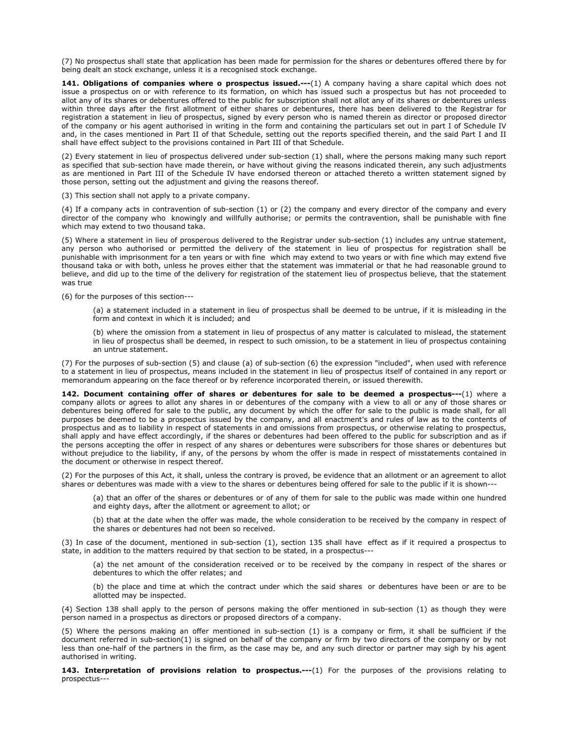(7) No prospectus shall state that application has been made for permission for the shares or debentures offered there by for being dealt an stock exchange, unless it is a recognised stock exchange.

**141. Obligations of companies where o prospectus issued.---**(1) A company having a share capital which does not issue a prospectus on or with reference to its formation, on which has issued such a prospectus but has not proceeded to allot any of its shares or debentures offered to the public for subscription shall not allot any of its shares or debentures unless within three days after the first allotment of either shares or debentures, there has been delivered to the Registrar for registration a statement in lieu of prospectus, signed by every person who is named therein as director or proposed director of the company or his agent authorised in writing in the form and containing the particulars set out in part I of Schedule IV and, in the cases mentioned in Part II of that Schedule, setting out the reports specified therein, and the said Part I and II shall have effect subject to the provisions contained in Part III of that Schedule.

(2) Every statement in lieu of prospectus delivered under sub-section (1) shall, where the persons making many such report as specified that sub-section have made therein, or have without giving the reasons indicated therein, any such adjustments as are mentioned in Part III of the Schedule IV have endorsed thereon or attached thereto a written statement signed by those person, setting out the adjustment and giving the reasons thereof.

(3) This section shall not apply to a private company.

(4) If a company acts in contravention of sub-section (1) or (2) the company and every director of the company and every director of the company who knowingly and willfully authorise; or permits the contravention, shall be punishable with fine which may extend to two thousand taka.

(5) Where a statement in lieu of prosperous delivered to the Registrar under sub-section (1) includes any untrue statement, any person who authorised or permitted the delivery of the statement in lieu of prospectus for registration shall be punishable with imprisonment for a ten years or with fine which may extend to two years or with fine which may extend five thousand taka or with both, unless he proves either that the statement was immaterial or that he had reasonable ground to believe, and did up to the time of the delivery for registration of the statement lieu of prospectus believe, that the statement was true

(6) for the purposes of this section---

(a) a statement included in a statement in lieu of prospectus shall be deemed to be untrue, if it is misleading in the form and context in which it is included; and

(b) where the omission from a statement in lieu of prospectus of any matter is calculated to mislead, the statement in lieu of prospectus shall be deemed, in respect to such omission, to be a statement in lieu of prospectus containing an untrue statement.

(7) For the purposes of sub-section (5) and clause (a) of sub-section (6) the expression "included", when used with reference to a statement in lieu of prospectus, means included in the statement in lieu of prospectus itself of contained in any report or memorandum appearing on the face thereof or by reference incorporated therein, or issued therewith.

**142. Document containing offer of shares or debentures for sale to be deemed a prospectus---**(1) where a company allots or agrees to allot any shares in or debentures of the company with a view to all or any of those shares or debentures being offered for sale to the public, any document by which the offer for sale to the public is made shall, for all purposes be deemed to be a prospectus issued by the company, and all enactment's and rules of law as to the contents of prospectus and as to liability in respect of statements in and omissions from prospectus, or otherwise relating to prospectus, shall apply and have effect accordingly, if the shares or debentures had been offered to the public for subscription and as if the persons accepting the offer in respect of any shares or debentures were subscribers for those shares or debentures but without prejudice to the liability, if any, of the persons by whom the offer is made in respect of misstatements contained in the document or otherwise in respect thereof.

(2) For the purposes of this Act, it shall, unless the contrary is proved, be evidence that an allotment or an agreement to allot shares or debentures was made with a view to the shares or debentures being offered for sale to the public if it is shown---

(a) that an offer of the shares or debentures or of any of them for sale to the public was made within one hundred and eighty days, after the allotment or agreement to allot; or

(b) that at the date when the offer was made, the whole consideration to be received by the company in respect of the shares or debentures had not been so received.

(3) In case of the document, mentioned in sub-section (1), section 135 shall have effect as if it required a prospectus to state, in addition to the matters required by that section to be stated, in a prospectus---

(a) the net amount of the consideration received or to be received by the company in respect of the shares or debentures to which the offer relates; and

(b) the place and time at which the contract under which the said shares or debentures have been or are to be allotted may be inspected.

(4) Section 138 shall apply to the person of persons making the offer mentioned in sub-section (1) as though they were person named in a prospectus as directors or proposed directors of a company.

(5) Where the persons making an offer mentioned in sub-section (1) is a company or firm, it shall be sufficient if the document referred in sub-section(1) is signed on behalf of the company or firm by two directors of the company or by not less than one-half of the partners in the firm, as the case may be, and any such director or partner may sigh by his agent authorised in writing.

**143. Interpretation of provisions relation to prospectus.---**(1) For the purposes of the provisions relating to prospectus---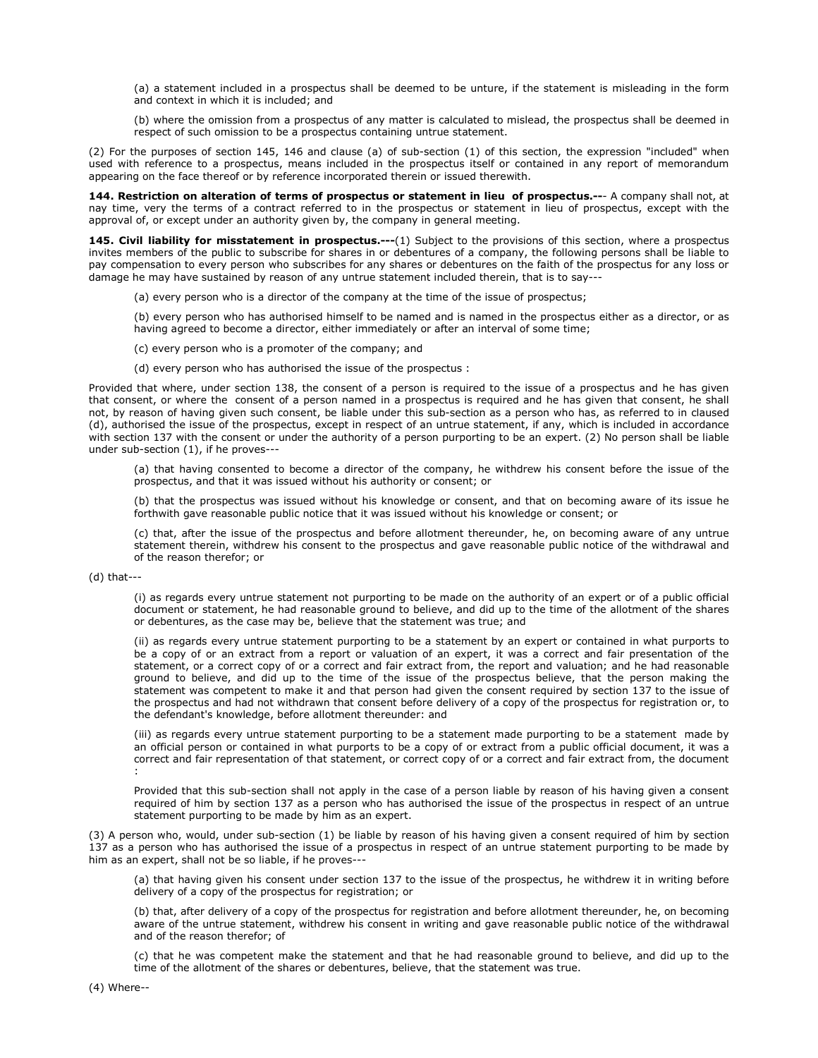(a) a statement included in a prospectus shall be deemed to be unture, if the statement is misleading in the form and context in which it is included; and

(b) where the omission from a prospectus of any matter is calculated to mislead, the prospectus shall be deemed in respect of such omission to be a prospectus containing untrue statement.

(2) For the purposes of section 145, 146 and clause (a) of sub-section (1) of this section, the expression "included" when used with reference to a prospectus, means included in the prospectus itself or contained in any report of memorandum appearing on the face thereof or by reference incorporated therein or issued therewith.

**144. Restriction on alteration of terms of prospectus or statement in lieu of prospectus.---** A company shall not, at nay time, very the terms of a contract referred to in the prospectus or statement in lieu of prospectus, except with the approval of, or except under an authority given by, the company in general meeting.

**145. Civil liability for misstatement in prospectus.---**(1) Subject to the provisions of this section, where a prospectus invites members of the public to subscribe for shares in or debentures of a company, the following persons shall be liable to pay compensation to every person who subscribes for any shares or debentures on the faith of the prospectus for any loss or damage he may have sustained by reason of any untrue statement included therein, that is to say---

(a) every person who is a director of the company at the time of the issue of prospectus;

(b) every person who has authorised himself to be named and is named in the prospectus either as a director, or as having agreed to become a director, either immediately or after an interval of some time;

(c) every person who is a promoter of the company; and

(d) every person who has authorised the issue of the prospectus :

Provided that where, under section 138, the consent of a person is required to the issue of a prospectus and he has given that consent, or where the consent of a person named in a prospectus is required and he has given that consent, he shall not, by reason of having given such consent, be liable under this sub-section as a person who has, as referred to in claused (d), authorised the issue of the prospectus, except in respect of an untrue statement, if any, which is included in accordance with section 137 with the consent or under the authority of a person purporting to be an expert. (2) No person shall be liable under sub-section (1), if he proves---

(a) that having consented to become a director of the company, he withdrew his consent before the issue of the prospectus, and that it was issued without his authority or consent; or

(b) that the prospectus was issued without his knowledge or consent, and that on becoming aware of its issue he forthwith gave reasonable public notice that it was issued without his knowledge or consent; or

(c) that, after the issue of the prospectus and before allotment thereunder, he, on becoming aware of any untrue statement therein, withdrew his consent to the prospectus and gave reasonable public notice of the withdrawal and of the reason therefor; or

(d) that---

(i) as regards every untrue statement not purporting to be made on the authority of an expert or of a public official document or statement, he had reasonable ground to believe, and did up to the time of the allotment of the shares or debentures, as the case may be, believe that the statement was true; and

(ii) as regards every untrue statement purporting to be a statement by an expert or contained in what purports to be a copy of or an extract from a report or valuation of an expert, it was a correct and fair presentation of the statement, or a correct copy of or a correct and fair extract from, the report and valuation; and he had reasonable ground to believe, and did up to the time of the issue of the prospectus believe, that the person making the statement was competent to make it and that person had given the consent required by section 137 to the issue of the prospectus and had not withdrawn that consent before delivery of a copy of the prospectus for registration or, to the defendant's knowledge, before allotment thereunder: and

(iii) as regards every untrue statement purporting to be a statement made purporting to be a statement made by an official person or contained in what purports to be a copy of or extract from a public official document, it was a correct and fair representation of that statement, or correct copy of or a correct and fair extract from, the document :

Provided that this sub-section shall not apply in the case of a person liable by reason of his having given a consent required of him by section 137 as a person who has authorised the issue of the prospectus in respect of an untrue statement purporting to be made by him as an expert.

(3) A person who, would, under sub-section (1) be liable by reason of his having given a consent required of him by section 137 as a person who has authorised the issue of a prospectus in respect of an untrue statement purporting to be made by him as an expert, shall not be so liable, if he proves---

(a) that having given his consent under section 137 to the issue of the prospectus, he withdrew it in writing before delivery of a copy of the prospectus for registration; or

(b) that, after delivery of a copy of the prospectus for registration and before allotment thereunder, he, on becoming aware of the untrue statement, withdrew his consent in writing and gave reasonable public notice of the withdrawal and of the reason therefor; of

(c) that he was competent make the statement and that he had reasonable ground to believe, and did up to the time of the allotment of the shares or debentures, believe, that the statement was true.

(4) Where--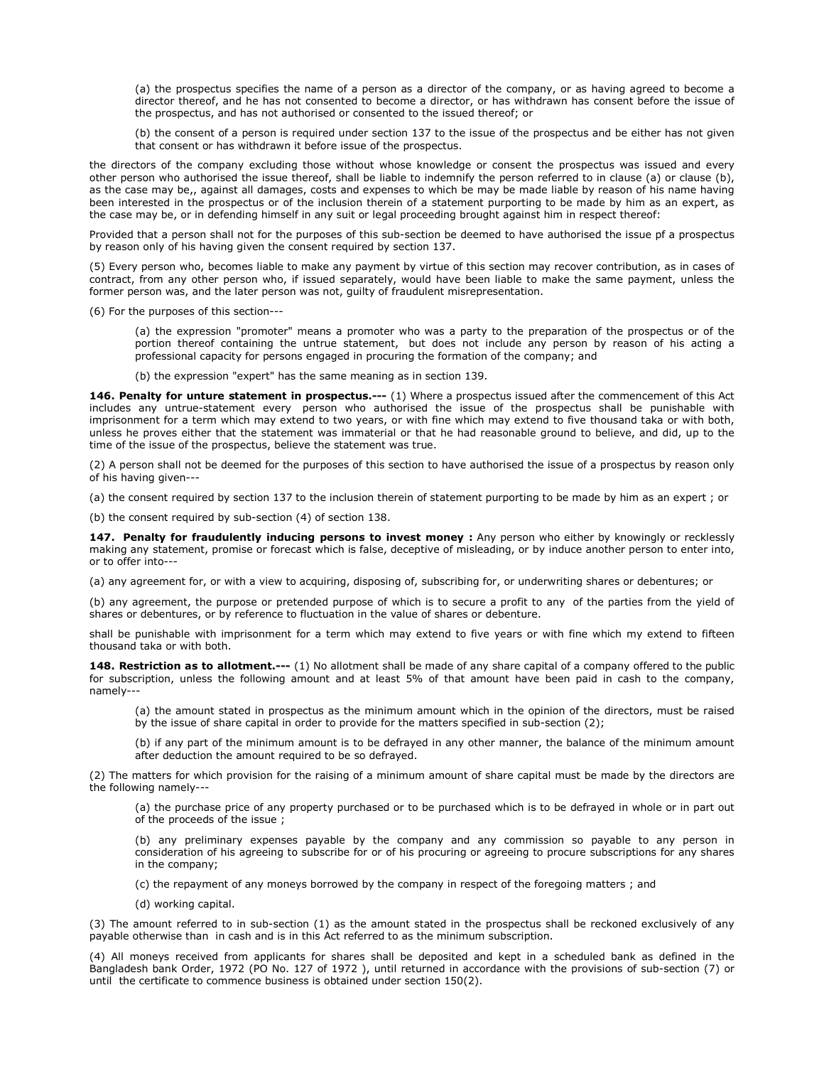(a) the prospectus specifies the name of a person as a director of the company, or as having agreed to become a director thereof, and he has not consented to become a director, or has withdrawn has consent before the issue of the prospectus, and has not authorised or consented to the issued thereof; or

(b) the consent of a person is required under section 137 to the issue of the prospectus and be either has not given that consent or has withdrawn it before issue of the prospectus.

the directors of the company excluding those without whose knowledge or consent the prospectus was issued and every other person who authorised the issue thereof, shall be liable to indemnify the person referred to in clause (a) or clause (b), as the case may be,, against all damages, costs and expenses to which be may be made liable by reason of his name having been interested in the prospectus or of the inclusion therein of a statement purporting to be made by him as an expert, as the case may be, or in defending himself in any suit or legal proceeding brought against him in respect thereof:

Provided that a person shall not for the purposes of this sub-section be deemed to have authorised the issue pf a prospectus by reason only of his having given the consent required by section 137.

(5) Every person who, becomes liable to make any payment by virtue of this section may recover contribution, as in cases of contract, from any other person who, if issued separately, would have been liable to make the same payment, unless the former person was, and the later person was not, guilty of fraudulent misrepresentation.

(6) For the purposes of this section---

(a) the expression "promoter" means a promoter who was a party to the preparation of the prospectus or of the portion thereof containing the untrue statement, but does not include any person by reason of his acting a professional capacity for persons engaged in procuring the formation of the company; and

(b) the expression "expert" has the same meaning as in section 139.

**146. Penalty for unture statement in prospectus.---** (1) Where a prospectus issued after the commencement of this Act includes any untrue-statement every person who authorised the issue of the prospectus shall be punishable with imprisonment for a term which may extend to two years, or with fine which may extend to five thousand taka or with both, unless he proves either that the statement was immaterial or that he had reasonable ground to believe, and did, up to the time of the issue of the prospectus, believe the statement was true.

(2) A person shall not be deemed for the purposes of this section to have authorised the issue of a prospectus by reason only of his having given---

(a) the consent required by section 137 to the inclusion therein of statement purporting to be made by him as an expert ; or

(b) the consent required by sub-section (4) of section 138.

**147. Penalty for fraudulently inducing persons to invest money :** Any person who either by knowingly or recklessly making any statement, promise or forecast which is false, deceptive of misleading, or by induce another person to enter into, or to offer into---

(a) any agreement for, or with a view to acquiring, disposing of, subscribing for, or underwriting shares or debentures; or

(b) any agreement, the purpose or pretended purpose of which is to secure a profit to any of the parties from the yield of shares or debentures, or by reference to fluctuation in the value of shares or debenture.

shall be punishable with imprisonment for a term which may extend to five years or with fine which my extend to fifteen thousand taka or with both.

**148. Restriction as to allotment.---** (1) No allotment shall be made of any share capital of a company offered to the public for subscription, unless the following amount and at least 5% of that amount have been paid in cash to the company, namely---

(a) the amount stated in prospectus as the minimum amount which in the opinion of the directors, must be raised by the issue of share capital in order to provide for the matters specified in sub-section (2);

(b) if any part of the minimum amount is to be defrayed in any other manner, the balance of the minimum amount after deduction the amount required to be so defrayed.

(2) The matters for which provision for the raising of a minimum amount of share capital must be made by the directors are the following namely---

(a) the purchase price of any property purchased or to be purchased which is to be defrayed in whole or in part out of the proceeds of the issue ;

(b) any preliminary expenses payable by the company and any commission so payable to any person in consideration of his agreeing to subscribe for or of his procuring or agreeing to procure subscriptions for any shares in the company;

(c) the repayment of any moneys borrowed by the company in respect of the foregoing matters ; and

(d) working capital.

(3) The amount referred to in sub-section (1) as the amount stated in the prospectus shall be reckoned exclusively of any payable otherwise than in cash and is in this Act referred to as the minimum subscription.

(4) All moneys received from applicants for shares shall be deposited and kept in a scheduled bank as defined in the Bangladesh bank Order, 1972 (PO No. 127 of 1972 ), until returned in accordance with the provisions of sub-section (7) or until the certificate to commence business is obtained under section 150(2).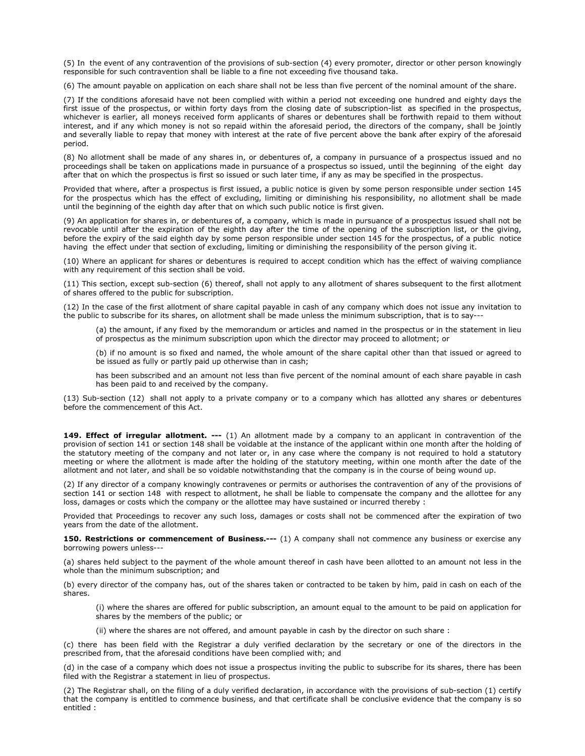(5) In the event of any contravention of the provisions of sub-section (4) every promoter, director or other person knowingly responsible for such contravention shall be liable to a fine not exceeding five thousand taka.

(6) The amount payable on application on each share shall not be less than five percent of the nominal amount of the share.

(7) If the conditions aforesaid have not been complied with within a period not exceeding one hundred and eighty days the first issue of the prospectus, or within forty days from the closing date of subscription-list as specified in the prospectus, whichever is earlier, all moneys received form applicants of shares or debentures shall be forthwith repaid to them without interest, and if any which money is not so repaid within the aforesaid period, the directors of the company, shall be jointly and severally liable to repay that money with interest at the rate of five percent above the bank after expiry of the aforesaid period.

(8) No allotment shall be made of any shares in, or debentures of, a company in pursuance of a prospectus issued and no proceedings shall be taken on applications made in pursuance of a prospectus so issued, until the beginning of the eight day after that on which the prospectus is first so issued or such later time, if any as may be specified in the prospectus.

Provided that where, after a prospectus is first issued, a public notice is given by some person responsible under section 145 for the prospectus which has the effect of excluding, limiting or diminishing his responsibility, no allotment shall be made until the beginning of the eighth day after that on which such public notice is first given.

(9) An application for shares in, or debentures of, a company, which is made in pursuance of a prospectus issued shall not be revocable until after the expiration of the eighth day after the time of the opening of the subscription list, or the giving, before the expiry of the said eighth day by some person responsible under section 145 for the prospectus, of a public notice having the effect under that section of excluding, limiting or diminishing the responsibility of the person giving it.

(10) Where an applicant for shares or debentures is required to accept condition which has the effect of waiving compliance with any requirement of this section shall be void.

(11) This section, except sub-section (6) thereof, shall not apply to any allotment of shares subsequent to the first allotment of shares offered to the public for subscription.

(12) In the case of the first allotment of share capital payable in cash of any company which does not issue any invitation to the public to subscribe for its shares, on allotment shall be made unless the minimum subscription, that is to say---

(a) the amount, if any fixed by the memorandum or articles and named in the prospectus or in the statement in lieu of prospectus as the minimum subscription upon which the director may proceed to allotment; or

(b) if no amount is so fixed and named, the whole amount of the share capital other than that issued or agreed to be issued as fully or partly paid up otherwise than in cash;

has been subscribed and an amount not less than five percent of the nominal amount of each share payable in cash has been paid to and received by the company.

(13) Sub-section (12) shall not apply to a private company or to a company which has allotted any shares or debentures before the commencement of this Act.

**149. Effect of irregular allotment. ---** (1) An allotment made by a company to an applicant in contravention of the provision of section 141 or section 148 shall be voidable at the instance of the applicant within one month after the holding of the statutory meeting of the company and not later or, in any case where the company is not required to hold a statutory meeting or where the allotment is made after the holding of the statutory meeting, within one month after the date of the allotment and not later, and shall be so voidable notwithstanding that the company is in the course of being wound up.

(2) If any director of a company knowingly contravenes or permits or authorises the contravention of any of the provisions of section 141 or section 148 with respect to allotment, he shall be liable to compensate the company and the allottee for any loss, damages or costs which the company or the allottee may have sustained or incurred thereby :

Provided that Proceedings to recover any such loss, damages or costs shall not be commenced after the expiration of two years from the date of the allotment.

**150. Restrictions or commencement of Business.---** (1) A company shall not commence any business or exercise any borrowing powers unless---

(a) shares held subject to the payment of the whole amount thereof in cash have been allotted to an amount not less in the whole than the minimum subscription; and

(b) every director of the company has, out of the shares taken or contracted to be taken by him, paid in cash on each of the shares.

(i) where the shares are offered for public subscription, an amount equal to the amount to be paid on application for shares by the members of the public; or

(ii) where the shares are not offered, and amount payable in cash by the director on such share :

(c) there has been field with the Registrar a duly verified declaration by the secretary or one of the directors in the prescribed from, that the aforesaid conditions have been complied with; and

(d) in the case of a company which does not issue a prospectus inviting the public to subscribe for its shares, there has been filed with the Registrar a statement in lieu of prospectus.

(2) The Registrar shall, on the filing of a duly verified declaration, in accordance with the provisions of sub-section (1) certify that the company is entitled to commence business, and that certificate shall be conclusive evidence that the company is so entitled :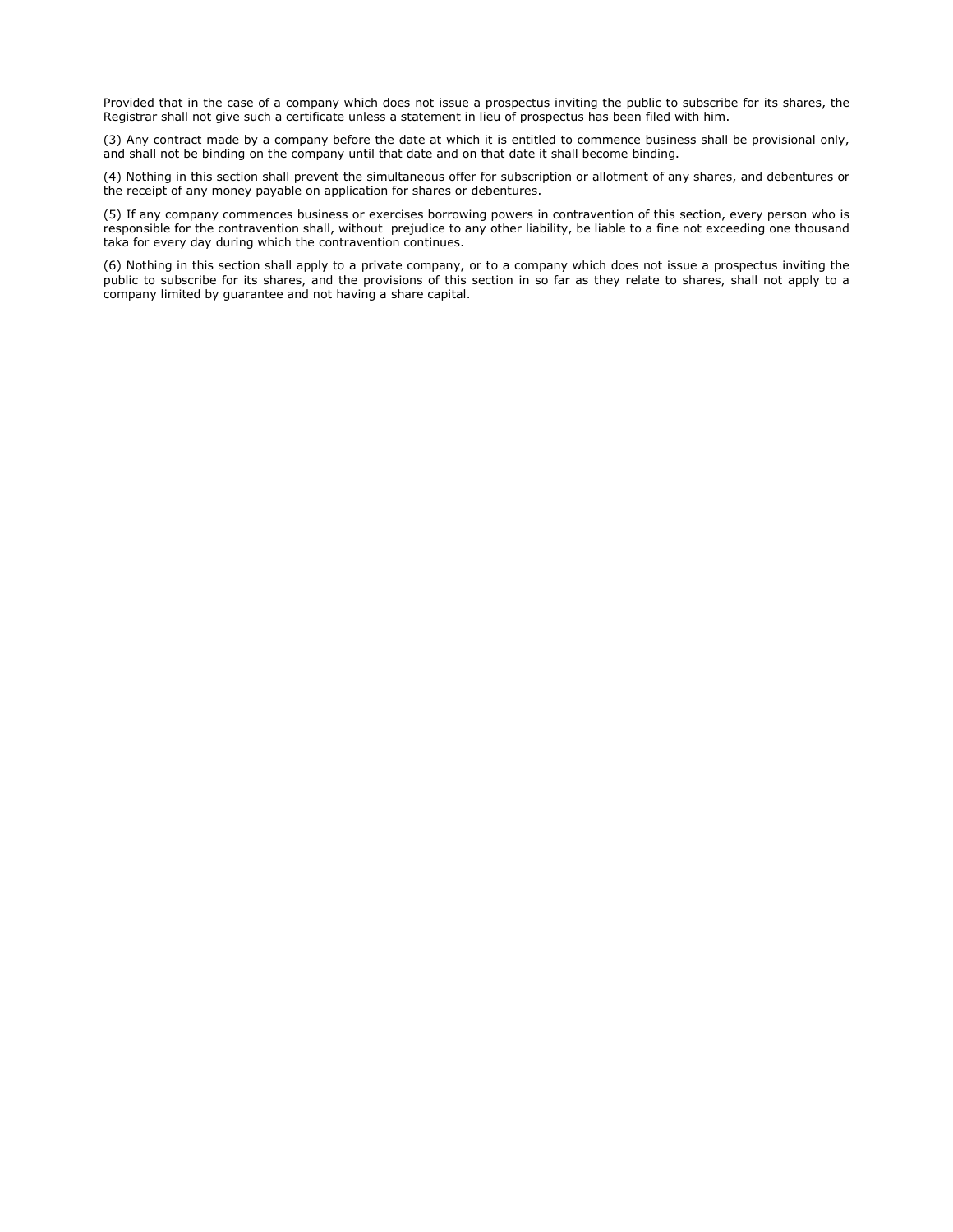Provided that in the case of a company which does not issue a prospectus inviting the public to subscribe for its shares, the Registrar shall not give such a certificate unless a statement in lieu of prospectus has been filed with him.

(3) Any contract made by a company before the date at which it is entitled to commence business shall be provisional only, and shall not be binding on the company until that date and on that date it shall become binding.

(4) Nothing in this section shall prevent the simultaneous offer for subscription or allotment of any shares, and debentures or the receipt of any money payable on application for shares or debentures.

(5) If any company commences business or exercises borrowing powers in contravention of this section, every person who is responsible for the contravention shall, without prejudice to any other liability, be liable to a fine not exceeding one thousand taka for every day during which the contravention continues.

(6) Nothing in this section shall apply to a private company, or to a company which does not issue a prospectus inviting the public to subscribe for its shares, and the provisions of this section in so far as they relate to shares, shall not apply to a company limited by guarantee and not having a share capital.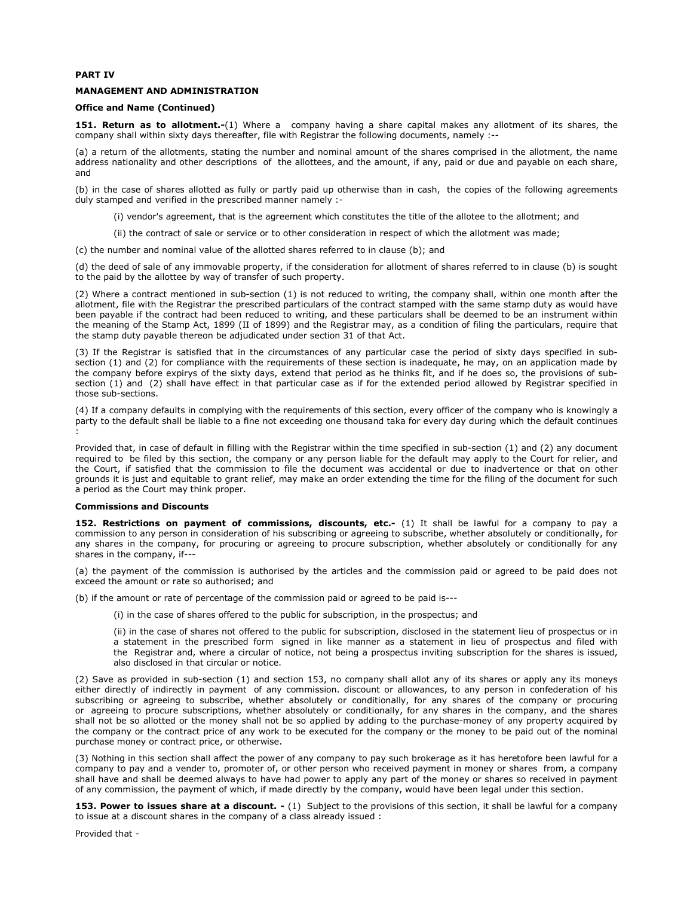**PART IV**

**MANAGEMENT AND ADMINISTRATION**

**Office and Name (Continued)**

**151. Return as to allotment.-**(1) Where a company having a share capital makes any allotment of its shares, the company shall within sixty days thereafter, file with Registrar the following documents, namely :--

(a) a return of the allotments, stating the number and nominal amount of the shares comprised in the allotment, the name address nationality and other descriptions of the allottees, and the amount, if any, paid or due and payable on each share, and

(b) in the case of shares allotted as fully or partly paid up otherwise than in cash, the copies of the following agreements duly stamped and verified in the prescribed manner namely :-

(i) vendor's agreement, that is the agreement which constitutes the title of the allotee to the allotment; and

(ii) the contract of sale or service or to other consideration in respect of which the allotment was made;

(c) the number and nominal value of the allotted shares referred to in clause (b); and

(d) the deed of sale of any immovable property, if the consideration for allotment of shares referred to in clause (b) is sought to the paid by the allottee by way of transfer of such property.

(2) Where a contract mentioned in sub-section (1) is not reduced to writing, the company shall, within one month after the allotment, file with the Registrar the prescribed particulars of the contract stamped with the same stamp duty as would have been payable if the contract had been reduced to writing, and these particulars shall be deemed to be an instrument within the meaning of the Stamp Act, 1899 (II of 1899) and the Registrar may, as a condition of filing the particulars, require that the stamp duty payable thereon be adjudicated under section 31 of that Act.

(3) If the Registrar is satisfied that in the circumstances of any particular case the period of sixty days specified in sub-section (1) and (2) for compliance with the requirements of these section is inadequate, he may, on an application made by the company before expirys of the sixty days, extend that period as he thinks fit, and if he does so, the provisions of sub-section (1) and (2) shall have effect in that particular case as if for the extended period allowed by Registrar specified in those sub-sections.

(4) If a company defaults in complying with the requirements of this section, every officer of the company who is knowingly a party to the default shall be liable to a fine not exceeding one thousand taka for every day during which the default continues :

Provided that, in case of default in filling with the Registrar within the time specified in sub-section (1) and (2) any document required to be filed by this section, the company or any person liable for the default may apply to the Court for relier, and the Court, if satisfied that the commission to file the document was accidental or due to inadvertence or that on other grounds it is just and equitable to grant relief, may make an order extending the time for the filing of the document for such a period as the Court may think proper.

**Commissions and Discounts**

**152. Restrictions on payment of commissions, discounts, etc.-** (1) It shall be lawful for a company to pay a commission to any person in consideration of his subscribing or agreeing to subscribe, whether absolutely or conditionally, for any shares in the company, for procuring or agreeing to procure subscription, whether absolutely or conditionally for any shares in the company, if---

(a) the payment of the commission is authorised by the articles and the commission paid or agreed to be paid does not exceed the amount or rate so authorised; and

(b) if the amount or rate of percentage of the commission paid or agreed to be paid is---

(i) in the case of shares offered to the public for subscription, in the prospectus; and

(ii) in the case of shares not offered to the public for subscription, disclosed in the statement lieu of prospectus or in a statement in the prescribed form signed in like manner as a statement in lieu of prospectus and filed with the Registrar and, where a circular of notice, not being a prospectus inviting subscription for the shares is issued, also disclosed in that circular or notice.

(2) Save as provided in sub-section (1) and section 153, no company shall allot any of its shares or apply any its moneys either directly of indirectly in payment of any commission. discount or allowances, to any person in confederation of his subscribing or agreeing to subscribe, whether absolutely or conditionally, for any shares of the company or procuring or agreeing to procure subscriptions, whether absolutely or conditionally, for any shares in the company, and the shares shall not be so allotted or the money shall not be so applied by adding to the purchase-money of any property acquired by the company or the contract price of any work to be executed for the company or the money to be paid out of the nominal purchase money or contract price, or otherwise.

(3) Nothing in this section shall affect the power of any company to pay such brokerage as it has heretofore been lawful for a company to pay and a vender to, promoter of, or other person who received payment in money or shares from, a company shall have and shall be deemed always to have had power to apply any part of the money or shares so received in payment of any commission, the payment of which, if made directly by the company, would have been legal under this section.

**153. Power to issues share at a discount. -** (1) Subject to the provisions of this section, it shall be lawful for a company to issue at a discount shares in the company of a class already issued :

Provided that -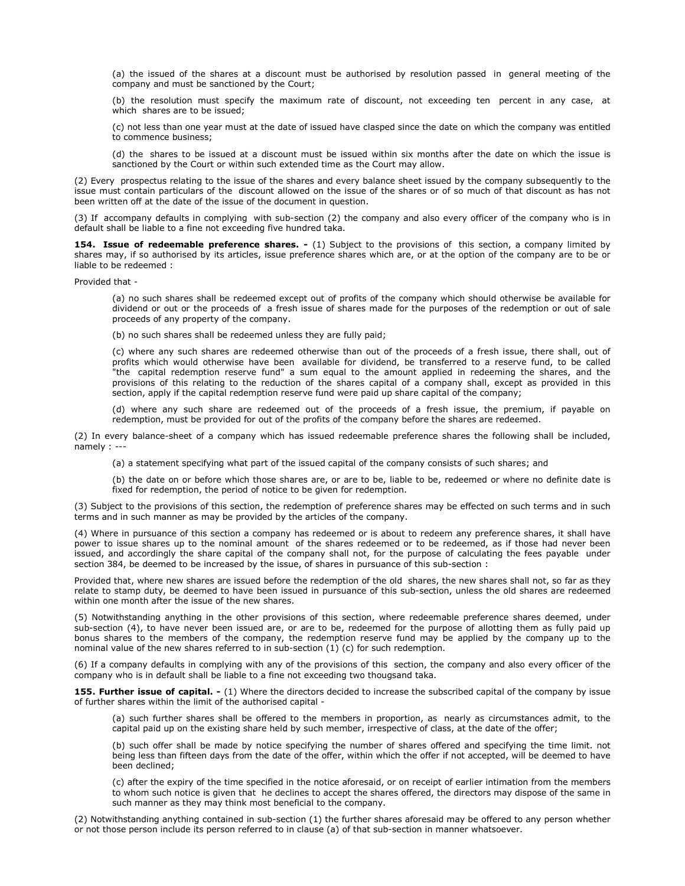(a) the issued of the shares at a discount must be authorised by resolution passed in general meeting of the company and must be sanctioned by the Court;

(b) the resolution must specify the maximum rate of discount, not exceeding ten percent in any case, at which shares are to be issued;

(c) not less than one year must at the date of issued have clasped since the date on which the company was entitled to commence business;

(d) the shares to be issued at a discount must be issued within six months after the date on which the issue is sanctioned by the Court or within such extended time as the Court may allow.

(2) Every prospectus relating to the issue of the shares and every balance sheet issued by the company subsequently to the issue must contain particulars of the discount allowed on the issue of the shares or of so much of that discount as has not been written off at the date of the issue of the document in question.

(3) If accompany defaults in complying with sub-section (2) the company and also every officer of the company who is in default shall be liable to a fine not exceeding five hundred taka.

**154. Issue of redeemable preference shares. -** (1) Subject to the provisions of this section, a company limited by shares may, if so authorised by its articles, issue preference shares which are, or at the option of the company are to be or liable to be redeemed :

Provided that -

(a) no such shares shall be redeemed except out of profits of the company which should otherwise be available for dividend or out or the proceeds of a fresh issue of shares made for the purposes of the redemption or out of sale proceeds of any property of the company.

(b) no such shares shall be redeemed unless they are fully paid;

(c) where any such shares are redeemed otherwise than out of the proceeds of a fresh issue, there shall, out of profits which would otherwise have been available for dividend, be transferred to a reserve fund, to be called "the capital redemption reserve fund" a sum equal to the amount applied in redeeming the shares, and the provisions of this relating to the reduction of the shares capital of a company shall, except as provided in this section, apply if the capital redemption reserve fund were paid up share capital of the company;

(d) where any such share are redeemed out of the proceeds of a fresh issue, the premium, if payable on redemption, must be provided for out of the profits of the company before the shares are redeemed.

(2) In every balance-sheet of a company which has issued redeemable preference shares the following shall be included, namely : ---

(a) a statement specifying what part of the issued capital of the company consists of such shares; and

(b) the date on or before which those shares are, or are to be, liable to be, redeemed or where no definite date is fixed for redemption, the period of notice to be given for redemption.

(3) Subject to the provisions of this section, the redemption of preference shares may be effected on such terms and in such terms and in such manner as may be provided by the articles of the company.

(4) Where in pursuance of this section a company has redeemed or is about to redeem any preference shares, it shall have power to issue shares up to the nominal amount of the shares redeemed or to be redeemed, as if those had never been issued, and accordingly the share capital of the company shall not, for the purpose of calculating the fees payable under section 384, be deemed to be increased by the issue, of shares in pursuance of this sub-section :

Provided that, where new shares are issued before the redemption of the old shares, the new shares shall not, so far as they relate to stamp duty, be deemed to have been issued in pursuance of this sub-section, unless the old shares are redeemed within one month after the issue of the new shares.

(5) Notwithstanding anything in the other provisions of this section, where redeemable preference shares deemed, under sub-section (4), to have never been issued are, or are to be, redeemed for the purpose of allotting them as fully paid up bonus shares to the members of the company, the redemption reserve fund may be applied by the company up to the nominal value of the new shares referred to in sub-section (1) (c) for such redemption.

(6) If a company defaults in complying with any of the provisions of this section, the company and also every officer of the company who is in default shall be liable to a fine not exceeding two thougsand taka.

**155. Further issue of capital. -** (1) Where the directors decided to increase the subscribed capital of the company by issue of further shares within the limit of the authorised capital -

(a) such further shares shall be offered to the members in proportion, as nearly as circumstances admit, to the capital paid up on the existing share held by such member, irrespective of class, at the date of the offer;

(b) such offer shall be made by notice specifying the number of shares offered and specifying the time limit. not being less than fifteen days from the date of the offer, within which the offer if not accepted, will be deemed to have been declined;

(c) after the expiry of the time specified in the notice aforesaid, or on receipt of earlier intimation from the members to whom such notice is given that he declines to accept the shares offered, the directors may dispose of the same in such manner as they may think most beneficial to the company.

(2) Notwithstanding anything contained in sub-section (1) the further shares aforesaid may be offered to any person whether or not those person include its person referred to in clause (a) of that sub-section in manner whatsoever.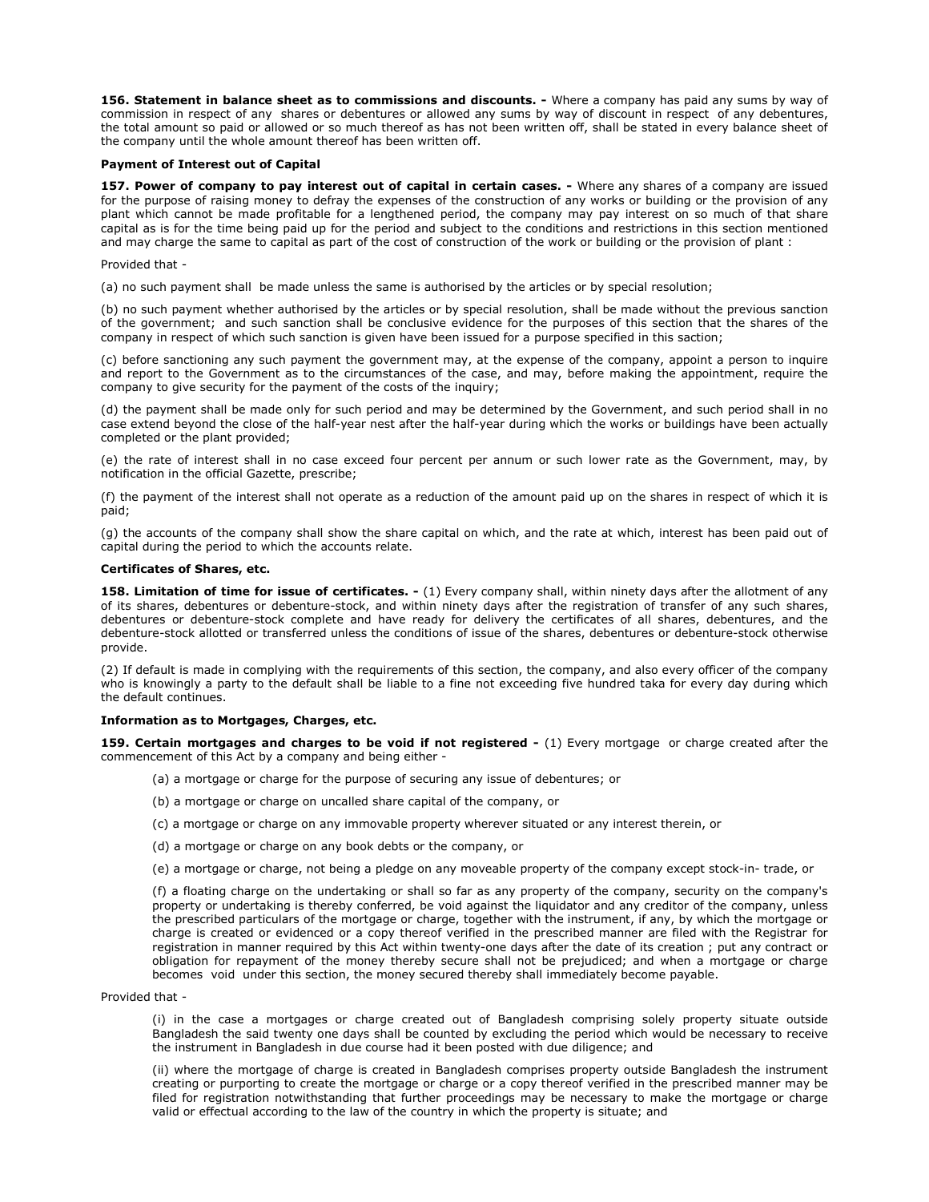**156. Statement in balance sheet as to commissions and discounts. -** Where a company has paid any sums by way of commission in respect of any shares or debentures or allowed any sums by way of discount in respect of any debentures, the total amount so paid or allowed or so much thereof as has not been written off, shall be stated in every balance sheet of the company until the whole amount thereof has been written off.

**Payment of Interest out of Capital**

**157. Power of company to pay interest out of capital in certain cases. -** Where any shares of a company are issued for the purpose of raising money to defray the expenses of the construction of any works or building or the provision of any plant which cannot be made profitable for a lengthened period, the company may pay interest on so much of that share capital as is for the time being paid up for the period and subject to the conditions and restrictions in this section mentioned and may charge the same to capital as part of the cost of construction of the work or building or the provision of plant :

Provided that -

(a) no such payment shall be made unless the same is authorised by the articles or by special resolution;

(b) no such payment whether authorised by the articles or by special resolution, shall be made without the previous sanction of the government; and such sanction shall be conclusive evidence for the purposes of this section that the shares of the company in respect of which such sanction is given have been issued for a purpose specified in this section;

(c) before sanctioning any such payment the government may, at the expense of the company, appoint a person to inquire and report to the Government as to the circumstances of the case, and may, before making the appointment, require the company to give security for the payment of the costs of the inquiry;

(d) the payment shall be made only for such period and may be determined by the Government, and such period shall in no case extend beyond the close of the half-year nest after the half-year during which the works or buildings have been actually completed or the plant provided;

(e) the rate of interest shall in no case exceed four percent per annum or such lower rate as the Government, may, by notification in the official Gazette, prescribe;

(f) the payment of the interest shall not operate as a reduction of the amount paid up on the shares in respect of which it is paid;

(g) the accounts of the company shall show the share capital on which, and the rate at which, interest has been paid out of capital during the period to which the accounts relate.

**Certificates of Shares, etc.**

**158. Limitation of time for issue of certificates. -** (1) Every company shall, within ninety days after the allotment of any of its shares, debentures or debenture-stock, and within ninety days after the registration of transfer of any such shares, debentures or debenture-stock complete and have ready for delivery the certificates of all shares, debentures, and the debenture-stock allotted or transferred unless the conditions of issue of the shares, debentures or debenture-stock otherwise provide.

(2) If default is made in complying with the requirements of this section, the company, and also every officer of the company who is knowingly a party to the default shall be liable to a fine not exceeding five hundred taka for every day during which the default continues.

**Information as to Mortgages, Charges, etc.**

**159. Certain mortgages and charges to be void if not registered -** (1) Every mortgage or charge created after the commencement of this Act by a company and being either -

(a) a mortgage or charge for the purpose of securing any issue of debentures; or

(b) a mortgage or charge on uncalled share capital of the company, or

(c) a mortgage or charge on any immovable property wherever situated or any interest therein, or

(d) a mortgage or charge on any book debts or the company, or

(e) a mortgage or charge, not being a pledge on any moveable property of the company except stock-in- trade, or

(f) a floating charge on the undertaking or shall so far as any property of the company, security on the company's property or undertaking is thereby conferred, be void against the liquidator and any creditor of the company, unless the prescribed particulars of the mortgage or charge, together with the instrument, if any, by which the mortgage or charge is created or evidenced or a copy thereof verified in the prescribed manner are filed with the Registrar for registration in manner required by this Act within twenty-one days after the date of its creation ; put any contract or obligation for repayment of the money thereby secure shall not be prejudiced; and when a mortgage or charge becomes void under this section, the money secured thereby shall immediately become payable.

Provided that -

(i) in the case a mortgages or charge created out of Bangladesh comprising solely property situate outside Bangladesh the said twenty one days shall be counted by excluding the period which would be necessary to receive the instrument in Bangladesh in due course had it been posted with due diligence; and

(ii) where the mortgage of charge is created in Bangladesh comprises property outside Bangladesh the instrument creating or purporting to create the mortgage or charge or a copy thereof verified in the prescribed manner may be filed for registration notwithstanding that further proceedings may be necessary to make the mortgage or charge valid or effectual according to the law of the country in which the property is situate; and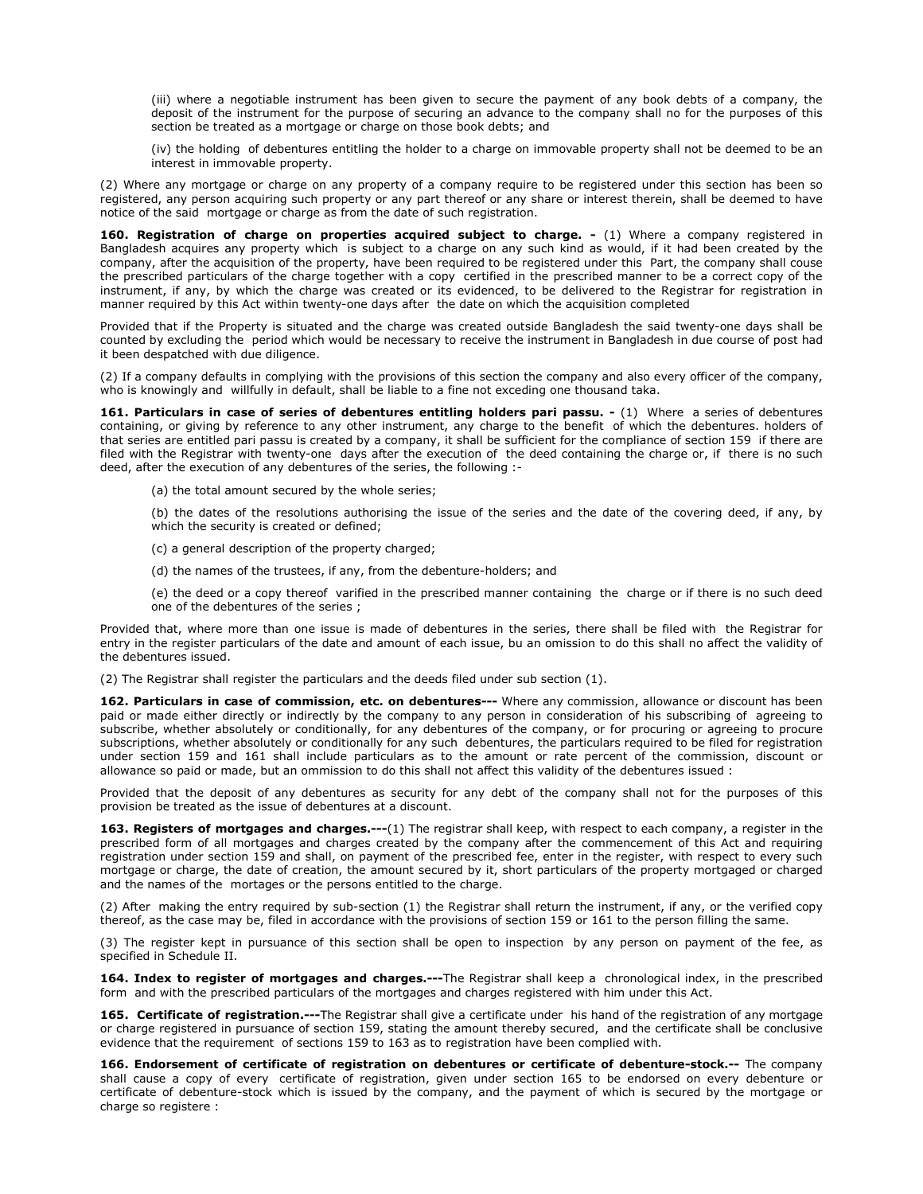(iii) where a negotiable instrument has been given to secure the payment of any book debts of a company, the deposit of the instrument for the purpose of securing an advance to the company shall no for the purposes of this section be treated as a mortgage or charge on those book debts; and

(iv) the holding of debentures entitling the holder to a charge on immovable property shall not be deemed to be an interest in immovable property.

(2) Where any mortgage or charge on any property of a company require to be registered under this section has been so registered, any person acquiring such property or any part thereof or any share or interest therein, shall be deemed to have notice of the said mortgage or charge as from the date of such registration.

**160. Registration of charge on properties acquired subject to charge. -** (1) Where a company registered in Bangladesh acquires any property which is subject to a charge on any such kind as would, if it had been created by the company, after the acquisition of the property, have been required to be registered under this Part, the company shall couse the prescribed particulars of the charge together with a copy certified in the prescribed manner to be a correct copy of the instrument, if any, by which the charge was created or its evidenced, to be delivered to the Registrar for registration in manner required by this Act within twenty-one days after the date on which the acquisition completed

Provided that if the Property is situated and the charge was created outside Bangladesh the said twenty-one days shall be counted by excluding the period which would be necessary to receive the instrument in Bangladesh in due course of post had it been despatched with due diligence.

(2) If a company defaults in complying with the provisions of this section the company and also every officer of the company, who is knowingly and willfully in default, shall be liable to a fine not exceding one thousand taka.

**161. Particulars in case of series of debentures entitling holders pari passu. -** (1) Where a series of debentures containing, or giving by reference to any other instrument, any charge to the benefit of which the debentures. holders of that series are entitled pari passu is created by a company, it shall be sufficient for the compliance of section 159 if there are filed with the Registrar with twenty-one days after the execution of the deed containing the charge or, if there is no such deed, after the execution of any debentures of the series, the following :-

(a) the total amount secured by the whole series;

(b) the dates of the resolutions authorising the issue of the series and the date of the covering deed, if any, by which the security is created or defined;

(c) a general description of the property charged;

(d) the names of the trustees, if any, from the debenture-holders; and

(e) the deed or a copy thereof varified in the prescribed manner containing the charge or if there is no such deed one of the debentures of the series ;

Provided that, where more than one issue is made of debentures in the series, there shall be filed with the Registrar for entry in the register particulars of the date and amount of each issue, bu an omission to do this shall no affect the validity of the debentures issued.

(2) The Registrar shall register the particulars and the deeds filed under sub section (1).

**162. Particulars in case of commission, etc. on debentures---** Where any commission, allowance or discount has been paid or made either directly or indirectly by the company to any person in consideration of his subscribing of agreeing to subscribe, whether absolutely or conditionally, for any debentures of the company, or for procuring or agreeing to procure subscriptions, whether absolutely or conditionally for any such debentures, the particulars required to be filed for registration under section 159 and 161 shall include particulars as to the amount or rate percent of the commission, discount or allowance so paid or made, but an ommission to do this shall not affect this validity of the debentures issued :

Provided that the deposit of any debentures as security for any debt of the company shall not for the purposes of this provision be treated as the issue of debentures at a discount.

**163. Registers of mortgages and charges.---**(1) The registrar shall keep, with respect to each company, a register in the prescribed form of all mortgages and charges created by the company after the commencement of this Act and requiring registration under section 159 and shall, on payment of the prescribed fee, enter in the register, with respect to every such mortgage or charge, the date of creation, the amount secured by it, short particulars of the property mortgaged or charged and the names of the mortages or the persons entitled to the charge.

(2) After making the entry required by sub-section (1) the Registrar shall return the instrument, if any, or the verified copy thereof, as the case may be, filed in accordance with the provisions of section 159 or 161 to the person filling the same.

(3) The register kept in pursuance of this section shall be open to inspection by any person on payment of the fee, as specified in Schedule II.

**164. Index to register of mortgages and charges.---**The Registrar shall keep a chronological index, in the prescribed form and with the prescribed particulars of the mortgages and charges registered with him under this Act.

**165. Certificate of registration.---**The Registrar shall give a certificate under his hand of the registration of any mortgage or charge registered in pursuance of section 159, stating the amount thereby secured, and the certificate shall be conclusive evidence that the requirement of sections 159 to 163 as to registration have been complied with.

**166. Endorsement of certificate of registration on debentures or certificate of debenture-stock.--** The company shall cause a copy of every certificate of registration, given under section 165 to be endorsed on every debenture or certificate of debenture-stock which is issued by the company, and the payment of which is secured by the mortgage or charge so registere :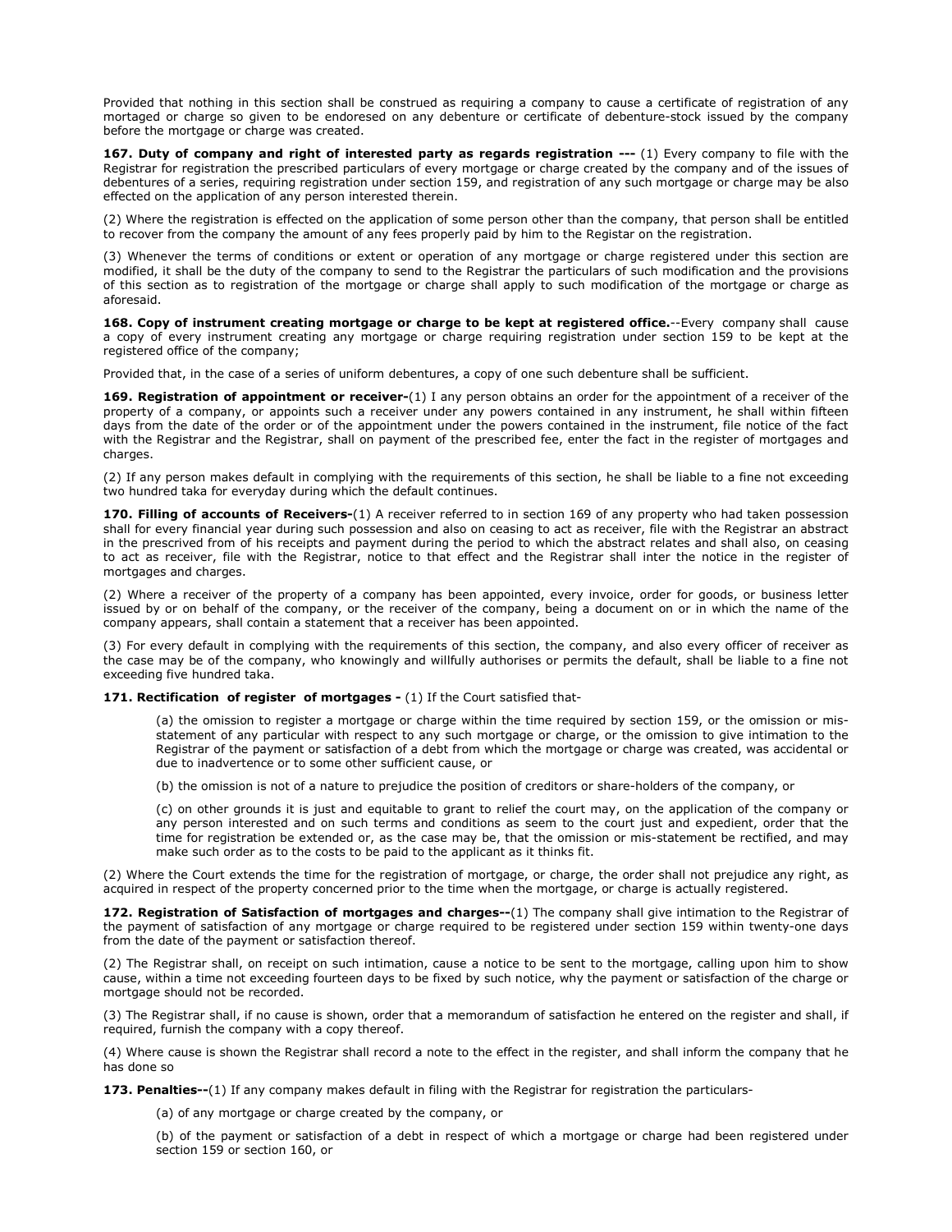Provided that nothing in this section shall be construed as requiring a company to cause a certificate of registration of any mortaged or charge so given to be endorsed on any debenture or certificate of debenture-stock issued by the company before the mortgage or charge was created.

**167. Duty of company and right of interested party as regards registration ---** (1) Every company to file with the Registrar for registration the prescribed particulars of every mortgage or charge created by the company and of the issues of debentures of a series, requiring registration under section 159, and registration of any such mortgage or charge may be also effected on the application of any person interested therein.

(2) Where the registration is effected on the application of some person other than the company, that person shall be entitled to recover from the company the amount of any fees properly paid by him to the Regisrar on the registration.

(3) Whenever the terms of conditions or extent or operation of any mortgage or charge registered under this section are modified, it shall be the duty of the company to send to the Registrar the particulars of such modification and the provisions of this section as to registration of the mortgage or charge shall apply to such modification of the mortgage or charge as aforesaid.

**168. Copy of instrument creating mortgage or charge to be kept at registered office.**--Every company shall cause a copy of every instrument creating any mortgage or charge requiring registration under section 159 to be kept at the registered office of the company;

Provided that, in the case of a series of uniform debentures, a copy of one such debenture shall be sufficient.

**169. Registration of appointment or receiver-**(1) I any person obtains an order for the appointment of a receiver of the property of a company, or appoints such a receiver under any powers contained in any instrument, he shall within fifteen days from the date of the order or of the appointment under the powers contained in the instrument, file notice of the fact with the Registrar and the Registrar, shall on payment of the prescribed fee, enter the fact in the register of mortgages and charges.

(2) If any person makes default in complying with the requirements of this section, he shall be liable to a fine not exceeding two hundred taka for everyday during which the default continues.

**170. Filling of accounts of Receivers-**(1) A receiver referred to in section 169 of any property who had taken possession shall for every financial year during such possession and also on ceasing to act as receiver, file with the Registrar an abstract in the prescrived from of his receipts and payment during the period to which the abstract relates and shall also, on ceasing to act as receiver, file with the Registrar, notice to that effect and the Registrar shall inter the notice in the register of mortgages and charges.

(2) Where a receiver of the property of a company has been appointed, every invoice, order for goods, or business letter issued by or on behalf of the company, or the receiver of the company, being a document on or in which the name of the company appears, shall contain a statement that a receiver has been appointed.

(3) For every default in complying with the requirements of this section, the company, and also every officer of receiver as the case may be of the company, who knowingly and willfully authorises or permits the default, shall be liable to a fine not exceeding five hundred taka.

**171. Rectification of register of mortgages -** (1) If the Court satisfied that-

(a) the omission to register a mortgage or charge within the time required by section 159, or the omission or mis-statement of any particular with respect to any such mortgage or charge, or the omission to give intimation to the Registrar of the payment or satisfaction of a debt from which the mortgage or charge was created, was accidental or due to inadvertence or to some other sufficient cause, or

(b) the omission is not of a nature to prejudice the position of creditors or share-holders of the company, or

(c) on other grounds it is just and equitable to grant to relief the court may, on the application of the company or any person interested and on such terms and conditions as seem to the court just and expedient, order that the time for registration be extended or, as the case may be, that the omission or mis-statement be rectified, and may make such order as to the costs to be paid to the applicant as it thinks fit.

(2) Where the Court extends the time for the registration of mortgage, or charge, the order shall not prejudice any right, as acquired in respect of the property concerned prior to the time when the mortgage, or charge is actually registered.

**172. Registration of Satisfaction of mortgages and charges--**(1) The company shall give intimation to the Registrar of the payment of satisfaction of any mortgage or charge required to be registered under section 159 within twenty-one days from the date of the payment or satisfaction thereof.

(2) The Registrar shall, on receipt on such intimation, cause a notice to be sent to the mortgage, calling upon him to show cause, within a time not exceeding fourteen days to be fixed by such notice, why the payment or satisfaction of the charge or mortgage should not be recorded.

(3) The Registrar shall, if no cause is shown, order that a memorandum of satisfaction he entered on the register and shall, if required, furnish the company with a copy thereof.

(4) Where cause is shown the Registrar shall record a note to the effect in the register, and shall inform the company that he has done so

**173. Penalties--**(1) If any company makes default in filing with the Registrar for registration the particulars-

(a) of any mortgage or charge created by the company, or

(b) of the payment or satisfaction of a debt in respect of which a mortgage or charge had been registered under section 159 or section 160, or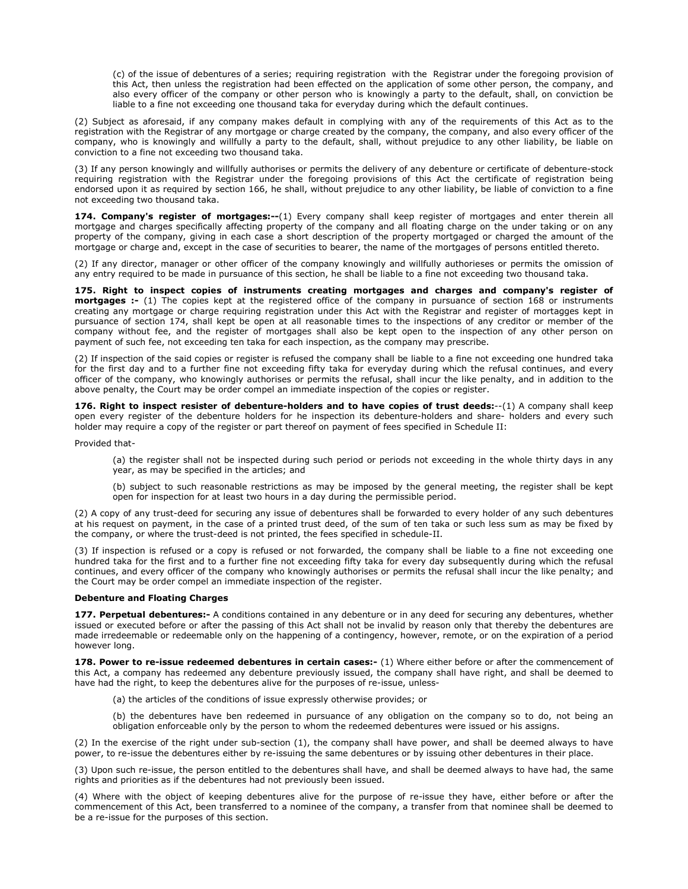(c) of the issue of debentures of a series; requiring registration with the Registrar under the foregoing provision of this Act, then unless the registration had been effected on the application of some other person, the company, and also every officer of the company or other person who is knowingly a party to the default, shall, on conviction be liable to a fine not exceeding one thousand taka for everyday during which the default continues.

(2) Subject as aforesaid, if any company makes default in complying with any of the requirements of this Act as to the registration with the Registrar of any mortgage or charge created by the company, the company, and also every officer of the company, who is knowingly and willfully a party to the default, shall, without prejudice to any other liability, be liable on conviction to a fine not exceeding two thousand taka.

(3) If any person knowingly and willfully authorises or permits the delivery of any debenture or certificate of debenture-stock requiring registration with the Registrar under the foregoing provisions of this Act the certificate of registration being endorsed upon it as required by section 166, he shall, without prejudice to any other liability, be liable of conviction to a fine not exceeding two thousand taka.

**174. Company's register of mortgages:--**(1) Every company shall keep register of mortgages and enter therein all mortgage and charges specifically affecting property of the company and all floating charge on the under taking or on any property of the company, giving in each case a short description of the property mortgaged or charged the amount of the mortgage or charge and, except in the case of securities to bearer, the name of the mortgages of persons entitled thereto.

(2) If any director, manager or other officer of the company knowingly and willfully authorieses or permits the omission of any entry required to be made in pursuance of this section, he shall be liable to a fine not exceeding two thousand taka.

**175. Right to inspect copies of instruments creating mortgages and charges and company's register of mortgages :-** (1) The copies kept at the registered office of the company in pursuance of section 168 or instruments creating any mortgage or charge requiring registration under this Act with the Registrar and register of mortagges kept in pursuance of section 174, shall kept be open at all reasonable times to the inspections of any creditor or member of the company without fee, and the register of mortgages shall also be kept open to the inspection of any other person on payment of such fee, not exceeding ten taka for each inspection, as the company may prescribe.

(2) If inspection of the said copies or register is refused the company shall be liable to a fine not exceeding one hundred taka for the first day and to a further fine not exceeding fifty taka for everyday during which the refusal continues, and every officer of the company, who knowingly authorises or permits the refusal, shall incur the like penalty, and in addition to the above penalty, the Court may be order compel an immediate inspection of the copies or register.

**176. Right to inspect resister of debenture-holders and to have copies of trust deeds:**--(1) A company shall keep open every register of the debenture holders for he inspection its debenture-holders and share- holders and every such holder may require a copy of the register or part thereof on payment of fees specified in Schedule II:

Provided that-

(a) the register shall not be inspected during such period or periods not exceeding in the whole thirty days in any year, as may be specified in the articles; and

(b) subject to such reasonable restrictions as may be imposed by the general meeting, the register shall be kept open for inspection for at least two hours in a day during the permissible period.

(2) A copy of any trust-deed for securing any issue of debentures shall be forwarded to every holder of any such debentures at his request on payment, in the case of a printed trust deed, of the sum of ten taka or such less sum as may be fixed by the company, or where the trust-deed is not printed, the fees specified in schedule-II.

(3) If inspection is refused or a copy is refused or not forwarded, the company shall be liable to a fine not exceeding one hundred taka for the first and to a further fine not exceeding fifty taka for every day subsequently during which the refusal continues, and every officer of the company who knowingly authorises or permits the refusal shall incur the like penalty; and the Court may be order compel an immediate inspection of the register.

**Debenture and Floating Charges**

**177. Perpetual debentures:-** A conditions contained in any debenture or in any deed for securing any debentures, whether issued or executed before or after the passing of this Act shall not be invalid by reason only that thereby the debentures are made irredeemable or redeemable only on the happening of a contingency, however, remote, or on the expiration of a period however long.

**178. Power to re-issue redeemed debentures in certain cases:-** (1) Where either before or after the commencement of this Act, a company has redeemed any debenture previously issued, the company shall have right, and shall be deemed to have had the right, to keep the debentures alive for the purposes of re-issue, unless-

(a) the articles of the conditions of issue expressly otherwise provides; or

(b) the debentures have ben redeemed in pursuance of any obligation on the company so to do, not being an obligation enforceable only by the person to whom the redeemed debentures were issued or his assigns.

(2) In the exercise of the right under sub-section (1), the company shall have power, and shall be deemed always to have power, to re-issue the debentures either by re-issuing the same debentures or by issuing other debentures in their place.

(3) Upon such re-issue, the person entitled to the debentures shall have, and shall be deemed always to have had, the same rights and priorities as if the debentures had not previously been issued.

(4) Where with the object of keeping debentures alive for the purpose of re-issue they have, either before or after the commencement of this Act, been transferred to a nominee of the company, a transfer from that nominee shall be deemed to be a re-issue for the purposes of this section.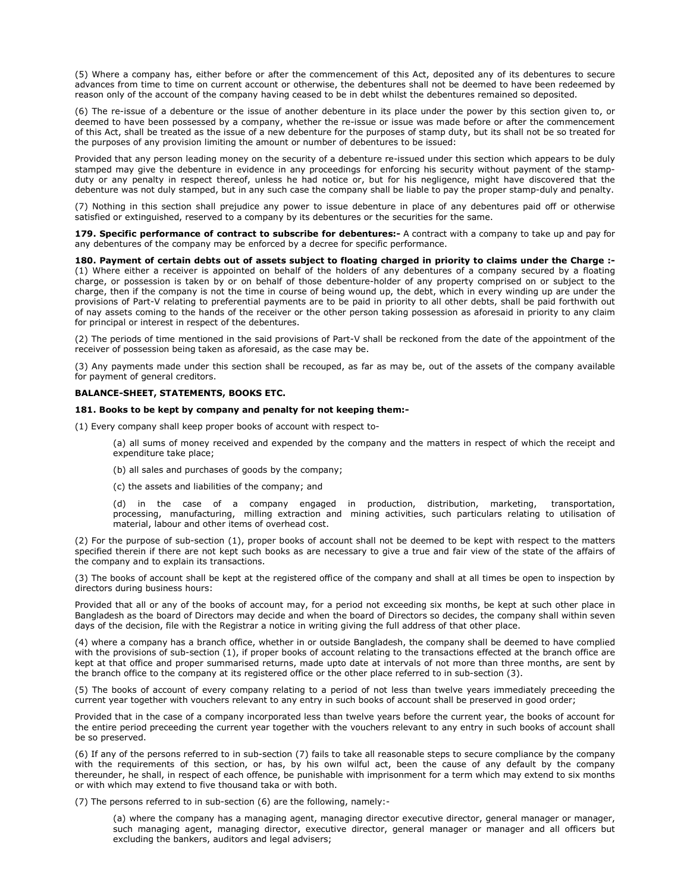(5) Where a company has, either before or after the commencement of this Act, deposited any of its debentures to secure advances from time to time on current account or otherwise, the debentures shall not be deemed to have been redeemed by reason only of the account of the company having ceased to be in debt whilst the debentures remained so deposited.

(6) The re-issue of a debenture or the issue of another debenture in its place under the power by this section given to, or deemed to have been possessed by a company, whether the re-issue or issue was made before or after the commencement of this Act, shall be treated as the issue of a new debenture for the purposes of stamp duty, but its shall not be so treated for the purposes of any provision limiting the amount or number of debentures to be issued:

Provided that any person leading money on the security of a debenture re-issued under this section which appears to be duly stamped may give the debenture in evidence in any proceedings for enforcing his security without payment of the stamp-duty or any penalty in respect thereof, unless he had notice or, but for his negligence, might have discovered that the debenture was not duly stamped, but in any such case the company shall be liable to pay the proper stamp-duly and penalty.

(7) Nothing in this section shall prejudice any power to issue debenture in place of any debentures paid off or otherwise satisfied or extinguished, reserved to a company by its debentures or the securities for the same.

**179. Specific performance of contract to subscribe for debentures:-** A contract with a company to take up and pay for any debentures of the company may be enforced by a decree for specific performance.

**180. Payment of certain debts out of assets subject to floating charged in priority to claims under the Charge :-** (1) Where either a receiver is appointed on behalf of the holders of any debentures of a company secured by a floating charge, or possession is taken by or on behalf of those debenture-holder of any property comprised on or subject to the charge, then if the company is not the time in course of being wound up, the debt, which in every winding up are under the provisions of Part-V relating to preferential payments are to be paid in priority to all other debts, shall be paid forthwith out of nay assets coming to the hands of the receiver or the other person taking possession as aforesaid in priority to any claim for principal or interest in respect of the debentures.

(2) The periods of time mentioned in the said provisions of Part-V shall be reckoned from the date of the appointment of the receiver of possession being taken as aforesaid, as the case may be.

(3) Any payments made under this section shall be recouped, as far as may be, out of the assets of the company available for payment of general creditors.

**BALANCE-SHEET, STATEMENTS, BOOKS ETC.**

**181. Books to be kept by company and penalty for not keeping them:-**

(1) Every company shall keep proper books of account with respect to-

(a) all sums of money received and expended by the company and the matters in respect of which the receipt and expenditure take place;

(b) all sales and purchases of goods by the company;

(c) the assets and liabilities of the company; and

(d) in the case of a company engaged in production, distribution, marketing, transportation, processing, manufacturing, milling extraction and mining activities, such particulars relating to utilisation of material, labour and other items of overhead cost.

(2) For the purpose of sub-section (1), proper books of account shall not be deemed to be kept with respect to the matters specified therein if there are not kept such books as are necessary to give a true and fair view of the state of the affairs of the company and to explain its transactions.

(3) The books of account shall be kept at the registered office of the company and shall at all times be open to inspection by directors during business hours:

Provided that all or any of the books of account may, for a period not exceeding six months, be kept at such other place in Bangladesh as the board of Directors may decide and when the board of Directors so decides, the company shall within seven days of the decision, file with the Registrar a notice in writing giving the full address of that other place.

(4) where a company has a branch office, whether in or outside Bangladesh, the company shall be deemed to have complied with the provisions of sub-section (1), if proper books of account relating to the transactions effected at the branch office are kept at that office and proper summarised returns, made upto date at intervals of not more than three months, are sent by the branch office to the company at its registered office or the other place referred to in sub-section (3).

(5) The books of account of every company relating to a period of not less than twelve years immediately preceeding the current year together with vouchers relevant to any entry in such books of account shall be preserved in good order;

Provided that in the case of a company incorporated less than twelve years before the current year, the books of account for the entire period preceeding the current year together with the vouchers relevant to any entry in such books of account shall be so preserved.

(6) If any of the persons referred to in sub-section (7) fails to take all reasonable steps to secure compliance by the company with the requirements of this section, or has, by his own wilful act, been the cause of any default by the company thereunder, he shall, in respect of each offence, be punishable with imprisonment for a term which may extend to six months or with which may extend to five thousand taka or with both.

(7) The persons referred to in sub-section (6) are the following, namely:-

(a) where the company has a managing agent, managing director executive director, general manager or manager, such managing agent, managing director, executive director, general manager or manager and all officers but excluding the bankers, auditors and legal advisers;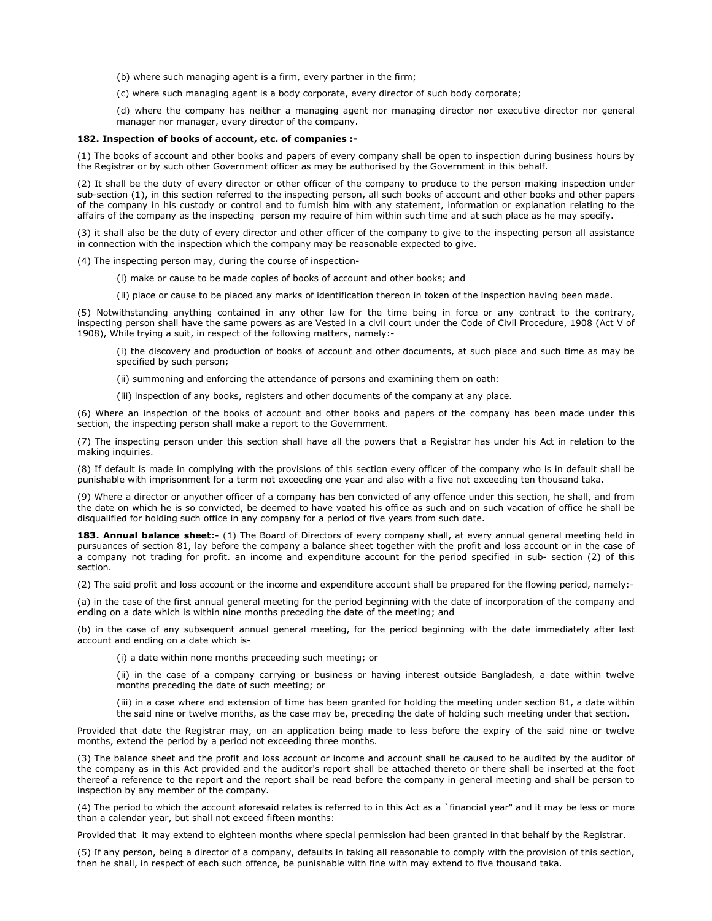(b) where such managing agent is a firm, every partner in the firm;

(c) where such managing agent is a body corporate, every director of such body corporate;

(d) where the company has neither a managing agent nor managing director nor executive director nor general manager nor manager, every director of the company.

**182. Inspection of books of account, etc. of companies :-**

(1) The books of account and other books and papers of every company shall be open to inspection during business hours by the Registrar or by such other Government officer as may be authorised by the Government in this behalf.

(2) It shall be the duty of every director or other officer of the company to produce to the person making inspection under sub-section (1), in this section referred to the inspecting person, all such books of account and other books and other papers of the company in his custody or control and to furnish him with any statement, information or explanation relating to the affairs of the company as the inspecting person my require of him within such time and at such place as he may specify.

(3) it shall also be the duty of every director and other officer of the company to give to the inspecting person all assistance in connection with the inspection which the company may be reasonable expected to give.

(4) The inspecting person may, during the course of inspection-

(i) make or cause to be made copies of books of account and other books; and

(ii) place or cause to be placed any marks of identification thereon in token of the inspection having been made.

(5) Notwithstanding anything contained in any other law for the time being in force or any contract to the contrary, inspecting person shall have the same powers as are Vested in a civil court under the Code of Civil Procedure, 1908 (Act V of 1908), While trying a suit, in respect of the following matters, namely:-

(i) the discovery and production of books of account and other documents, at such place and such time as may be specified by such person;

(ii) summoning and enforcing the attendance of persons and examining them on oath:

(iii) inspection of any books, registers and other documents of the company at any place.

(6) Where an inspection of the books of account and other books and papers of the company has been made under this section, the inspecting person shall make a report to the Government.

(7) The inspecting person under this section shall have all the powers that a Registrar has under his Act in relation to the making inquiries.

(8) If default is made in complying with the provisions of this section every officer of the company who is in default shall be punishable with imprisonment for a term not exceeding one year and also with a five not exceeding ten thousand taka.

(9) Where a director or anyother officer of a company has ben convicted of any offence under this section, he shall, and from the date on which he is so convicted, be deemed to have voated his office as such and on such vacation of office he shall be disqualified for holding such office in any company for a period of five years from such date.

**183. Annual balance sheet:-** (1) The Board of Directors of every company shall, at every annual general meeting held in pursuances of section 81, lay before the company a balance sheet together with the profit and loss account or in the case of a company not trading for profit. an income and expenditure account for the period specified in sub- section (2) of this section.

(2) The said profit and loss account or the income and expenditure account shall be prepared for the flowing period, namely:-

(a) in the case of the first annual general meeting for the period beginning with the date of incorporation of the company and ending on a date which is within nine months preceding the date of the meeting; and

(b) in the case of any subsequent annual general meeting, for the period beginning with the date immediately after last account and ending on a date which is-

(i) a date within none months preceeding such meeting; or

(ii) in the case of a company carrying or business or having interest outside Bangladesh, a date within twelve months preceding the date of such meeting; or

(iii) in a case where and extension of time has been granted for holding the meeting under section 81, a date within the said nine or twelve months, as the case may be, preceding the date of holding such meeting under that section.

Provided that date the Registrar may, on an application being made to less before the expiry of the said nine or twelve months, extend the period by a period not exceeding three months.

(3) The balance sheet and the profit and loss account or income and account shall be caused to be audited by the auditor of the company as in this Act provided and the auditor's report shall be attached thereto or there shall be inserted at the foot thereof a reference to the report and the report shall be read before the company in general meeting and shall be person to inspection by any member of the company.

(4) The period to which the account aforesaid relates is referred to in this Act as a `financial year" and it may be less or more than a calendar year, but shall not exceed fifteen months:

Provided that it may extend to eighteen months where special permission had been granted in that behalf by the Registrar.

(5) If any person, being a director of a company, defaults in taking all reasonable to comply with the provision of this section, then he shall, in respect of each such offence, be punishable with fine with may extend to five thousand taka.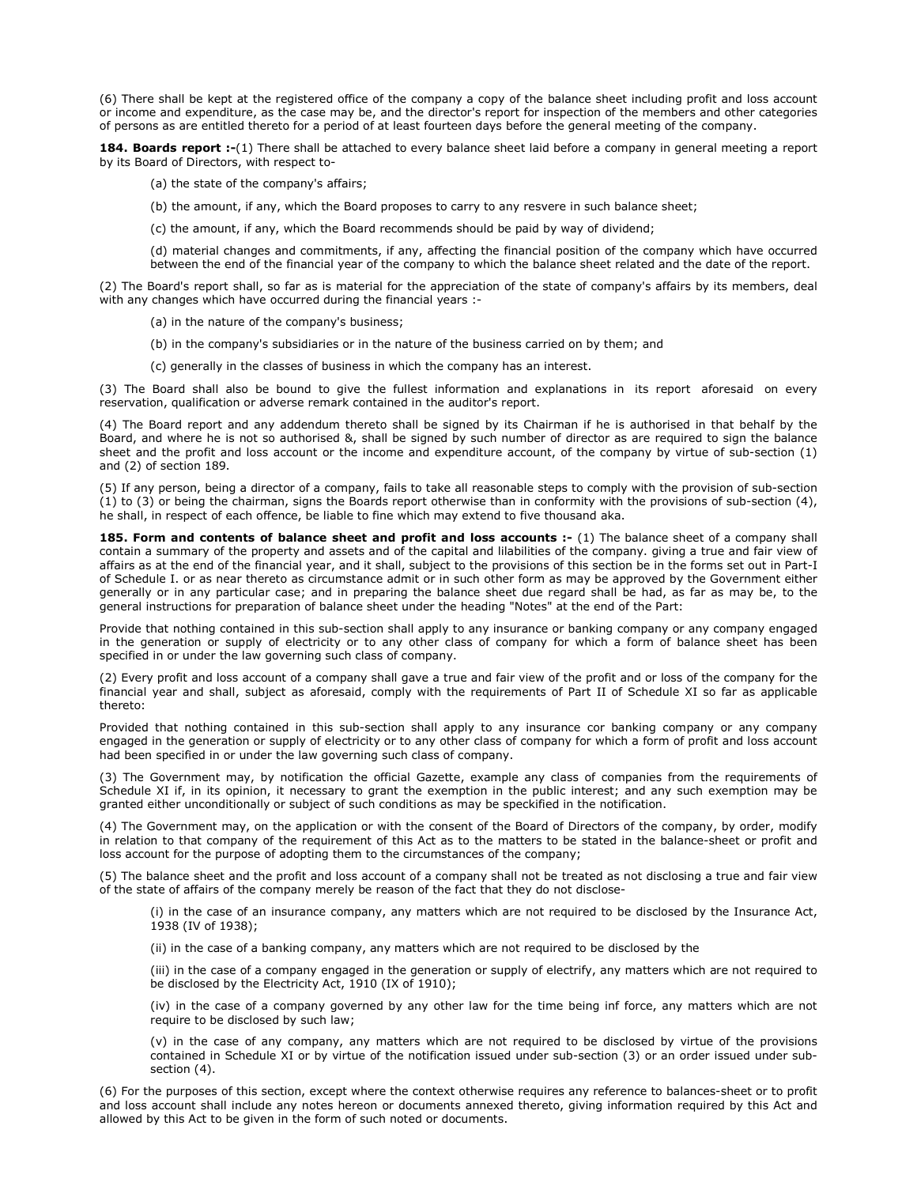(6) There shall be kept at the registered office of the company a copy of the balance sheet including profit and loss account or income and expenditure, as the case may be, and the director's report for inspection of the members and other categories of persons as are entitled thereto for a period of at least fourteen days before the general meeting of the company.

**184. Boards report :-**(1) There shall be attached to every balance sheet laid before a company in general meeting a report by its Board of Directors, with respect to-

(a) the state of the company's affairs;

(b) the amount, if any, which the Board proposes to carry to any resvere in such balance sheet;

(c) the amount, if any, which the Board recommends should be paid by way of dividend;

(d) material changes and commitments, if any, affecting the financial position of the company which have occurred between the end of the financial year of the company to which the balance sheet related and the date of the report.

(2) The Board's report shall, so far as is material for the appreciation of the state of company's affairs by its members, deal with any changes which have occurred during the financial years :-

(a) in the nature of the company's business;

(b) in the company's subsidiaries or in the nature of the business carried on by them; and

(c) generally in the classes of business in which the company has an interest.

(3) The Board shall also be bound to give the fullest information and explanations in its report aforesaid on every reservation, qualification or adverse remark contained in the auditor's report.

(4) The Board report and any addendum thereto shall be signed by its Chairman if he is authorised in that behalf by the Board, and where he is not so authorised &, shall be signed by such number of director as are required to sign the balance sheet and the profit and loss account or the income and expenditure account, of the company by virtue of sub-section (1) and (2) of section 189.

(5) If any person, being a director of a company, fails to take all reasonable steps to comply with the provision of sub-section (1) to (3) or being the chairman, signs the Boards report otherwise than in conformity with the provisions of sub-section (4), he shall, in respect of each offence, be liable to fine which may extend to five thousand aka.

**185. Form and contents of balance sheet and profit and loss accounts :-** (1) The balance sheet of a company shall contain a summary of the property and assets and of the capital and lilabilities of the company. giving a true and fair view of affairs as at the end of the financial year, and it shall, subject to the provisions of this section be in the forms set out in Part-I of Schedule I. or as near thereto as circumstance admit or in such other form as may be approved by the Government either generally or in any particular case; and in preparing the balance sheet due regard shall be had, as far as may be, to the general instructions for preparation of balance sheet under the heading "Notes" at the end of the Part:

Provide that nothing contained in this sub-section shall apply to any insurance or banking company or any company engaged in the generation or supply of electricity or to any other class of company for which a form of balance sheet has been specified in or under the law governing such class of company.

(2) Every profit and loss account of a company shall gave a true and fair view of the profit and or loss of the company for the financial year and shall, subject as aforesaid, comply with the requirements of Part II of Schedule XI so far as applicable thereto:

Provided that nothing contained in this sub-section shall apply to any insurance cor banking company or any company engaged in the generation or supply of electricity or to any other class of company for which a form of profit and loss account had been specified in or under the law governing such class of company.

(3) The Government may, by notification the official Gazette, example any class of companies from the requirements of Schedule XI if, in its opinion, it necessary to grant the exemption in the public interest; and any such exemption may be granted either unconditionally or subject of such conditions as may be speckified in the notification.

(4) The Government may, on the application or with the consent of the Board of Directors of the company, by order, modify in relation to that company of the requirement of this Act as to the matters to be stated in the balance-sheet or profit and loss account for the purpose of adopting them to the circumstances of the company;

(5) The balance sheet and the profit and loss account of a company shall not be treated as not disclosing a true and fair view of the state of affairs of the company merely be reason of the fact that they do not disclose-

(i) in the case of an insurance company, any matters which are not required to be disclosed by the Insurance Act, 1938 (IV of 1938);

(ii) in the case of a banking company, any matters which are not required to be disclosed by the

(iii) in the case of a company engaged in the generation or supply of electrify, any matters which are not required to be disclosed by the Electricity Act, 1910 (IX of 1910);

(iv) in the case of a company governed by any other law for the time being inf force, any matters which are not require to be disclosed by such law;

(v) in the case of any company, any matters which are not required to be disclosed by virtue of the provisions contained in Schedule XI or by virtue of the notification issued under sub-section (3) or an order issued under sub-section (4).

(6) For the purposes of this section, except where the context otherwise requires any reference to balances-sheet or to profit and loss account shall include any notes hereon or documents annexed thereto, giving information required by this Act and allowed by this Act to be given in the form of such noted or documents.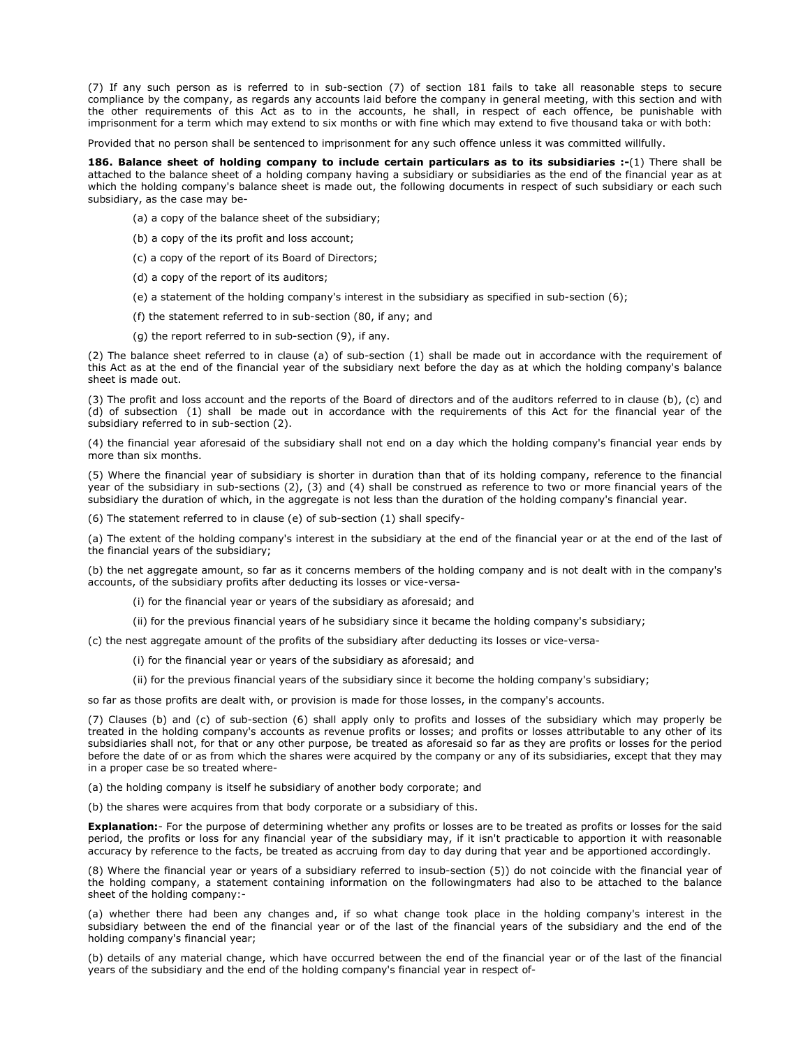(7) If any such person as is referred to in sub-section (7) of section 181 fails to take all reasonable steps to secure compliance by the company, as regards any accounts laid before the company in general meeting, with this section and with the other requirements of this Act as to in the accounts, he shall, in respect of each offence, be punishable with imprisonment for a term which may extend to six months or with fine which may extend to five thousand taka or with both:

Provided that no person shall be sentenced to imprisonment for any such offence unless it was committed willfully.

**186. Balance sheet of holding company to include certain particulars as to its subsidiaries :-**(1) There shall be attached to the balance sheet of a holding company having a subsidiary or subsidiaries as the end of the financial year as at which the holding company's balance sheet is made out, the following documents in respect of such subsidiary or each such subsidiary, as the case may be-

(a) a copy of the balance sheet of the subsidiary;

(b) a copy of the its profit and loss account;

(c) a copy of the report of its Board of Directors;

(d) a copy of the report of its auditors;

(e) a statement of the holding company's interest in the subsidiary as specified in sub-section (6);

(f) the statement referred to in sub-section (80, if any; and

(g) the report referred to in sub-section (9), if any.

(2) The balance sheet referred to in clause (a) of sub-section (1) shall be made out in accordance with the requirement of this Act as at the end of the financial year of the subsidiary next before the day as at which the holding company's balance sheet is made out.

(3) The profit and loss account and the reports of the Board of directors and of the auditors referred to in clause (b), (c) and (d) of subsection (1) shall be made out in accordance with the requirements of this Act for the financial year of the subsidiary referred to in sub-section (2).

(4) the financial year aforesaid of the subsidiary shall not end on a day which the holding company's financial year ends by more than six months.

(5) Where the financial year of subsidiary is shorter in duration than that of its holding company, reference to the financial year of the subsidiary in sub-sections (2), (3) and (4) shall be construed as reference to two or more financial years of the subsidiary the duration of which, in the aggregate is not less than the duration of the holding company's financial year.

(6) The statement referred to in clause (e) of sub-section (1) shall specify-

(a) The extent of the holding company's interest in the subsidiary at the end of the financial year or at the end of the last of the financial years of the subsidiary;

(b) the net aggregate amount, so far as it concerns members of the holding company and is not dealt with in the company's accounts, of the subsidiary profits after deducting its losses or vice-versa-

(i) for the financial year or years of the subsidiary as aforesaid; and

(ii) for the previous financial years of he subsidiary since it became the holding company's subsidiary;

(c) the nest aggregate amount of the profits of the subsidiary after deducting its losses or vice-versa-

(i) for the financial year or years of the subsidiary as aforesaid; and

(ii) for the previous financial years of the subsidiary since it become the holding company's subsidiary;

so far as those profits are dealt with, or provision is made for those losses, in the company's accounts.

(7) Clauses (b) and (c) of sub-section (6) shall apply only to profits and losses of the subsidiary which may properly be treated in the holding company's accounts as revenue profits or losses; and profits or losses attributable to any other of its subsidiaries shall not, for that or any other purpose, be treated as aforesaid so far as they are profits or losses for the period before the date of or as from which the shares were acquired by the company or any of its subsidiaries, except that they may in a proper case be so treated where-

(a) the holding company is itself he subsidiary of another body corporate; and

(b) the shares were acquires from that body corporate or a subsidiary of this.

**Explanation:**- For the purpose of determining whether any profits or losses are to be treated as profits or losses for the said period, the profits or loss for any financial year of the subsidiary may, if it isn't practicable to apportion it with reasonable accuracy by reference to the facts, be treated as accruing from day to day during that year and be apportioned accordingly.

(8) Where the financial year or years of a subsidiary referred to insub-section (5)) do not coincide with the financial year of the holding company, a statement containing information on the followingmaters had also to be attached to the balance sheet of the holding company:-

(a) whether there had been any changes and, if so what change took place in the holding company's interest in the subsidiary between the end of the financial year or of the last of the financial years of the subsidiary and the end of the holding company's financial year;

(b) details of any material change, which have occurred between the end of the financial year or of the last of the financial years of the subsidiary and the end of the holding company's financial year in respect of-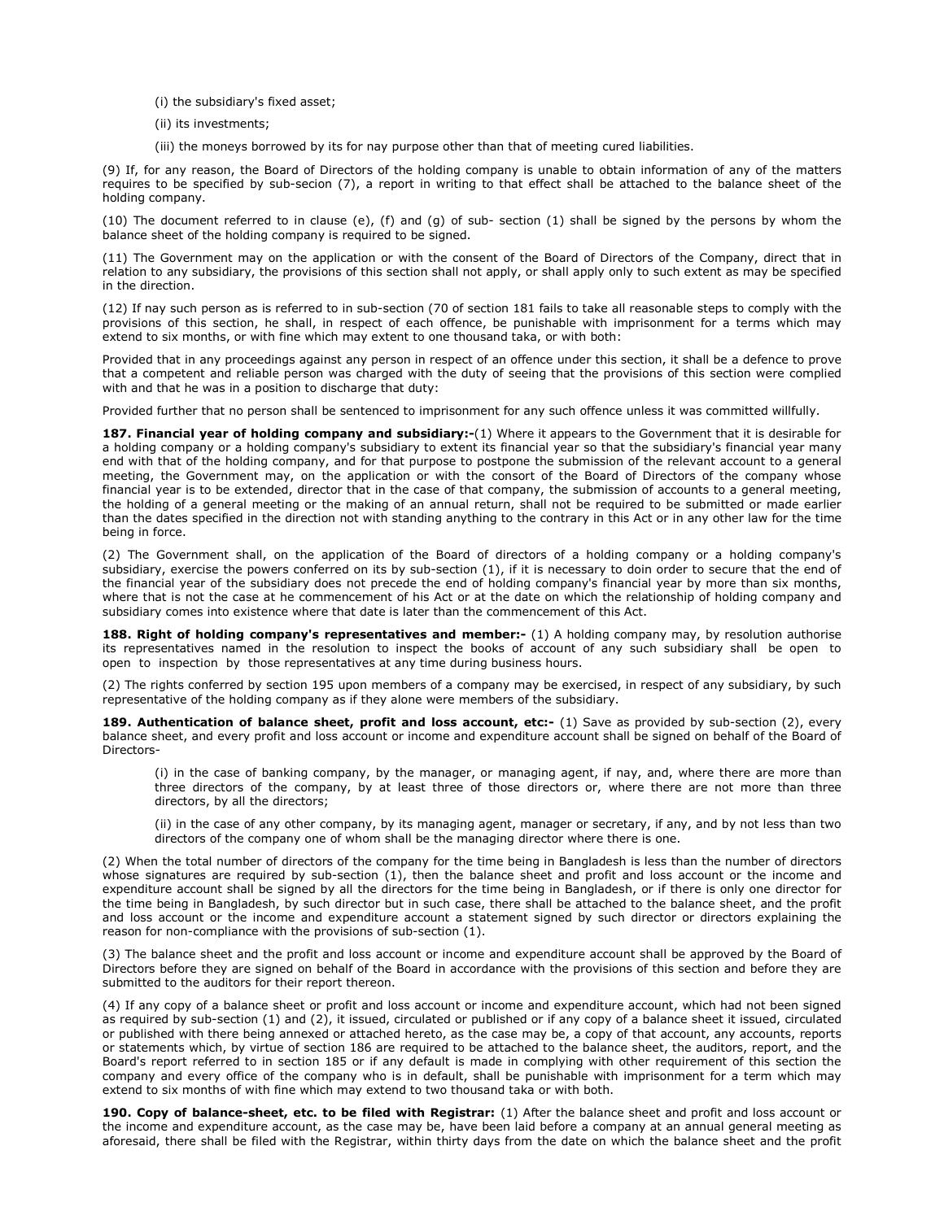(i) the subsidiary's fixed asset;

(ii) its investments;

(iii) the moneys borrowed by its for nay purpose other than that of meeting cured liabilities.

(9) If, for any reason, the Board of Directors of the holding company is unable to obtain information of any of the matters requires to be specified by sub-secion (7), a report in writing to that effect shall be attached to the balance sheet of the holding company.

(10) The document referred to in clause (e), (f) and (g) of sub- section (1) shall be signed by the persons by whom the balance sheet of the holding company is required to be signed.

(11) The Government may on the application or with the consent of the Board of Directors of the Company, direct that in relation to any subsidiary, the provisions of this section shall not apply, or shall apply only to such extent as may be specified in the direction.

(12) If nay such person as is referred to in sub-section (70 of section 181 fails to take all reasonable steps to comply with the provisions of this section, he shall, in respect of each offence, be punishable with imprisonment for a terms which may extend to six months, or with fine which may extent to one thousand taka, or with both:

Provided that in any proceedings against any person in respect of an offence under this section, it shall be a defence to prove that a competent and reliable person was charged with the duty of seeing that the provisions of this section were complied with and that he was in a position to discharge that duty:

Provided further that no person shall be sentenced to imprisonment for any such offence unless it was committed willfully.

**187. Financial year of holding company and subsidiary:-**(1) Where it appears to the Government that it is desirable for a holding company or a holding company's subsidiary to extent its financial year so that the subsidiary's financial year many end with that of the holding company, and for that purpose to postpone the submission of the relevant account to a general meeting, the Government may, on the application or with the consort of the Board of Directors of the company whose financial year is to be extended, director that in the case of that company, the submission of accounts to a general meeting, the holding of a general meeting or the making of an annual return, shall not be required to be submitted or made earlier than the dates specified in the direction not with standing anything to the contrary in this Act or in any other law for the time being in force.

(2) The Government shall, on the application of the Board of directors of a holding company or a holding company's subsidiary, exercise the powers conferred on its by sub-section (1), if it is necessary to doin order to secure that the end of the financial year of the subsidiary does not precede the end of holding company's financial year by more than six months, where that is not the case at he commencement of his Act or at the date on which the relationship of holding company and subsidiary comes into existence where that date is later than the commencement of this Act.

**188. Right of holding company's representatives and member:-** (1) A holding company may, by resolution authorise its representatives named in the resolution to inspect the books of account of any such subsidiary shall be open to open to inspection by those representatives at any time during business hours.

(2) The rights conferred by section 195 upon members of a company may be exercised, in respect of any subsidiary, by such representative of the holding company as if they alone were members of the subsidiary.

**189. Authentication of balance sheet, profit and loss account, etc:-** (1) Save as provided by sub-section (2), every balance sheet, and every profit and loss account or income and expenditure account shall be signed on behalf of the Board of Directors-

(i) in the case of banking company, by the manager, or managing agent, if nay, and, where there are more than three directors of the company, by at least three of those directors or, where there are not more than three directors, by all the directors;

(ii) in the case of any other company, by its managing agent, manager or secretary, if any, and by not less than two directors of the company one of whom shall be the managing director where there is one.

(2) When the total number of directors of the company for the time being in Bangladesh is less than the number of directors whose signatures are required by sub-section (1), then the balance sheet and profit and loss account or the income and expenditure account shall be signed by all the directors for the time being in Bangladesh, or if there is only one director for the time being in Bangladesh, by such director but in such case, there shall be attached to the balance sheet, and the profit and loss account or the income and expenditure account a statement signed by such director or directors explaining the reason for non-compliance with the provisions of sub-section (1).

(3) The balance sheet and the profit and loss account or income and expenditure account shall be approved by the Board of Directors before they are signed on behalf of the Board in accordance with the provisions of this section and before they are submitted to the auditors for their report thereon.

(4) If any copy of a balance sheet or profit and loss account or income and expenditure account, which had not been signed as required by sub-section (1) and (2), it issued, circulated or published or if any copy of a balance sheet it issued, circulated or published with there being annexed or attached hereto, as the case may be, a copy of that account, any accounts, reports or statements which, by virtue of section 186 are required to be attached to the balance sheet, the auditors, report, and the Board's report referred to in section 185 or if any default is made in complying with other requirement of this section the company and every office of the company who is in default, shall be punishable with imprisonment for a term which may extend to six months of with fine which may extend to two thousand taka or with both.

**190. Copy of balance-sheet, etc. to be filed with Registrar:** (1) After the balance sheet and profit and loss account or the income and expenditure account, as the case may be, have been laid before a company at an annual general meeting as aforesaid, there shall be filed with the Registrar, within thirty days from the date on which the balance sheet and the profit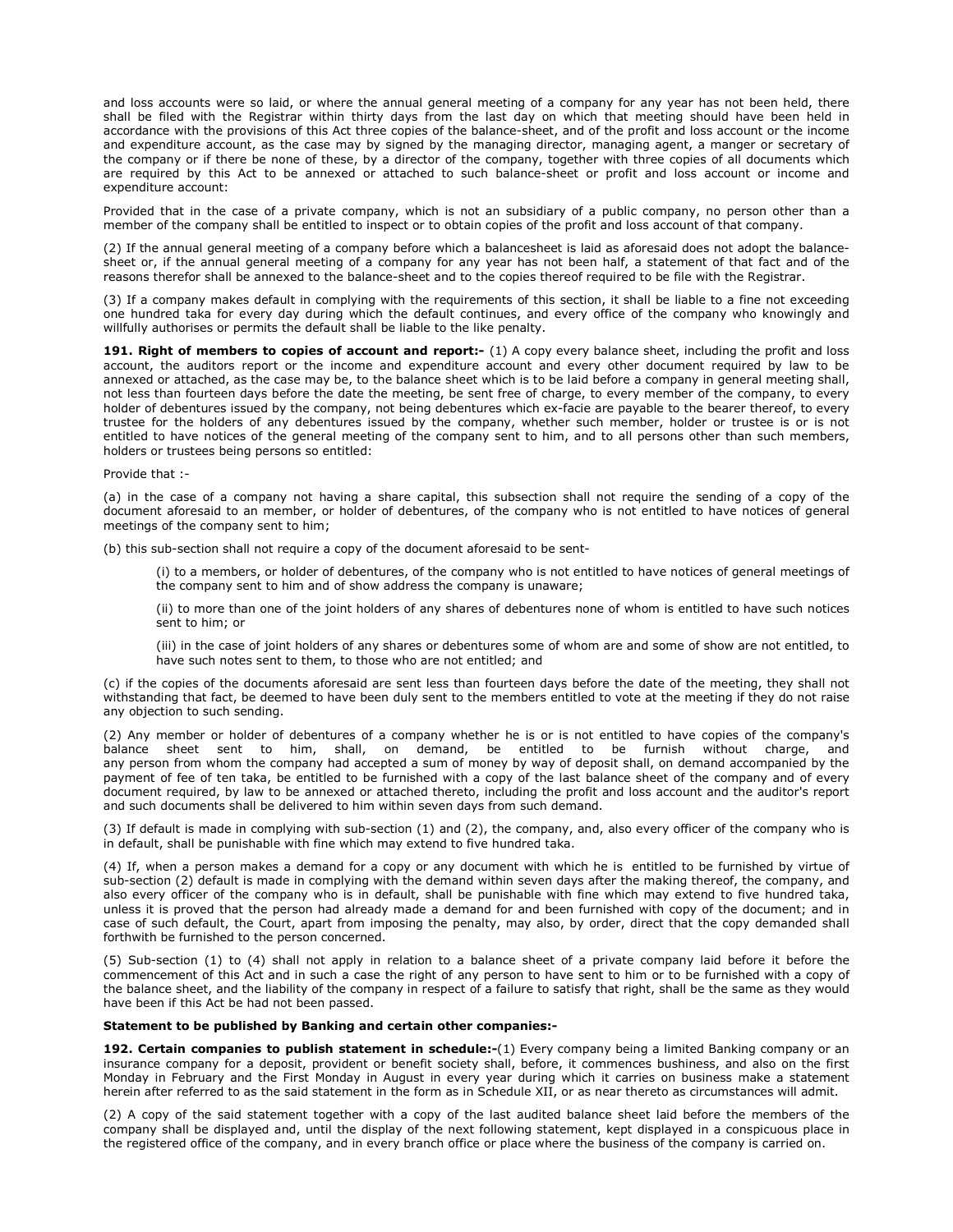and loss accounts were so laid, or where the annual general meeting of a company for any year has not been held, there shall be filed with the Registrar within thirty days from the last day on which that meeting should have been held in accordance with the provisions of this Act three copies of the balance-sheet, and of the profit and loss account or the income and expenditure account, as the case may by signed by the managing director, managing agent, a manger or secretary of the company or if there be none of these, by a director of the company, together with three copies of all documents which are required by this Act to be annexed or attached to such balance-sheet or profit and loss account or income and expenditure account:

Provided that in the case of a private company, which is not an subsidiary of a public company, no person other than a member of the company shall be entitled to inspect or to obtain copies of the profit and loss account of that company.

(2) If the annual general meeting of a company before which a balancesheet is laid as aforesaid does not adopt the balance-sheet or, if the annual general meeting of a company for any year has not been half, a statement of that fact and of the reasons therefor shall be annexed to the balance-sheet and to the copies thereof required to be file with the Registrar.

(3) If a company makes default in complying with the requirements of this section, it shall be liable to a fine not exceeding one hundred taka for every day during which the default continues, and every office of the company who knowingly and willfully authorises or permits the default shall be liable to the like penalty.

**191. Right of members to copies of account and report:-** (1) A copy every balance sheet, including the profit and loss account, the auditors report or the income and expenditure account and every other document required by law to be annexed or attached, as the case may be, to the balance sheet which is to be laid before a company in general meeting shall, not less than fourteen days before the date the meeting, be sent free of charge, to every member of the company, to every holder of debentures issued by the company, not being debentures which ex-facie are payable to the bearer thereof, to every trustee for the holders of any debentures issued by the company, whether such member, holder or trustee is or is not entitled to have notices of the general meeting of the company sent to him, and to all persons other than such members, holders or trustees being persons so entitled:

Provide that :-

(a) in the case of a company not having a share capital, this subsection shall not require the sending of a copy of the document aforesaid to an member, or holder of debentures, of the company who is not entitled to have notices of general meetings of the company sent to him;

(b) this sub-section shall not require a copy of the document aforesaid to be sent-

> (i) to a members, or holder of debentures, of the company who is not entitled to have notices of general meetings of the company sent to him and of show address the company is unaware;
>
> (ii) to more than one of the joint holders of any shares of debentures none of whom is entitled to have such notices sent to him; or
>
> (iii) in the case of joint holders of any shares or debentures some of whom are and some of show are not entitled, to have such notes sent to them, to those who are not entitled; and

(c) if the copies of the documents aforesaid are sent less than fourteen days before the date of the meeting, they shall not withstanding that fact, be deemed to have been duly sent to the members entitled to vote at the meeting if they do not raise any objection to such sending.

(2) Any member or holder of debentures of a company whether he is or is not entitled to have copies of the company's balance sheet sent to him, shall, on demand, be entitled to be furnish without charge, and any person from whom the company had accepted a sum of money by way of deposit shall, on demand accompanied by the payment of fee of ten taka, be entitled to be furnished with a copy of the last balance sheet of the company and of every document required, by law to be annexed or attached thereto, including the profit and loss account and the auditor's report and such documents shall be delivered to him within seven days from such demand.

(3) If default is made in complying with sub-section (1) and (2), the company, and, also every officer of the company who is in default, shall be punishable with fine which may extend to five hundred taka.

(4) If, when a person makes a demand for a copy or any document with which he is entitled to be furnished by virtue of sub-section (2) default is made in complying with the demand within seven days after the making thereof, the company, and also every officer of the company who is in default, shall be punishable with fine which may extend to five hundred taka, unless it is proved that the person had already made a demand for and been furnished with copy of the document; and in case of such default, the Court, apart from imposing the penalty, may also, by order, direct that the copy demanded shall forthwith be furnished to the person concerned.

(5) Sub-section (1) to (4) shall not apply in relation to a balance sheet of a private company laid before it before the commencement of this Act and in such a case the right of any person to have sent to him or to be furnished with a copy of the balance sheet, and the liability of the company in respect of a failure to satisfy that right, shall be the same as they would have been if this Act be had not been passed.

**Statement to be published by Banking and certain other companies:-**

**192. Certain companies to publish statement in schedule:-**(1) Every company being a limited Banking company or an insurance company for a deposit, provident or benefit society shall, before, it commences bushiness, and also on the first Monday in February and the First Monday in August in every year during which it carries on business make a statement herein after referred to as the said statement in the form as in Schedule XII, or as near thereto as circumstances will admit.

(2) A copy of the said statement together with a copy of the last audited balance sheet laid before the members of the company shall be displayed and, until the display of the next following statement, kept displayed in a conspicuous place in the registered office of the company, and in every branch office or place where the business of the company is carried on.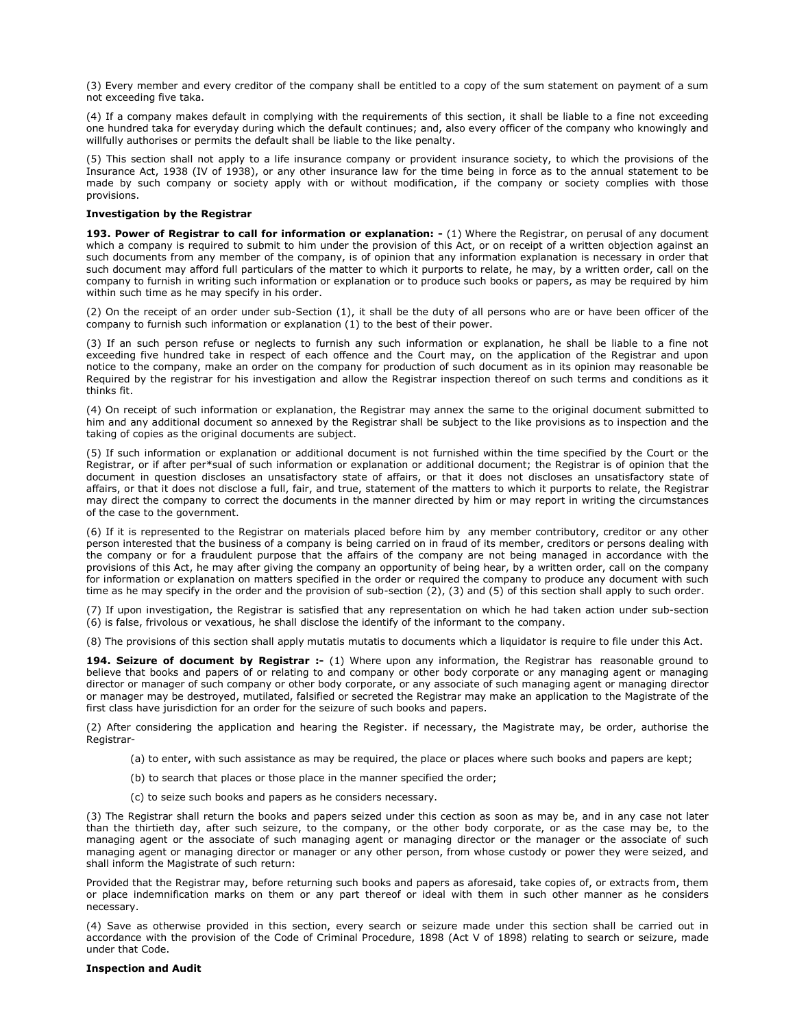(3) Every member and every creditor of the company shall be entitled to a copy of the sum statement on payment of a sum not exceeding five taka.

(4) If a company makes default in complying with the requirements of this section, it shall be liable to a fine not exceeding one hundred taka for everyday during which the default continues; and, also every officer of the company who knowingly and willfully authorises or permits the default shall be liable to the like penalty.

(5) This section shall not apply to a life insurance company or provident insurance society, to which the provisions of the Insurance Act, 1938 (IV of 1938), or any other insurance law for the time being in force as to the annual statement to be made by such company or society apply with or without modification, if the company or society complies with those provisions.

**Investigation by the Registrar**

**193. Power of Registrar to call for information or explanation: -** (1) Where the Registrar, on perusal of any document which a company is required to submit to him under the provision of this Act, or on receipt of a written objection against an such documents from any member of the company, is of opinion that any information explanation is necessary in order that such document may afford full particulars of the matter to which it purports to relate, he may, by a written order, call on the company to furnish in writing such information or explanation or to produce such books or papers, as may be required by him within such time as he may specify in his order.

(2) On the receipt of an order under sub-Section (1), it shall be the duty of all persons who are or have been officer of the company to furnish such information or explanation (1) to the best of their power.

(3) If an such person refuse or neglects to furnish any such information or explanation, he shall be liable to a fine not exceeding five hundred take in respect of each offence and the Court may, on the application of the Registrar and upon notice to the company, make an order on the company for production of such document as in its opinion may reasonable be Required by the registrar for his investigation and allow the Registrar inspection thereof on such terms and conditions as it thinks fit.

(4) On receipt of such information or explanation, the Registrar may annex the same to the original document submitted to him and any additional document so annexed by the Registrar shall be subject to the like provisions as to inspection and the taking of copies as the original documents are subject.

(5) If such information or explanation or additional document is not furnished within the time specified by the Court or the Registrar, or if after per*sual of such information or explanation or additional document; the Registrar is of opinion that the document in question discloses an unsatisfactory state of affairs, or that it does not discloses an unsatisfactory state of affairs, or that it does not disclose a full, fair, and true, statement of the matters to which it purports to relate, the Registrar may direct the company to correct the documents in the manner directed by him or may report in writing the circumstances of the case to the government.

(6) If it is represented to the Registrar on materials placed before him by any member contributory, creditor or any other person interested that the business of a company is being carried on in fraud of its member, creditors or persons dealing with the company or for a fraudulent purpose that the affairs of the company are not being managed in accordance with the provisions of this Act, he may after giving the company an opportunity of being hear, by a written order, call on the company for information or explanation on matters specified in the order or required the company to produce any document with such time as he may specify in the order and the provision of sub-section (2), (3) and (5) of this section shall apply to such order.

(7) If upon investigation, the Registrar is satisfied that any representation on which he had taken action under sub-section (6) is false, frivolous or vexatious, he shall disclose the identify of the informant to the company.

(8) The provisions of this section shall apply mutatis mutatis to documents which a liquidator is require to file under this Act.

**194. Seizure of document by Registrar :-** (1) Where upon any information, the Registrar has reasonable ground to believe that books and papers of or relating to and company or other body corporate or any managing agent or managing director or manager of such company or other body corporate, or any associate of such managing agent or managing director or manager may be destroyed, mutilated, falsified or secreted the Registrar may make an application to the Magistrate of the first class have jurisdiction for an order for the seizure of such books and papers.

(2) After considering the application and hearing the Register. if necessary, the Magistrate may, be order, authorise the Registrar-

(a) to enter, with such assistance as may be required, the place or places where such books and papers are kept;

(b) to search that places or those place in the manner specified the order;

(c) to seize such books and papers as he considers necessary.

(3) The Registrar shall return the books and papers seized under this cection as soon as may be, and in any case not later than the thirtieth day, after such seizure, to the company, or the other body corporate, or as the case may be, to the managing agent or the associate of such managing agent or managing director or the manager or the associate of such managing agent or managing director or manager or any other person, from whose custody or power they were seized, and shall inform the Magistrate of such return:

Provided that the Registrar may, before returning such books and papers as aforesaid, take copies of, or extracts from, them or place indemnification marks on them or any part thereof or ideal with them in such other manner as he considers necessary.

(4) Save as otherwise provided in this section, every search or seizure made under this section shall be carried out in accordance with the provision of the Code of Criminal Procedure, 1898 (Act V of 1898) relating to search or seizure, made under that Code.

**Inspection and Audit**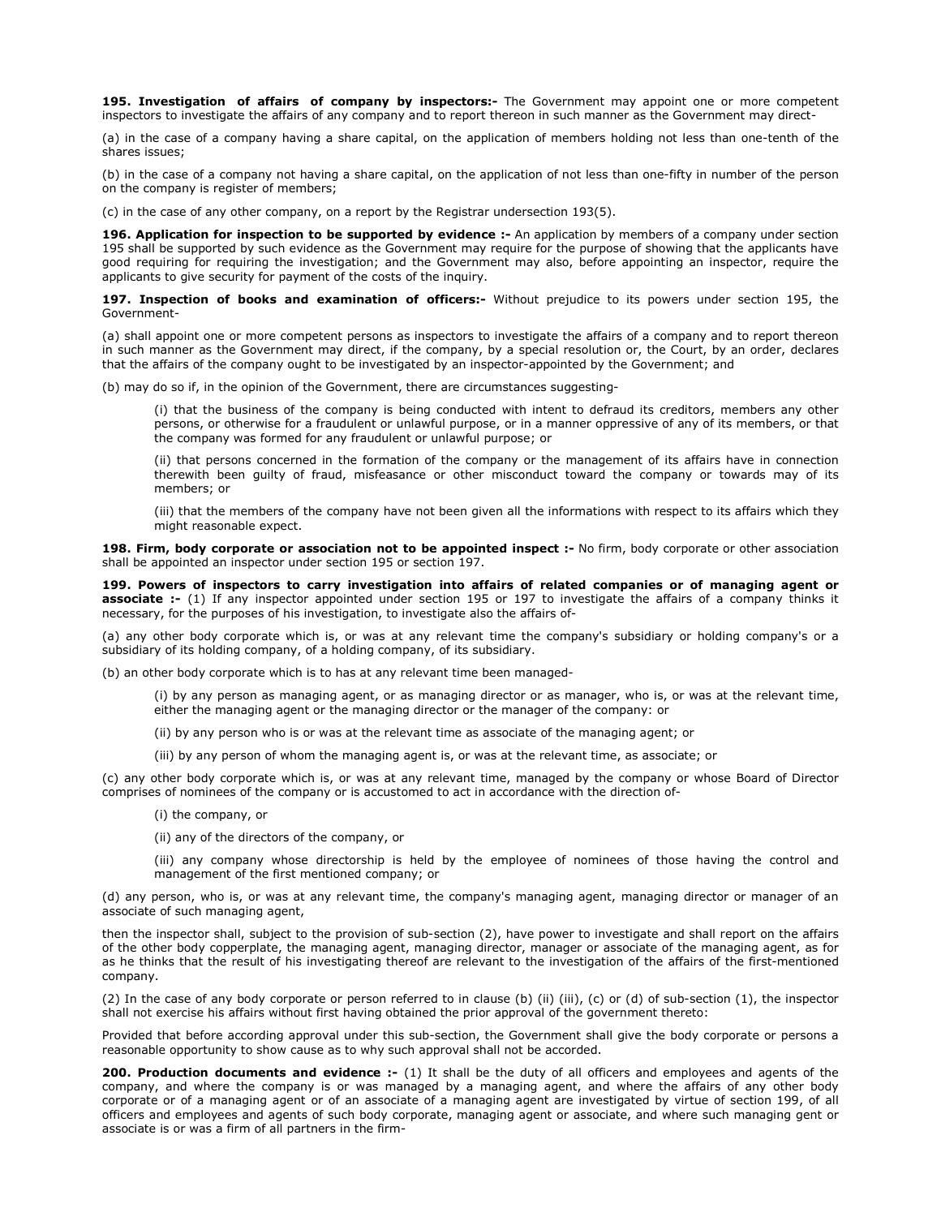**195. Investigation of affairs of company by inspectors:-** The Government may appoint one or more competent inspectors to investigate the affairs of any company and to report thereon in such manner as the Government may direct-

(a) in the case of a company having a share capital, on the application of members holding not less than one-tenth of the shares issues;

(b) in the case of a company not having a share capital, on the application of not less than one-fifty in number of the person on the company is register of members;

(c) in the case of any other company, on a report by the Registrar undersection 193(5).

**196. Application for inspection to be supported by evidence :-** An application by members of a company under section 195 shall be supported by such evidence as the Government may require for the purpose of showing that the applicants have good requiring for requiring the investigation; and the Government may also, before appointing an inspector, require the applicants to give security for payment of the costs of the inquiry.

**197. Inspection of books and examination of officers:-** Without prejudice to its powers under section 195, the Government-

(a) shall appoint one or more competent persons as inspectors to investigate the affairs of a company and to report thereon in such manner as the Government may direct, if the company, by a special resolution or, the Court, by an order, declares that the affairs of the company ought to be investigated by an inspector-appointed by the Government; and

(b) may do so if, in the opinion of the Government, there are circumstances suggesting-

> (i) that the business of the company is being conducted with intent to defraud its creditors, members any other persons, or otherwise for a fraudulent or unlawful purpose, or in a manner oppressive of any of its members, or that the company was formed for any fraudulent or unlawful purpose; or
>
> (ii) that persons concerned in the formation of the company or the management of its affairs have in connection therewith been guilty of fraud, misfeasance or other misconduct toward the company or towards may of its members; or
>
> (iii) that the members of the company have not been given all the informations with respect to its affairs which they might reasonable expect.

**198. Firm, body corporate or association not to be appointed inspect :-** No firm, body corporate or other association shall be appointed an inspector under section 195 or section 197.

**199. Powers of inspectors to carry investigation into affairs of related companies or of managing agent or associate :-** (1) If any inspector appointed under section 195 or 197 to investigate the affairs of a company thinks it necessary, for the purposes of his investigation, to investigate also the affairs of-

(a) any other body corporate which is, or was at any relevant time the company's subsidiary or holding company's or a subsidiary of its holding company, of a holding company, of its subsidiary.

(b) an other body corporate which is to has at any relevant time been managed-

> (i) by any person as managing agent, or as managing director or as manager, who is, or was at the relevant time, either the managing agent or the managing director or the manager of the company: or
>
> (ii) by any person who is or was at the relevant time as associate of the managing agent; or
>
> (iii) by any person of whom the managing agent is, or was at the relevant time, as associate; or

(c) any other body corporate which is, or was at any relevant time, managed by the company or whose Board of Director comprises of nominees of the company or is accustomed to act in accordance with the direction of-

> (i) the company, or
>
> (ii) any of the directors of the company, or
>
> (iii) any company whose directorship is held by the employee of nominees of those having the control and management of the first mentioned company; or

(d) any person, who is, or was at any relevant time, the company's managing agent, managing director or manager of an associate of such managing agent,

then the inspector shall, subject to the provision of sub-section (2), have power to investigate and shall report on the affairs of the other body copperplate, the managing agent, managing director, manager or associate of the managing agent, as for as he thinks that the result of his investigating thereof are relevant to the investigation of the affairs of the first-mentioned company.

(2) In the case of any body corporate or person referred to in clause (b) (ii) (iii), (c) or (d) of sub-section (1), the inspector shall not exercise his affairs without first having obtained the prior approval of the government thereto:

Provided that before according approval under this sub-section, the Government shall give the body corporate or persons a reasonable opportunity to show cause as to why such approval shall not be accorded.

**200. Production documents and evidence :-** (1) It shall be the duty of all officers and employees and agents of the company, and where the company is or was managed by a managing agent, and where the affairs of any other body corporate or of a managing agent or of an associate of a managing agent are investigated by virtue of section 199, of all officers and employees and agents of such body corporate, managing agent or associate, and where such managing gent or associate is or was a firm of all partners in the firm-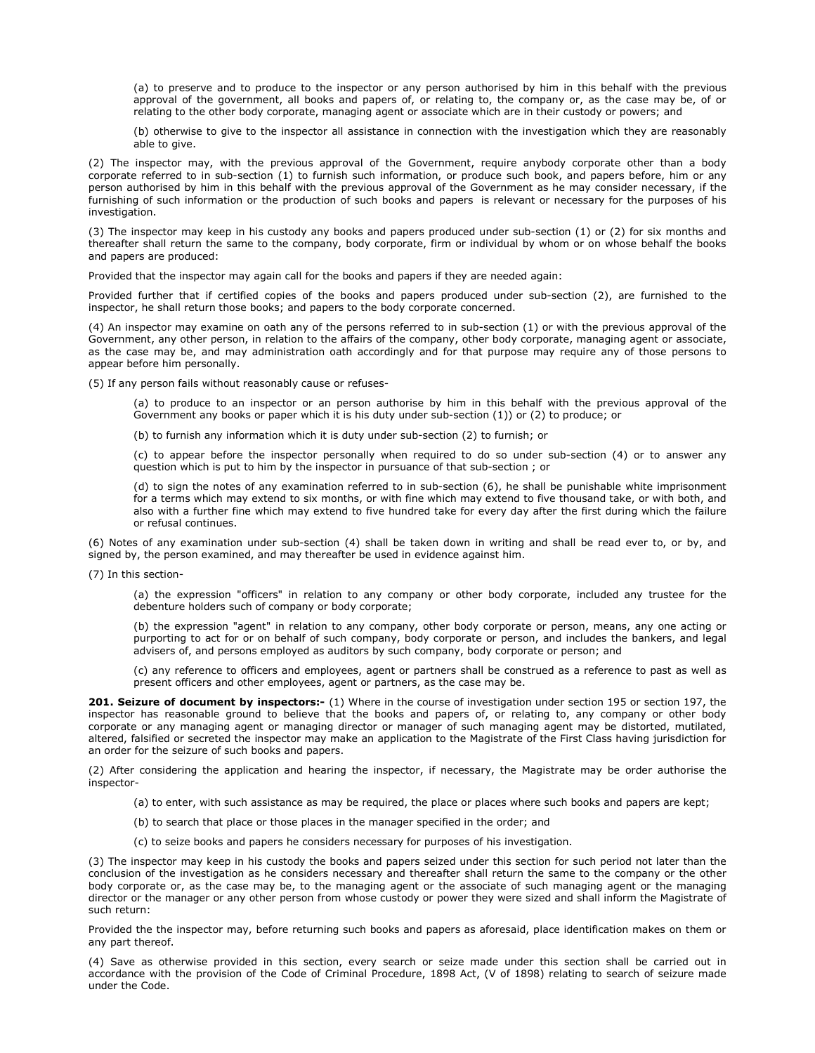(a) to preserve and to produce to the inspector or any person authorised by him in this behalf with the previous approval of the government, all books and papers of, or relating to, the company or, as the case may be, of or relating to the other body corporate, managing agent or associate which are in their custody or powers; and

(b) otherwise to give to the inspector all assistance in connection with the investigation which they are reasonably able to give.

(2) The inspector may, with the previous approval of the Government, require anybody corporate other than a body corporate referred to in sub-section (1) to furnish such information, or produce such book, and papers before, him or any person authorised by him in this behalf with the previous approval of the Government as he may consider necessary, if the furnishing of such information or the production of such books and papers is relevant or necessary for the purposes of his investigation.

(3) The inspector may keep in his custody any books and papers produced under sub-section (1) or (2) for six months and thereafter shall return the same to the company, body corporate, firm or individual by whom or on whose behalf the books and papers are produced:

Provided that the inspector may again call for the books and papers if they are needed again:

Provided further that if certified copies of the books and papers produced under sub-section (2), are furnished to the inspector, he shall return those books; and papers to the body corporate concerned.

(4) An inspector may examine on oath any of the persons referred to in sub-section (1) or with the previous approval of the Government, any other person, in relation to the affairs of the company, other body corporate, managing agent or associate, as the case may be, and may administration oath accordingly and for that purpose may require any of those persons to appear before him personally.

(5) If any person fails without reasonably cause or refuses-

(a) to produce to an inspector or an person authorise by him in this behalf with the previous approval of the Government any books or paper which it is his duty under sub-section (1)) or (2) to produce; or

(b) to furnish any information which it is duty under sub-section (2) to furnish; or

(c) to appear before the inspector personally when required to do so under sub-section (4) or to answer any question which is put to him by the inspector in pursuance of that sub-section ; or

(d) to sign the notes of any examination referred to in sub-section (6), he shall be punishable white imprisonment for a terms which may extend to six months, or with fine which may extend to five thousand take, or with both, and also with a further fine which may extend to five hundred take for every day after the first during which the failure or refusal continues.

(6) Notes of any examination under sub-section (4) shall be taken down in writing and shall be read ever to, or by, and signed by, the person examined, and may thereafter be used in evidence against him.

(7) In this section-

(a) the expression "officers" in relation to any company or other body corporate, included any trustee for the debenture holders such of company or body corporate;

(b) the expression "agent" in relation to any company, other body corporate or person, means, any one acting or purporting to act for or on behalf of such company, body corporate or person, and includes the bankers, and legal advisers of, and persons employed as auditors by such company, body corporate or person; and

(c) any reference to officers and employees, agent or partners shall be construed as a reference to past as well as present officers and other employees, agent or partners, as the case may be.

**201. Seizure of document by inspectors:-** (1) Where in the course of investigation under section 195 or section 197, the inspector has reasonable ground to believe that the books and papers of, or relating to, any company or other body corporate or any managing agent or managing director or manager of such managing agent may be distorted, mutilated, altered, falsified or secreted the inspector may make an application to the Magistrate of the First Class having jurisdiction for an order for the seizure of such books and papers.

(2) After considering the application and hearing the inspector, if necessary, the Magistrate may be order authorise the inspector-

(a) to enter, with such assistance as may be required, the place or places where such books and papers are kept;

(b) to search that place or those places in the manager specified in the order; and

(c) to seize books and papers he considers necessary for purposes of his investigation.

(3) The inspector may keep in his custody the books and papers seized under this section for such period not later than the conclusion of the investigation as he considers necessary and thereafter shall return the same to the company or the other body corporate or, as the case may be, to the managing agent or the associate of such managing agent or the managing director or the manager or any other person from whose custody or power they were sized and shall inform the Magistrate of such return:

Provided the the inspector may, before returning such books and papers as aforesaid, place identification makes on them or any part thereof.

(4) Save as otherwise provided in this section, every search or seize made under this section shall be carried out in accordance with the provision of the Code of Criminal Procedure, 1898 Act, (V of 1898) relating to search of seizure made under the Code.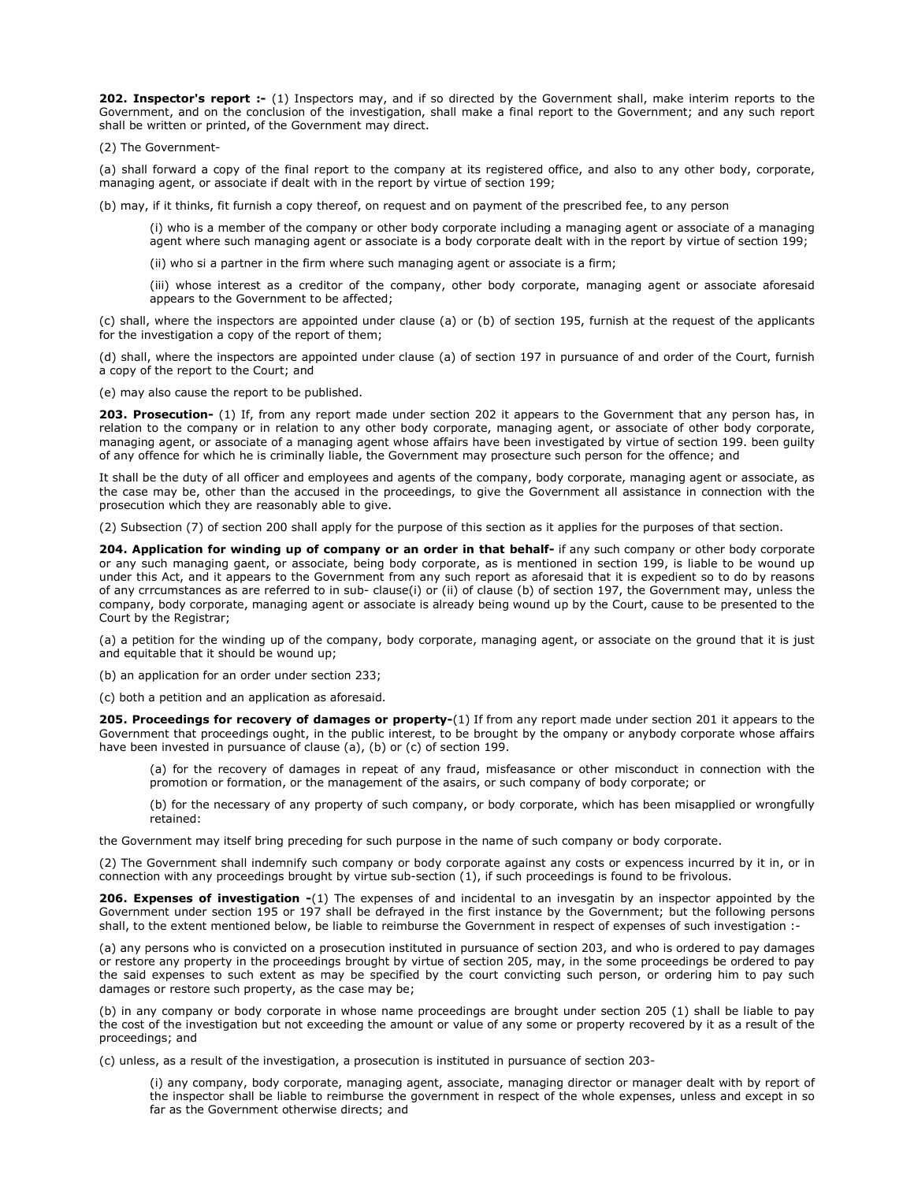**202. Inspector's report :-** (1) Inspectors may, and if so directed by the Government shall, make interim reports to the Government, and on the conclusion of the investigation, shall make a final report to the Government; and any such report shall be written or printed, of the Government may direct.

(2) The Government-

(a) shall forward a copy of the final report to the company at its registered office, and also to any other body, corporate, managing agent, or associate if dealt with in the report by virtue of section 199;

(b) may, if it thinks, fit furnish a copy thereof, on request and on payment of the prescribed fee, to any person

> (i) who is a member of the company or other body corporate including a managing agent or associate of a managing agent where such managing agent or associate is a body corporate dealt with in the report by virtue of section 199;
>
> (ii) who si a partner in the firm where such managing agent or associate is a firm;
>
> (iii) whose interest as a creditor of the company, other body corporate, managing agent or associate aforesaid appears to the Government to be affected;

(c) shall, where the inspectors are appointed under clause (a) or (b) of section 195, furnish at the request of the applicants for the investigation a copy of the report of them;

(d) shall, where the inspectors are appointed under clause (a) of section 197 in pursuance of and order of the Court, furnish a copy of the report to the Court; and

(e) may also cause the report to be published.

**203. Prosecution-** (1) If, from any report made under section 202 it appears to the Government that any person has, in relation to the company or in relation to any other body corporate, managing agent, or associate of other body corporate, managing agent, or associate of a managing agent whose affairs have been investigated by virtue of section 199. been guilty of any offence for which he is criminally liable, the Government may prosecure such person for the offence; and

It shall be the duty of all officer and employees and agents of the company, body corporate, managing agent or associate, as the case may be, other than the accused in the proceedings, to give the Government all assistance in connection with the prosecution which they are reasonably able to give.

(2) Subsection (7) of section 200 shall apply for the purpose of this section as it applies for the purposes of that section.

**204. Application for winding up of company or an order in that behalf-** if any such company or other body corporate or any such managing gaent, or associate, being body corporate, as is mentioned in section 199, is liable to be wound up under this Act, and it appears to the Government from any such report as aforesaid that it is expedient so to do by reasons of any crrcumstances as are referred to in sub- clause(i) or (ii) of clause (b) of section 197, the Government may, unless the company, body corporate, managing agent or associate is already being wound up by the Court, cause to be presented to the Court by the Registrar;

(a) a petition for the winding up of the company, body corporate, managing agent, or associate on the ground that it is just and equitable that it should be wound up;

(b) an application for an order under section 233;

(c) both a petition and an application as aforesaid.

**205. Proceedings for recovery of damages or property-**(1) If from any report made under section 201 it appears to the Government that proceedings ought, in the public interest, to be brought by the ompany or anybody corporate whose affairs have been invested in pursuance of clause (a), (b) or (c) of section 199.

> (a) for the recovery of damages in repeat of any fraud, misfeasance or other misconduct in connection with the promotion or formation, or the management of the asairs, or such company of body corporate; or
>
> (b) for the necessary of any property of such company, or body corporate, which has been misapplied or wrongfully retained:

the Government may itself bring preceding for such purpose in the name of such company or body corporate.

(2) The Government shall indemnify such company or body corporate against any costs or expencess incurred by it in, or in connection with any proceedings brought by virtue sub-section (1), if such proceedings is found to be frivolous.

**206. Expenses of investigation -**(1) The expenses of and incidental to an invesgatin by an inspector appointed by the Government under section 195 or 197 shall be defrayed in the first instance by the Government; but the following persons shall, to the extent mentioned below, be liable to reimburse the Government in respect of expenses of such investigation :-

(a) any persons who is convicted on a prosecution instituted in pursuance of section 203, and who is ordered to pay damages or restore any property in the proceedings brought by virtue of section 205, may, in the some proceedings be ordered to pay the said expenses to such extent as may be specified by the court convicting such person, or ordering him to pay such damages or restore such property, as the case may be;

(b) in any company or body corporate in whose name proceedings are brought under section 205 (1) shall be liable to pay the cost of the investigation but not exceeding the amount or value of any some or property recovered by it as a result of the proceedings; and

(c) unless, as a result of the investigation, a prosecution is instituted in pursuance of section 203-

> (i) any company, body corporate, managing agent, associate, managing director or manager dealt with by report of the inspector shall be liable to reimburse the government in respect of the whole expenses, unless and except in so far as the Government otherwise directs; and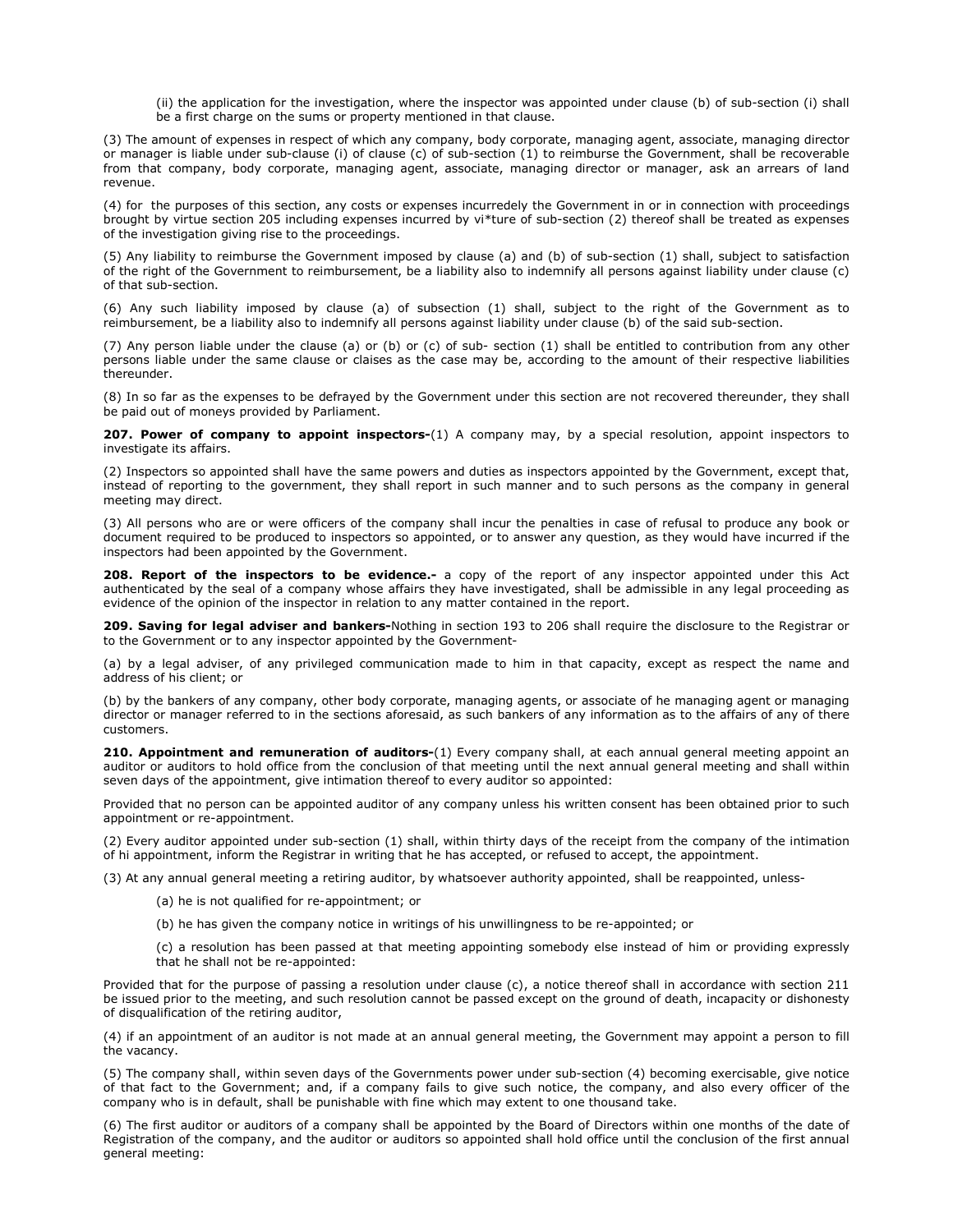(ii) the application for the investigation, where the inspector was appointed under clause (b) of sub-section (i) shall be a first charge on the sums or property mentioned in that clause.

(3) The amount of expenses in respect of which any company, body corporate, managing agent, associate, managing director or manager is liable under sub-clause (i) of clause (c) of sub-section (1) to reimburse the Government, shall be recoverable from that company, body corporate, managing agent, associate, managing director or manager, ask an arrears of land revenue.

(4) for the purposes of this section, any costs or expenses incurredely the Government in or in connection with proceedings brought by virtue section 205 including expenses incurred by vi*ture of sub-section (2) thereof shall be treated as expenses of the investigation giving rise to the proceedings.

(5) Any liability to reimburse the Government imposed by clause (a) and (b) of sub-section (1) shall, subject to satisfaction of the right of the Government to reimbursement, be a liability also to indemnify all persons against liability under clause (c) of that sub-section.

(6) Any such liability imposed by clause (a) of subsection (1) shall, subject to the right of the Government as to reimbursement, be a liability also to indemnify all persons against liability under clause (b) of the said sub-section.

(7) Any person liable under the clause (a) or (b) or (c) of sub- section (1) shall be entitled to contribution from any other persons liable under the same clause or claises as the case may be, according to the amount of their respective liabilities thereunder.

(8) In so far as the expenses to be defrayed by the Government under this section are not recovered thereunder, they shall be paid out of moneys provided by Parliament.

**207. Power of company to appoint inspectors-**(1) A company may, by a special resolution, appoint inspectors to investigate its affairs.

(2) Inspectors so appointed shall have the same powers and duties as inspectors appointed by the Government, except that, instead of reporting to the government, they shall report in such manner and to such persons as the company in general meeting may direct.

(3) All persons who are or were officers of the company shall incur the penalties in case of refusal to produce any book or document required to be produced to inspectors so appointed, or to answer any question, as they would have incurred if the inspectors had been appointed by the Government.

**208. Report of the inspectors to be evidence.-** a copy of the report of any inspector appointed under this Act authenticated by the seal of a company whose affairs they have investigated, shall be admissible in any legal proceeding as evidence of the opinion of the inspector in relation to any matter contained in the report.

**209. Saving for legal adviser and bankers-**Nothing in section 193 to 206 shall require the disclosure to the Registrar or to the Government or to any inspector appointed by the Government-

(a) by a legal adviser, of any privileged communication made to him in that capacity, except as respect the name and address of his client; or

(b) by the bankers of any company, other body corporate, managing agents, or associate of he managing agent or managing director or manager referred to in the sections aforesaid, as such bankers of any information as to the affairs of any of there customers.

**210. Appointment and remuneration of auditors-**(1) Every company shall, at each annual general meeting appoint an auditor or auditors to hold office from the conclusion of that meeting until the next annual general meeting and shall within seven days of the appointment, give intimation thereof to every auditor so appointed:

Provided that no person can be appointed auditor of any company unless his written consent has been obtained prior to such appointment or re-appointment.

(2) Every auditor appointed under sub-section (1) shall, within thirty days of the receipt from the company of the intimation of hi appointment, inform the Registrar in writing that he has accepted, or refused to accept, the appointment.

(3) At any annual general meeting a retiring auditor, by whatsoever authority appointed, shall be reappointed, unless-

(a) he is not qualified for re-appointment; or

(b) he has given the company notice in writings of his unwillingness to be re-appointed; or

(c) a resolution has been passed at that meeting appointing somebody else instead of him or providing expressly that he shall not be re-appointed:

Provided that for the purpose of passing a resolution under clause (c), a notice thereof shall in accordance with section 211 be issued prior to the meeting, and such resolution cannot be passed except on the ground of death, incapacity or dishonesty of disqualification of the retiring auditor,

(4) if an appointment of an auditor is not made at an annual general meeting, the Government may appoint a person to fill the vacancy.

(5) The company shall, within seven days of the Governments power under sub-section (4) becoming exercisable, give notice of that fact to the Government; and, if a company fails to give such notice, the company, and also every officer of the company who is in default, shall be punishable with fine which may extent to one thousand take.

(6) The first auditor or auditors of a company shall be appointed by the Board of Directors within one months of the date of Registration of the company, and the auditor or auditors so appointed shall hold office until the conclusion of the first annual general meeting: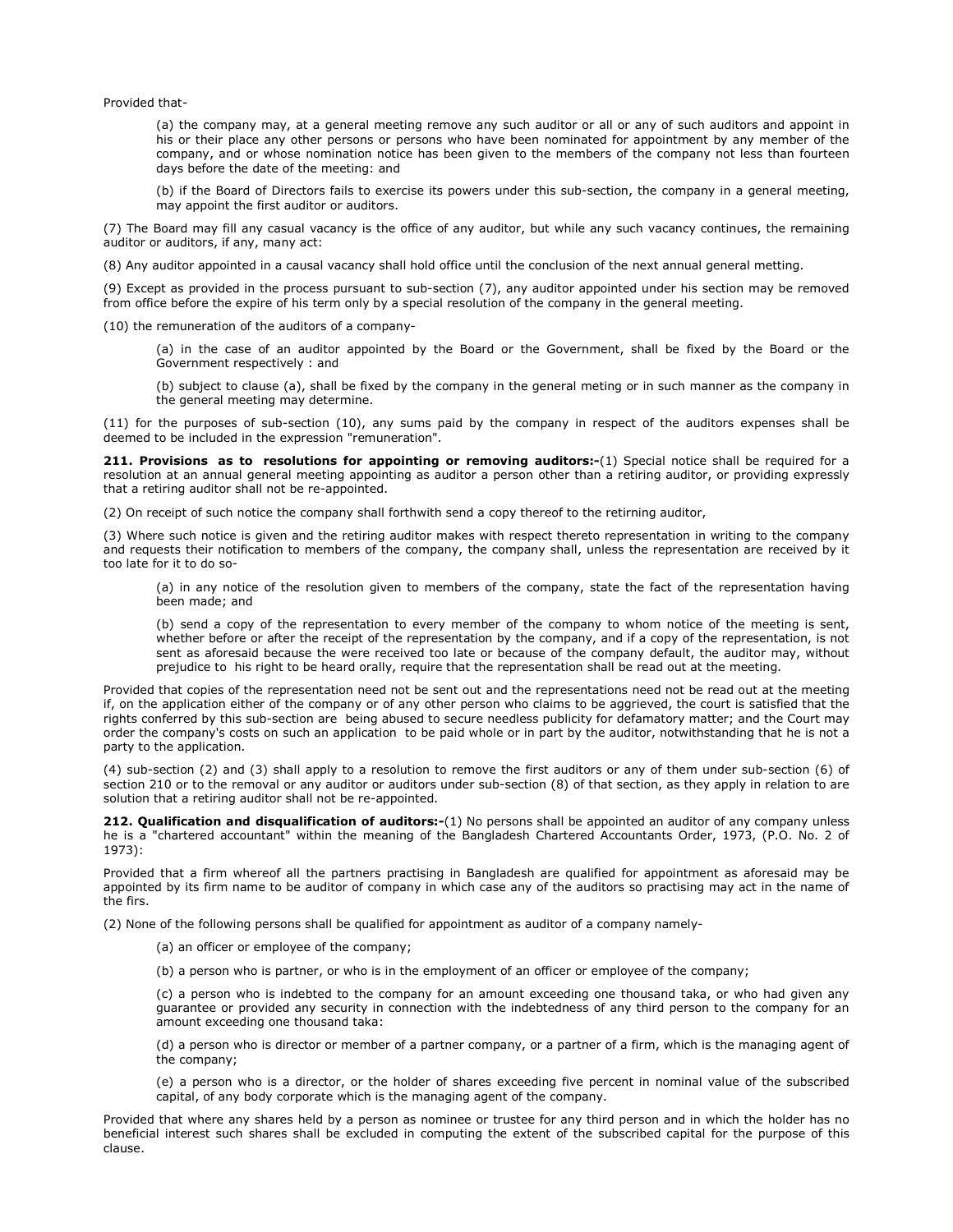Provided that-

(a) the company may, at a general meeting remove any such auditor or all or any of such auditors and appoint in his or their place any other persons or persons who have been nominated for appointment by any member of the company, and or whose nomination notice has been given to the members of the company not less than fourteen days before the date of the meeting: and

(b) if the Board of Directors fails to exercise its powers under this sub-section, the company in a general meeting, may appoint the first auditor or auditors.

(7) The Board may fill any casual vacancy is the office of any auditor, but while any such vacancy continues, the remaining auditor or auditors, if any, many act:

(8) Any auditor appointed in a causal vacancy shall hold office until the conclusion of the next annual general metting.

(9) Except as provided in the process pursuant to sub-section (7), any auditor appointed under his section may be removed from office before the expire of his term only by a special resolution of the company in the general meeting.

(10) the remuneration of the auditors of a company-

(a) in the case of an auditor appointed by the Board or the Government, shall be fixed by the Board or the Government respectively : and

(b) subject to clause (a), shall be fixed by the company in the general meting or in such manner as the company in the general meeting may determine.

(11) for the purposes of sub-section (10), any sums paid by the company in respect of the auditors expenses shall be deemed to be included in the expression "remuneration".

**211. Provisions as to resolutions for appointing or removing auditors:-**(1) Special notice shall be required for a resolution at an annual general meeting appointing as auditor a person other than a retiring auditor, or providing expressly that a retiring auditor shall not be re-appointed.

(2) On receipt of such notice the company shall forthwith send a copy thereof to the retirning auditor,

(3) Where such notice is given and the retiring auditor makes with respect thereto representation in writing to the company and requests their notification to members of the company, the company shall, unless the representation are received by it too late for it to do so-

(a) in any notice of the resolution given to members of the company, state the fact of the representation having been made; and

(b) send a copy of the representation to every member of the company to whom notice of the meeting is sent, whether before or after the receipt of the representation by the company, and if a copy of the representation, is not sent as aforesaid because the were received too late or because of the company default, the auditor may, without prejudice to his right to be heard orally, require that the representation shall be read out at the meeting.

Provided that copies of the representation need not be sent out and the representations need not be read out at the meeting if, on the application either of the company or of any other person who claims to be aggrieved, the court is satisfied that the rights conferred by this sub-section are being abused to secure needless publicity for defamatory matter; and the Court may order the company's costs on such an application to be paid whole or in part by the auditor, notwithstanding that he is not a party to the application.

(4) sub-section (2) and (3) shall apply to a resolution to remove the first auditors or any of them under sub-section (6) of section 210 or to the removal or any auditor or auditors under sub-section (8) of that section, as they apply in relation to are solution that a retiring auditor shall not be re-appointed.

**212. Qualification and disqualification of auditors:-**(1) No persons shall be appointed an auditor of any company unless he is a "chartered accountant" within the meaning of the Bangladesh Chartered Accountants Order, 1973, (P.O. No. 2 of 1973):

Provided that a firm whereof all the partners practising in Bangladesh are qualified for appointment as aforesaid may be appointed by its firm name to be auditor of company in which case any of the auditors so practising may act in the name of the firs.

(2) None of the following persons shall be qualified for appointment as auditor of a company namely-

(a) an officer or employee of the company;

(b) a person who is partner, or who is in the employment of an officer or employee of the company;

(c) a person who is indebted to the company for an amount exceeding one thousand taka, or who had given any guarantee or provided any security in connection with the indebtedness of any third person to the company for an amount exceeding one thousand taka:

(d) a person who is director or member of a partner company, or a partner of a firm, which is the managing agent of the company;

(e) a person who is a director, or the holder of shares exceeding five percent in nominal value of the subscribed capital, of any body corporate which is the managing agent of the company.

Provided that where any shares held by a person as nominee or trustee for any third person and in which the holder has no beneficial interest such shares shall be excluded in computing the extent of the subscribed capital for the purpose of this clause.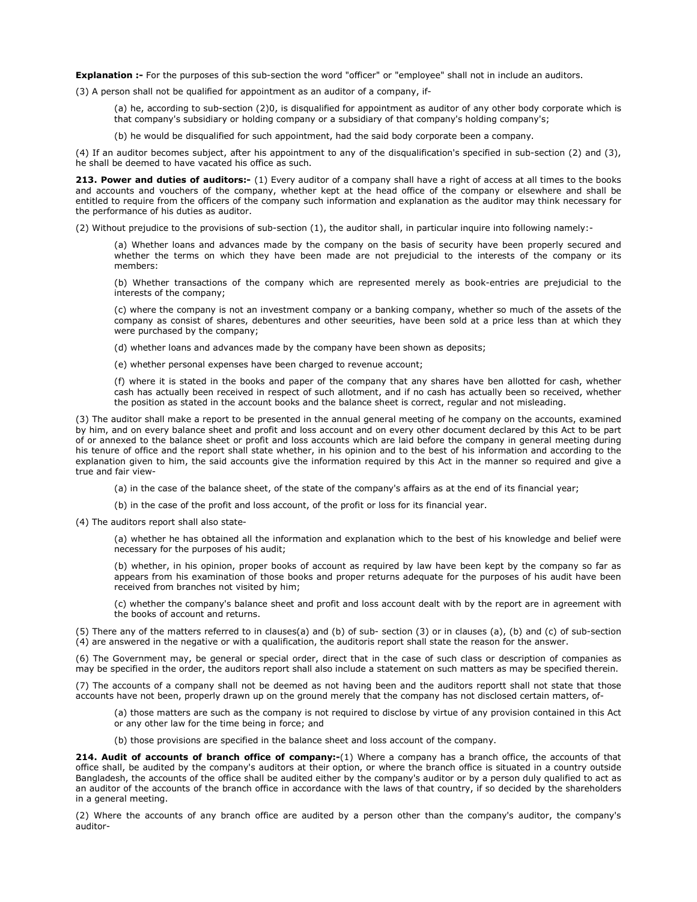**Explanation :-** For the purposes of this sub-section the word "officer" or "employee" shall not in include an auditors.

(3) A person shall not be qualified for appointment as an auditor of a company, if-

> (a) he, according to sub-section (2)0, is disqualified for appointment as auditor of any other body corporate which is that company's subsidiary or holding company or a subsidiary of that company's holding company's;
>
> (b) he would be disqualified for such appointment, had the said body corporate been a company.

(4) If an auditor becomes subject, after his appointment to any of the disqualification's specified in sub-section (2) and (3), he shall be deemed to have vacated his office as such.

**213. Power and duties of auditors:-** (1) Every auditor of a company shall have a right of access at all times to the books and accounts and vouchers of the company, whether kept at the head office of the company or elsewhere and shall be entitled to require from the officers of the company such information and explanation as the auditor may think necessary for the performance of his duties as auditor.

(2) Without prejudice to the provisions of sub-section (1), the auditor shall, in particular inquire into following namely:-

> (a) Whether loans and advances made by the company on the basis of security have been properly secured and whether the terms on which they have been made are not prejudicial to the interests of the company or its members:
>
> (b) Whether transactions of the company which are represented merely as book-entries are prejudicial to the interests of the company;
>
> (c) where the company is not an investment company or a banking company, whether so much of the assets of the company as consist of shares, debentures and other seeurities, have been sold at a price less than at which they were purchased by the company;
>
> (d) whether loans and advances made by the company have been shown as deposits;
>
> (e) whether personal expenses have been charged to revenue account;
>
> (f) where it is stated in the books and paper of the company that any shares have ben allotted for cash, whether cash has actually been received in respect of such allotment, and if no cash has actually been so received, whether the position as stated in the account books and the balance sheet is correct, regular and not misleading.

(3) The auditor shall make a report to be presented in the annual general meeting of he company on the accounts, examined by him, and on every balance sheet and profit and loss account and on every other document declared by this Act to be part of or annexed to the balance sheet or profit and loss accounts which are laid before the company in general meeting during his tenure of office and the report shall state whether, in his opinion and to the best of his information and according to the explanation given to him, the said accounts give the information required by this Act in the manner so required and give a true and fair view-

> (a) in the case of the balance sheet, of the state of the company's affairs as at the end of its financial year;
>
> (b) in the case of the profit and loss account, of the profit or loss for its financial year.

(4) The auditors report shall also state-

> (a) whether he has obtained all the information and explanation which to the best of his knowledge and belief were necessary for the purposes of his audit;
>
> (b) whether, in his opinion, proper books of account as required by law have been kept by the company so far as appears from his examination of those books and proper returns adequate for the purposes of his audit have been received from branches not visited by him;
>
> (c) whether the company's balance sheet and profit and loss account dealt with by the report are in agreement with the books of account and returns.

(5) There any of the matters referred to in clauses(a) and (b) of sub- section (3) or in clauses (a), (b) and (c) of sub-section (4) are answered in the negative or with a qualification, the auditoris report shall state the reason for the answer.

(6) The Government may, be general or special order, direct that in the case of such class or description of companies as may be specified in the order, the auditors report shall also include a statement on such matters as may be specified therein.

(7) The accounts of a company shall not be deemed as not having been and the auditors reportt shall not state that those accounts have not been, properly drawn up on the ground merely that the company has not disclosed certain matters, of-

> (a) those matters are such as the company is not required to disclose by virtue of any provision contained in this Act or any other law for the time being in force; and
>
> (b) those provisions are specified in the balance sheet and loss account of the company.

**214. Audit of accounts of branch office of company:-**(1) Where a company has a branch office, the accounts of that office shall, be audited by the company's auditors at their option, or where the branch office is situated in a country outside Bangladesh, the accounts of the office shall be audited either by the company's auditor or by a person duly qualified to act as an auditor of the accounts of the branch office in accordance with the laws of that country, if so decided by the shareholders in a general meeting.

(2) Where the accounts of any branch office are audited by a person other than the company's auditor, the company's auditor-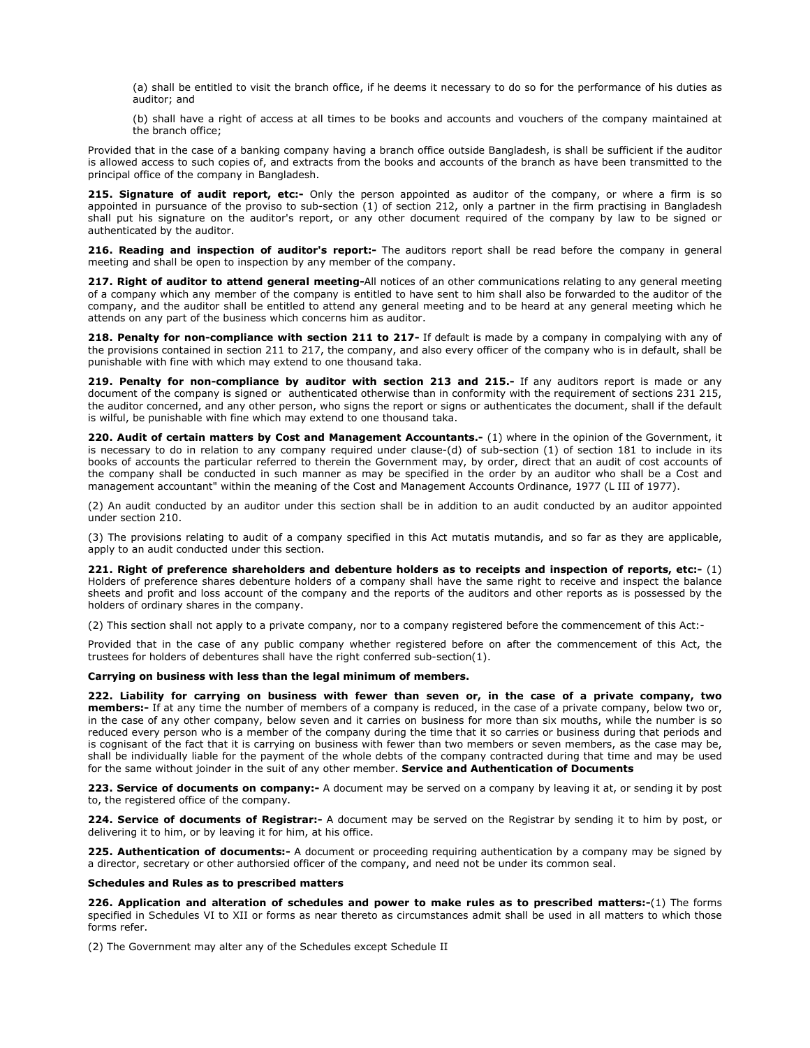(a) shall be entitled to visit the branch office, if he deems it necessary to do so for the performance of his duties as auditor; and

(b) shall have a right of access at all times to be books and accounts and vouchers of the company maintained at the branch office;

Provided that in the case of a banking company having a branch office outside Bangladesh, is shall be sufficient if the auditor is allowed access to such copies of, and extracts from the books and accounts of the branch as have been transmitted to the principal office of the company in Bangladesh.

**215. Signature of audit report, etc:-** Only the person appointed as auditor of the company, or where a firm is so appointed in pursuance of the proviso to sub-section (1) of section 212, only a partner in the firm practising in Bangladesh shall put his signature on the auditor's report, or any other document required of the company by law to be signed or authenticated by the auditor.

**216. Reading and inspection of auditor's report:-** The auditors report shall be read before the company in general meeting and shall be open to inspection by any member of the company.

**217. Right of auditor to attend general meeting-**All notices of an other communications relating to any general meeting of a company which any member of the company is entitled to have sent to him shall also be forwarded to the auditor of the company, and the auditor shall be entitled to attend any general meeting and to be heard at any general meeting which he attends on any part of the business which concerns him as auditor.

**218. Penalty for non-compliance with section 211 to 217-** If default is made by a company in compalying with any of the provisions contained in section 211 to 217, the company, and also every officer of the company who is in default, shall be punishable with fine with which may extend to one thousand taka.

**219. Penalty for non-compliance by auditor with section 213 and 215.-** If any auditors report is made or any document of the company is signed or authenticated otherwise than in conformity with the requirement of sections 231 215, the auditor concerned, and any other person, who signs the report or signs or authenticates the document, shall if the default is wilful, be punishable with fine which may extend to one thousand taka.

**220. Audit of certain matters by Cost and Management Accountants.-** (1) where in the opinion of the Government, it is necessary to do in relation to any company required under clause-(d) of sub-section (1) of section 181 to include in its books of accounts the particular referred to therein the Government may, by order, direct that an audit of cost accounts of the company shall be conducted in such manner as may be specified in the order by an auditor who shall be a Cost and management accountant" within the meaning of the Cost and Management Accounts Ordinance, 1977 (L III of 1977).

(2) An audit conducted by an auditor under this section shall be in addition to an audit conducted by an auditor appointed under section 210.

(3) The provisions relating to audit of a company specified in this Act mutatis mutandis, and so far as they are applicable, apply to an audit conducted under this section.

**221. Right of preference shareholders and debenture holders as to receipts and inspection of reports, etc:-** (1) Holders of preference shares debenture holders of a company shall have the same right to receive and inspect the balance sheets and profit and loss account of the company and the reports of the auditors and other reports as is possessed by the holders of ordinary shares in the company.

(2) This section shall not apply to a private company, nor to a company registered before the commencement of this Act:-

Provided that in the case of any public company whether registered before on after the commencement of this Act, the trustees for holders of debentures shall have the right conferred sub-section(1).

**Carrying on business with less than the legal minimum of members.**

**222. Liability for carrying on business with fewer than seven or, in the case of a private company, two members:-** If at any time the number of members of a company is reduced, in the case of a private company, below two or, in the case of any other company, below seven and it carries on business for more than six mouths, while the number is so reduced every person who is a member of the company during the time that it so carries or business during that periods and is cognisant of the fact that it is carrying on business with fewer than two members or seven members, as the case may be, shall be individually liable for the payment of the whole debts of the company contracted during that time and may be used for the same without joinder in the suit of any other member. **Service and Authentication of Documents**

**223. Service of documents on company:-** A document may be served on a company by leaving it at, or sending it by post to, the registered office of the company.

**224. Service of documents of Registrar:-** A document may be served on the Registrar by sending it to him by post, or delivering it to him, or by leaving it for him, at his office.

**225. Authentication of documents:-** A document or proceeding requiring authentication by a company may be signed by a director, secretary or other authorsied officer of the company, and need not be under its common seal.

**Schedules and Rules as to prescribed matters**

**226. Application and alteration of schedules and power to make rules as to prescribed matters:-**(1) The forms specified in Schedules VI to XII or forms as near thereto as circumstances admit shall be used in all matters to which those forms refer.

(2) The Government may alter any of the Schedules except Schedule II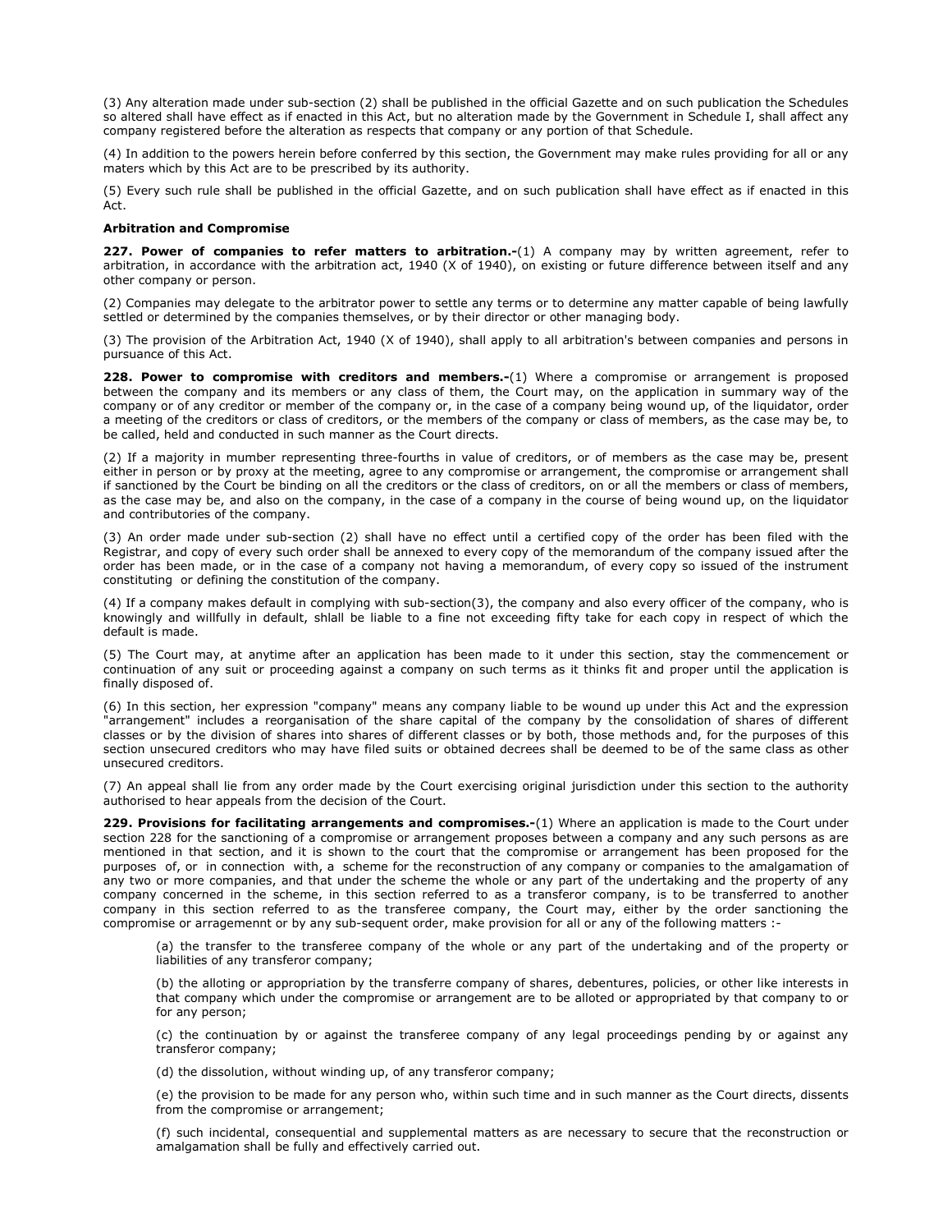(3) Any alteration made under sub-section (2) shall be published in the official Gazette and on such publication the Schedules so altered shall have effect as if enacted in this Act, but no alteration made by the Government in Schedule I, shall affect any company registered before the alteration as respects that company or any portion of that Schedule.

(4) In addition to the powers herein before conferred by this section, the Government may make rules providing for all or any maters which by this Act are to be prescribed by its authority.

(5) Every such rule shall be published in the official Gazette, and on such publication shall have effect as if enacted in this Act.

**Arbitration and Compromise**

**227. Power of companies to refer matters to arbitration.-**(1) A company may by written agreement, refer to arbitration, in accordance with the arbitration act, 1940 (X of 1940), on existing or future difference between itself and any other company or person.

(2) Companies may delegate to the arbitrator power to settle any terms or to determine any matter capable of being lawfully settled or determined by the companies themselves, or by their director or other managing body.

(3) The provision of the Arbitration Act, 1940 (X of 1940), shall apply to all arbitration's between companies and persons in pursuance of this Act.

**228. Power to compromise with creditors and members.-**(1) Where a compromise or arrangement is proposed between the company and its members or any class of them, the Court may, on the application in summary way of the company or of any creditor or member of the company or, in the case of a company being wound up, of the liquidator, order a meeting of the creditors or class of creditors, or the members of the company or class of members, as the case may be, to be called, held and conducted in such manner as the Court directs.

(2) If a majority in mumber representing three-fourths in value of creditors, or of members as the case may be, present either in person or by proxy at the meeting, agree to any compromise or arrangement, the compromise or arrangement shall if sanctioned by the Court be binding on all the creditors or the class of creditors, on or all the members or class of members, as the case may be, and also on the company, in the case of a company in the course of being wound up, on the liquidator and contributories of the company.

(3) An order made under sub-section (2) shall have no effect until a certified copy of the order has been filed with the Registrar, and copy of every such order shall be annexed to every copy of the memorandum of the company issued after the order has been made, or in the case of a company not having a memorandum, of every copy so issued of the instrument constituting or defining the constitution of the company.

(4) If a company makes default in complying with sub-section(3), the company and also every officer of the company, who is knowingly and willfully in default, shlall be liable to a fine not exceeding fifty take for each copy in respect of which the default is made.

(5) The Court may, at anytime after an application has been made to it under this section, stay the commencement or continuation of any suit or proceeding against a company on such terms as it thinks fit and proper until the application is finally disposed of.

(6) In this section, her expression "company" means any company liable to be wound up under this Act and the expression "arrangement" includes a reorganisation of the share capital of the company by the consolidation of shares of different classes or by the division of shares into shares of different classes or by both, those methods and, for the purposes of this section unsecured creditors who may have filed suits or obtained decrees shall be deemed to be of the same class as other unsecured creditors.

(7) An appeal shall lie from any order made by the Court exercising original jurisdiction under this section to the authority authorised to hear appeals from the decision of the Court.

**229. Provisions for facilitating arrangements and compromises.-**(1) Where an application is made to the Court under section 228 for the sanctioning of a compromise or arrangement proposes between a company and any such persons as are mentioned in that section, and it is shown to the court that the compromise or arrangement has been proposed for the purposes of, or in connection with, a scheme for the reconstruction of any company or companies to the amalgamation of any two or more companies, and that under the scheme the whole or any part of the undertaking and the property of any company concerned in the scheme, in this section referred to as a transferor company, is to be transferred to another company in this section referred to as the transferee company, the Court may, either by the order sanctioning the compromise or arragemennt or by any sub-sequent order, make provision for all or any of the following matters :-

(a) the transfer to the transferee company of the whole or any part of the undertaking and of the property or liabilities of any transferor company;

(b) the alloting or appropriation by the transferre company of shares, debentures, policies, or other like interests in that company which under the compromise or arrangement are to be alloted or appropriated by that company to or for any person;

(c) the continuation by or against the transferee company of any legal proceedings pending by or against any transferor company;

(d) the dissolution, without winding up, of any transferor company;

(e) the provision to be made for any person who, within such time and in such manner as the Court directs, dissents from the compromise or arrangement;

(f) such incidental, consequential and supplemental matters as are necessary to secure that the reconstruction or amalgamation shall be fully and effectively carried out.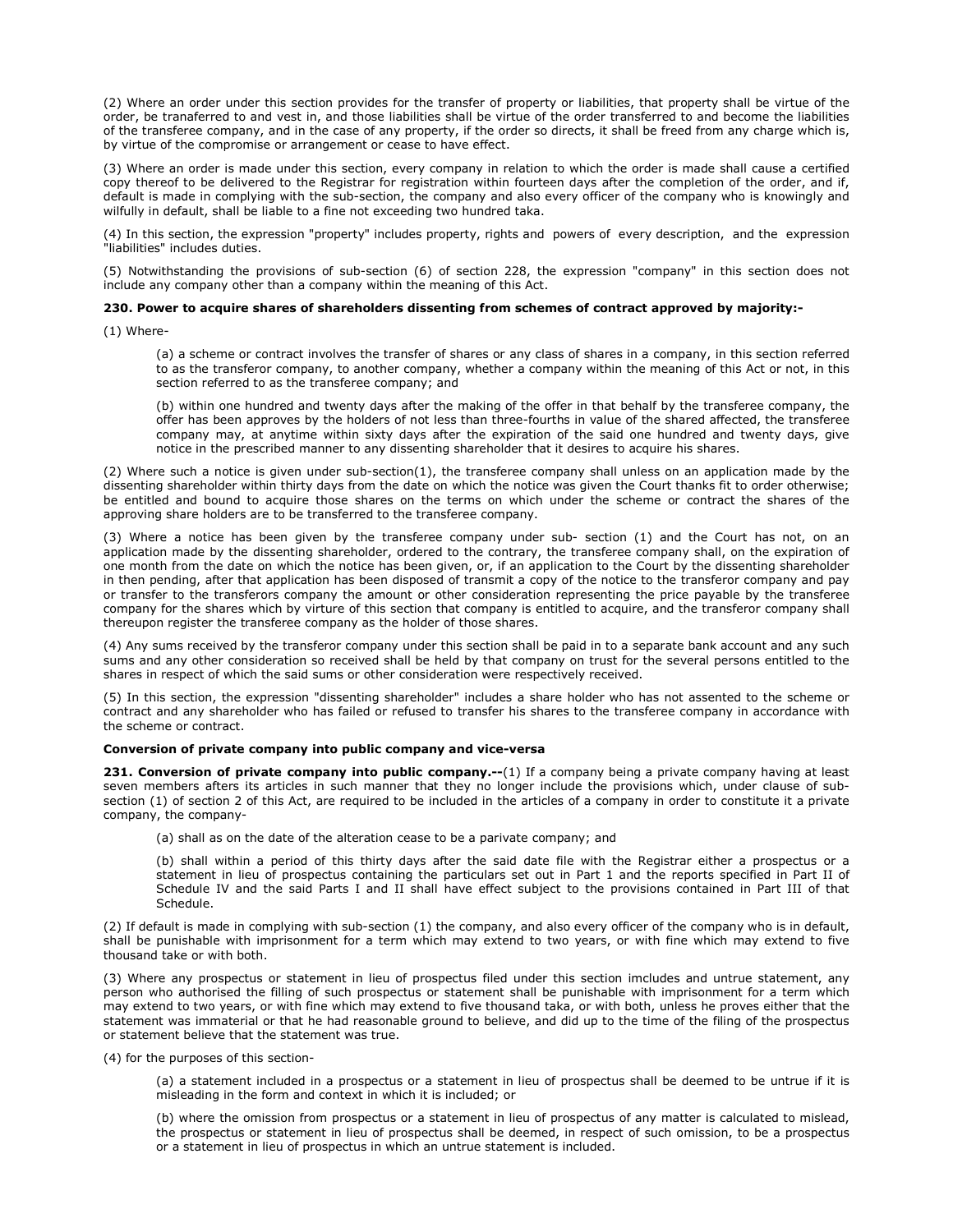(2) Where an order under this section provides for the transfer of property or liabilities, that property shall be virtue of the order, be tranaferred to and vest in, and those liabilities shall be virtue of the order transferred to and become the liabilities of the transferee company, and in the case of any property, if the order so directs, it shall be freed from any charge which is, by virtue of the compromise or arrangement or cease to have effect.

(3) Where an order is made under this section, every company in relation to which the order is made shall cause a certified copy thereof to be delivered to the Registrar for registration within fourteen days after the completion of the order, and if, default is made in complying with the sub-section, the company and also every officer of the company who is knowingly and wilfully in default, shall be liable to a fine not exceeding two hundred taka.

(4) In this section, the expression "property" includes property, rights and powers of every description, and the expression "liabilities" includes duties.

(5) Notwithstanding the provisions of sub-section (6) of section 228, the expression "company" in this section does not include any company other than a company within the meaning of this Act.

**230. Power to acquire shares of shareholders dissenting from schemes of contract approved by majority:-**

(1) Where-

(a) a scheme or contract involves the transfer of shares or any class of shares in a company, in this section referred to as the transferor company, to another company, whether a company within the meaning of this Act or not, in this section referred to as the transferee company; and

(b) within one hundred and twenty days after the making of the offer in that behalf by the transferee company, the offer has been approves by the holders of not less than three-fourths in value of the shared affected, the transferee company may, at anytime within sixty days after the expiration of the said one hundred and twenty days, give notice in the prescribed manner to any dissenting shareholder that it desires to acquire his shares.

(2) Where such a notice is given under sub-section(1), the transferee company shall unless on an application made by the dissenting shareholder within thirty days from the date on which the notice was given the Court thanks fit to order otherwise; be entitled and bound to acquire those shares on the terms on which under the scheme or contract the shares of the approving share holders are to be transferred to the transferee company.

(3) Where a notice has been given by the transferee company under sub- section (1) and the Court has not, on an application made by the dissenting shareholder, ordered to the contrary, the transferee company shall, on the expiration of one month from the date on which the notice has been given, or, if an application to the Court by the dissenting shareholder in then pending, after that application has been disposed of transmit a copy of the notice to the transferor company and pay or transfer to the transferors company the amount or other consideration representing the price payable by the transferee company for the shares which by virture of this section that company is entitled to acquire, and the transferor company shall thereupon register the transferee company as the holder of those shares.

(4) Any sums received by the transferor company under this section shall be paid in to a separate bank account and any such sums and any other consideration so received shall be held by that company on trust for the several persons entitled to the shares in respect of which the said sums or other consideration were respectively received.

(5) In this section, the expression "dissenting shareholder" includes a share holder who has not assented to the scheme or contract and any shareholder who has failed or refused to transfer his shares to the transferee company in accordance with the scheme or contract.

**Conversion of private company into public company and vice-versa**

**231. Conversion of private company into public company.--**(1) If a company being a private company having at least seven members afters its articles in such manner that they no longer include the provisions which, under clause of sub-section (1) of section 2 of this Act, are required to be included in the articles of a company in order to constitute it a private company, the company-

(a) shall as on the date of the alteration cease to be a parivate company; and

(b) shall within a period of this thirty days after the said date file with the Registrar either a prospectus or a statement in lieu of prospectus containing the particulars set out in Part 1 and the reports specified in Part II of Schedule IV and the said Parts I and II shall have effect subject to the provisions contained in Part III of that Schedule.

(2) If default is made in complying with sub-section (1) the company, and also every officer of the company who is in default, shall be punishable with imprisonment for a term which may extend to two years, or with fine which may extend to five thousand take or with both.

(3) Where any prospectus or statement in lieu of prospectus filed under this section imcludes and untrue statement, any person who authorised the filling of such prospectus or statement shall be punishable with imprisonment for a term which may extend to two years, or with fine which may extend to five thousand taka, or with both, unless he proves either that the statement was immaterial or that he had reasonable ground to believe, and did up to the time of the filing of the prospectus or statement believe that the statement was true.

(4) for the purposes of this section-

(a) a statement included in a prospectus or a statement in lieu of prospectus shall be deemed to be untrue if it is misleading in the form and context in which it is included; or

(b) where the omission from prospectus or a statement in lieu of prospectus of any matter is calculated to mislead, the prospectus or statement in lieu of prospectus shall be deemed, in respect of such omission, to be a prospectus or a statement in lieu of prospectus in which an untrue statement is included.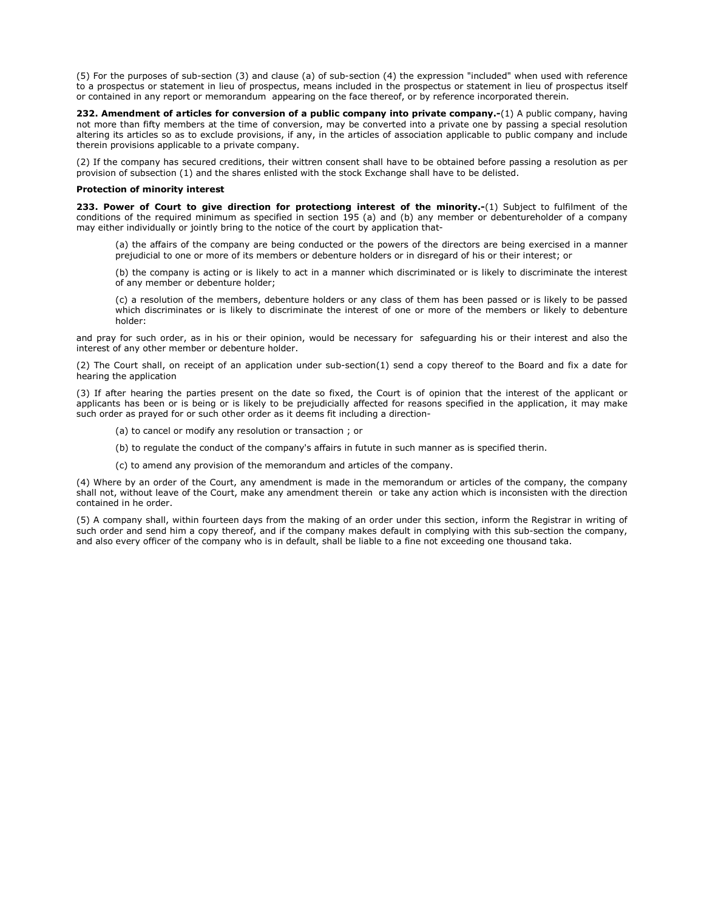(5) For the purposes of sub-section (3) and clause (a) of sub-section (4) the expression "included" when used with reference to a prospectus or statement in lieu of prospectus, means included in the prospectus or statement in lieu of prospectus itself or contained in any report or memorandum appearing on the face thereof, or by reference incorporated therein.

**232. Amendment of articles for conversion of a public company into private company.-**(1) A public company, having not more than fifty members at the time of conversion, may be converted into a private one by passing a special resolution altering its articles so as to exclude provisions, if any, in the articles of association applicable to public company and include therein provisions applicable to a private company.

(2) If the company has secured creditions, their wittren consent shall have to be obtained before passing a resolution as per provision of subsection (1) and the shares enlisted with the stock Exchange shall have to be delisted.

**Protection of minority interest**

**233. Power of Court to give direction for protectiong interest of the minority.-**(1) Subject to fulfilment of the conditions of the required minimum as specified in section 195 (a) and (b) any member or debentureholder of a company may either individually or jointly bring to the notice of the court by application that-

(a) the affairs of the company are being conducted or the powers of the directors are being exercised in a manner prejudicial to one or more of its members or debenture holders or in disregard of his or their interest; or

(b) the company is acting or is likely to act in a manner which discriminated or is likely to discriminate the interest of any member or debenture holder;

(c) a resolution of the members, debenture holders or any class of them has been passed or is likely to be passed which discriminates or is likely to discriminate the interest of one or more of the members or likely to debenture holder:

and pray for such order, as in his or their opinion, would be necessary for safeguarding his or their interest and also the interest of any other member or debenture holder.

(2) The Court shall, on receipt of an application under sub-section(1) send a copy thereof to the Board and fix a date for hearing the application

(3) If after hearing the parties present on the date so fixed, the Court is of opinion that the interest of the applicant or applicants has been or is being or is likely to be prejudicially affected for reasons specified in the application, it may make such order as prayed for or such other order as it deems fit including a direction-

(a) to cancel or modify any resolution or transaction ; or

(b) to regulate the conduct of the company's affairs in futute in such manner as is specified therin.

(c) to amend any provision of the memorandum and articles of the company.

(4) Where by an order of the Court, any amendment is made in the memorandum or articles of the company, the company shall not, without leave of the Court, make any amendment therein or take any action which is inconsisten with the direction contained in he order.

(5) A company shall, within fourteen days from the making of an order under this section, inform the Registrar in writing of such order and send him a copy thereof, and if the company makes default in complying with this sub-section the company, and also every officer of the company who is in default, shall be liable to a fine not exceeding one thousand taka.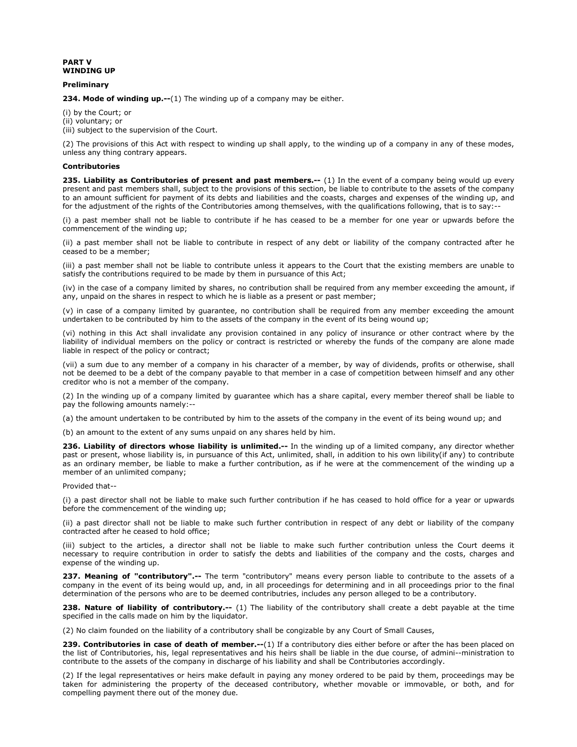**PART V**
**WINDING UP**

**Preliminary**

**234. Mode of winding up.--**(1) The winding up of a company may be either.

(i) by the Court; or
(ii) voluntary; or
(iii) subject to the supervision of the Court.

(2) The provisions of this Act with respect to winding up shall apply, to the winding up of a company in any of these modes, unless any thing contrary appears.

**Contributories**

**235. Liability as Contributories of present and past members.--** (1) In the event of a company being would up every present and past members shall, subject to the provisions of this section, be liable to contribute to the assets of the company to an amount sufficient for payment of its debts and liabilities and the coasts, charges and expenses of the winding up, and for the adjustment of the rights of the Contributories among themselves, with the qualifications following, that is to say:--

(i) a past member shall not be liable to contribute if he has ceased to be a member for one year or upwards before the commencement of the winding up;

(ii) a past member shall not be liable to contribute in respect of any debt or liability of the company contracted after he ceased to be a member;

(iii) a past member shall not be liable to contribute unless it appears to the Court that the existing members are unable to satisfy the contributions required to be made by them in pursuance of this Act;

(iv) in the case of a company limited by shares, no contribution shall be required from any member exceeding the amount, if any, unpaid on the shares in respect to which he is liable as a present or past member;

(v) in case of a company limited by guarantee, no contribution shall be required from any member exceeding the amount undertaken to be contributed by him to the assets of the company in the event of its being wound up;

(vi) nothing in this Act shall invalidate any provision contained in any policy of insurance or other contract where by the liability of individual members on the policy or contract is restricted or whereby the funds of the company are alone made liable in respect of the policy or contract;

(vii) a sum due to any member of a company in his character of a member, by way of dividends, profits or otherwise, shall not be deemed to be a debt of the company payable to that member in a case of competition between himself and any other creditor who is not a member of the company.

(2) In the winding up of a company limited by guarantee which has a share capital, every member thereof shall be liable to pay the following amounts namely:--

(a) the amount undertaken to be contributed by him to the assets of the company in the event of its being wound up; and

(b) an amount to the extent of any sums unpaid on any shares held by him.

**236. Liability of directors whose liability is unlimited.--** In the winding up of a limited company, any director whether past or present, whose liability is, in pursuance of this Act, unlimited, shall, in addition to his own libility(if any) to contribute as an ordinary member, be liable to make a further contribution, as if he were at the commencement of the winding up a member of an unlimited company;

Provided that--

(i) a past director shall not be liable to make such further contribution if he has ceased to hold office for a year or upwards before the commencement of the winding up;

(ii) a past director shall not be liable to make such further contribution in respect of any debt or liability of the company contracted after he ceased to hold office;

(iii) subject to the articles, a director shall not be liable to make such further contribution unless the Court deems it necessary to require contribution in order to satisfy the debts and liabilities of the company and the costs, charges and expense of the winding up.

**237. Meaning of "contributory".--** The term "contributory" means every person liable to contribute to the assets of a company in the event of its being would up, and, in all proceedings for determining and in all proceedings prior to the final determination of the persons who are to be deemed contributries, includes any person alleged to be a contributory.

**238. Nature of liability of contributory.--** (1) The liability of the contributory shall create a debt payable at the time specified in the calls made on him by the liquidator.

(2) No claim founded on the liability of a contributory shall be congizable by any Court of Small Causes,

**239. Contributories in case of death of member.--**(1) If a contributory dies either before or after the has been placed on the list of Contributories, his, legal representatives and his heirs shall be liable in the due course, of admini--ministration to contribute to the assets of the company in discharge of his liability and shall be Contributories accordingly.

(2) If the legal representatives or heirs make default in paying any money ordered to be paid by them, proceedings may be taken for administering the property of the deceased contributory, whether movable or immovable, or both, and for compelling payment there out of the money due.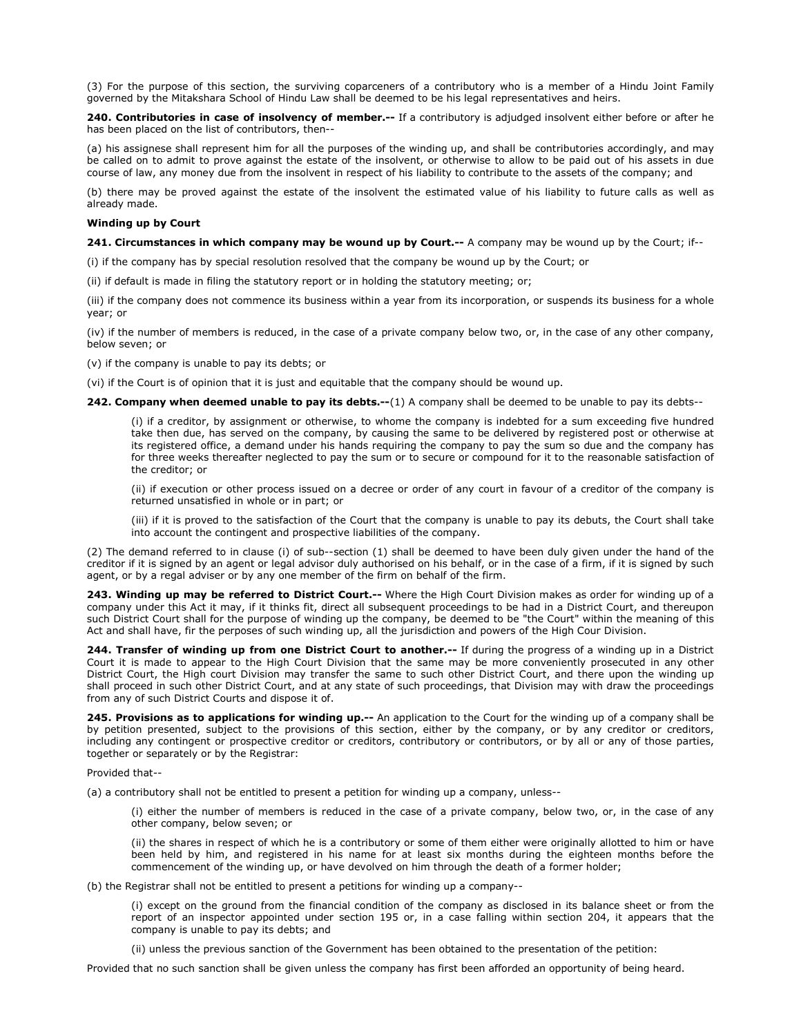(3) For the purpose of this section, the surviving coparceners of a contributory who is a member of a Hindu Joint Family governed by the Mitakshara School of Hindu Law shall be deemed to be his legal representatives and heirs.

**240. Contributories in case of insolvency of member.--** If a contributory is adjudged insolvent either before or after he has been placed on the list of contributors, then--

(a) his assignese shall represent him for all the purposes of the winding up, and shall be contributories accordingly, and may be called on to admit to prove against the estate of the insolvent, or otherwise to allow to be paid out of his assets in due course of law, any money due from the insolvent in respect of his liability to contribute to the assets of the company; and

(b) there may be proved against the estate of the insolvent the estimated value of his liability to future calls as well as already made.

**Winding up by Court**

**241. Circumstances in which company may be wound up by Court.--** A company may be wound up by the Court; if--

(i) if the company has by special resolution resolved that the company be wound up by the Court; or

(ii) if default is made in filing the statutory report or in holding the statutory meeting; or;

(iii) if the company does not commence its business within a year from its incorporation, or suspends its business for a whole year; or

(iv) if the number of members is reduced, in the case of a private company below two, or, in the case of any other company, below seven; or

(v) if the company is unable to pay its debts; or

(vi) if the Court is of opinion that it is just and equitable that the company should be wound up.

**242. Company when deemed unable to pay its debts.--**(1) A company shall be deemed to be unable to pay its debts--

> (i) if a creditor, by assignment or otherwise, to whome the company is indebted for a sum exceeding five hundred take then due, has served on the company, by causing the same to be delivered by registered post or otherwise at its registered office, a demand under his hands requiring the company to pay the sum so due and the company has for three weeks thereafter neglected to pay the sum or to secure or compound for it to the reasonable satisfaction of the creditor; or
>
> (ii) if execution or other process issued on a decree or order of any court in favour of a creditor of the company is returned unsatisfied in whole or in part; or
>
> (iii) if it is proved to the satisfaction of the Court that the company is unable to pay its debuts, the Court shall take into account the contingent and prospective liabilities of the company.

(2) The demand referred to in clause (i) of sub--section (1) shall be deemed to have been duly given under the hand of the creditor if it is signed by an agent or legal advisor duly authorised on his behalf, or in the case of a firm, if it is signed by such agent, or by a regal adviser or by any one member of the firm on behalf of the firm.

**243. Winding up may be referred to District Court.--** Where the High Court Division makes as order for winding up of a company under this Act it may, if it thinks fit, direct all subsequent proceedings to be had in a District Court, and thereupon such District Court shall for the purpose of winding up the company, be deemed to be "the Court" within the meaning of this Act and shall have, fir the perposes of such winding up, all the jurisdiction and powers of the High Cour Division.

**244. Transfer of winding up from one District Court to another.--** If during the progress of a winding up in a District Court it is made to appear to the High Court Division that the same may be more conveniently prosecuted in any other District Court, the High court Division may transfer the same to such other District Court, and there upon the winding up shall proceed in such other District Court, and at any state of such proceedings, that Division may with draw the proceedings from any of such District Courts and dispose it of.

**245. Provisions as to applications for winding up.--** An application to the Court for the winding up of a company shall be by petition presented, subject to the provisions of this section, either by the company, or by any creditor or creditors, including any contingent or prospective creditor or creditors, contributory or contributors, or by all or any of those parties, together or separately or by the Registrar:

Provided that--

(a) a contributory shall not be entitled to present a petition for winding up a company, unless--

> (i) either the number of members is reduced in the case of a private company, below two, or, in the case of any other company, below seven; or
>
> (ii) the shares in respect of which he is a contributory or some of them either were originally allotted to him or have been held by him, and registered in his name for at least six months during the eighteen months before the commencement of the winding up, or have devolved on him through the death of a former holder;

(b) the Registrar shall not be entitled to present a petitions for winding up a company--

> (i) except on the ground from the financial condition of the company as disclosed in its balance sheet or from the report of an inspector appointed under section 195 or, in a case falling within section 204, it appears that the company is unable to pay its debts; and
>
> (ii) unless the previous sanction of the Government has been obtained to the presentation of the petition:

Provided that no such sanction shall be given unless the company has first been afforded an opportunity of being heard.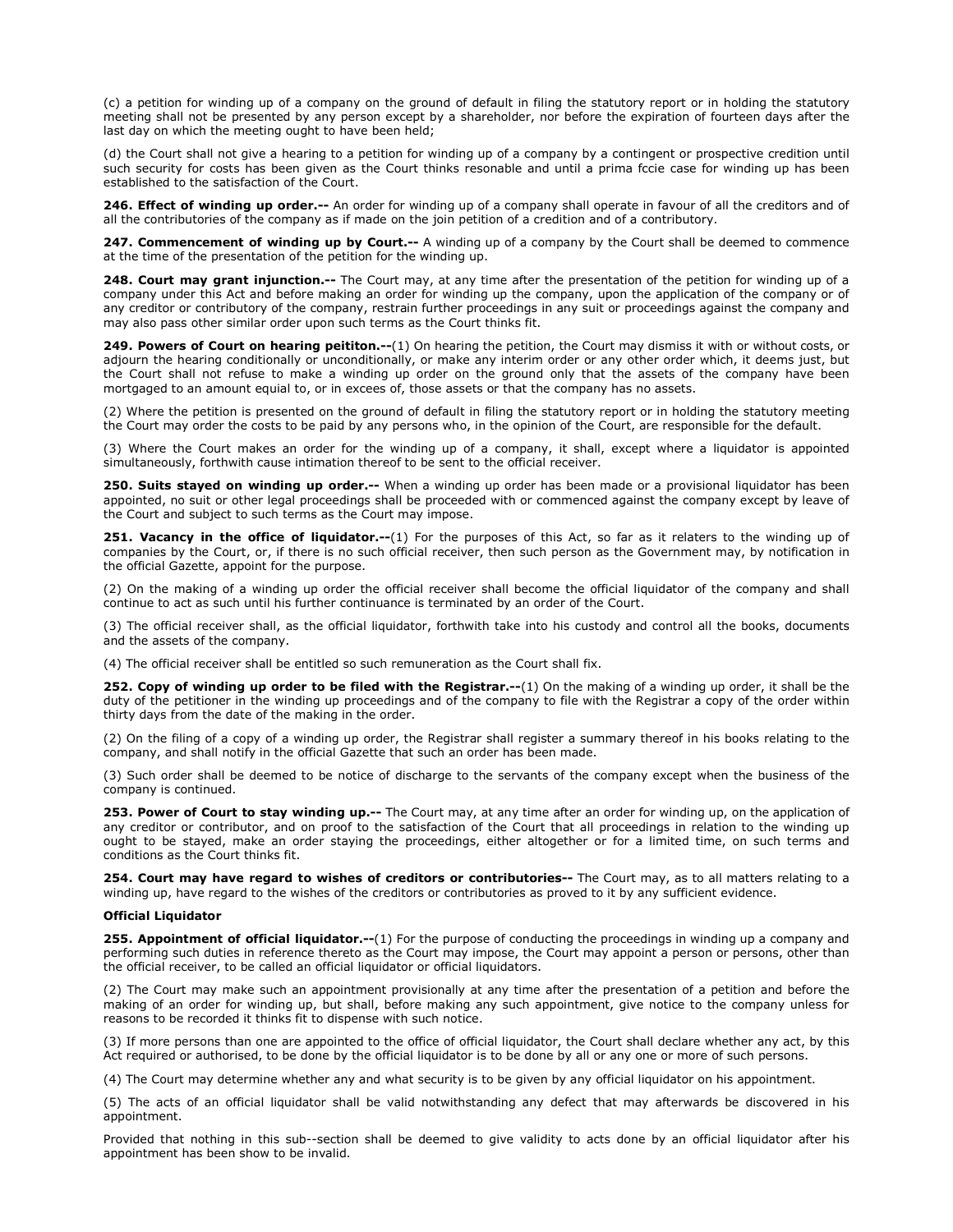(c) a petition for winding up of a company on the ground of default in filing the statutory report or in holding the statutory meeting shall not be presented by any person except by a shareholder, nor before the expiration of fourteen days after the last day on which the meeting ought to have been held;

(d) the Court shall not give a hearing to a petition for winding up of a company by a contingent or prospective credition until such security for costs has been given as the Court thinks resonable and until a prima fccie case for winding up has been established to the satisfaction of the Court.

**246. Effect of winding up order.--** An order for winding up of a company shall operate in favour of all the creditors and of all the contributories of the company as if made on the join petition of a credition and of a contributory.

**247. Commencement of winding up by Court.--** A winding up of a company by the Court shall be deemed to commence at the time of the presentation of the petition for the winding up.

**248. Court may grant injunction.--** The Court may, at any time after the presentation of the petition for winding up of a company under this Act and before making an order for winding up the company, upon the application of the company or of any creditor or contributory of the company, restrain further proceedings in any suit or proceedings against the company and may also pass other similar order upon such terms as the Court thinks fit.

**249. Powers of Court on hearing peititon.--**(1) On hearing the petition, the Court may dismiss it with or without costs, or adjourn the hearing conditionally or unconditionally, or make any interim order or any other order which, it deems just, but the Court shall not refuse to make a winding up order on the ground only that the assets of the company have been mortgaged to an amount equal to, or in excees of, those assets or that the company has no assets.

(2) Where the petition is presented on the ground of default in filing the statutory report or in holding the statutory meeting the Court may order the costs to be paid by any persons who, in the opinion of the Court, are responsible for the default.

(3) Where the Court makes an order for the winding up of a company, it shall, except where a liquidator is appointed simultaneously, forthwith cause intimation thereof to be sent to the official receiver.

**250. Suits stayed on winding up order.--** When a winding up order has been made or a provisional liquidator has been appointed, no suit or other legal proceedings shall be proceeded with or commenced against the company except by leave of the Court and subject to such terms as the Court may impose.

**251. Vacancy in the office of liquidator.--**(1) For the purposes of this Act, so far as it relaters to the winding up of companies by the Court, or, if there is no such official receiver, then such person as the Government may, by notification in the official Gazette, appoint for the purpose.

(2) On the making of a winding up order the official receiver shall become the official liquidator of the company and shall continue to act as such until his further continuance is terminated by an order of the Court.

(3) The official receiver shall, as the official liquidator, forthwith take into his custody and control all the books, documents and the assets of the company.

(4) The official receiver shall be entitled so such remuneration as the Court shall fix.

**252. Copy of winding up order to be filed with the Registrar.--**(1) On the making of a winding up order, it shall be the duty of the petitioner in the winding up proceedings and of the company to file with the Registrar a copy of the order within thirty days from the date of the making in the order.

(2) On the filing of a copy of a winding up order, the Registrar shall register a summary thereof in his books relating to the company, and shall notify in the official Gazette that such an order has been made.

(3) Such order shall be deemed to be notice of discharge to the servants of the company except when the business of the company is continued.

**253. Power of Court to stay winding up.--** The Court may, at any time after an order for winding up, on the application of any creditor or contributor, and on proof to the satisfaction of the Court that all proceedings in relation to the winding up ought to be stayed, make an order staying the proceedings, either altogether or for a limited time, on such terms and conditions as the Court thinks fit.

**254. Court may have regard to wishes of creditors or contributories--** The Court may, as to all matters relating to a winding up, have regard to the wishes of the creditors or contributories as proved to it by any sufficient evidence.

**Official Liquidator**

**255. Appointment of official liquidator.--**(1) For the purpose of conducting the proceedings in winding up a company and performing such duties in reference thereto as the Court may impose, the Court may appoint a person or persons, other than the official receiver, to be called an official liquidator or official liquidators.

(2) The Court may make such an appointment provisionally at any time after the presentation of a petition and before the making of an order for winding up, but shall, before making any such appointment, give notice to the company unless for reasons to be recorded it thinks fit to dispense with such notice.

(3) If more persons than one are appointed to the office of official liquidator, the Court shall declare whether any act, by this Act required or authorised, to be done by the official liquidator is to be done by all or any one or more of such persons.

(4) The Court may determine whether any and what security is to be given by any official liquidator on his appointment.

(5) The acts of an official liquidator shall be valid notwithstanding any defect that may afterwards be discovered in his appointment.

Provided that nothing in this sub--section shall be deemed to give validity to acts done by an official liquidator after his appointment has been show to be invalid.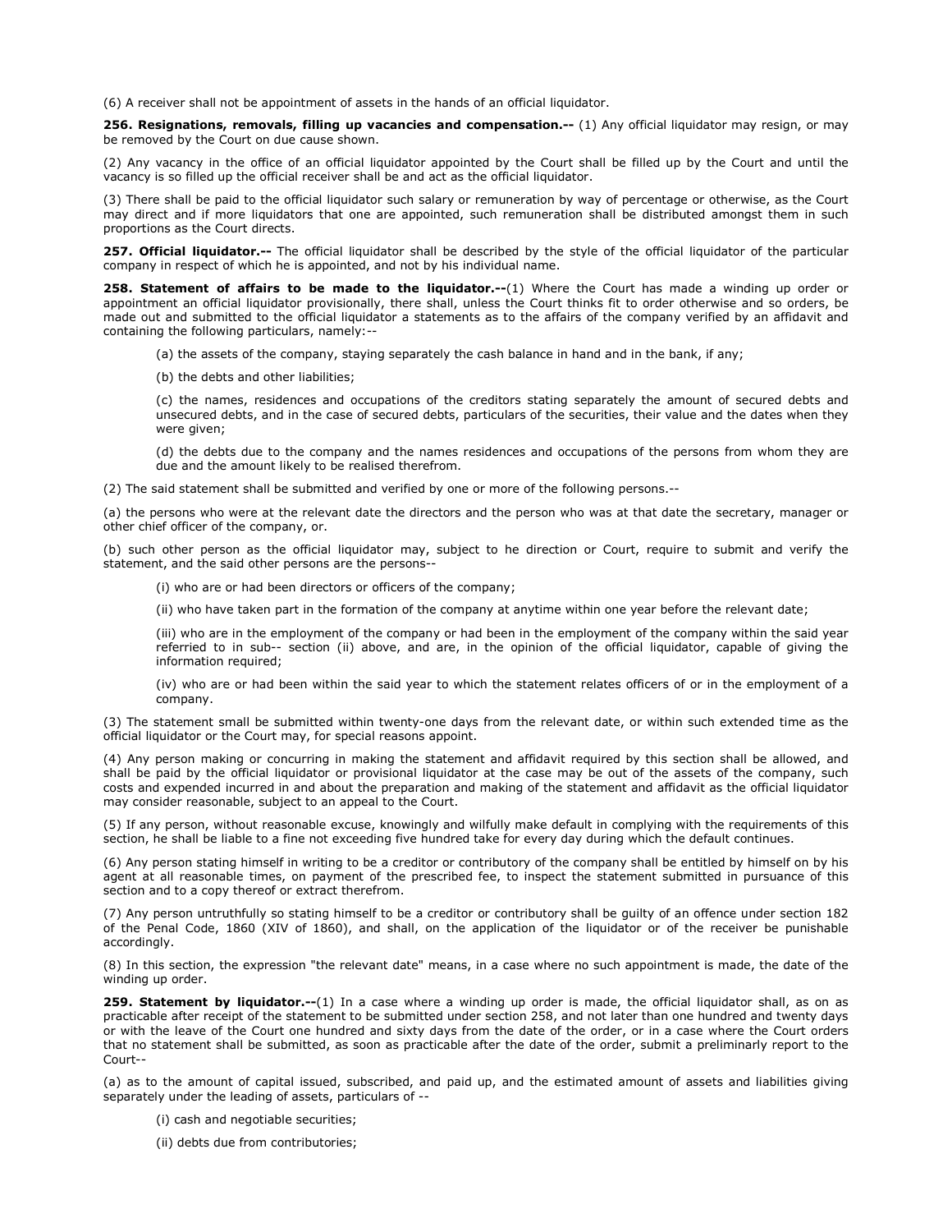(6) A receiver shall not be appointment of assets in the hands of an official liquidator.

**256. Resignations, removals, filling up vacancies and compensation.--** (1) Any official liquidator may resign, or may be removed by the Court on due cause shown.

(2) Any vacancy in the office of an official liquidator appointed by the Court shall be filled up by the Court and until the vacancy is so filled up the official receiver shall be and act as the official liquidator.

(3) There shall be paid to the official liquidator such salary or remuneration by way of percentage or otherwise, as the Court may direct and if more liquidators that one are appointed, such remuneration shall be distributed amongst them in such proportions as the Court directs.

**257. Official liquidator.--** The official liquidator shall be described by the style of the official liquidator of the particular company in respect of which he is appointed, and not by his individual name.

**258. Statement of affairs to be made to the liquidator.--**(1) Where the Court has made a winding up order or appointment an official liquidator provisionally, there shall, unless the Court thinks fit to order otherwise and so orders, be made out and submitted to the official liquidator a statements as to the affairs of the company verified by an affidavit and containing the following particulars, namely:--

(a) the assets of the company, staying separately the cash balance in hand and in the bank, if any;

(b) the debts and other liabilities;

(c) the names, residences and occupations of the creditors stating separately the amount of secured debts and unsecured debts, and in the case of secured debts, particulars of the securities, their value and the dates when they were given;

(d) the debts due to the company and the names residences and occupations of the persons from whom they are due and the amount likely to be realised therefrom.

(2) The said statement shall be submitted and verified by one or more of the following persons.--

(a) the persons who were at the relevant date the directors and the person who was at that date the secretary, manager or other chief officer of the company, or.

(b) such other person as the official liquidator may, subject to he direction or Court, require to submit and verify the statement, and the said other persons are the persons--

(i) who are or had been directors or officers of the company;

(ii) who have taken part in the formation of the company at anytime within one year before the relevant date;

(iii) who are in the employment of the company or had been in the employment of the company within the said year referred to in sub-- section (ii) above, and are, in the opinion of the official liquidator, capable of giving the information required;

(iv) who are or had been within the said year to which the statement relates officers of or in the employment of a company.

(3) The statement small be submitted within twenty-one days from the relevant date, or within such extended time as the official liquidator or the Court may, for special reasons appoint.

(4) Any person making or concurring in making the statement and affidavit required by this section shall be allowed, and shall be paid by the official liquidator or provisional liquidator at the case may be out of the assets of the company, such costs and expended incurred in and about the preparation and making of the statement and affidavit as the official liquidator may consider reasonable, subject to an appeal to the Court.

(5) If any person, without reasonable excuse, knowingly and wilfully make default in complying with the requirements of this section, he shall be liable to a fine not exceeding five hundred take for every day during which the default continues.

(6) Any person stating himself in writing to be a creditor or contributory of the company shall be entitled by himself on by his agent at all reasonable times, on payment of the prescribed fee, to inspect the statement submitted in pursuance of this section and to a copy thereof or extract therefrom.

(7) Any person untruthfully so stating himself to be a creditor or contributory shall be guilty of an offence under section 182 of the Penal Code, 1860 (XIV of 1860), and shall, on the application of the liquidator or of the receiver be punishable accordingly.

(8) In this section, the expression "the relevant date" means, in a case where no such appointment is made, the date of the winding up order.

**259. Statement by liquidator.--**(1) In a case where a winding up order is made, the official liquidator shall, as on as practicable after receipt of the statement to be submitted under section 258, and not later than one hundred and twenty days or with the leave of the Court one hundred and sixty days from the date of the order, or in a case where the Court orders that no statement shall be submitted, as soon as practicable after the date of the order, submit a preliminary report to the Court--

(a) as to the amount of capital issued, subscribed, and paid up, and the estimated amount of assets and liabilities giving separately under the leading of assets, particulars of --

(i) cash and negotiable securities;

(ii) debts due from contributories;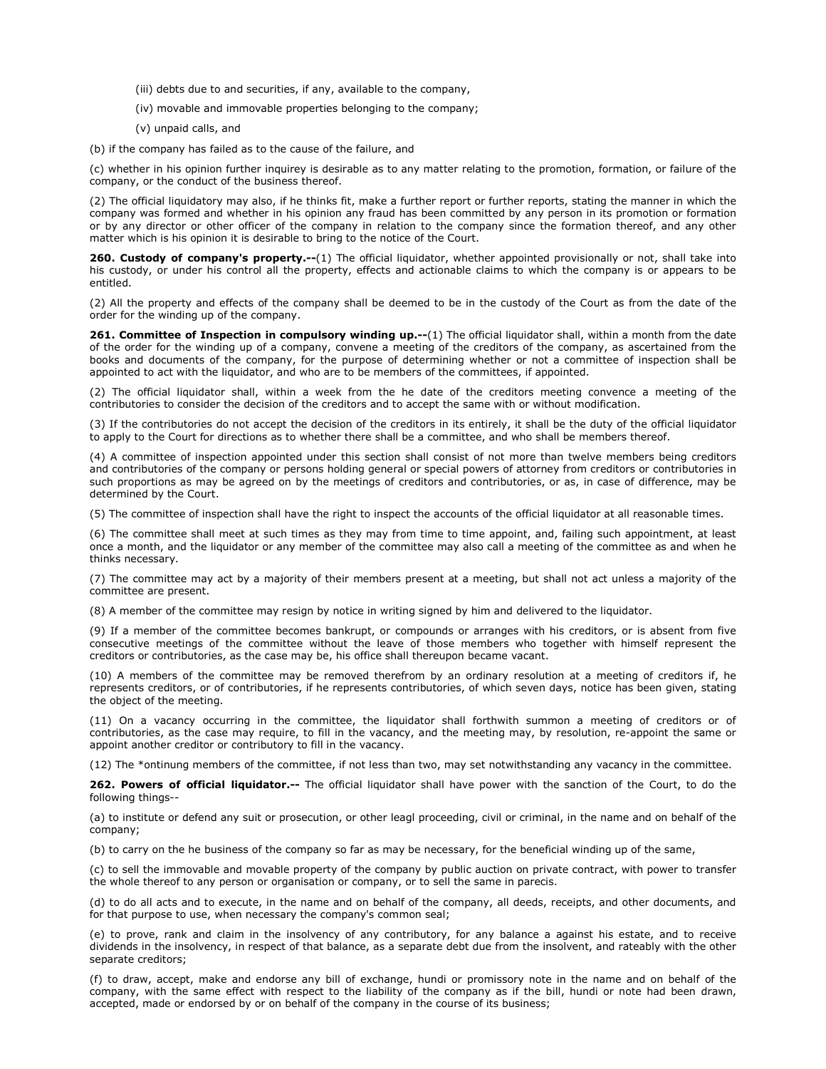(iii) debts due to and securities, if any, available to the company,

(iv) movable and immovable properties belonging to the company;

(v) unpaid calls, and

(b) if the company has failed as to the cause of the failure, and

(c) whether in his opinion further inquirey is desirable as to any matter relating to the promotion, formation, or failure of the company, or the conduct of the business thereof.

(2) The official liquidatory may also, if he thinks fit, make a further report or further reports, stating the manner in which the company was formed and whether in his opinion any fraud has been committed by any person in its promotion or formation or by any director or other officer of the company in relation to the company since the formation thereof, and any other matter which is his opinion it is desirable to bring to the notice of the Court.

**260. Custody of company's property.--**(1) The official liquidator, whether appointed provisionally or not, shall take into his custody, or under his control all the property, effects and actionable claims to which the company is or appears to be entitled.

(2) All the property and effects of the company shall be deemed to be in the custody of the Court as from the date of the order for the winding up of the company.

**261. Committee of Inspection in compulsory winding up.--**(1) The official liquidator shall, within a month from the date of the order for the winding up of a company, convene a meeting of the creditors of the company, as ascertained from the books and documents of the company, for the purpose of determining whether or not a committee of inspection shall be appointed to act with the liquidator, and who are to be members of the committees, if appointed.

(2) The official liquidator shall, within a week from the he date of the creditors meeting convence a meeting of the contributories to consider the decision of the creditors and to accept the same with or without modification.

(3) If the contributories do not accept the decision of the creditors in its entirely, it shall be the duty of the official liquidator to apply to the Court for directions as to whether there shall be a committee, and who shall be members thereof.

(4) A committee of inspection appointed under this section shall consist of not more than twelve members being creditors and contributories of the company or persons holding general or special powers of attorney from creditors or contributories in such proportions as may be agreed on by the meetings of creditors and contributories, or as, in case of difference, may be determined by the Court.

(5) The committee of inspection shall have the right to inspect the accounts of the official liquidator at all reasonable times.

(6) The committee shall meet at such times as they may from time to time appoint, and, failing such appointment, at least once a month, and the liquidator or any member of the committee may also call a meeting of the committee as and when he thinks necessary.

(7) The committee may act by a majority of their members present at a meeting, but shall not act unless a majority of the committee are present.

(8) A member of the committee may resign by notice in writing signed by him and delivered to the liquidator.

(9) If a member of the committee becomes bankrupt, or compounds or arranges with his creditors, or is absent from five consecutive meetings of the committee without the leave of those members who together with himself represent the creditors or contributories, as the case may be, his office shall thereupon became vacant.

(10) A members of the committee may be removed therefrom by an ordinary resolution at a meeting of creditors if, he represents creditors, or of contributories, if he represents contributories, of which seven days, notice has been given, stating the object of the meeting.

(11) On a vacancy occurring in the committee, the liquidator shall forthwith summon a meeting of creditors or of contributories, as the case may require, to fill in the vacancy, and the meeting may, by resolution, re-appoint the same or appoint another creditor or contributory to fill in the vacancy.

(12) The *ontinung members of the committee, if not less than two, may set notwithstanding any vacancy in the committee.

**262. Powers of official liquidator.--** The official liquidator shall have power with the sanction of the Court, to do the following things--

(a) to institute or defend any suit or prosecution, or other leagl proceeding, civil or criminal, in the name and on behalf of the company;

(b) to carry on the he business of the company so far as may be necessary, for the beneficial winding up of the same,

(c) to sell the immovable and movable property of the company by public auction on private contract, with power to transfer the whole thereof to any person or organisation or company, or to sell the same in parecis.

(d) to do all acts and to execute, in the name and on behalf of the company, all deeds, receipts, and other documents, and for that purpose to use, when necessary the company's common seal;

(e) to prove, rank and claim in the insolvency of any contributory, for any balance a against his estate, and to receive dividends in the insolvency, in respect of that balance, as a separate debt due from the insolvent, and rateably with the other separate creditors;

(f) to draw, accept, make and endorse any bill of exchange, hundi or promissory note in the name and on behalf of the company, with the same effect with respect to the liability of the company as if the bill, hundi or note had been drawn, accepted, made or endorsed by or on behalf of the company in the course of its business;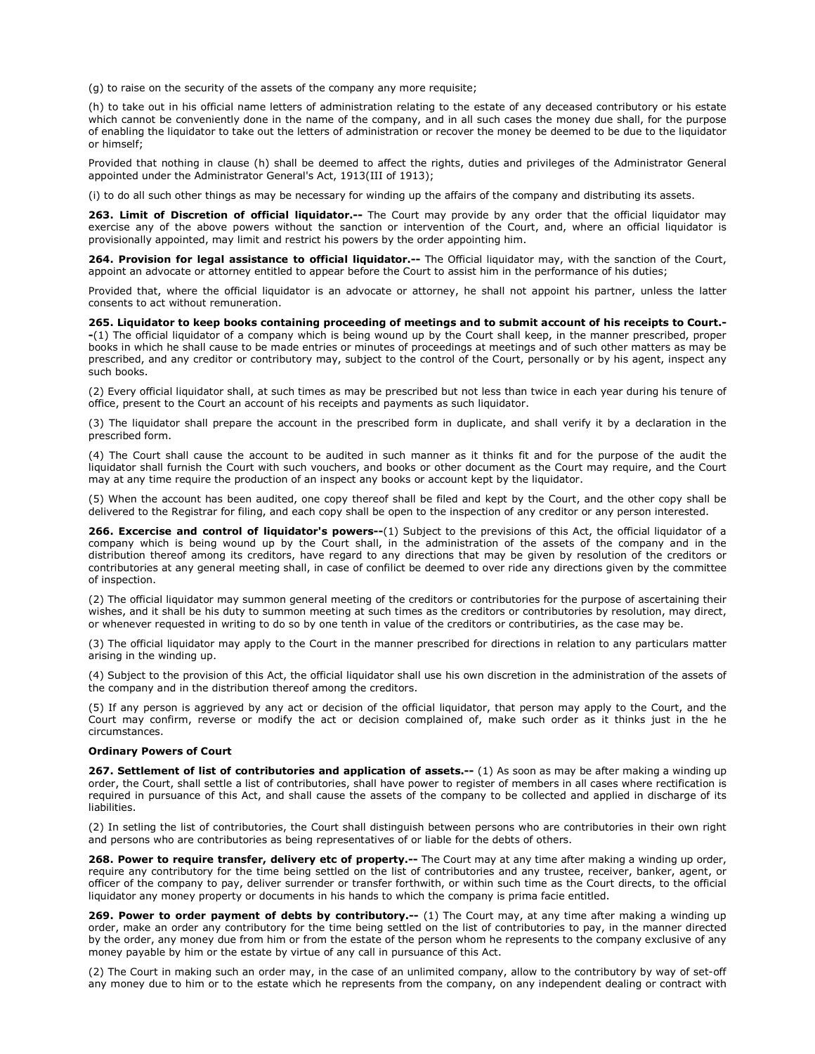(g) to raise on the security of the assets of the company any more requisite;

(h) to take out in his official name letters of administration relating to the estate of any deceased contributory or his estate which cannot be conveniently done in the name of the company, and in all such cases the money due shall, for the purpose of enabling the liquidator to take out the letters of administration or recover the money be deemed to be due to the liquidator or himself;

Provided that nothing in clause (h) shall be deemed to affect the rights, duties and privileges of the Administrator General appointed under the Administrator General's Act, 1913(III of 1913);

(i) to do all such other things as may be necessary for winding up the affairs of the company and distributing its assets.

**263. Limit of Discretion of official liquidator.--** The Court may provide by any order that the official liquidator may exercise any of the above powers without the sanction or intervention of the Court, and, where an official liquidator is provisionally appointed, may limit and restrict his powers by the order appointing him.

**264. Provision for legal assistance to official liquidator.--** The Official liquidator may, with the sanction of the Court, appoint an advocate or attorney entitled to appear before the Court to assist him in the performance of his duties;

Provided that, where the official liquidator is an advocate or attorney, he shall not appoint his partner, unless the latter consents to act without remuneration.

**265. Liquidator to keep books containing proceeding of meetings and to submit account of his receipts to Court.--**(1) The official liquidator of a company which is being wound up by the Court shall keep, in the manner prescribed, proper books in which he shall cause to be made entries or minutes of proceedings at meetings and of such other matters as may be prescribed, and any creditor or contributory may, subject to the control of the Court, personally or by his agent, inspect any such books.

(2) Every official liquidator shall, at such times as may be prescribed but not less than twice in each year during his tenure of office, present to the Court an account of his receipts and payments as such liquidator.

(3) The liquidator shall prepare the account in the prescribed form in duplicate, and shall verify it by a declaration in the prescribed form.

(4) The Court shall cause the account to be audited in such manner as it thinks fit and for the purpose of the audit the liquidator shall furnish the Court with such vouchers, and books or other document as the Court may require, and the Court may at any time require the production of an inspect any books or account kept by the liquidator.

(5) When the account has been audited, one copy thereof shall be filed and kept by the Court, and the other copy shall be delivered to the Registrar for filing, and each copy shall be open to the inspection of any creditor or any person interested.

**266. Excercise and control of liquidator's powers--**(1) Subject to the previsions of this Act, the official liquidator of a company which is being wound up by the Court shall, in the administration of the assets of the company and in the distribution thereof among its creditors, have regard to any directions that may be given by resolution of the creditors or contributories at any general meeting shall, in case of confilict be deemed to over ride any directions given by the committee of inspection.

(2) The official liquidator may summon general meeting of the creditors or contributories for the purpose of ascertaining their wishes, and it shall be his duty to summon meeting at such times as the creditors or contributories by resolution, may direct, or whenever requested in writing to do so by one tenth in value of the creditors or contributiries, as the case may be.

(3) The official liquidator may apply to the Court in the manner prescribed for directions in relation to any particulars matter arising in the winding up.

(4) Subject to the provision of this Act, the official liquidator shall use his own discretion in the administration of the assets of the company and in the distribution thereof among the creditors.

(5) If any person is aggrieved by any act or decision of the official liquidator, that person may apply to the Court, and the Court may confirm, reverse or modify the act or decision complained of, make such order as it thinks just in the he circumstances.

**Ordinary Powers of Court**

**267. Settlement of list of contributories and application of assets.--** (1) As soon as may be after making a winding up order, the Court, shall settle a list of contributories, shall have power to register of members in all cases where rectification is required in pursuance of this Act, and shall cause the assets of the company to be collected and applied in discharge of its liabilities.

(2) In setling the list of contributories, the Court shall distinguish between persons who are contributories in their own right and persons who are contributories as being representatives of or liable for the debts of others.

**268. Power to require transfer, delivery etc of property.--** The Court may at any time after making a winding up order, require any contributory for the time being settled on the list of contributories and any trustee, receiver, banker, agent, or officer of the company to pay, deliver surrender or transfer forthwith, or within such time as the Court directs, to the official liquidator any money property or documents in his hands to which the company is prima facie entitled.

**269. Power to order payment of debts by contributory.--** (1) The Court may, at any time after making a winding up order, make an order any contributory for the time being settled on the list of contributories to pay, in the manner directed by the order, any money due from him or from the estate of the person whom he represents to the company exclusive of any money payable by him or the estate by virtue of any call in pursuance of this Act.

(2) The Court in making such an order may, in the case of an unlimited company, allow to the contributory by way of set-off any money due to him or to the estate which he represents from the company, on any independent dealing or contract with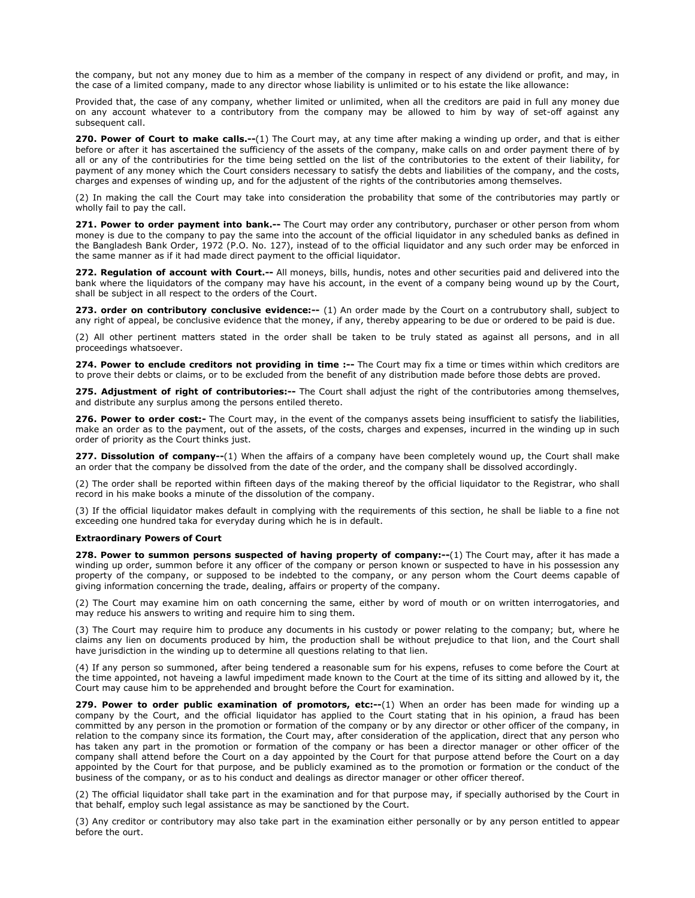the company, but not any money due to him as a member of the company in respect of any dividend or profit, and may, in the case of a limited company, made to any director whose liability is unlimited or to his estate the like allowance:

Provided that, the case of any company, whether limited or unlimited, when all the creditors are paid in full any money due on any account whatever to a contributory from the company may be allowed to him by way of set-off against any subsequent call.

**270. Power of Court to make calls.--**(1) The Court may, at any time after making a winding up order, and that is either before or after it has ascertained the sufficiency of the assets of the company, make calls on and order payment there of by all or any of the contributiries for the time being settled on the list of the contributories to the extent of their liability, for payment of any money which the Court considers necessary to satisfy the debts and liabilities of the company, and the costs, charges and expenses of winding up, and for the adjustent of the rights of the contributories among themselves.

(2) In making the call the Court may take into consideration the probability that some of the contributories may partly or wholly fail to pay the call.

**271. Power to order payment into bank.--** The Court may order any contributory, purchaser or other person from whom money is due to the company to pay the same into the account of the official liquidator in any scheduled banks as defined in the Bangladesh Bank Order, 1972 (P.O. No. 127), instead of to the official liquidator and any such order may be enforced in the same manner as if it had made direct payment to the official liquidator.

**272. Regulation of account with Court.--** All moneys, bills, hundis, notes and other securities paid and delivered into the bank where the liquidators of the company may have his account, in the event of a company being wound up by the Court, shall be subject in all respect to the orders of the Court.

**273. order on contributory conclusive evidence:--** (1) An order made by the Court on a contrubutory shall, subject to any right of appeal, be conclusive evidence that the money, if any, thereby appearing to be due or ordered to be paid is due.

(2) All other pertinent matters stated in the order shall be taken to be truly stated as against all persons, and in all proceedings whatsoever.

**274. Power to enclude creditors not providing in time :--** The Court may fix a time or times within which creditors are to prove their debts or claims, or to be excluded from the benefit of any distribution made before those debts are proved.

**275. Adjustment of right of contributories:--** The Court shall adjust the right of the contributories among themselves, and distribute any surplus among the persons entiled thereto.

**276. Power to order cost:-** The Court may, in the event of the companys assets being insufficient to satisfy the liabilities, make an order as to the payment, out of the assets, of the costs, charges and expenses, incurred in the winding up in such order of priority as the Court thinks just.

**277. Dissolution of company--**(1) When the affairs of a company have been completely wound up, the Court shall make an order that the company be dissolved from the date of the order, and the company shall be dissolved accordingly.

(2) The order shall be reported within fifteen days of the making thereof by the official liquidator to the Registrar, who shall record in his make books a minute of the dissolution of the company.

(3) If the official liquidator makes default in complying with the requirements of this section, he shall be liable to a fine not exceeding one hundred taka for everyday during which he is in default.

**Extraordinary Powers of Court**

**278. Power to summon persons suspected of having property of company:--**(1) The Court may, after it has made a winding up order, summon before it any officer of the company or person known or suspected to have in his possession any property of the company, or supposed to be indebted to the company, or any person whom the Court deems capable of giving information concerning the trade, dealing, affairs or property of the company.

(2) The Court may examine him on oath concerning the same, either by word of mouth or on written interrogatories, and may reduce his answers to writing and require him to sing them.

(3) The Court may require him to produce any documents in his custody or power relating to the company; but, where he claims any lien on documents produced by him, the production shall be without prejudice to that lion, and the Court shall have jurisdiction in the winding up to determine all questions relating to that lien.

(4) If any person so summoned, after being tendered a reasonable sum for his expens, refuses to come before the Court at the time appointed, not haveing a lawful impediment made known to the Court at the time of its sitting and allowed by it, the Court may cause him to be apprehended and brought before the Court for examination.

**279. Power to order public examination of promotors, etc:--**(1) When an order has been made for winding up a company by the Court, and the official liquidator has applied to the Court stating that in his opinion, a fraud has been committed by any person in the promotion or formation of the company or by any director or other officer of the company, in relation to the company since its formation, the Court may, after consideration of the application, direct that any person who has taken any part in the promotion or formation of the company or has been a director manager or other officer of the company shall attend before the Court on a day appointed by the Court for that purpose attend before the Court on a day appointed by the Court for that purpose, and be publicly examined as to the promotion or formation or the conduct of the business of the company, or as to his conduct and dealings as director manager or other officer thereof.

(2) The official liquidator shall take part in the examination and for that purpose may, if specially authorised by the Court in that behalf, employ such legal assistance as may be sanctioned by the Court.

(3) Any creditor or contributory may also take part in the examination either personally or by any person entitled to appear before the ourt.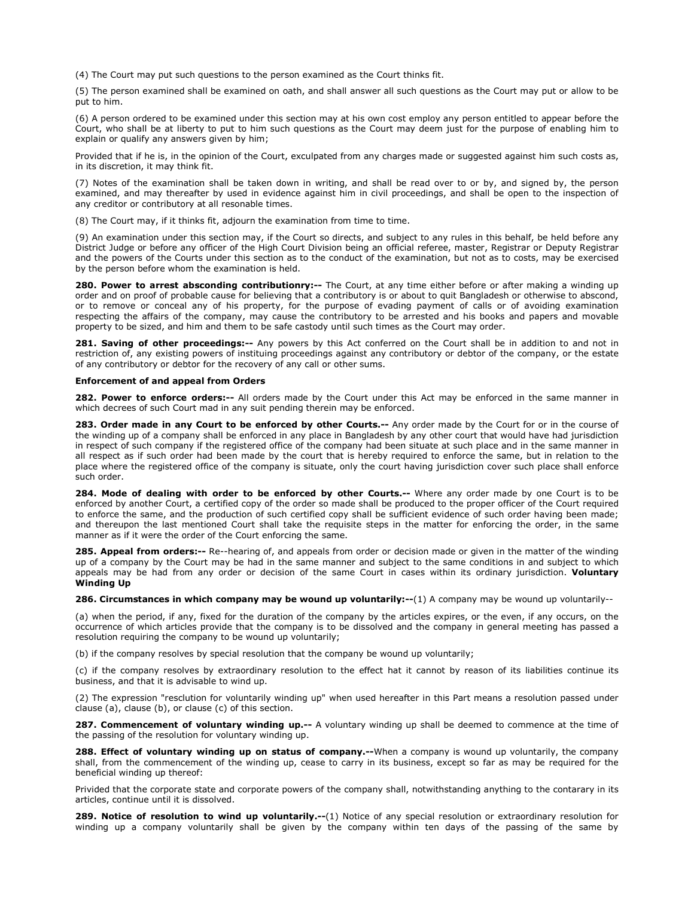(4) The Court may put such questions to the person examined as the Court thinks fit.

(5) The person examined shall be examined on oath, and shall answer all such questions as the Court may put or allow to be put to him.

(6) A person ordered to be examined under this section may at his own cost employ any person entitled to appear before the Court, who shall be at liberty to put to him such questions as the Court may deem just for the purpose of enabling him to explain or qualify any answers given by him;

Provided that if he is, in the opinion of the Court, exculpated from any charges made or suggested against him such costs as, in its discretion, it may think fit.

(7) Notes of the examination shall be taken down in writing, and shall be read over to or by, and signed by, the person examined, and may thereafter by used in evidence against him in civil proceedings, and shall be open to the inspection of any creditor or contributory at all resonable times.

(8) The Court may, if it thinks fit, adjourn the examination from time to time.

(9) An examination under this section may, if the Court so directs, and subject to any rules in this behalf, be held before any District Judge or before any officer of the High Court Division being an official referee, master, Registrar or Deputy Registrar and the powers of the Courts under this section as to the conduct of the examination, but not as to costs, may be exercised by the person before whom the examination is held.

**280. Power to arrest absconding contributionry:--** The Court, at any time either before or after making a winding up order and on proof of probable cause for believing that a contributory is or about to quit Bangladesh or otherwise to abscond, or to remove or conceal any of his property, for the purpose of evading payment of calls or of avoiding examination respecting the affairs of the company, may cause the contributory to be arrested and his books and papers and movable property to be sized, and him and them to be safe castody until such times as the Court may order.

**281. Saving of other proceedings:--** Any powers by this Act conferred on the Court shall be in addition to and not in restriction of, any existing powers of instituting proceedings against any contributory or debtor of the company, or the estate of any contributory or debtor for the recovery of any call or other sums.

**Enforcement of and appeal from Orders**

**282. Power to enforce orders:--** All orders made by the Court under this Act may be enforced in the same manner in which decrees of such Court mad in any suit pending therein may be enforced.

**283. Order made in any Court to be enforced by other Courts.--** Any order made by the Court for or in the course of the winding up of a company shall be enforced in any place in Bangladesh by any other court that would have had jurisdiction in respect of such company if the registered office of the company had been situate at such place and in the same manner in all respect as if such order had been made by the court that is hereby required to enforce the same, but in relation to the place where the registered office of the company is situate, only the court having jurisdiction cover such place shall enforce such order.

**284. Mode of dealing with order to be enforced by other Courts.--** Where any order made by one Court is to be enforced by another Court, a certified copy of the order so made shall be produced to the proper officer of the Court required to enforce the same, and the production of such certified copy shall be sufficient evidence of such order having been made; and thereupon the last mentioned Court shall take the requisite steps in the matter for enforcing the order, in the same manner as if it were the order of the Court enforcing the same.

**285. Appeal from orders:--** Re--hearing of, and appeals from order or decision made or given in the matter of the winding up of a company by the Court may be had in the same manner and subject to the same conditions in and subject to which appeals may be had from any order or decision of the same Court in cases within its ordinary jurisdiction. **Voluntary Winding Up**

**286. Circumstances in which company may be wound up voluntarily:--**(1) A company may be wound up voluntarily--

(a) when the period, if any, fixed for the duration of the company by the articles expires, or the even, if any occurs, on the occurrence of which articles provide that the company is to be dissolved and the company in general meeting has passed a resolution requiring the company to be wound up voluntarily;

(b) if the company resolves by special resolution that the company be wound up voluntarily;

(c) if the company resolves by extraordinary resolution to the effect hat it cannot by reason of its liabilities continue its business, and that it is advisable to wind up.

(2) The expression "resclution for voluntarily winding up" when used hereafter in this Part means a resolution passed under clause (a), clause (b), or clause (c) of this section.

**287. Commencement of voluntary winding up.--** A voluntary winding up shall be deemed to commence at the time of the passing of the resolution for voluntary winding up.

**288. Effect of voluntary winding up on status of company.--**When a company is wound up voluntarily, the company shall, from the commencement of the winding up, cease to carry in its business, except so far as may be required for the beneficial winding up thereof:

Privided that the corporate state and corporate powers of the company shall, notwithstanding anything to the contarary in its articles, continue until it is dissolved.

**289. Notice of resolution to wind up voluntarily.--**(1) Notice of any special resolution or extraordinary resolution for winding up a company voluntarily shall be given by the company within ten days of the passing of the same by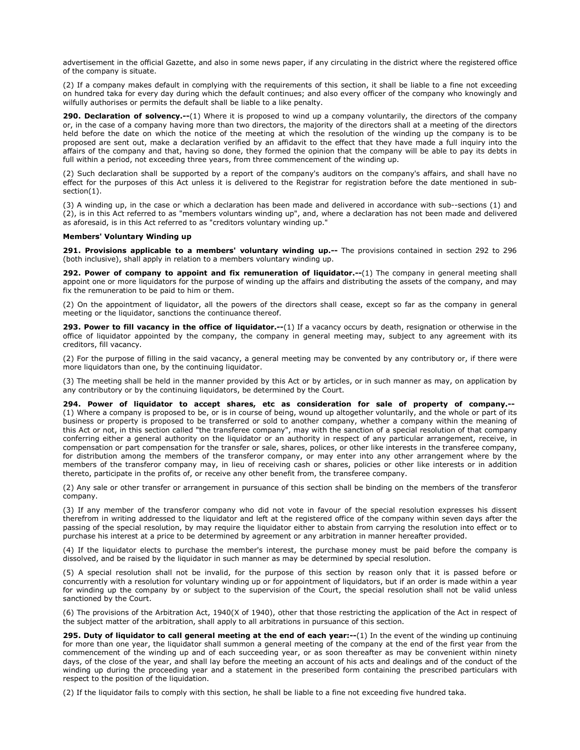advertisement in the official Gazette, and also in some news paper, if any circulating in the district where the registered office of the company is situate.

(2) If a company makes default in complying with the requirements of this section, it shall be liable to a fine not exceeding on hundred taka for every day during which the default continues; and also every officer of the company who knowingly and wilfully authorises or permits the default shall be liable to a like penalty.

**290. Declaration of solvency.--**(1) Where it is proposed to wind up a company voluntarily, the directors of the company or, in the case of a company having more than two directors, the majority of the directors shall at a meeting of the directors held before the date on which the notice of the meeting at which the resolution of the winding up the company is to be proposed are sent out, make a declaration verified by an affidavit to the effect that they have made a full inquiry into the affairs of the company and that, having so done, they formed the opinion that the company will be able to pay its debts in full within a period, not exceeding three years, from three commencement of the winding up.

(2) Such declaration shall be supported by a report of the company's auditors on the company's affairs, and shall have no effect for the purposes of this Act unless it is delivered to the Registrar for registration before the date mentioned in sub-section(1).

(3) A winding up, in the case or which a declaration has been made and delivered in accordance with sub--sections (1) and (2), is in this Act referred to as "members voluntars winding up", and, where a declaration has not been made and delivered as aforesaid, is in this Act referred to as "creditors voluntary winding up."

**Members' Voluntary Winding up**

**291. Provisions applicable to a members' voluntary winding up.--** The provisions contained in section 292 to 296 (both inclusive), shall apply in relation to a members voluntary winding up.

**292. Power of company to appoint and fix remuneration of liquidator.--**(1) The company in general meeting shall appoint one or more liquidators for the purpose of winding up the affairs and distributing the assets of the company, and may fix the remuneration to be paid to him or them.

(2) On the appointment of liquidator, all the powers of the directors shall cease, except so far as the company in general meeting or the liquidator, sanctions the continuance thereof.

**293. Power to fill vacancy in the office of liquidator.--**(1) If a vacancy occurs by death, resignation or otherwise in the office of liquidator appointed by the company, the company in general meeting may, subject to any agreement with its creditors, fill vacancy.

(2) For the purpose of filling in the said vacancy, a general meeting may be convented by any contributory or, if there were more liquidators than one, by the continuing liquidator.

(3) The meeting shall be held in the manner provided by this Act or by articles, or in such manner as may, on application by any contributory or by the continuing liquidators, be determined by the Court.

**294. Power of liquidator to accept shares, etc as consideration for sale of property of company.--** (1) Where a company is proposed to be, or is in course of being, wound up altogether voluntarily, and the whole or part of its business or property is proposed to be transferred or sold to another company, whether a company within the meaning of this Act or not, in this section called "the transferee company", may with the sanction of a special resolution of that company conferring either a general authority on the liquidator or an authority in respect of any particular arrangement, receive, in compensation or part compensation for the transfer or sale, shares, polices, or other like interests in the transferee company, for distribution among the members of the transferor company, or may enter into any other arrangement where by the members of the transferor company may, in lieu of receiving cash or shares, policies or other like interests or in addition thereto, participate in the profits of, or receive any other benefit from, the transferee company.

(2) Any sale or other transfer or arrangement in pursuance of this section shall be binding on the members of the transferor company.

(3) If any member of the transferor company who did not vote in favour of the special resolution expresses his dissent therefrom in writing addressed to the liquidator and left at the registered office of the company within seven days after the passing of the special resolution, by may require the liquidator either to abstain from carrying the resolution into effect or to purchase his interest at a price to be determined by agreement or any arbitration in manner hereafter provided.

(4) If the liquidator elects to purchase the member's interest, the purchase money must be paid before the company is dissolved, and be raised by the liquidator in such manner as may be determined by special resolution.

(5) A special resolution shall not be invalid, for the purpose of this section by reason only that it is passed before or concurrently with a resolution for voluntary winding up or for appointment of liquidators, but if an order is made within a year for winding up the company by or subject to the supervision of the Court, the special resolution shall not be valid unless sanctioned by the Court.

(6) The provisions of the Arbitration Act, 1940(X of 1940), other that those restricting the application of the Act in respect of the subject matter of the arbitration, shall apply to all arbitrations in pursuance of this section.

**295. Duty of liquidator to call general meeting at the end of each year:--**(1) In the event of the winding up continuing for more than one year, the liquidator shall summon a general meeting of the company at the end of the first year from the commencement of the winding up and of each succeeding year, or as soon thereafter as may be convenient within ninety days, of the close of the year, and shall lay before the meeting an account of his acts and dealings and of the conduct of the winding up during the proceeding year and a statement in the preseribed form containing the prescribed particulars with respect to the position of the liquidation.

(2) If the liquidator fails to comply with this section, he shall be liable to a fine not exceeding five hundred taka.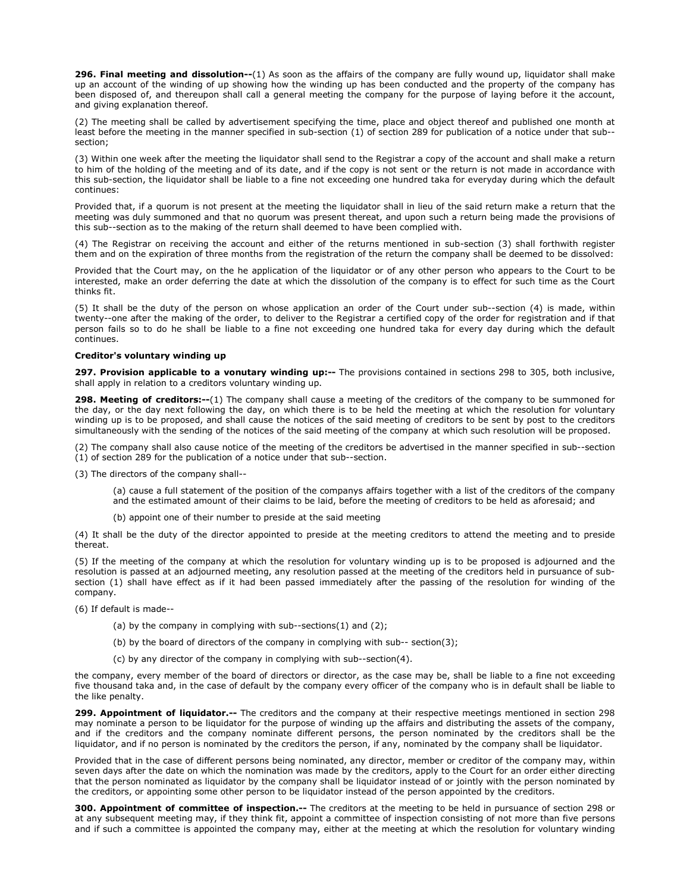**296. Final meeting and dissolution--**(1) As soon as the affairs of the company are fully wound up, liquidator shall make up an account of the winding of up showing how the winding up has been conducted and the property of the company has been disposed of, and thereupon shall call a general meeting the company for the purpose of laying before it the account, and giving explanation thereof.

(2) The meeting shall be called by advertisement specifying the time, place and object thereof and published one month at least before the meeting in the manner specified in sub-section (1) of section 289 for publication of a notice under that sub--section;

(3) Within one week after the meeting the liquidator shall send to the Registrar a copy of the account and shall make a return to him of the holding of the meeting and of its date, and if the copy is not sent or the return is not made in accordance with this sub-section, the liquidator shall be liable to a fine not exceeding one hundred taka for everyday during which the default continues:

Provided that, if a quorum is not present at the meeting the liquidator shall in lieu of the said return make a return that the meeting was duly summoned and that no quorum was present thereat, and upon such a return being made the provisions of this sub--section as to the making of the return shall deemed to have been complied with.

(4) The Registrar on receiving the account and either of the returns mentioned in sub-section (3) shall forthwith register them and on the expiration of three months from the registration of the return the company shall be deemed to be dissolved:

Provided that the Court may, on the he application of the liquidator or of any other person who appears to the Court to be interested, make an order deferring the date at which the dissolution of the company is to effect for such time as the Court thinks fit.

(5) It shall be the duty of the person on whose application an order of the Court under sub--section (4) is made, within twenty--one after the making of the order, to deliver to the Registrar a certified copy of the order for registration and if that person fails so to do he shall be liable to a fine not exceeding one hundred taka for every day during which the default continues.

**Creditor's voluntary winding up**

**297. Provision applicable to a vonutary winding up:--** The provisions contained in sections 298 to 305, both inclusive, shall apply in relation to a creditors voluntary winding up.

**298. Meeting of creditors:--**(1) The company shall cause a meeting of the creditors of the company to be summoned for the day, or the day next following the day, on which there is to be held the meeting at which the resolution for voluntary winding up is to be proposed, and shall cause the notices of the said meeting of creditors to be sent by post to the creditors simultaneously with the sending of the notices of the said meeting of the company at which such resolution will be proposed.

(2) The company shall also cause notice of the meeting of the creditors be advertised in the manner specified in sub--section (1) of section 289 for the publication of a notice under that sub--section.

(3) The directors of the company shall--

> (a) cause a full statement of the position of the companys affairs together with a list of the creditors of the company and the estimated amount of their claims to be laid, before the meeting of creditors to be held as aforesaid; and
>
> (b) appoint one of their number to preside at the said meeting

(4) It shall be the duty of the director appointed to preside at the meeting creditors to attend the meeting and to preside thereat.

(5) If the meeting of the company at which the resolution for voluntary winding up is to be proposed is adjourned and the resolution is passed at an adjourned meeting, any resolution passed at the meeting of the creditors held in pursuance of sub-section (1) shall have effect as if it had been passed immediately after the passing of the resolution for winding of the company.

(6) If default is made--

> (a) by the company in complying with sub--sections(1) and (2);
>
> (b) by the board of directors of the company in complying with sub-- section(3);
>
> (c) by any director of the company in complying with sub--section(4).

the company, every member of the board of directors or director, as the case may be, shall be liable to a fine not exceeding five thousand taka and, in the case of default by the company every officer of the company who is in default shall be liable to the like penalty.

**299. Appointment of liquidator.--** The creditors and the company at their respective meetings mentioned in section 298 may nominate a person to be liquidator for the purpose of winding up the affairs and distributing the assets of the company, and if the creditors and the company nominate different persons, the person nominated by the creditors shall be the liquidator, and if no person is nominated by the creditors the person, if any, nominated by the company shall be liquidator.

Provided that in the case of different persons being nominated, any director, member or creditor of the company may, within seven days after the date on which the nomination was made by the creditors, apply to the Court for an order either directing that the person nominated as liquidator by the company shall be liquidator instead of or jointly with the person nominated by the creditors, or appointing some other person to be liquidator instead of the person appointed by the creditors.

**300. Appointment of committee of inspection.--** The creditors at the meeting to be held in pursuance of section 298 or at any subsequent meeting may, if they think fit, appoint a committee of inspection consisting of not more than five persons and if such a committee is appointed the company may, either at the meeting at which the resolution for voluntary winding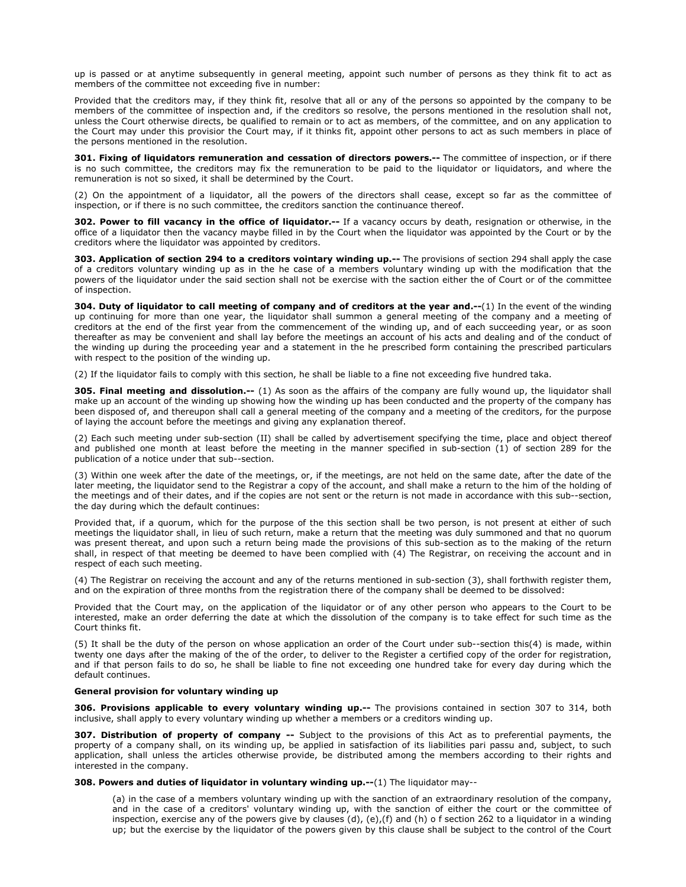up is passed or at anytime subsequently in general meeting, appoint such number of persons as they think fit to act as members of the committee not exceeding five in number:

Provided that the creditors may, if they think fit, resolve that all or any of the persons so appointed by the company to be members of the committee of inspection and, if the creditors so resolve, the persons mentioned in the resolution shall not, unless the Court otherwise directs, be qualified to remain or to act as members, of the committee, and on any application to the Court may under this provisior the Court may, if it thinks fit, appoint other persons to act as such members in place of the persons mentioned in the resolution.

**301. Fixing of liquidators remuneration and cessation of directors powers.--** The committee of inspection, or if there is no such committee, the creditors may fix the remuneration to be paid to the liquidator or liquidators, and where the remuneration is not so sixed, it shall be determined by the Court.

(2) On the appointment of a liquidator, all the powers of the directors shall cease, except so far as the committee of inspection, or if there is no such committee, the creditors sanction the continuance thereof.

**302. Power to fill vacancy in the office of liquidator.--** If a vacancy occurs by death, resignation or otherwise, in the office of a liquidator then the vacancy maybe filled in by the Court when the liquidator was appointed by the Court or by the creditors where the liquidator was appointed by creditors.

**303. Application of section 294 to a creditors vointary winding up.--** The provisions of section 294 shall apply the case of a creditors voluntary winding up as in the he case of a members voluntary winding up with the modification that the powers of the liquidator under the said section shall not be exercise with the saction either the of Court or of the committee of inspection.

**304. Duty of liquidator to call meeting of company and of creditors at the year and.--**(1) In the event of the winding up continuing for more than one year, the liquidator shall summon a general meeting of the company and a meeting of creditors at the end of the first year from the commencement of the winding up, and of each succeeding year, or as soon thereafter as may be convenient and shall lay before the meetings an account of his acts and dealing and of the conduct of the winding up during the proceeding year and a statement in the he prescribed form containing the prescribed particulars with respect to the position of the winding up.

(2) If the liquidator fails to comply with this section, he shall be liable to a fine not exceeding five hundred taka.

**305. Final meeting and dissolution.--** (1) As soon as the affairs of the company are fully wound up, the liquidator shall make up an account of the winding up showing how the winding up has been conducted and the property of the company has been disposed of, and thereupon shall call a general meeting of the company and a meeting of the creditors, for the purpose of laying the account before the meetings and giving any explanation thereof.

(2) Each such meeting under sub-section (II) shall be called by advertisement specifying the time, place and object thereof and published one month at least before the meeting in the manner specified in sub-section (1) of section 289 for the publication of a notice under that sub--section.

(3) Within one week after the date of the meetings, or, if the meetings, are not held on the same date, after the date of the later meeting, the liquidator send to the Registrar a copy of the account, and shall make a return to the him of the holding of the meetings and of their dates, and if the copies are not sent or the return is not made in accordance with this sub--section, the day during which the default continues:

Provided that, if a quorum, which for the purpose of the this section shall be two person, is not present at either of such meetings the liquidator shall, in lieu of such return, make a return that the meeting was duly summoned and that no quorum was present thereat, and upon such a return being made the provisions of this sub-section as to the making of the return shall, in respect of that meeting be deemed to have been complied with (4) The Registrar, on receiving the account and in respect of each such meeting.

(4) The Registrar on receiving the account and any of the returns mentioned in sub-section (3), shall forthwith register them, and on the expiration of three months from the registration there of the company shall be deemed to be dissolved:

Provided that the Court may, on the application of the liquidator or of any other person who appears to the Court to be interested, make an order deferring the date at which the dissolution of the company is to take effect for such time as the Court thinks fit.

(5) It shall be the duty of the person on whose application an order of the Court under sub--section this(4) is made, within twenty one days after the making of the of the order, to deliver to the Register a certified copy of the order for registration, and if that person fails to do so, he shall be liable to fine not exceeding one hundred take for every day during which the default continues.

**General provision for voluntary winding up**

**306. Provisions applicable to every voluntary winding up.--** The provisions contained in section 307 to 314, both inclusive, shall apply to every voluntary winding up whether a members or a creditors winding up.

**307. Distribution of property of company --** Subject to the provisions of this Act as to preferential payments, the property of a company shall, on its winding up, be applied in satisfaction of its liabilities pari passu and, subject, to such application, shall unless the articles otherwise provide, be distributed among the members according to their rights and interested in the company.

**308. Powers and duties of liquidator in voluntary winding up.--**(1) The liquidator may--

(a) in the case of a members voluntary winding up with the sanction of an extraordinary resolution of the company, and in the case of a creditors' voluntary winding up, with the sanction of either the court or the committee of inspection, exercise any of the powers give by clauses (d), (e),(f) and (h) o f section 262 to a liquidator in a winding up; but the exercise by the liquidator of the powers given by this clause shall be subject to the control of the Court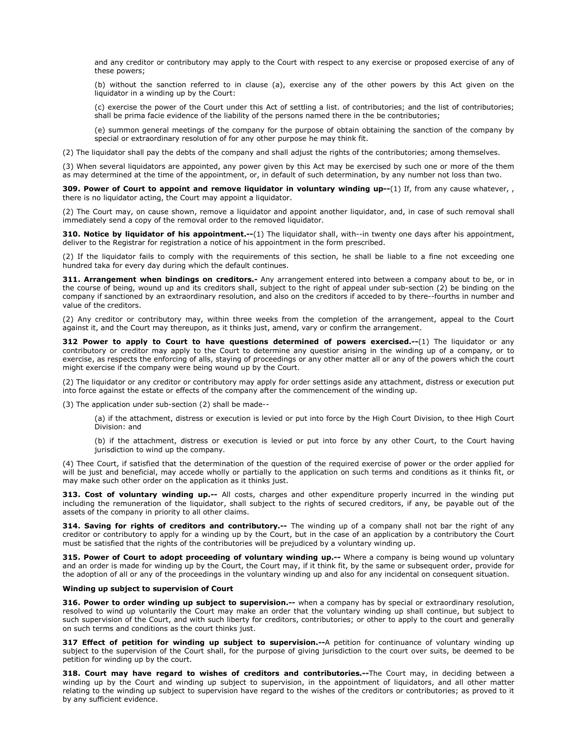and any creditor or contributory may apply to the Court with respect to any exercise or proposed exercise of any of these powers;

(b) without the sanction referred to in clause (a), exercise any of the other powers by this Act given on the liquidator in a winding up by the Court:

(c) exercise the power of the Court under this Act of settling a list. of contributories; and the list of contributories; shall be prima facie evidence of the liability of the persons named there in the be contributories;

(e) summon general meetings of the company for the purpose of obtain obtaining the sanction of the company by special or extraordinary resolution of for any other purpose he may think fit.

(2) The liquidator shall pay the debts of the company and shall adjust the rights of the contributories; among themselves.

(3) When several liquidators are appointed, any power given by this Act may be exercised by such one or more of the them as may determined at the time of the appointment, or, in default of such determination, by any number not loss than two.

**309. Power of Court to appoint and remove liquidator in voluntary winding up--**(1) If, from any cause whatever, , there is no liquidator acting, the Court may appoint a liquidator.

(2) The Court may, on cause shown, remove a liquidator and appoint another liquidator, and, in case of such removal shall immediately send a copy of the removal order to the removed liquidator.

**310. Notice by liquidator of his appointment.--**(1) The liquidator shall, with--in twenty one days after his appointment, deliver to the Registrar for registration a notice of his appointment in the form prescribed.

(2) If the liquidator fails to comply with the requirements of this section, he shall be liable to a fine not exceeding one hundred taka for every day during which the default continues.

**311. Arrangement when bindings on creditors.-** Any arrangement entered into between a company about to be, or in the course of being, wound up and its creditors shall, subject to the right of appeal under sub-section (2) be binding on the company if sanctioned by an extraordinary resolution, and also on the creditors if acceded to by there--fourths in number and value of the creditors.

(2) Any creditor or contributory may, within three weeks from the completion of the arrangement, appeal to the Court against it, and the Court may thereupon, as it thinks just, amend, vary or confirm the arrangement.

**312 Power to apply to Court to have questions determined of powers exercised.--**(1) The liquidator or any contributory or creditor may apply to the Court to determine any questior arising in the winding up of a company, or to exercise, as respects the enforcing of alls, staying of proceedings or any other matter all or any of the powers which the court might exercise if the company were being wound up by the Court.

(2) The liquidator or any creditor or contributory may apply for order settings aside any attachment, distress or execution put into force against the estate or effects of the company after the commencement of the winding up.

(3) The application under sub-section (2) shall be made--

(a) if the attachment, distress or execution is levied or put into force by the High Court Division, to thee High Court Division: and

(b) if the attachment, distress or execution is levied or put into force by any other Court, to the Court having jurisdiction to wind up the company.

(4) Thee Court, if satisfied that the determination of the question of the required exercise of power or the order applied for will be just and beneficial, may accede wholly or partially to the application on such terms and conditions as it thinks fit, or may make such other order on the application as it thinks just.

**313. Cost of voluntary winding up.--** All costs, charges and other expenditure properly incurred in the winding put including the remuneration of the liquidator, shall subject to the rights of secured creditors, if any, be payable out of the assets of the company in priority to all other claims.

**314. Saving for rights of creditors and contributory.--** The winding up of a company shall not bar the right of any creditor or contributory to apply for a winding up by the Court, but in the case of an application by a contributory the Court must be satisfied that the rights of the contributories will be prejudiced by a voluntary winding up.

**315. Power of Court to adopt proceeding of voluntary winding up.--** Where a company is being wound up voluntary and an order is made for winding up by the Court, the Court may, if it think fit, by the same or subsequent order, provide for the adoption of all or any of the proceedings in the voluntary winding up and also for any incidental on consequent situation.

**Winding up subject to supervision of Court**

**316. Power to order winding up subject to supervision.--** when a company has by special or extraordinary resolution, resolved to wind up voluntarily the Court may make an order that the voluntary winding up shall continue, but subject to such supervision of the Court, and with such liberty for creditors, contributories; or other to apply to the court and generally on such terms and conditions as the court thinks just.

**317 Effect of petition for winding up subject to supervision.--**A petition for continuance of voluntary winding up subject to the supervision of the Court shall, for the purpose of giving jurisdiction to the court over suits, be deemed to be petition for winding up by the court.

**318. Court may have regard to wishes of creditors and contributories.--**The Court may, in deciding between a winding up by the Court and winding up subject to supervision, in the appointment of liquidators, and all other matter relating to the winding up subject to supervision have regard to the wishes of the creditors or contributories; as proved to it by any sufficient evidence.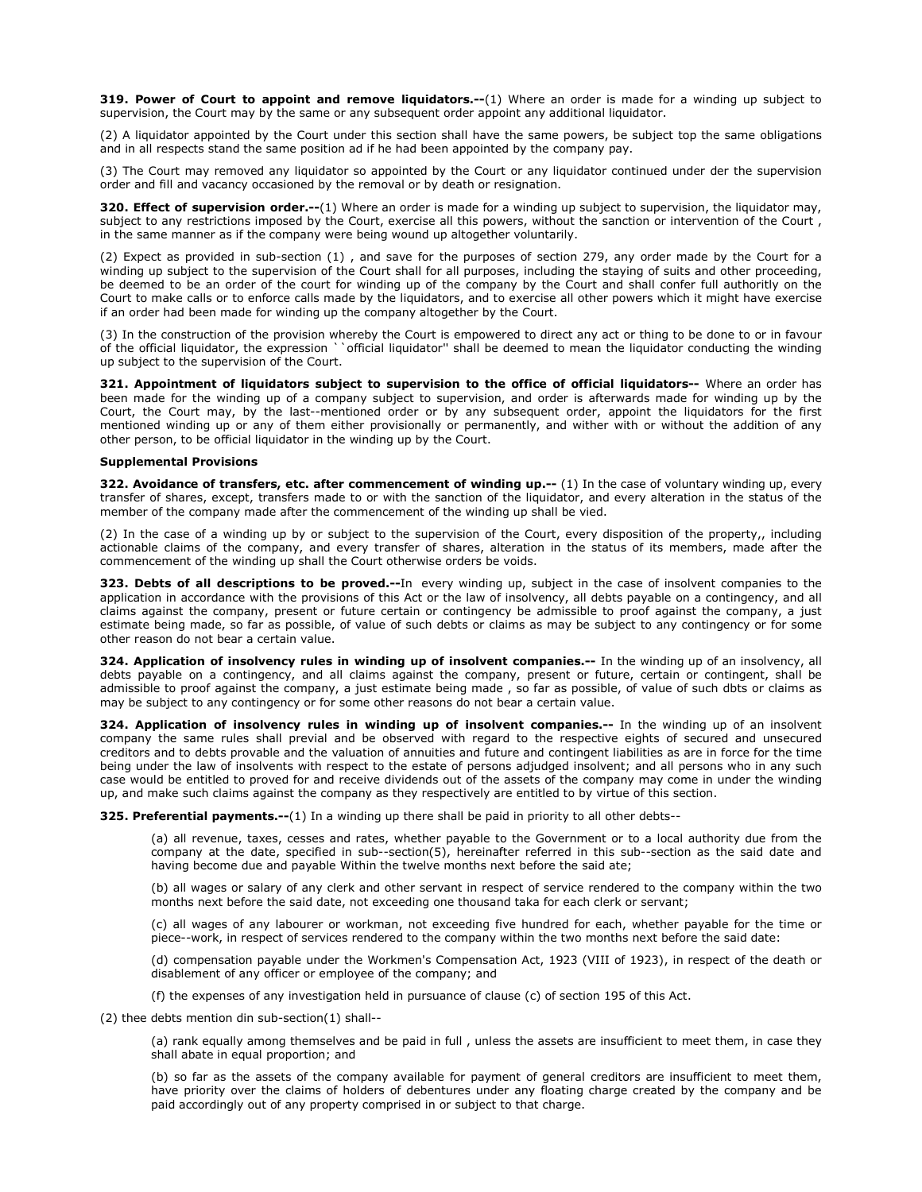**319. Power of Court to appoint and remove liquidators.--**(1) Where an order is made for a winding up subject to supervision, the Court may by the same or any subsequent order appoint any additional liquidator.

(2) A liquidator appointed by the Court under this section shall have the same powers, be subject top the same obligations and in all respects stand the same position ad if he had been appointed by the company pay.

(3) The Court may removed any liquidator so appointed by the Court or any liquidator continued under der the supervision order and fill and vacancy occasioned by the removal or by death or resignation.

**320. Effect of supervision order.--**(1) Where an order is made for a winding up subject to supervision, the liquidator may, subject to any restrictions imposed by the Court, exercise all this powers, without the sanction or intervention of the Court , in the same manner as if the company were being wound up altogether voluntarily.

(2) Expect as provided in sub-section (1) , and save for the purposes of section 279, any order made by the Court for a winding up subject to the supervision of the Court shall for all purposes, including the staying of suits and other proceeding, be deemed to be an order of the court for winding up of the company by the Court and shall confer full authoritly on the Court to make calls or to enforce calls made by the liquidators, and to exercise all other powers which it might have exercise if an order had been made for winding up the company altogether by the Court.

(3) In the construction of the provision whereby the Court is empowered to direct any act or thing to be done to or in favour of the official liquidator, the expression ``official liquidator'' shall be deemed to mean the liquidator conducting the winding up subject to the supervision of the Court.

**321. Appointment of liquidators subject to supervision to the office of official liquidators--** Where an order has been made for the winding up of a company subject to supervision, and order is afterwards made for winding up by the Court, the Court may, by the last--mentioned order or by any subsequent order, appoint the liquidators for the first mentioned winding up or any of them either provisionally or permanently, and wither with or without the addition of any other person, to be official liquidator in the winding up by the Court.

**Supplemental Provisions**

**322. Avoidance of transfers, etc. after commencement of winding up.--** (1) In the case of voluntary winding up, every transfer of shares, except, transfers made to or with the sanction of the liquidator, and every alteration in the status of the member of the company made after the commencement of the winding up shall be vied.

(2) In the case of a winding up by or subject to the supervision of the Court, every disposition of the property,, including actionable claims of the company, and every transfer of shares, alteration in the status of its members, made after the commencement of the winding up shall the Court otherwise orders be voids.

**323. Debts of all descriptions to be proved.--**In every winding up, subject in the case of insolvent companies to the application in accordance with the provisions of this Act or the law of insolvency, all debts payable on a contingency, and all claims against the company, present or future certain or contingency be admissible to proof against the company, a just estimate being made, so far as possible, of value of such debts or claims as may be subject to any contingency or for some other reason do not bear a certain value.

**324. Application of insolvency rules in winding up of insolvent companies.--** In the winding up of an insolvency, all debts payable on a contingency, and all claims against the company, present or future, certain or contingent, shall be admissible to proof against the company, a just estimate being made , so far as possible, of value of such dbts or claims as may be subject to any contingency or for some other reasons do not bear a certain value.

**324. Application of insolvency rules in winding up of insolvent companies.--** In the winding up of an insolvent company the same rules shall previal and be observed with regard to the respective eights of secured and unsecured creditors and to debts provable and the valuation of annuities and future and contingent liabilities as are in force for the time being under the law of insolvents with respect to the estate of persons adjudged insolvent; and all persons who in any such case would be entitled to proved for and receive dividends out of the assets of the company may come in under the winding up, and make such claims against the company as they respectively are entitled to by virtue of this section.

**325. Preferential payments.--**(1) In a winding up there shall be paid in priority to all other debts--

(a) all revenue, taxes, cesses and rates, whether payable to the Government or to a local authority due from the company at the date, specified in sub--section(5), hereinafter referred in this sub--section as the said date and having become due and payable Within the twelve months next before the said ate;

(b) all wages or salary of any clerk and other servant in respect of service rendered to the company within the two months next before the said date, not exceeding one thousand taka for each clerk or servant;

(c) all wages of any labourer or workman, not exceeding five hundred for each, whether payable for the time or piece--work, in respect of services rendered to the company within the two months next before the said date:

(d) compensation payable under the Workmen's Compensation Act, 1923 (VIII of 1923), in respect of the death or disablement of any officer or employee of the company; and

(f) the expenses of any investigation held in pursuance of clause (c) of section 195 of this Act.

(2) thee debts mention din sub-section(1) shall--

(a) rank equally among themselves and be paid in full , unless the assets are insufficient to meet them, in case they shall abate in equal proportion; and

(b) so far as the assets of the company available for payment of general creditors are insufficient to meet them, have priority over the claims of holders of debentures under any floating charge created by the company and be paid accordingly out of any property comprised in or subject to that charge.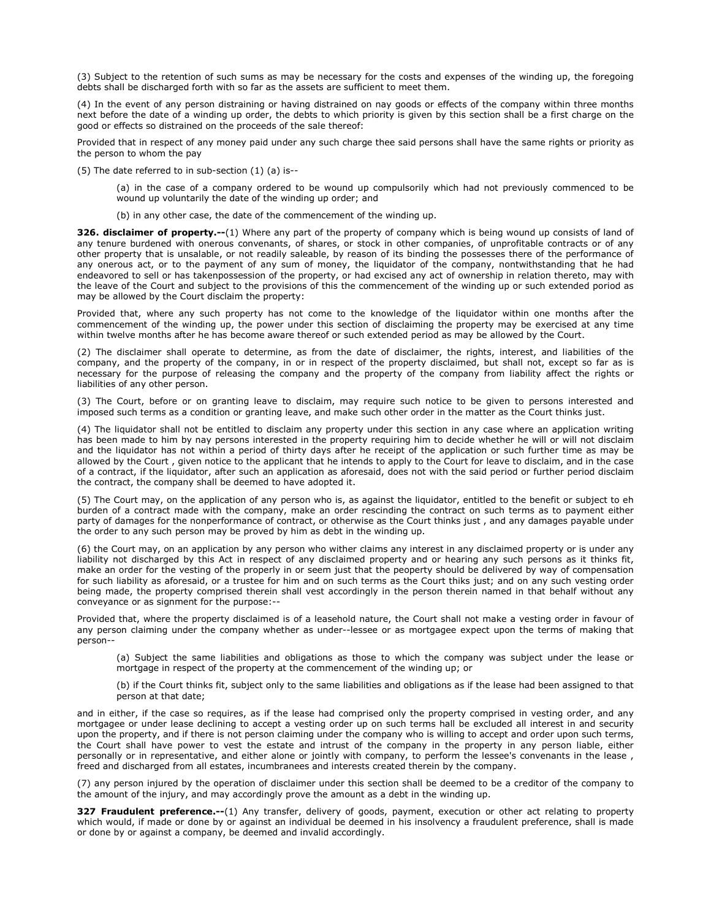(3) Subject to the retention of such sums as may be necessary for the costs and expenses of the winding up, the foregoing debts shall be discharged forth with so far as the assets are sufficient to meet them.

(4) In the event of any person distraining or having distrained on nay goods or effects of the company within three months next before the date of a winding up order, the debts to which priority is given by this section shall be a first charge on the good or effects so distrained on the proceeds of the sale thereof:

Provided that in respect of any money paid under any such charge thee said persons shall have the same rights or priority as the person to whom the pay

(5) The date referred to in sub-section (1) (a) is--

> (a) in the case of a company ordered to be wound up compulsorily which had not previously commenced to be wound up voluntarily the date of the winding up order; and
>
> (b) in any other case, the date of the commencement of the winding up.

**326. disclaimer of property.--**(1) Where any part of the property of company which is being wound up consists of land of any tenure burdened with onerous convenants, of shares, or stock in other companies, of unprofitable contracts or of any other property that is unsalable, or not readily saleable, by reason of its binding the possesses there of the performance of any onerous act, or to the payment of any sum of money, the liquidator of the company, nontwithstanding that he had endeavored to sell or has takenpossession of the property, or had excised any act of ownership in relation thereto, may with the leave of the Court and subject to the provisions of this the commencement of the winding up or such extended poriod as may be allowed by the Court disclaim the property:

Provided that, where any such property has not come to the knowledge of the liquidator within one months after the commencement of the winding up, the power under this section of disclaiming the property may be exercised at any time within twelve months after he has become aware thereof or such extended period as may be allowed by the Court.

(2) The disclaimer shall operate to determine, as from the date of disclaimer, the rights, interest, and liabilities of the company, and the property of the company, in or in respect of the property disclaimed, but shall not, except so far as is necessary for the purpose of releasing the company and the property of the company from liability affect the rights or liabilities of any other person.

(3) The Court, before or on granting leave to disclaim, may require such notice to be given to persons interested and imposed such terms as a condition or granting leave, and make such other order in the matter as the Court thinks just.

(4) The liquidator shall not be entitled to disclaim any property under this section in any case where an application writing has been made to him by nay persons interested in the property requiring him to decide whether he will or will not disclaim and the liquidator has not within a period of thirty days after he receipt of the application or such further time as may be allowed by the Court , given notice to the applicant that he intends to apply to the Court for leave to disclaim, and in the case of a contract, if the liquidator, after such an application as aforesaid, does not with the said period or further period disclaim the contract, the company shall be deemed to have adopted it.

(5) The Court may, on the application of any person who is, as against the liquidator, entitled to the benefit or subject to eh burden of a contract made with the company, make an order rescinding the contract on such terms as to payment either party of damages for the nonperformance of contract, or otherwise as the Court thinks just , and any damages payable under the order to any such person may be proved by him as debt in the winding up.

(6) the Court may, on an application by any person who wither claims any interest in any disclaimed property or is under any liability not discharged by this Act in respect of any disclaimed property and or hearing any such persons as it thinks fit, make an order for the vesting of the properly in or seem just that the peoperty should be delivered by way of compensation for such liability as aforesaid, or a trustee for him and on such terms as the Court thiks just; and on any such vesting order being made, the property comprised therein shall vest accordingly in the person therein named in that behalf without any conveyance or as signment for the purpose:--

Provided that, where the property disclaimed is of a leasehold nature, the Court shall not make a vesting order in favour of any person claiming under the company whether as under--lessee or as mortgagee expect upon the terms of making that person--

> (a) Subject the same liabilities and obligations as those to which the company was subject under the lease or mortgage in respect of the property at the commencement of the winding up; or
>
> (b) if the Court thinks fit, subject only to the same liabilities and obligations as if the lease had been assigned to that person at that date;

and in either, if the case so requires, as if the lease had comprised only the property comprised in vesting order, and any mortgagee or under lease declining to accept a vesting order up on such terms hall be excluded all interest in and security upon the property, and if there is not person claiming under the company who is willing to accept and order upon such terms, the Court shall have power to vest the estate and intrust of the company in the property in any person liable, either personally or in representative, and either alone or jointly with company, to perform the lessee's convenants in the lease , freed and discharged from all estates, incumbranees and interests created therein by the company.

(7) any person injured by the operation of disclaimer under this section shall be deemed to be a creditor of the company to the amount of the injury, and may accordingly prove the amount as a debt in the winding up.

**327 Fraudulent preference.--**(1) Any transfer, delivery of goods, payment, execution or other act relating to property which would, if made or done by or against an individual be deemed in his insolvency a fraudulent preference, shall is made or done by or against a company, be deemed and invalid accordingly.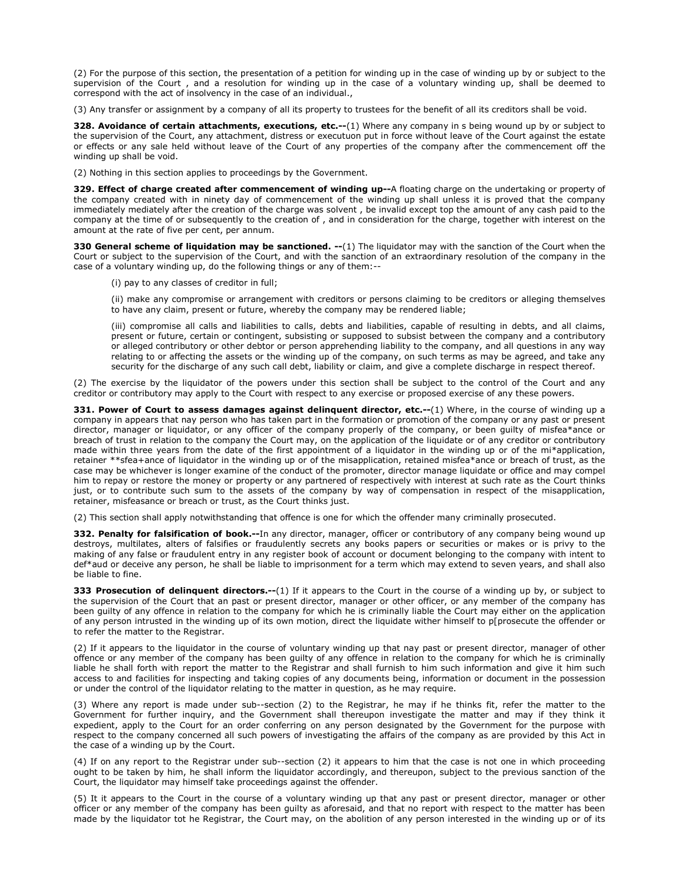(2) For the purpose of this section, the presentation of a petition for winding up in the case of winding up by or subject to the supervision of the Court , and a resolution for winding up in the case of a voluntary winding up, shall be deemed to correspond with the act of insolvency in the case of an individual.,

(3) Any transfer or assignment by a company of all its property to trustees for the benefit of all its creditors shall be void.

**328. Avoidance of certain attachments, executions, etc.--**(1) Where any company in s being wound up by or subject to the supervision of the Court, any attachment, distress or executuon put in force without leave of the Court against the estate or effects or any sale held without leave of the Court of any properties of the company after the commencement off the winding up shall be void.

(2) Nothing in this section applies to proceedings by the Government.

**329. Effect of charge created after commencement of winding up--**A floating charge on the undertaking or property of the company created with in ninety day of commencement of the winding up shall unless it is proved that the company immediately mediately after the creation of the charge was solvent , be invalid except top the amount of any cash paid to the company at the time of or subsequently to the creation of , and in consideration for the charge, together with interest on the amount at the rate of five per cent, per annum.

**330 General scheme of liquidation may be sanctioned. --**(1) The liquidator may with the sanction of the Court when the Court or subject to the supervision of the Court, and with the sanction of an extraordinary resolution of the company in the case of a voluntary winding up, do the following things or any of them:--

(i) pay to any classes of creditor in full;

(ii) make any compromise or arrangement with creditors or persons claiming to be creditors or alleging themselves to have any claim, present or future, whereby the company may be rendered liable;

(iii) compromise all calls and liabilities to calls, debts and liabilities, capable of resulting in debts, and all claims, present or future, certain or contingent, subsisting or supposed to subsist between the company and a contributory or alleged contributory or other debtor or person apprehending liability to the company, and all questions in any way relating to or affecting the assets or the winding up of the company, on such terms as may be agreed, and take any security for the discharge of any such call debt, liability or claim, and give a complete discharge in respect thereof.

(2) The exercise by the liquidator of the powers under this section shall be subject to the control of the Court and any creditor or contributory may apply to the Court with respect to any exercise or proposed exercise of any these powers.

**331. Power of Court to assess damages against delinquent director, etc.--**(1) Where, in the course of winding up a company in appears that nay person who has taken part in the formation or promotion of the company or any past or present director, manager or liquidator, or any officer of the company properly of the company, or been guilty of misfea*ance or breach of trust in relation to the company the Court may, on the application of the liquidate or of any creditor or contributory made within three years from the date of the first appointment of a liquidator in the winding up or of the mi*application, retainer **sfea+ance of liquidator in the winding up or of the misapplication, retained misfea*ance or breach of trust, as the case may be whichever is longer examine of the conduct of the promoter, director manage liquidate or office and may compel him to repay or restore the money or property or any partnered of respectively with interest at such rate as the Court thinks just, or to contribute such sum to the assets of the company by way of compensation in respect of the misapplication, retainer, misfeasance or breach or trust, as the Court thinks just.

(2) This section shall apply notwithstanding that offence is one for which the offender many criminally prosecuted.

**332. Penalty for falsification of book.--**In any director, manager, officer or contributory of any company being wound up destroys, multilates, alters of falsifies or fraudulently secrets any books papers or securities or makes or is privy to the making of any false or fraudulent entry in any register book of account or document belonging to the company with intent to def*aud or deceive any person, he shall be liable to imprisonment for a term which may extend to seven years, and shall also be liable to fine.

**333 Prosecution of delinquent directors.--**(1) If it appears to the Court in the course of a winding up by, or subject to the supervision of the Court that an past or present director, manager or other officer, or any member of the company has been guilty of any offence in relation to the company for which he is criminally liable the Court may either on the application of any person intrusted in the winding up of its own motion, direct the liquidate wither himself to p[prosecute the offender or to refer the matter to the Registrar.

(2) If it appears to the liquidator in the course of voluntary winding up that nay past or present director, manager of other offence or any member of the company has been guilty of any offence in relation to the company for which he is criminally liable he shall forth with report the matter to the Registrar and shall furnish to him such information and give it him such access to and facilities for inspecting and taking copies of any documents being, information or document in the possession or under the control of the liquidator relating to the matter in question, as he may require.

(3) Where any report is made under sub--section (2) to the Registrar, he may if he thinks fit, refer the matter to the Government for further inquiry, and the Government shall thereupon investigate the matter and may if they think it expedient, apply to the Court for an order conferring on any person designated by the Government for the purpose with respect to the company concerned all such powers of investigating the affairs of the company as are provided by this Act in the case of a winding up by the Court.

(4) If on any report to the Registrar under sub--section (2) it appears to him that the case is not one in which proceeding ought to be taken by him, he shall inform the liquidator accordingly, and thereupon, subject to the previous sanction of the Court, the liquidator may himself take proceedings against the offender.

(5) It it appears to the Court in the course of a voluntary winding up that any past or present director, manager or other officer or any member of the company has been guilty as aforesaid, and that no report with respect to the matter has been made by the liquidator tot he Registrar, the Court may, on the abolition of any person interested in the winding up or of its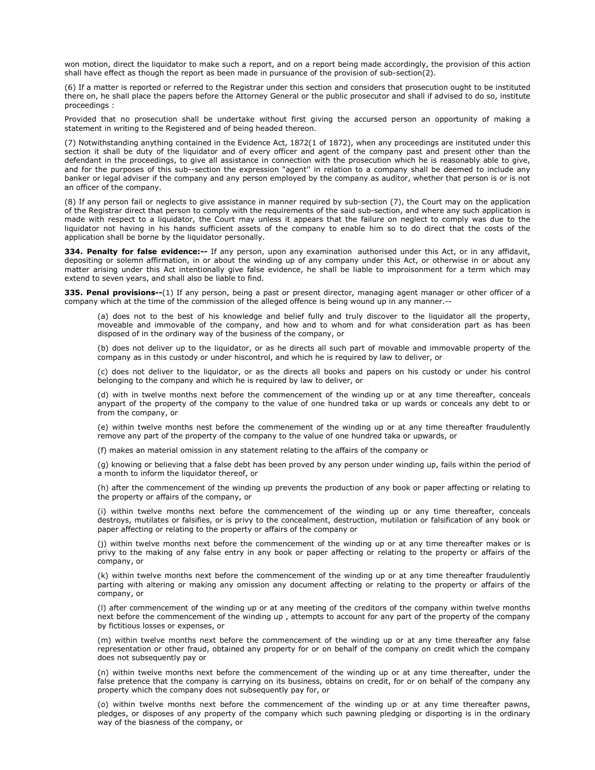won motion, direct the liquidator to make such a report, and on a report being made accordingly, the provision of this action shall have effect as though the report as been made in pursuance of the provision of sub-section(2).

(6) If a matter is reported or referred to the Registrar under this section and considers that prosecution ought to be instituted there on, he shall place the papers before the Attorney General or the public prosecutor and shall if advised to do so, institute proceedings :

Provided that no prosecution shall be undertake without first giving the accursed person an opportunity of making a statement in writing to the Registered and of being headed thereon.

(7) Notwithstanding anything contained in the Evidence Act, 1872(1 of 1872), when any proceedings are instituted under this section it shall be duty of the liquidator and of every officer and agent of the company past and present other than the defendant in the proceedings, to give all assistance in connection with the prosecution which he is reasonably able to give, and for the purposes of this sub--section the expression "agent'' in relation to a company shall be deemed to include any banker or legal adviser if the company and any person employed by the company as auditor, whether that person is or is not an officer of the company.

(8) If any person fail or neglects to give assistance in manner required by sub-section (7), the Court may on the application of the Registrar direct that person to comply with the requirements of the said sub-section, and where any such application is made with respect to a liquidator, the Court may unless it appears that the failure on neglect to comply was due to the liquidator not having in his hands sufficient assets of the company to enable him so to do direct that the costs of the application shall be borne by the liquidator personally.

**334. Penalty for false evidence:--** If any person, upon any examination authorised under this Act, or in any affidavit, depositing or solemn affirmation, in or about the winding up of any company under this Act, or otherwise in or about any matter arising under this Act intentionally give false evidence, he shall be liable to improisonment for a term which may extend to seven years, and shall also be liable to find.

**335. Penal provisions--**(1) If any person, being a past or present director, managing agent manager or other officer of a company which at the time of the commission of the alleged offence is being wound up in any manner.--

(a) does not to the best of his knowledge and belief fully and truly discover to the liquidator all the property, moveable and immovable of the company, and how and to whom and for what consideration part as has been disposed of in the ordinary way of the business of the company, or

(b) does not deliver up to the liquidator, or as he directs all such part of movable and immovable property of the company as in this custody or under hiscontrol, and which he is required by law to deliver, or

(c) does not deliver to the liquidator, or as the directs all books and papers on his custody or under his control belonging to the company and which he is required by law to deliver, or

(d) with in twelve months next before the commencement of the winding up or at any time thereafter, conceals anypart of the property of the company to the value of one hundred taka or up wards or conceals any debt to or from the company, or

(e) within twelve months nest before the commenement of the winding up or at any time thereafter fraudulently remove any part of the property of the company to the value of one hundred taka or upwards, or

(f) makes an material omission in any statement relating to the affairs of the company or

(g) knowing or believing that a false debt has been proved by any person under winding up, fails within the period of a month to inform the liquidator thereof, or

(h) after the commencement of the winding up prevents the production of any book or paper affecting or relating to the property or affairs of the company, or

(i) within twelve months next before the commencement of the winding up or any time thereafter, conceals destroys, mutilates or falsifies, or is privy to the concealment, destruction, mutilation or falsification of any book or paper affecting or relating to the property or affairs of the company or

(j) within twelve months next before the commencement of the winding up or at any time thereafter makes or is privy to the making of any false entry in any book or paper affecting or relating to the property or affairs of the company, or

(k) within twelve months next before the commencement of the winding up or at any time thereafter fraudulently parting with altering or making any omission any document affecting or relating to the property or affairs of the company, or

(l) after commencement of the winding up or at any meeting of the creditors of the company within twelve months next before the commencement of the winding up , attempts to account for any part of the property of the company by fictitious losses or expenses, or

(m) within twelve months next before the commencement of the winding up or at any time thereafter any false representation or other fraud, obtained any property for or on behalf of the company on credit which the company does not subsequently pay or

(n) within twelve months next before the commencement of the winding up or at any time thereafter, under the false pretence that the company is carrying on its business, obtains on credit, for or on behalf of the company any property which the company does not subsequently pay for, or

(o) within twelve months next before the commencement of the winding up or at any time thereafter pawns, pledges, or disposes of any property of the company which such pawning pledging or disporting is in the ordinary way of the biasness of the company, or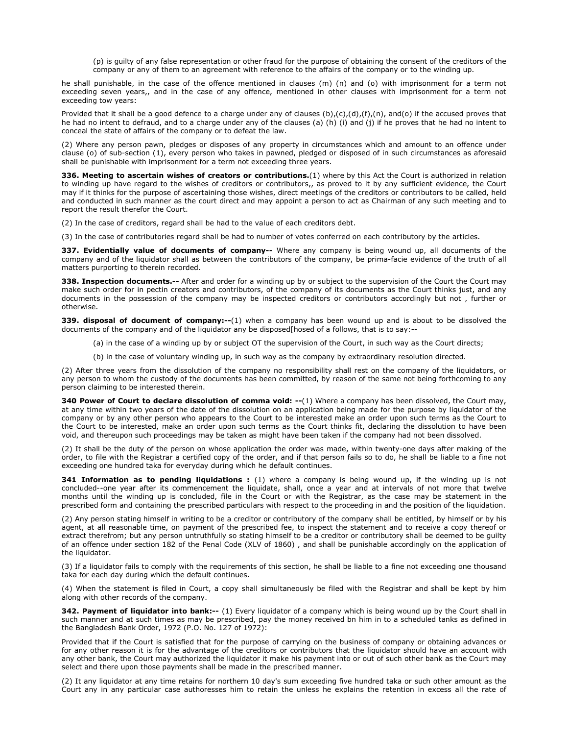(p) is guilty of any false representation or other fraud for the purpose of obtaining the consent of the creditors of the company or any of them to an agreement with reference to the affairs of the company or to the winding up.

he shall punishable, in the case of the offence mentioned in clauses (m) (n) and (o) with imprisonment for a term not exceeding seven years,, and in the case of any offence, mentioned in other clauses with imprisonment for a term not exceeding tow years:

Provided that it shall be a good defence to a charge under any of clauses (b),(c),(d),(f),(n), and(o) if the accused proves that he had no intent to defraud, and to a charge under any of the clauses (a) (h) (i) and (j) if he proves that he had no intent to conceal the state of affairs of the company or to defeat the law.

(2) Where any person pawn, pledges or disposes of any property in circumstances which and amount to an offence under clause (o) of sub-section (1), every person who takes in pawned, pledged or disposed of in such circumstances as aforesaid shall be punishable with imprisonment for a term not exceeding three years.

**336. Meeting to ascertain wishes of creators or contributions.**(1) where by this Act the Court is authorized in relation to winding up have regard to the wishes of creditors or contributors,, as proved to it by any sufficient evidence, the Court may if it thinks for the purpose of ascertaining those wishes, direct meetings of the creditors or contributors to be called, held and conducted in such manner as the court direct and may appoint a person to act as Chairman of any such meeting and to report the result therefor the Court.

(2) In the case of creditors, regard shall be had to the value of each creditors debt.

(3) In the case of contributories regard shall be had to number of votes conferred on each contributory by the articles.

**337. Evidentially value of documents of company--** Where any company is being wound up, all documents of the company and of the liquidator shall as between the contributors of the company, be prima-facie evidence of the truth of all matters purporting to therein recorded.

**338. Inspection documents.--** After and order for a winding up by or subject to the supervision of the Court the Court may make such order for in pectin creators and contributors, of the company of its documents as the Court thinks just, and any documents in the possession of the company may be inspected creditors or contributors accordingly but not , further or otherwise.

**339. disposal of document of company:--**(1) when a company has been wound up and is about to be dissolved the documents of the company and of the liquidator any be disposed[hosed of a follows, that is to say:--

(a) in the case of a winding up by or subject OT the supervision of the Court, in such way as the Court directs;

(b) in the case of voluntary winding up, in such way as the company by extraordinary resolution directed.

(2) After three years from the dissolution of the company no responsibility shall rest on the company of the liquidators, or any person to whom the custody of the documents has been committed, by reason of the same not being forthcoming to any person claiming to be interested therein.

**340 Power of Court to declare dissolution of comma void: --**(1) Where a company has been dissolved, the Court may, at any time within two years of the date of the dissolution on an application being made for the purpose by liquidator of the company or by any other person who appears to the Court to be interested make an order upon such terms as the Court to the Court to be interested, make an order upon such terms as the Court thinks fit, declaring the dissolution to have been void, and thereupon such proceedings may be taken as might have been taken if the company had not been dissolved.

(2) It shall be the duty of the person on whose application the order was made, within twenty-one days after making of the order, to file with the Registrar a certified copy of the order, and if that person fails so to do, he shall be liable to a fine not exceeding one hundred taka for everyday during which he default continues.

**341 Information as to pending liquidations :** (1) where a company is being wound up, if the winding up is not concluded--one year after its commencement the liquidate, shall, once a year and at intervals of not more that twelve months until the winding up is concluded, file in the Court or with the Registrar, as the case may be statement in the prescribed form and containing the prescribed particulars with respect to the proceeding in and the position of the liquidation.

(2) Any person stating himself in writing to be a creditor or contributory of the company shall be entitled, by himself or by his agent, at all reasonable time, on payment of the prescribed fee, to inspect the statement and to receive a copy thereof or extract therefrom; but any person untruthfully so stating himself to be a creditor or contributory shall be deemed to be guilty of an offence under section 182 of the Penal Code (XLV of 1860) , and shall be punishable accordingly on the application of the liquidator.

(3) If a liquidator fails to comply with the requirements of this section, he shall be liable to a fine not exceeding one thousand taka for each day during which the default continues.

(4) When the statement is filed in Court, a copy shall simultaneously be filed with the Registrar and shall be kept by him along with other records of the company.

**342. Payment of liquidator into bank:--** (1) Every liquidator of a company which is being wound up by the Court shall in such manner and at such times as may be prescribed, pay the money received bn him in to a scheduled tanks as defined in the Bangladesh Bank Order, 1972 (P.O. No. 127 of 1972):

Provided that if the Court is satisfied that for the purpose of carrying on the business of company or obtaining advances or for any other reason it is for the advantage of the creditors or contributors that the liquidator should have an account with any other bank, the Court may authorized the liquidator it make his payment into or out of such other bank as the Court may select and there upon those payments shall be made in the prescribed manner.

(2) It any liquidator at any time retains for northern 10 day's sum exceeding five hundred taka or such other amount as the Court any in any particular case authoresses him to retain the unless he explains the retention in excess all the rate of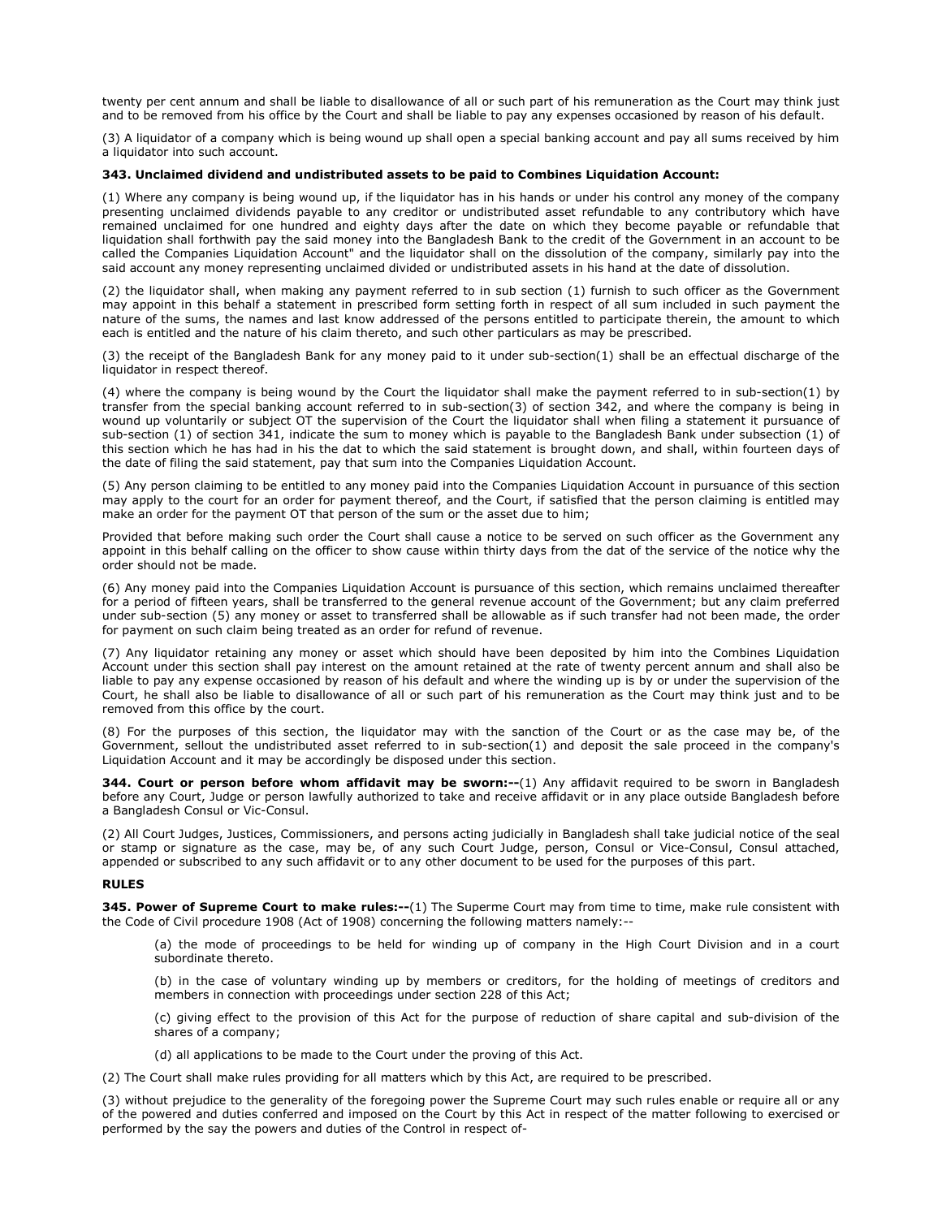twenty per cent annum and shall be liable to disallowance of all or such part of his remuneration as the Court may think just and to be removed from his office by the Court and shall be liable to pay any expenses occasioned by reason of his default.

(3) A liquidator of a company which is being wound up shall open a special banking account and pay all sums received by him a liquidator into such account.

**343. Unclaimed dividend and undistributed assets to be paid to Combines Liquidation Account:**

(1) Where any company is being wound up, if the liquidator has in his hands or under his control any money of the company presenting unclaimed dividends payable to any creditor or undistributed asset refundable to any contributory which have remained unclaimed for one hundred and eighty days after the date on which they become payable or refundable that liquidation shall forthwith pay the said money into the Bangladesh Bank to the credit of the Government in an account to be called the Companies Liquidation Account" and the liquidator shall on the dissolution of the company, similarly pay into the said account any money representing unclaimed divided or undistributed assets in his hand at the date of dissolution.

(2) the liquidator shall, when making any payment referred to in sub section (1) furnish to such officer as the Government may appoint in this behalf a statement in prescribed form setting forth in respect of all sum included in such payment the nature of the sums, the names and last know addressed of the persons entitled to participate therein, the amount to which each is entitled and the nature of his claim thereto, and such other particulars as may be prescribed.

(3) the receipt of the Bangladesh Bank for any money paid to it under sub-section(1) shall be an effectual discharge of the liquidator in respect thereof.

(4) where the company is being wound by the Court the liquidator shall make the payment referred to in sub-section(1) by transfer from the special banking account referred to in sub-section(3) of section 342, and where the company is being in wound up voluntarily or subject OT the supervision of the Court the liquidator shall when filing a statement it pursuance of sub-section (1) of section 341, indicate the sum to money which is payable to the Bangladesh Bank under subsection (1) of this section which he has had in his the dat to which the said statement is brought down, and shall, within fourteen days of the date of filing the said statement, pay that sum into the Companies Liquidation Account.

(5) Any person claiming to be entitled to any money paid into the Companies Liquidation Account in pursuance of this section may apply to the court for an order for payment thereof, and the Court, if satisfied that the person claiming is entitled may make an order for the payment OT that person of the sum or the asset due to him;

Provided that before making such order the Court shall cause a notice to be served on such officer as the Government any appoint in this behalf calling on the officer to show cause within thirty days from the dat of the service of the notice why the order should not be made.

(6) Any money paid into the Companies Liquidation Account is pursuance of this section, which remains unclaimed thereafter for a period of fifteen years, shall be transferred to the general revenue account of the Government; but any claim preferred under sub-section (5) any money or asset to transferred shall be allowable as if such transfer had not been made, the order for payment on such claim being treated as an order for refund of revenue.

(7) Any liquidator retaining any money or asset which should have been deposited by him into the Combines Liquidation Account under this section shall pay interest on the amount retained at the rate of twenty percent annum and shall also be liable to pay any expense occasioned by reason of his default and where the winding up is by or under the supervision of the Court, he shall also be liable to disallowance of all or such part of his remuneration as the Court may think just and to be removed from this office by the court.

(8) For the purposes of this section, the liquidator may with the sanction of the Court or as the case may be, of the Government, sellout the undistributed asset referred to in sub-section(1) and deposit the sale proceed in the company's Liquidation Account and it may be accordingly be disposed under this section.

**344. Court or person before whom affidavit may be sworn:--**(1) Any affidavit required to be sworn in Bangladesh before any Court, Judge or person lawfully authorized to take and receive affidavit or in any place outside Bangladesh before a Bangladesh Consul or Vic-Consul.

(2) All Court Judges, Justices, Commissioners, and persons acting judicially in Bangladesh shall take judicial notice of the seal or stamp or signature as the case, may be, of any such Court Judge, person, Consul or Vice-Consul, Consul attached, appended or subscribed to any such affidavit or to any other document to be used for the purposes of this part.

**RULES**

**345. Power of Supreme Court to make rules:--**(1) The Superme Court may from time to time, make rule consistent with the Code of Civil procedure 1908 (Act of 1908) concerning the following matters namely:--

(a) the mode of proceedings to be held for winding up of company in the High Court Division and in a court subordinate thereto.

(b) in the case of voluntary winding up by members or creditors, for the holding of meetings of creditors and members in connection with proceedings under section 228 of this Act;

(c) giving effect to the provision of this Act for the purpose of reduction of share capital and sub-division of the shares of a company;

(d) all applications to be made to the Court under the proving of this Act.

(2) The Court shall make rules providing for all matters which by this Act, are required to be prescribed.

(3) without prejudice to the generality of the foregoing power the Supreme Court may such rules enable or require all or any of the powered and duties conferred and imposed on the Court by this Act in respect of the matter following to exercised or performed by the say the powers and duties of the Control in respect of-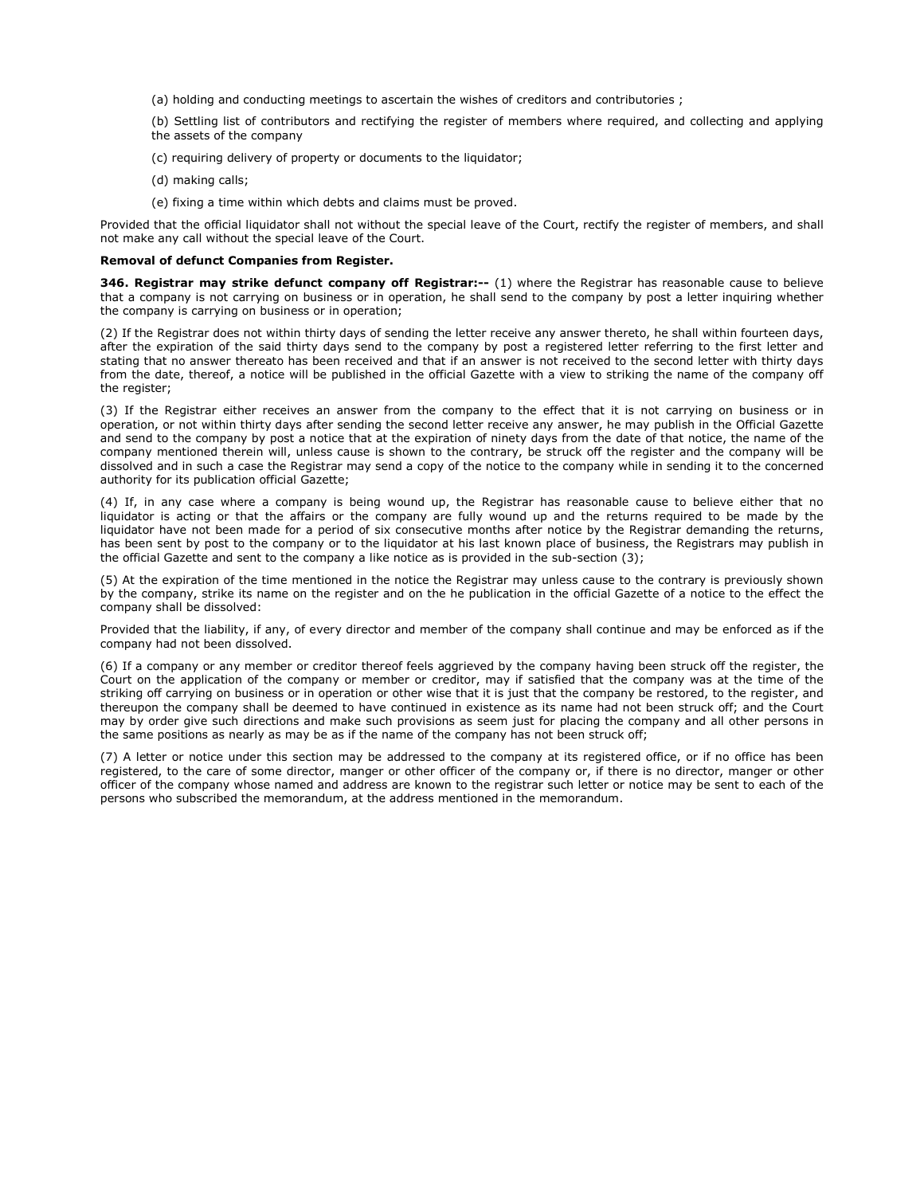(a) holding and conducting meetings to ascertain the wishes of creditors and contributories ;

(b) Settling list of contributors and rectifying the register of members where required, and collecting and applying the assets of the company

(c) requiring delivery of property or documents to the liquidator;

(d) making calls;

(e) fixing a time within which debts and claims must be proved.

Provided that the official liquidator shall not without the special leave of the Court, rectify the register of members, and shall not make any call without the special leave of the Court.

**Removal of defunct Companies from Register.**

**346. Registrar may strike defunct company off Registrar:--** (1) where the Registrar has reasonable cause to believe that a company is not carrying on business or in operation, he shall send to the company by post a letter inquiring whether the company is carrying on business or in operation;

(2) If the Registrar does not within thirty days of sending the letter receive any answer thereto, he shall within fourteen days, after the expiration of the said thirty days send to the company by post a registered letter referring to the first letter and stating that no answer thereato has been received and that if an answer is not received to the second letter with thirty days from the date, thereof, a notice will be published in the official Gazette with a view to striking the name of the company off the register;

(3) If the Registrar either receives an answer from the company to the effect that it is not carrying on business or in operation, or not within thirty days after sending the second letter receive any answer, he may publish in the Official Gazette and send to the company by post a notice that at the expiration of ninety days from the date of that notice, the name of the company mentioned therein will, unless cause is shown to the contrary, be struck off the register and the company will be dissolved and in such a case the Registrar may send a copy of the notice to the company while in sending it to the concerned authority for its publication official Gazette;

(4) If, in any case where a company is being wound up, the Registrar has reasonable cause to believe either that no liquidator is acting or that the affairs or the company are fully wound up and the returns required to be made by the liquidator have not been made for a period of six consecutive months after notice by the Registrar demanding the returns, has been sent by post to the company or to the liquidator at his last known place of business, the Registrars may publish in the official Gazette and sent to the company a like notice as is provided in the sub-section (3);

(5) At the expiration of the time mentioned in the notice the Registrar may unless cause to the contrary is previously shown by the company, strike its name on the register and on the he publication in the official Gazette of a notice to the effect the company shall be dissolved:

Provided that the liability, if any, of every director and member of the company shall continue and may be enforced as if the company had not been dissolved.

(6) If a company or any member or creditor thereof feels aggrieved by the company having been struck off the register, the Court on the application of the company or member or creditor, may if satisfied that the company was at the time of the striking off carrying on business or in operation or other wise that it is just that the company be restored, to the register, and thereupon the company shall be deemed to have continued in existence as its name had not been struck off; and the Court may by order give such directions and make such provisions as seem just for placing the company and all other persons in the same positions as nearly as may be as if the name of the company has not been struck off;

(7) A letter or notice under this section may be addressed to the company at its registered office, or if no office has been registered, to the care of some director, manger or other officer of the company or, if there is no director, manger or other officer of the company whose named and address are known to the registrar such letter or notice may be sent to each of the persons who subscribed the memorandum, at the address mentioned in the memorandum.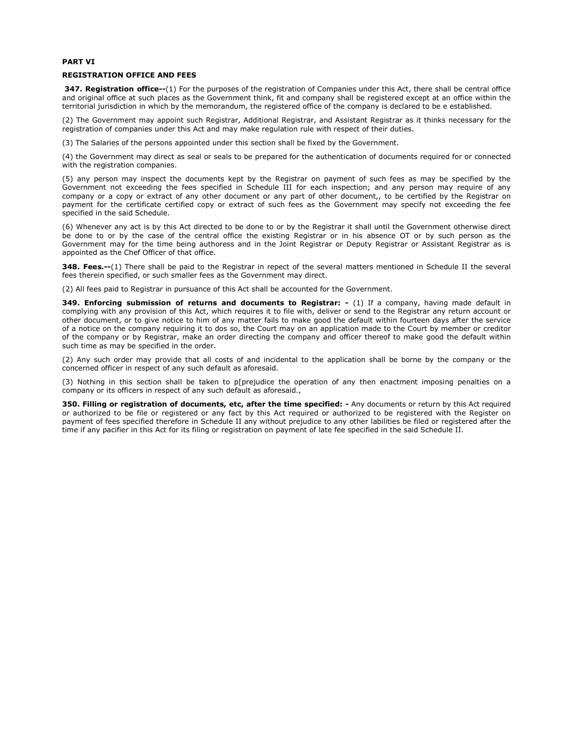**PART VI**

**REGISTRATION OFFICE AND FEES**

**347. Registration office--**(1) For the purposes of the registration of Companies under this Act, there shall be central office and original office at such places as the Government think, fit and company shall be registered except at an office within the territorial jurisdiction in which by the memorandum, the registered office of the company is declared to be e established.

(2) The Government may appoint such Registrar, Additional Registrar, and Assistant Registrar as it thinks necessary for the registration of companies under this Act and may make regulation rule with respect of their duties.

(3) The Salaries of the persons appointed under this section shall be fixed by the Government.

(4) the Government may direct as seal or seals to be prepared for the authentication of documents required for or connected with the registration companies.

(5) any person may inspect the documents kept by the Registrar on payment of such fees as may be specified by the Government not exceeding the fees specified in Schedule III for each inspection; and any person may require of any company or a copy or extract of any other document or any part of other document,, to be certified by the Registrar on payment for the certificate certified copy or extract of such fees as the Government may specify not exceeding the fee specified in the said Schedule.

(6) Whenever any act is by this Act directed to be done to or by the Registrar it shall until the Government otherwise direct be done to or by the case of the central office the existing Registrar or in his absence OT or by such person as the Government may for the time being authoress and in the Joint Registrar or Deputy Registrar or Assistant Registrar as is appointed as the Chef Officer of that office.

**348. Fees.--**(1) There shall be paid to the Registrar in repect of the several matters mentioned in Schedule II the several fees therein specified, or such smaller fees as the Government may direct.

(2) All fees paid to Registrar in pursuance of this Act shall be accounted for the Government.

**349. Enforcing submission of returns and documents to Registrar: -** (1) If a company, having made default in complying with any provision of this Act, which requires it to file with, deliver or send to the Registrar any return account or other document, or to give notice to him of any matter fails to make good the default within fourteen days after the service of a notice on the company requiring it to dos so, the Court may on an application made to the Court by member or creditor of the company or by Registrar, make an order directing the company and officer thereof to make good the default within such time as may be specified in the order.

(2) Any such order may provide that all costs of and incidental to the application shall be borne by the company or the concerned officer in respect of any such default as aforesaid.

(3) Nothing in this section shall be taken to p[prejudice the operation of any then enactment imposing penalties on a company or its officers in respect of any such default as aforesaid.,

**350. Filling or registration of documents, etc, after the time specified: -** Any documents or return by this Act required or authorized to be file or registered or any fact by this Act required or authorized to be registered with the Register on payment of fees specified therefore in Schedule II any without prejudice to any other labilities be filed or registered after the time if any pacifier in this Act for its filing or registration on payment of late fee specified in the said Schedule II.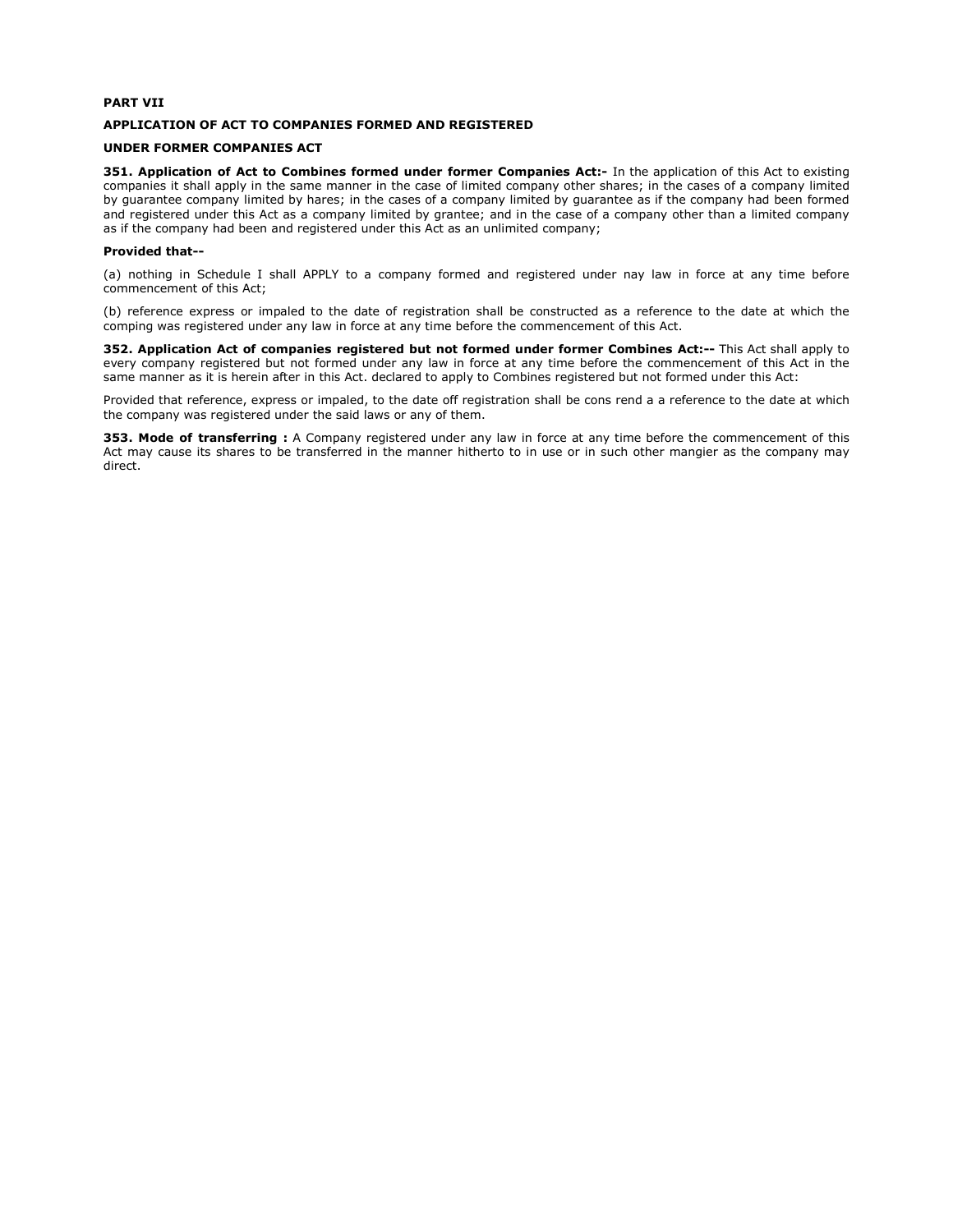**PART VII**

**APPLICATION OF ACT TO COMPANIES FORMED AND REGISTERED**

**UNDER FORMER COMPANIES ACT**

**351. Application of Act to Combines formed under former Companies Act:-** In the application of this Act to existing companies it shall apply in the same manner in the case of limited company other shares; in the cases of a company limited by guarantee company limited by hares; in the cases of a company limited by guarantee as if the company had been formed and registered under this Act as a company limited by grantee; and in the case of a company other than a limited company as if the company had been and registered under this Act as an unlimited company;

**Provided that--**

(a) nothing in Schedule I shall APPLY to a company formed and registered under nay law in force at any time before commencement of this Act;

(b) reference express or impaled to the date of registration shall be constructed as a reference to the date at which the comping was registered under any law in force at any time before the commencement of this Act.

**352. Application Act of companies registered but not formed under former Combines Act:--** This Act shall apply to every company registered but not formed under any law in force at any time before the commencement of this Act in the same manner as it is herein after in this Act. declared to apply to Combines registered but not formed under this Act:

Provided that reference, express or impaled, to the date off registration shall be cons rend a a reference to the date at which the company was registered under the said laws or any of them.

**353. Mode of transferring :** A Company registered under any law in force at any time before the commencement of this Act may cause its shares to be transferred in the manner hitherto to in use or in such other mangier as the company may direct.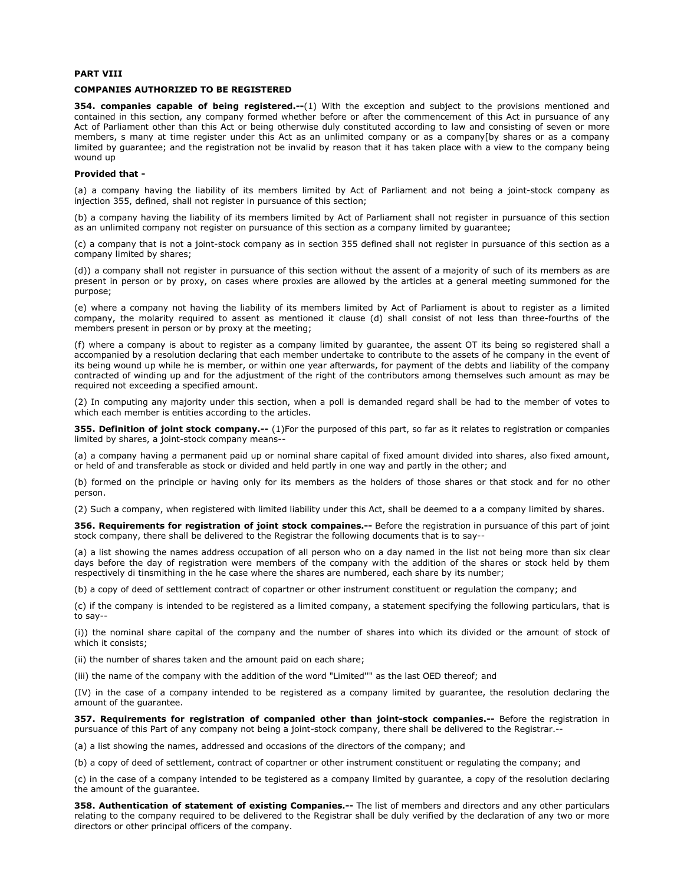**PART VIII**

**COMPANIES AUTHORIZED TO BE REGISTERED**

**354. companies capable of being registered.--**(1) With the exception and subject to the provisions mentioned and contained in this section, any company formed whether before or after the commencement of this Act in pursuance of any Act of Parliament other than this Act or being otherwise duly constituted according to law and consisting of seven or more members, s many at time register under this Act as an unlimited company or as a company[by shares or as a company limited by guarantee; and the registration not be invalid by reason that it has taken place with a view to the company being wound up

**Provided that -**

(a) a company having the liability of its members limited by Act of Parliament and not being a joint-stock company as injection 355, defined, shall not register in pursuance of this section;

(b) a company having the liability of its members limited by Act of Parliament shall not register in pursuance of this section as an unlimited company not register on pursuance of this section as a company limited by guarantee;

(c) a company that is not a joint-stock company as in section 355 defined shall not register in pursuance of this section as a company limited by shares;

(d)) a company shall not register in pursuance of this section without the assent of a majority of such of its members as are present in person or by proxy, on cases where proxies are allowed by the articles at a general meeting summoned for the purpose;

(e) where a company not having the liability of its members limited by Act of Parliament is about to register as a limited company, the molarity required to assent as mentioned it clause (d) shall consist of not less than three-fourths of the members present in person or by proxy at the meeting;

(f) where a company is about to register as a company limited by guarantee, the assent OT its being so registered shall a accompanied by a resolution declaring that each member undertake to contribute to the assets of he company in the event of its being wound up while he is member, or within one year afterwards, for payment of the debts and liability of the company contracted of winding up and for the adjustment of the right of the contributors among themselves such amount as may be required not exceeding a specified amount.

(2) In computing any majority under this section, when a poll is demanded regard shall be had to the member of votes to which each member is entities according to the articles.

**355. Definition of joint stock company.--** (1)For the purposed of this part, so far as it relates to registration or companies limited by shares, a joint-stock company means--

(a) a company having a permanent paid up or nominal share capital of fixed amount divided into shares, also fixed amount, or held of and transferable as stock or divided and held partly in one way and partly in the other; and

(b) formed on the principle or having only for its members as the holders of those shares or that stock and for no other person.

(2) Such a company, when registered with limited liability under this Act, shall be deemed to a a company limited by shares.

**356. Requirements for registration of joint stock compaines.--** Before the registration in pursuance of this part of joint stock company, there shall be delivered to the Registrar the following documents that is to say--

(a) a list showing the names address occupation of all person who on a day named in the list not being more than six clear days before the day of registration were members of the company with the addition of the shares or stock held by them respectively di tinsmithing in the he case where the shares are numbered, each share by its number;

(b) a copy of deed of settlement contract of copartner or other instrument constituent or regulation the company; and

(c) if the company is intended to be registered as a limited company, a statement specifying the following particulars, that is to say--

(i)) the nominal share capital of the company and the number of shares into which its divided or the amount of stock of which it consists;

(ii) the number of shares taken and the amount paid on each share;

(iii) the name of the company with the addition of the word "Limited'" as the last OED thereof; and

(IV) in the case of a company intended to be registered as a company limited by guarantee, the resolution declaring the amount of the guarantee.

**357. Requirements for registration of companied other than joint-stock companies.--** Before the registration in pursuance of this Part of any company not being a joint-stock company, there shall be delivered to the Registrar.--

(a) a list showing the names, addressed and occasions of the directors of the company; and

(b) a copy of deed of settlement, contract of copartner or other instrument constituent or regulating the company; and

(c) in the case of a company intended to be tegistered as a company limited by guarantee, a copy of the resolution declaring the amount of the guarantee.

**358. Authentication of statement of existing Companies.--** The list of members and directors and any other particulars relating to the company required to be delivered to the Registrar shall be duly verified by the declaration of any two or more directors or other principal officers of the company.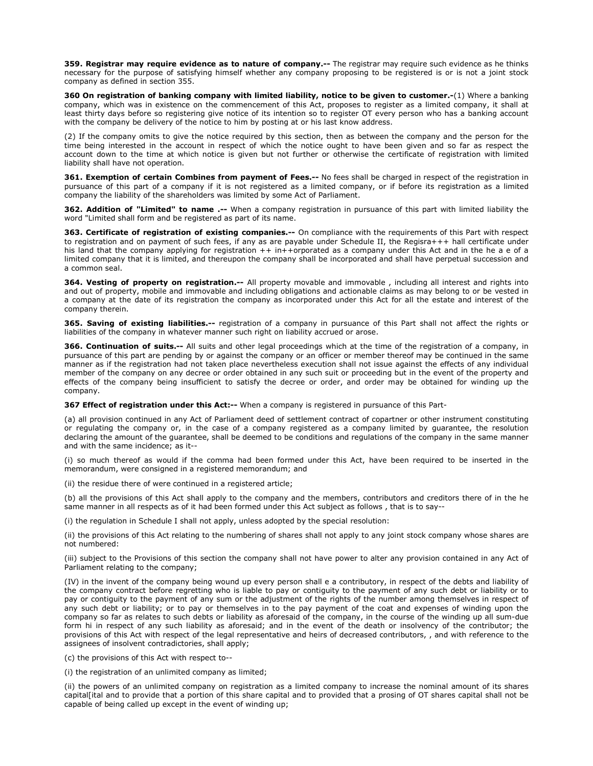**359. Registrar may require evidence as to nature of company.--** The registrar may require such evidence as he thinks necessary for the purpose of satisfying himself whether any company proposing to be registered is or is not a joint stock company as defined in section 355.

**360 On registration of banking company with limited liability, notice to be given to customer.-**(1) Where a banking company, which was in existence on the commencement of this Act, proposes to register as a limited company, it shall at least thirty days before so registering give notice of its intention so to register OT every person who has a banking account with the company be delivery of the notice to him by posting at or his last know address.

(2) If the company omits to give the notice required by this section, then as between the company and the person for the time being interested in the account in respect of which the notice ought to have been given and so far as respect the account down to the time at which notice is given but not further or otherwise the certificate of registration with limited liability shall have not operation.

**361. Exemption of certain Combines from payment of Fees.--** No fees shall be charged in respect of the registration in pursuance of this part of a company if it is not registered as a limited company, or if before its registration as a limited company the liability of the shareholders was limited by some Act of Parliament.

**362. Addition of "Limited" to name .--** When a company registration in pursuance of this part with limited liability the word "Limited shall form and be registered as part of its name.

**363. Certificate of registration of existing companies.--** On compliance with the requirements of this Part with respect to registration and on payment of such fees, if any as are payable under Schedule II, the Regisra+++ hall certificate under his land that the company applying for registration ++ in++orporated as a company under this Act and in the he a e of a limited company that it is limited, and thereupon the company shall be incorporated and shall have perpetual succession and a common seal.

**364. Vesting of property on registration.--** All property movable and immovable , including all interest and rights into and out of property, mobile and immovable and including obligations and actionable claims as may belong to or be vested in a company at the date of its registration the company as incorporated under this Act for all the estate and interest of the company therein.

**365. Saving of existing liabilities.--** registration of a company in pursuance of this Part shall not affect the rights or liabilities of the company in whatever manner such right on liability accrued or arose.

**366. Continuation of suits.--** All suits and other legal proceedings which at the time of the registration of a company, in pursuance of this part are pending by or against the company or an officer or member thereof may be continued in the same manner as if the registration had not taken place nevertheless execution shall not issue against the effects of any individual member of the company on any decree or order obtained in any such suit or proceeding but in the event of the property and effects of the company being insufficient to satisfy the decree or order, and order may be obtained for winding up the company.

**367 Effect of registration under this Act:--** When a company is registered in pursuance of this Part-

(a) all provision continued in any Act of Parliament deed of settlement contract of copartner or other instrument constituting or regulating the company or, in the case of a company registered as a company limited by guarantee, the resolution declaring the amount of the guarantee, shall be deemed to be conditions and regulations of the company in the same manner and with the same incidence; as it--

(i) so much thereof as would if the comma had been formed under this Act, have been required to be inserted in the memorandum, were consigned in a registered memorandum; and

(ii) the residue there of were continued in a registered article;

(b) all the provisions of this Act shall apply to the company and the members, contributors and creditors there of in the he same manner in all respects as of it had been formed under this Act subject as follows , that is to say--

(i) the regulation in Schedule I shall not apply, unless adopted by the special resolution:

(ii) the provisions of this Act relating to the numbering of shares shall not apply to any joint stock company whose shares are not numbered:

(iii) subject to the Provisions of this section the company shall not have power to alter any provision contained in any Act of Parliament relating to the company;

(IV) in the invent of the company being wound up every person shall e a contributory, in respect of the debts and liability of the company contract before regretting who is liable to pay or contiguity to the payment of any such debt or liability or to pay or contiguity to the payment of any sum or the adjustment of the rights of the number among themselves in respect of any such debt or liability; or to pay or themselves in to the pay payment of the coat and expenses of winding upon the company so far as relates to such debts or liability as aforesaid of the company, in the course of the winding up all sum-due form hi in respect of any such liability as aforesaid; and in the event of the death or insolvency of the contributor; the provisions of this Act with respect of the legal representative and heirs of decreased contributors, , and with reference to the assignees of insolvent contradictories, shall apply;

(c) the provisions of this Act with respect to--

(i) the registration of an unlimited company as limited;

(ii) the powers of an unlimited company on registration as a limited company to increase the nominal amount of its shares capital[ital and to provide that a portion of this share capital and to provided that a prosing of OT shares capital shall not be capable of being called up except in the event of winding up;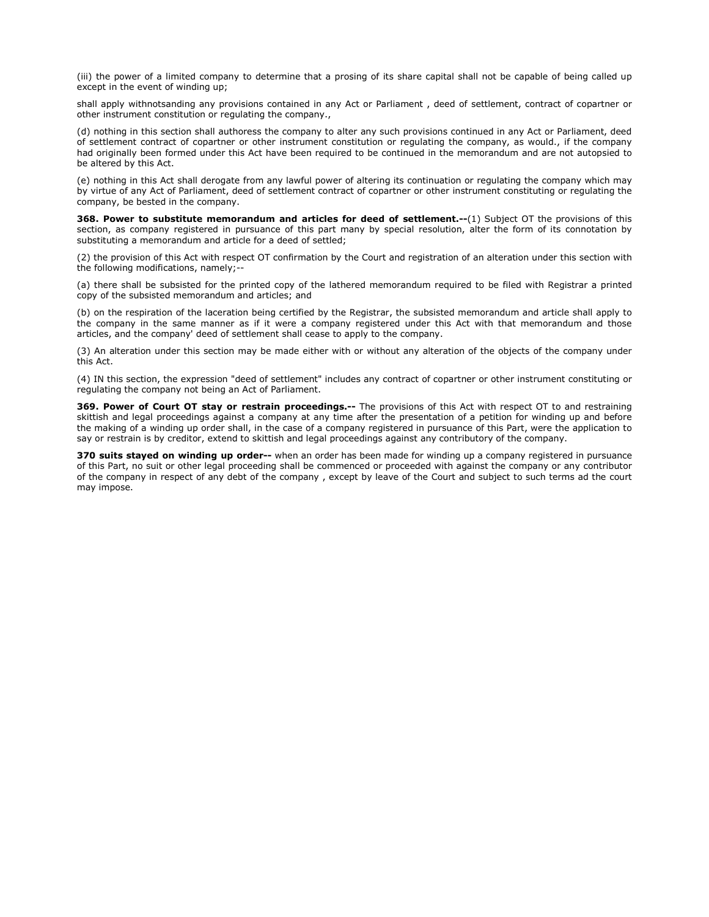(iii) the power of a limited company to determine that a prosing of its share capital shall not be capable of being called up except in the event of winding up;

shall apply withnotsanding any provisions contained in any Act or Parliament , deed of settlement, contract of copartner or other instrument constitution or regulating the company.,

(d) nothing in this section shall authoress the company to alter any such provisions continued in any Act or Parliament, deed of settlement contract of copartner or other instrument constitution or regulating the company, as would., if the company had originally been formed under this Act have been required to be continued in the memorandum and are not autopsied to be altered by this Act.

(e) nothing in this Act shall derogate from any lawful power of altering its continuation or regulating the company which may by virtue of any Act of Parliament, deed of settlement contract of copartner or other instrument constituting or regulating the company, be bested in the company.

**368. Power to substitute memorandum and articles for deed of settlement.--**(1) Subject OT the provisions of this section, as company registered in pursuance of this part many by special resolution, alter the form of its connotation by substituting a memorandum and article for a deed of settled;

(2) the provision of this Act with respect OT confirmation by the Court and registration of an alteration under this section with the following modifications, namely;--

(a) there shall be subsisted for the printed copy of the lathered memorandum required to be filed with Registrar a printed copy of the subsisted memorandum and articles; and

(b) on the respiration of the laceration being certified by the Registrar, the subsisted memorandum and article shall apply to the company in the same manner as if it were a company registered under this Act with that memorandum and those articles, and the company' deed of settlement shall cease to apply to the company.

(3) An alteration under this section may be made either with or without any alteration of the objects of the company under this Act.

(4) IN this section, the expression "deed of settlement" includes any contract of copartner or other instrument constituting or regulating the company not being an Act of Parliament.

**369. Power of Court OT stay or restrain proceedings.--** The provisions of this Act with respect OT to and restraining skittish and legal proceedings against a company at any time after the presentation of a petition for winding up and before the making of a winding up order shall, in the case of a company registered in pursuance of this Part, were the application to say or restrain is by creditor, extend to skittish and legal proceedings against any contributory of the company.

**370 suits stayed on winding up order--** when an order has been made for winding up a company registered in pursuance of this Part, no suit or other legal proceeding shall be commenced or proceeded with against the company or any contributor of the company in respect of any debt of the company , except by leave of the Court and subject to such terms ad the court may impose.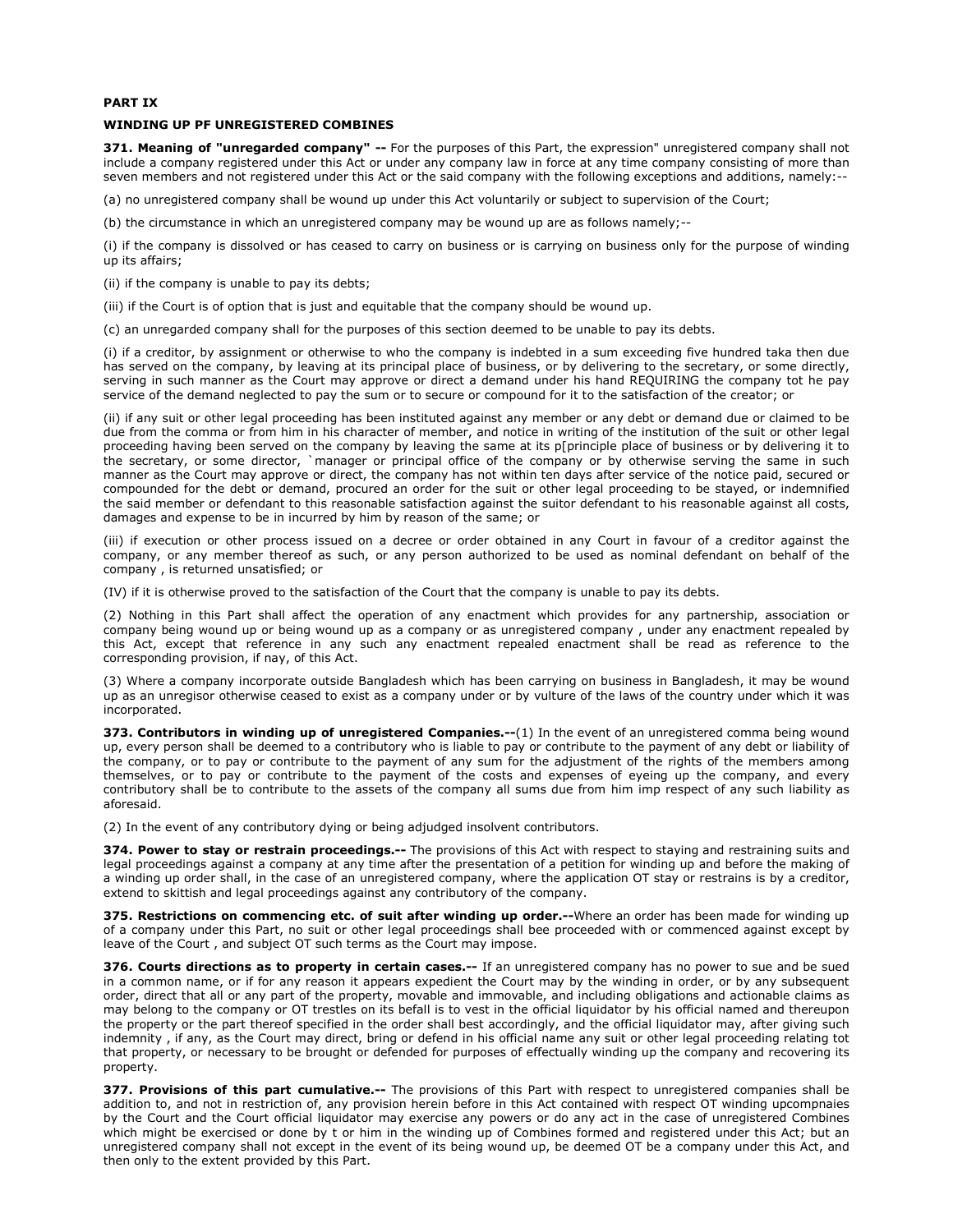**PART IX**

**WINDING UP PF UNREGISTERED COMBINES**

**371. Meaning of "unregarded company" --** For the purposes of this Part, the expression" unregistered company shall not include a company registered under this Act or under any company law in force at any time company consisting of more than seven members and not registered under this Act or the said company with the following exceptions and additions, namely:--

(a) no unregistered company shall be wound up under this Act voluntarily or subject to supervision of the Court;

(b) the circumstance in which an unregistered company may be wound up are as follows namely;--

(i) if the company is dissolved or has ceased to carry on business or is carrying on business only for the purpose of winding up its affairs;

(ii) if the company is unable to pay its debts;

(iii) if the Court is of option that is just and equitable that the company should be wound up.

(c) an unregarded company shall for the purposes of this section deemed to be unable to pay its debts.

(i) if a creditor, by assignment or otherwise to who the company is indebted in a sum exceeding five hundred taka then due has served on the company, by leaving at its principal place of business, or by delivering to the secretary, or some directly, serving in such manner as the Court may approve or direct a demand under his hand REQUIRING the company tot he pay service of the demand neglected to pay the sum or to secure or compound for it to the satisfaction of the creator; or

(ii) if any suit or other legal proceeding has been instituted against any member or any debt or demand due or claimed to be due from the comma or from him in his character of member, and notice in writing of the institution of the suit or other legal proceeding having been served on the company by leaving the same at its p[principle place of business or by delivering it to the secretary, or some director, `manager or principal office of the company or by otherwise serving the same in such manner as the Court may approve or direct, the company has not within ten days after service of the notice paid, secured or compounded for the debt or demand, procured an order for the suit or other legal proceeding to be stayed, or indemnified the said member or defendant to this reasonable satisfaction against the suitor defendant to his reasonable against all costs, damages and expense to be in incurred by him by reason of the same; or

(iii) if execution or other process issued on a decree or order obtained in any Court in favour of a creditor against the company, or any member thereof as such, or any person authorized to be used as nominal defendant on behalf of the company , is returned unsatisfied; or

(IV) if it is otherwise proved to the satisfaction of the Court that the company is unable to pay its debts.

(2) Nothing in this Part shall affect the operation of any enactment which provides for any partnership, association or company being wound up or being wound up as a company or as unregistered company , under any enactment repealed by this Act, except that reference in any such any enactment repealed enactment shall be read as reference to the corresponding provision, if nay, of this Act.

(3) Where a company incorporate outside Bangladesh which has been carrying on business in Bangladesh, it may be wound up as an unregisor otherwise ceased to exist as a company under or by vulture of the laws of the country under which it was incorporated.

**373. Contributors in winding up of unregistered Companies.--**(1) In the event of an unregistered comma being wound up, every person shall be deemed to a contributory who is liable to pay or contribute to the payment of any debt or liability of the company, or to pay or contribute to the payment of any sum for the adjustment of the rights of the members among themselves, or to pay or contribute to the payment of the costs and expenses of eyeing up the company, and every contributory shall be to contribute to the assets of the company all sums due from him imp respect of any such liability as aforesaid.

(2) In the event of any contributory dying or being adjudged insolvent contributors.

**374. Power to stay or restrain proceedings.--** The provisions of this Act with respect to staying and restraining suits and legal proceedings against a company at any time after the presentation of a petition for winding up and before the making of a winding up order shall, in the case of an unregistered company, where the application OT stay or restrains is by a creditor, extend to skittish and legal proceedings against any contributory of the company.

**375. Restrictions on commencing etc. of suit after winding up order.--**Where an order has been made for winding up of a company under this Part, no suit or other legal proceedings shall bee proceeded with or commenced against except by leave of the Court , and subject OT such terms as the Court may impose.

**376. Courts directions as to property in certain cases.--** If an unregistered company has no power to sue and be sued in a common name, or if for any reason it appears expedient the Court may by the winding in order, or by any subsequent order, direct that all or any part of the property, movable and immovable, and including obligations and actionable claims as may belong to the company or OT trestles on its befall is to vest in the official liquidator by his official named and thereupon the property or the part thereof specified in the order shall best accordingly, and the official liquidator may, after giving such indemnity , if any, as the Court may direct, bring or defend in his official name any suit or other legal proceeding relating tot that property, or necessary to be brought or defended for purposes of effectually winding up the company and recovering its property.

**377. Provisions of this part cumulative.--** The provisions of this Part with respect to unregistered companies shall be addition to, and not in restriction of, any provision herein before in this Act contained with respect OT winding upcompnaies by the Court and the Court official liquidator may exercise any powers or do any act in the case of unregistered Combines which might be exercised or done by t or him in the winding up of Combines formed and registered under this Act; but an unregistered company shall not except in the event of its being wound up, be deemed OT be a company under this Act, and then only to the extent provided by this Part.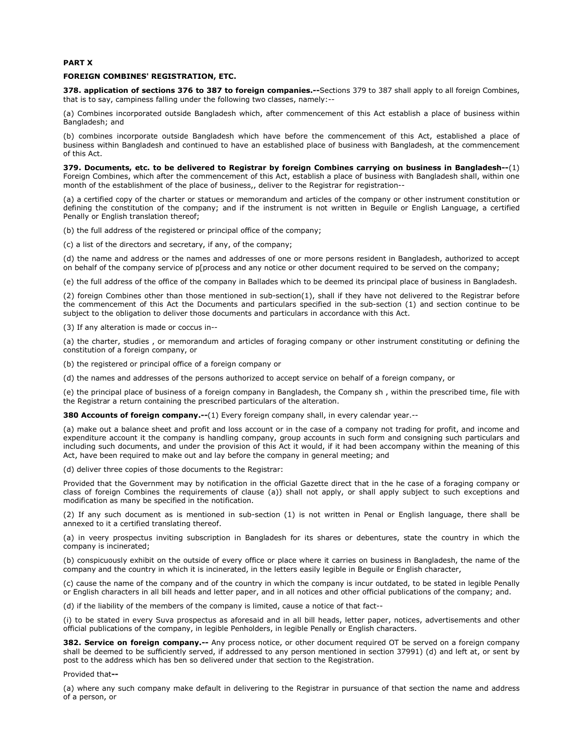**PART X**

**FOREIGN COMBINES' REGISTRATION, ETC.**

**378. application of sections 376 to 387 to foreign companies.--**Sections 379 to 387 shall apply to all foreign Combines, that is to say, campiness falling under the following two classes, namely:--

(a) Combines incorporated outside Bangladesh which, after commencement of this Act establish a place of business within Bangladesh; and

(b) combines incorporate outside Bangladesh which have before the commencement of this Act, established a place of business within Bangladesh and continued to have an established place of business with Bangladesh, at the commencement of this Act.

**379. Documents, etc. to be delivered to Registrar by foreign Combines carrying on business in Bangladesh--**(1) Foreign Combines, which after the commencement of this Act, establish a place of business with Bangladesh shall, within one month of the establishment of the place of business,, deliver to the Registrar for registration--

(a) a certified copy of the charter or statues or memorandum and articles of the company or other instrument constitution or defining the constitution of the company; and if the instrument is not written in Beguile or English Language, a certified Penally or English translation thereof;

(b) the full address of the registered or principal office of the company;

(c) a list of the directors and secretary, if any, of the company;

(d) the name and address or the names and addresses of one or more persons resident in Bangladesh, authorized to accept on behalf of the company service of p[process and any notice or other document required to be served on the company;

(e) the full address of the office of the company in Ballades which to be deemed its principal place of business in Bangladesh.

(2) foreign Combines other than those mentioned in sub-section(1), shall if they have not delivered to the Registrar before the commencement of this Act the Documents and particulars specified in the sub-section (1) and section continue to be subject to the obligation to deliver those documents and particulars in accordance with this Act.

(3) If any alteration is made or coccus in--

(a) the charter, studies , or memorandum and articles of foraging company or other instrument constituting or defining the constitution of a foreign company, or

(b) the registered or principal office of a foreign company or

(d) the names and addresses of the persons authorized to accept service on behalf of a foreign company, or

(e) the principal place of business of a foreign company in Bangladesh, the Company sh , within the prescribed time, file with the Registrar a return containing the prescribed particulars of the alteration.

**380 Accounts of foreign company.--**(1) Every foreign company shall, in every calendar year.--

(a) make out a balance sheet and profit and loss account or in the case of a company not trading for profit, and income and expenditure account it the company is handling company, group accounts in such form and consigning such particulars and including such documents, and under the provision of this Act it would, if it had been accompany within the meaning of this Act, have been required to make out and lay before the company in general meeting; and

(d) deliver three copies of those documents to the Registrar:

Provided that the Government may by notification in the official Gazette direct that in the he case of a foraging company or class of foreign Combines the requirements of clause (a)) shall not apply, or shall apply subject to such exceptions and modification as many be specified in the notification.

(2) If any such document as is mentioned in sub-section (1) is not written in Penal or English language, there shall be annexed to it a certified translating thereof.

(a) in veery prospectus inviting subscription in Bangladesh for its shares or debentures, state the country in which the company is incinerated;

(b) conspicuously exhibit on the outside of every office or place where it carries on business in Bangladesh, the name of the company and the country in which it is incinerated, in the letters easily legible in Beguile or English character,

(c) cause the name of the company and of the country in which the company is incur outdated, to be stated in legible Penally or English characters in all bill heads and letter paper, and in all notices and other official publications of the company; and.

(d) if the liability of the members of the company is limited, cause a notice of that fact--

(i) to be stated in every Suva prospectus as aforesaid and in all bill heads, letter paper, notices, advertisements and other official publications of the company, in legible Penholders, in legible Penally or English characters.

**382. Service on foreign company.--** Any process notice, or other document required OT be served on a foreign company shall be deemed to be sufficiently served, if addressed to any person mentioned in section 37991) (d) and left at, or sent by post to the address which has ben so delivered under that section to the Registration.

Provided that**--**

(a) where any such company make default in delivering to the Registrar in pursuance of that section the name and address of a person, or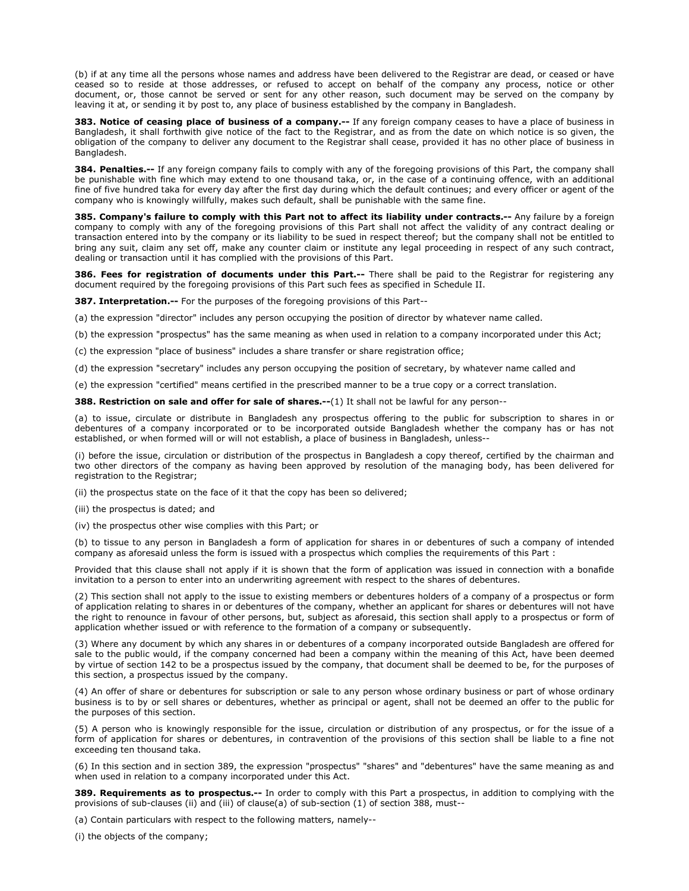(b) if at any time all the persons whose names and address have been delivered to the Registrar are dead, or ceased or have ceased so to reside at those addresses, or refused to accept on behalf of the company any process, notice or other document, or, those cannot be served or sent for any other reason, such document may be served on the company by leaving it at, or sending it by post to, any place of business established by the company in Bangladesh.

**383. Notice of ceasing place of business of a company.--** If any foreign company ceases to have a place of business in Bangladesh, it shall forthwith give notice of the fact to the Registrar, and as from the date on which notice is so given, the obligation of the company to deliver any document to the Registrar shall cease, provided it has no other place of business in Bangladesh.

**384. Penalties.--** If any foreign company fails to comply with any of the foregoing provisions of this Part, the company shall be punishable with fine which may extend to one thousand taka, or, in the case of a continuing offence, with an additional fine of five hundred taka for every day after the first day during which the default continues; and every officer or agent of the company who is knowingly willfully, makes such default, shall be punishable with the same fine.

**385. Company's failure to comply with this Part not to affect its liability under contracts.--** Any failure by a foreign company to comply with any of the foregoing provisions of this Part shall not affect the validity of any contract dealing or transaction entered into by the company or its liability to be sued in respect thereof; but the company shall not be entitled to bring any suit, claim any set off, make any counter claim or institute any legal proceeding in respect of any such contract, dealing or transaction until it has complied with the provisions of this Part.

**386. Fees for registration of documents under this Part.--** There shall be paid to the Registrar for registering any document required by the foregoing provisions of this Part such fees as specified in Schedule II.

**387. Interpretation.--** For the purposes of the foregoing provisions of this Part--

(a) the expression "director" includes any person occupying the position of director by whatever name called.

(b) the expression "prospectus" has the same meaning as when used in relation to a company incorporated under this Act;

(c) the expression "place of business" includes a share transfer or share registration office;

(d) the expression "secretary" includes any person occupying the position of secretary, by whatever name called and

(e) the expression "certified" means certified in the prescribed manner to be a true copy or a correct translation.

**388. Restriction on sale and offer for sale of shares.--**(1) It shall not be lawful for any person--

(a) to issue, circulate or distribute in Bangladesh any prospectus offering to the public for subscription to shares in or debentures of a company incorporated or to be incorporated outside Bangladesh whether the company has or has not established, or when formed will or will not establish, a place of business in Bangladesh, unless--

(i) before the issue, circulation or distribution of the prospectus in Bangladesh a copy thereof, certified by the chairman and two other directors of the company as having been approved by resolution of the managing body, has been delivered for registration to the Registrar;

(ii) the prospectus state on the face of it that the copy has been so delivered;

(iii) the prospectus is dated; and

(iv) the prospectus other wise complies with this Part; or

(b) to tissue to any person in Bangladesh a form of application for shares in or debentures of such a company of intended company as aforesaid unless the form is issued with a prospectus which complies the requirements of this Part :

Provided that this clause shall not apply if it is shown that the form of application was issued in connection with a bonafide invitation to a person to enter into an underwriting agreement with respect to the shares of debentures.

(2) This section shall not apply to the issue to existing members or debentures holders of a company of a prospectus or form of application relating to shares in or debentures of the company, whether an applicant for shares or debentures will not have the right to renounce in favour of other persons, but, subject as aforesaid, this section shall apply to a prospectus or form of application whether issued or with reference to the formation of a company or subsequently.

(3) Where any document by which any shares in or debentures of a company incorporated outside Bangladesh are offered for sale to the public would, if the company concerned had been a company within the meaning of this Act, have been deemed by virtue of section 142 to be a prospectus issued by the company, that document shall be deemed to be, for the purposes of this section, a prospectus issued by the company.

(4) An offer of share or debentures for subscription or sale to any person whose ordinary business or part of whose ordinary business is to by or sell shares or debentures, whether as principal or agent, shall not be deemed an offer to the public for the purposes of this section.

(5) A person who is knowingly responsible for the issue, circulation or distribution of any prospectus, or for the issue of a form of application for shares or debentures, in contravention of the provisions of this section shall be liable to a fine not exceeding ten thousand taka.

(6) In this section and in section 389, the expression "prospectus" "shares" and "debentures" have the same meaning as and when used in relation to a company incorporated under this Act.

**389. Requirements as to prospectus.--** In order to comply with this Part a prospectus, in addition to complying with the provisions of sub-clauses (ii) and (iii) of clause(a) of sub-section (1) of section 388, must--

(a) Contain particulars with respect to the following matters, namely--

(i) the objects of the company;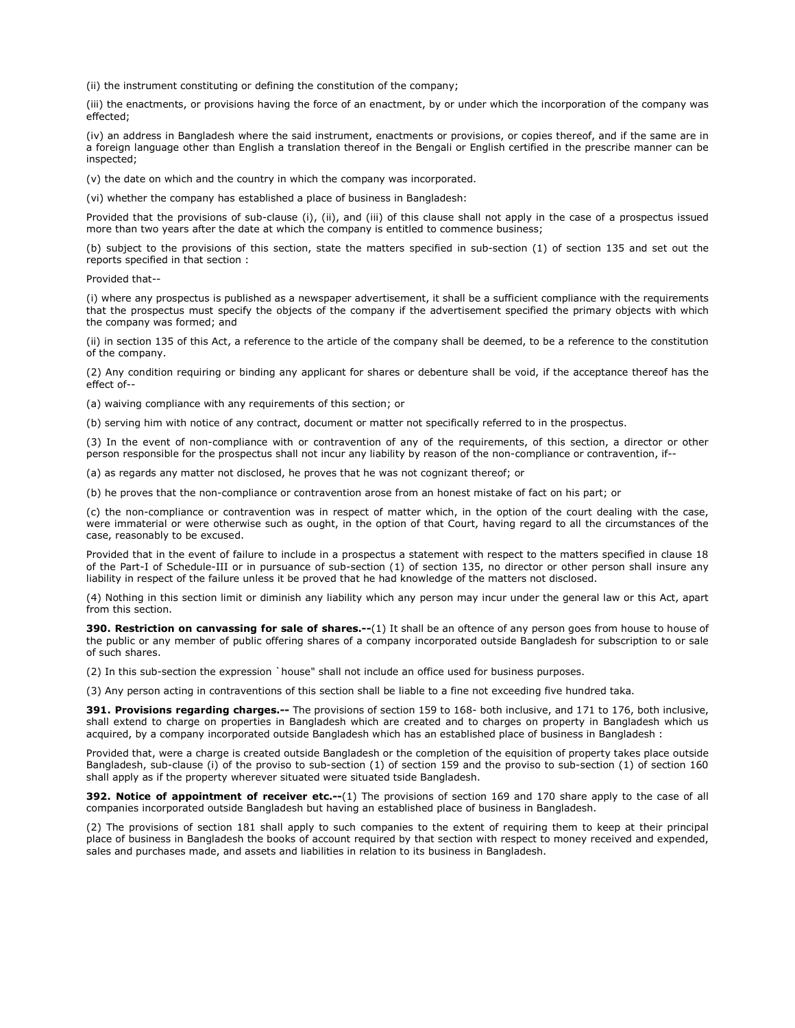(ii) the instrument constituting or defining the constitution of the company;

(iii) the enactments, or provisions having the force of an enactment, by or under which the incorporation of the company was effected;

(iv) an address in Bangladesh where the said instrument, enactments or provisions, or copies thereof, and if the same are in a foreign language other than English a translation thereof in the Bengali or English certified in the prescribe manner can be inspected;

(v) the date on which and the country in which the company was incorporated.

(vi) whether the company has established a place of business in Bangladesh:

Provided that the provisions of sub-clause (i), (ii), and (iii) of this clause shall not apply in the case of a prospectus issued more than two years after the date at which the company is entitled to commence business;

(b) subject to the provisions of this section, state the matters specified in sub-section (1) of section 135 and set out the reports specified in that section :

Provided that--

(i) where any prospectus is published as a newspaper advertisement, it shall be a sufficient compliance with the requirements that the prospectus must specify the objects of the company if the advertisement specified the primary objects with which the company was formed; and

(ii) in section 135 of this Act, a reference to the article of the company shall be deemed, to be a reference to the constitution of the company.

(2) Any condition requiring or binding any applicant for shares or debenture shall be void, if the acceptance thereof has the effect of--

(a) waiving compliance with any requirements of this section; or

(b) serving him with notice of any contract, document or matter not specifically referred to in the prospectus.

(3) In the event of non-compliance with or contravention of any of the requirements, of this section, a director or other person responsible for the prospectus shall not incur any liability by reason of the non-compliance or contravention, if--

(a) as regards any matter not disclosed, he proves that he was not cognizant thereof; or

(b) he proves that the non-compliance or contravention arose from an honest mistake of fact on his part; or

(c) the non-compliance or contravention was in respect of matter which, in the option of the court dealing with the case, were immaterial or were otherwise such as ought, in the option of that Court, having regard to all the circumstances of the case, reasonably to be excused.

Provided that in the event of failure to include in a prospectus a statement with respect to the matters specified in clause 18 of the Part-I of Schedule-III or in pursuance of sub-section (1) of section 135, no director or other person shall insure any liability in respect of the failure unless it be proved that he had knowledge of the matters not disclosed.

(4) Nothing in this section limit or diminish any liability which any person may incur under the general law or this Act, apart from this section.

**390. Restriction on canvassing for sale of shares.--**(1) It shall be an oftence of any person goes from house to house of the public or any member of public offering shares of a company incorporated outside Bangladesh for subscription to or sale of such shares.

(2) In this sub-section the expression `house" shall not include an office used for business purposes.

(3) Any person acting in contraventions of this section shall be liable to a fine not exceeding five hundred taka.

**391. Provisions regarding charges.--** The provisions of section 159 to 168- both inclusive, and 171 to 176, both inclusive, shall extend to charge on properties in Bangladesh which are created and to charges on property in Bangladesh which us acquired, by a company incorporated outside Bangladesh which has an established place of business in Bangladesh :

Provided that, were a charge is created outside Bangladesh or the completion of the equisition of property takes place outside Bangladesh, sub-clause (i) of the proviso to sub-section (1) of section 159 and the proviso to sub-section (1) of section 160 shall apply as if the property wherever situated were situated tside Bangladesh.

**392. Notice of appointment of receiver etc.--**(1) The provisions of section 169 and 170 share apply to the case of all companies incorporated outside Bangladesh but having an established place of business in Bangladesh.

(2) The provisions of section 181 shall apply to such companies to the extent of requiring them to keep at their principal place of business in Bangladesh the books of account required by that section with respect to money received and expended, sales and purchases made, and assets and liabilities in relation to its business in Bangladesh.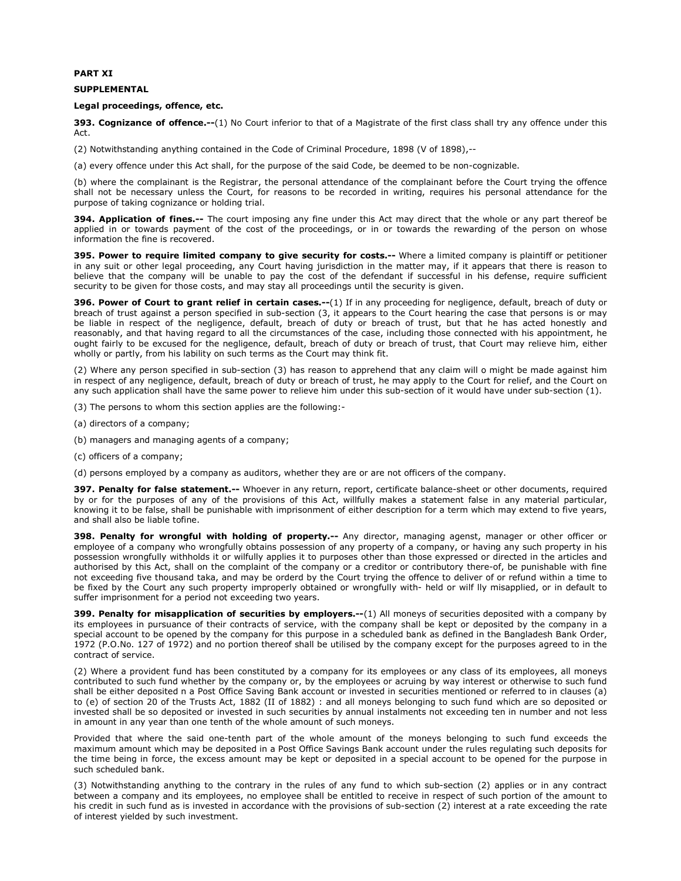**PART XI**

**SUPPLEMENTAL**

**Legal proceedings, offence, etc.**

**393. Cognizance of offence.--**(1) No Court inferior to that of a Magistrate of the first class shall try any offence under this Act.

(2) Notwithstanding anything contained in the Code of Criminal Procedure, 1898 (V of 1898),--

(a) every offence under this Act shall, for the purpose of the said Code, be deemed to be non-cognizable.

(b) where the complainant is the Registrar, the personal attendance of the complainant before the Court trying the offence shall not be necessary unless the Court, for reasons to be recorded in writing, requires his personal attendance for the purpose of taking cognizance or holding trial.

**394. Application of fines.--** The court imposing any fine under this Act may direct that the whole or any part thereof be applied in or towards payment of the cost of the proceedings, or in or towards the rewarding of the person on whose information the fine is recovered.

**395. Power to require limited company to give security for costs.--** Where a limited company is plaintiff or petitioner in any suit or other legal proceeding, any Court having jurisdiction in the matter may, if it appears that there is reason to believe that the company will be unable to pay the cost of the defendant if successful in his defense, require sufficient security to be given for those costs, and may stay all proceedings until the security is given.

**396. Power of Court to grant relief in certain cases.--**(1) If in any proceeding for negligence, default, breach of duty or breach of trust against a person specified in sub-section (3, it appears to the Court hearing the case that persons is or may be liable in respect of the negligence, default, breach of duty or breach of trust, but that he has acted honestly and reasonably, and that having regard to all the circumstances of the case, including those connected with his appointment, he ought fairly to be excused for the negligence, default, breach of duty or breach of trust, that Court may relieve him, either wholly or partly, from his lability on such terms as the Court may think fit.

(2) Where any person specified in sub-section (3) has reason to apprehend that any claim will o might be made against him in respect of any negligence, default, breach of duty or breach of trust, he may apply to the Court for relief, and the Court on any such application shall have the same power to relieve him under this sub-section of it would have under sub-section (1).

(3) The persons to whom this section applies are the following:-

(a) directors of a company;

(b) managers and managing agents of a company;

(c) officers of a company;

(d) persons employed by a company as auditors, whether they are or are not officers of the company.

**397. Penalty for false statement.--** Whoever in any return, report, certificate balance-sheet or other documents, required by or for the purposes of any of the provisions of this Act, willfully makes a statement false in any material particular, knowing it to be false, shall be punishable with imprisonment of either description for a term which may extend to five years, and shall also be liable tofine.

**398. Penalty for wrongful with holding of property.--** Any director, managing agenst, manager or other officer or employee of a company who wrongfully obtains possession of any property of a company, or having any such property in his possession wrongfully withholds it or wilfully applies it to purposes other than those expressed or directed in the articles and authorised by this Act, shall on the complaint of the company or a creditor or contributory there-of, be punishable with fine not exceeding five thousand taka, and may be orderd by the Court trying the offence to deliver of or refund within a time to be fixed by the Court any such property improperly obtained or wrongfully with- held or wilf lly misapplied, or in default to suffer imprisonment for a period not exceeding two years.

**399. Penalty for misapplication of securities by employers.--**(1) All moneys of securities deposited with a company by its employees in pursuance of their contracts of service, with the company shall be kept or deposited by the company in a special account to be opened by the company for this purpose in a scheduled bank as defined in the Bangladesh Bank Order, 1972 (P.O.No. 127 of 1972) and no portion thereof shall be utilised by the company except for the purposes agreed to in the contract of service.

(2) Where a provident fund has been constituted by a company for its employees or any class of its employees, all moneys contributed to such fund whether by the company or, by the employees or acruing by way interest or otherwise to such fund shall be either deposited n a Post Office Saving Bank account or invested in securities mentioned or referred to in clauses (a) to (e) of section 20 of the Trusts Act, 1882 (II of 1882) : and all moneys belonging to such fund which are so deposited or invested shall be so deposited or invested in such securities by annual instalments not exceeding ten in number and not less in amount in any year than one tenth of the whole amount of such moneys.

Provided that where the said one-tenth part of the whole amount of the moneys belonging to such fund exceeds the maximum amount which may be deposited in a Post Office Savings Bank account under the rules regulating such deposits for the time being in force, the excess amount may be kept or deposited in a special account to be opened for the purpose in such scheduled bank.

(3) Notwithstanding anything to the contrary in the rules of any fund to which sub-section (2) applies or in any contract between a company and its employees, no employee shall be entitled to receive in respect of such portion of the amount to his credit in such fund as is invested in accordance with the provisions of sub-section (2) interest at a rate exceeding the rate of interest yielded by such investment.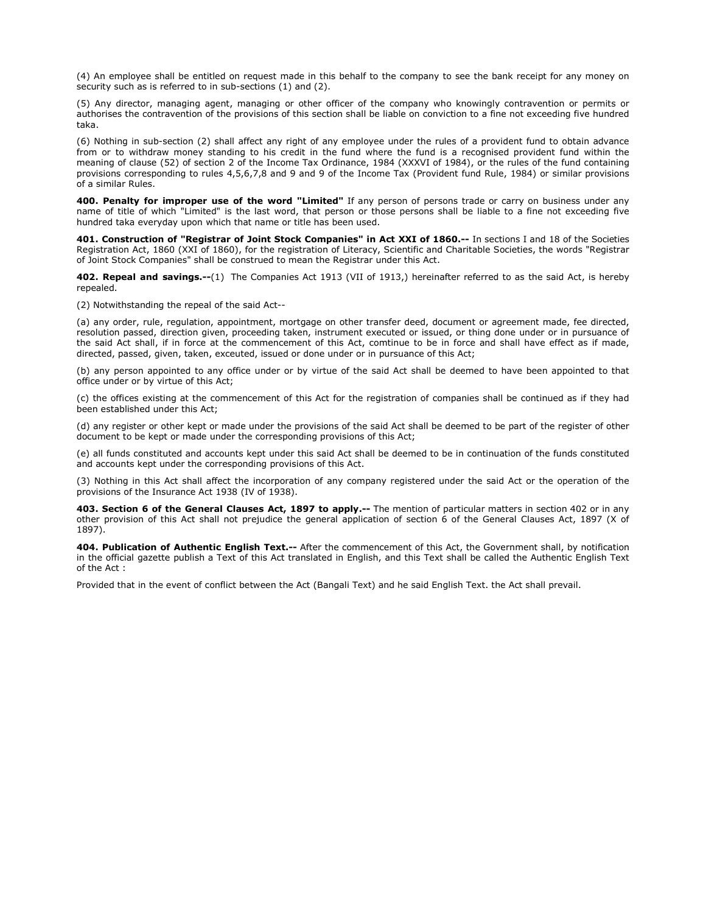(4) An employee shall be entitled on request made in this behalf to the company to see the bank receipt for any money on security such as is referred to in sub-sections (1) and (2).

(5) Any director, managing agent, managing or other officer of the company who knowingly contravention or permits or authorises the contravention of the provisions of this section shall be liable on conviction to a fine not exceeding five hundred taka.

(6) Nothing in sub-section (2) shall affect any right of any employee under the rules of a provident fund to obtain advance from or to withdraw money standing to his credit in the fund where the fund is a recognised provident fund within the meaning of clause (52) of section 2 of the Income Tax Ordinance, 1984 (XXXVI of 1984), or the rules of the fund containing provisions corresponding to rules 4,5,6,7,8 and 9 and 9 of the Income Tax (Provident fund Rule, 1984) or similar provisions of a similar Rules.

**400. Penalty for improper use of the word "Limited"** If any person of persons trade or carry on business under any name of title of which "Limited" is the last word, that person or those persons shall be liable to a fine not exceeding five hundred taka everyday upon which that name or title has been used.

**401. Construction of "Registrar of Joint Stock Companies" in Act XXI of 1860.--** In sections I and 18 of the Societies Registration Act, 1860 (XXI of 1860), for the registration of Literacy, Scientific and Charitable Societies, the words "Registrar of Joint Stock Companies" shall be construed to mean the Registrar under this Act.

**402. Repeal and savings.--**(1) The Companies Act 1913 (VII of 1913,) hereinafter referred to as the said Act, is hereby repealed.

(2) Notwithstanding the repeal of the said Act--

(a) any order, rule, regulation, appointment, mortgage on other transfer deed, document or agreement made, fee directed, resolution passed, direction given, proceeding taken, instrument executed or issued, or thing done under or in pursuance of the said Act shall, if in force at the commencement of this Act, comtinue to be in force and shall have effect as if made, directed, passed, given, taken, exceuted, issued or done under or in pursuance of this Act;

(b) any person appointed to any office under or by virtue of the said Act shall be deemed to have been appointed to that office under or by virtue of this Act;

(c) the offices existing at the commencement of this Act for the registration of companies shall be continued as if they had been established under this Act;

(d) any register or other kept or made under the provisions of the said Act shall be deemed to be part of the register of other document to be kept or made under the corresponding provisions of this Act;

(e) all funds constituted and accounts kept under this said Act shall be deemed to be in continuation of the funds constituted and accounts kept under the corresponding provisions of this Act.

(3) Nothing in this Act shall affect the incorporation of any company registered under the said Act or the operation of the provisions of the Insurance Act 1938 (IV of 1938).

**403. Section 6 of the General Clauses Act, 1897 to apply.--** The mention of particular matters in section 402 or in any other provision of this Act shall not prejudice the general application of section 6 of the General Clauses Act, 1897 (X of 1897).

**404. Publication of Authentic English Text.--** After the commencement of this Act, the Government shall, by notification in the official gazette publish a Text of this Act translated in English, and this Text shall be called the Authentic English Text of the Act :

Provided that in the event of conflict between the Act (Bangali Text) and he said English Text. the Act shall prevail.